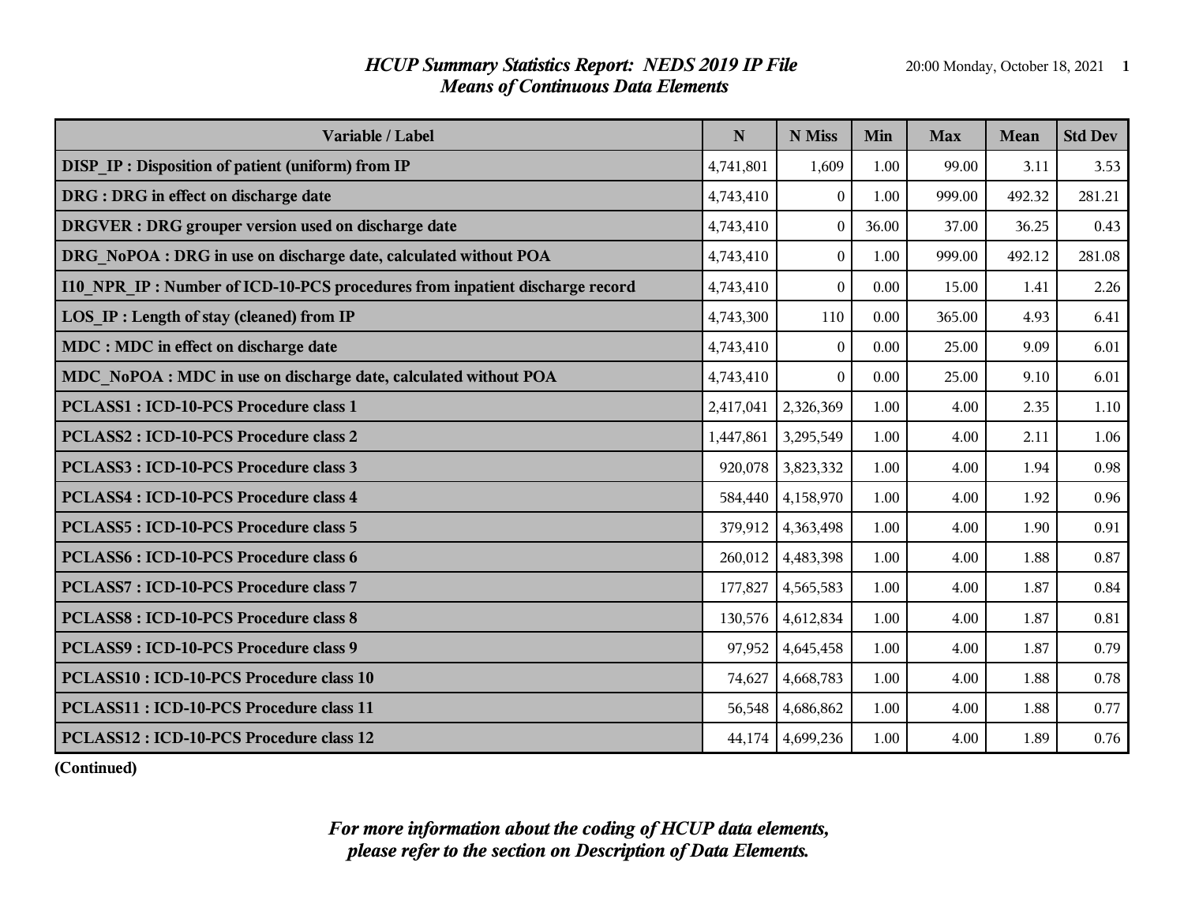# *HCUP Summary Statistics Report: NEDS 2019 IP File*
## *Means of Continuous Data Elements*

| Variable / Label | N | N Miss | Min | Max | Mean | Std Dev |
|---|---|---|---|---|---|---|
| **DISP_IP : Disposition of patient (uniform) from IP** | 4,741,801 | 1,609 | 1.00 | 99.00 | 3.11 | 3.53 |
| **DRG : DRG in effect on discharge date** | 4,743,410 | 0 | 1.00 | 999.00 | 492.32 | 281.21 |
| **DRGVER : DRG grouper version used on discharge date** | 4,743,410 | 0 | 36.00 | 37.00 | 36.25 | 0.43 |
| **DRG_NoPOA : DRG in use on discharge date, calculated without POA** | 4,743,410 | 0 | 1.00 | 999.00 | 492.12 | 281.08 |
| **I10_NPR_IP : Number of ICD-10-PCS procedures from inpatient discharge record** | 4,743,410 | 0 | 0.00 | 15.00 | 1.41 | 2.26 |
| **LOS_IP : Length of stay (cleaned) from IP** | 4,743,300 | 110 | 0.00 | 365.00 | 4.93 | 6.41 |
| **MDC : MDC in effect on discharge date** | 4,743,410 | 0 | 0.00 | 25.00 | 9.09 | 6.01 |
| **MDC_NoPOA : MDC in use on discharge date, calculated without POA** | 4,743,410 | 0 | 0.00 | 25.00 | 9.10 | 6.01 |
| **PCLASS1 : ICD-10-PCS Procedure class 1** | 2,417,041 | 2,326,369 | 1.00 | 4.00 | 2.35 | 1.10 |
| **PCLASS2 : ICD-10-PCS Procedure class 2** | 1,447,861 | 3,295,549 | 1.00 | 4.00 | 2.11 | 1.06 |
| **PCLASS3 : ICD-10-PCS Procedure class 3** | 920,078 | 3,823,332 | 1.00 | 4.00 | 1.94 | 0.98 |
| **PCLASS4 : ICD-10-PCS Procedure class 4** | 584,440 | 4,158,970 | 1.00 | 4.00 | 1.92 | 0.96 |
| **PCLASS5 : ICD-10-PCS Procedure class 5** | 379,912 | 4,363,498 | 1.00 | 4.00 | 1.90 | 0.91 |
| **PCLASS6 : ICD-10-PCS Procedure class 6** | 260,012 | 4,483,398 | 1.00 | 4.00 | 1.88 | 0.87 |
| **PCLASS7 : ICD-10-PCS Procedure class 7** | 177,827 | 4,565,583 | 1.00 | 4.00 | 1.87 | 0.84 |
| **PCLASS8 : ICD-10-PCS Procedure class 8** | 130,576 | 4,612,834 | 1.00 | 4.00 | 1.87 | 0.81 |
| **PCLASS9 : ICD-10-PCS Procedure class 9** | 97,952 | 4,645,458 | 1.00 | 4.00 | 1.87 | 0.79 |
| **PCLASS10 : ICD-10-PCS Procedure class 10** | 74,627 | 4,668,783 | 1.00 | 4.00 | 1.88 | 0.78 |
| **PCLASS11 : ICD-10-PCS Procedure class 11** | 56,548 | 4,686,862 | 1.00 | 4.00 | 1.88 | 0.77 |
| **PCLASS12 : ICD-10-PCS Procedure class 12** | 44,174 | 4,699,236 | 1.00 | 4.00 | 1.89 | 0.76 |

**(Continued)**

***For more information about the coding of HCUP data elements, please refer to the section on Description of Data Elements.***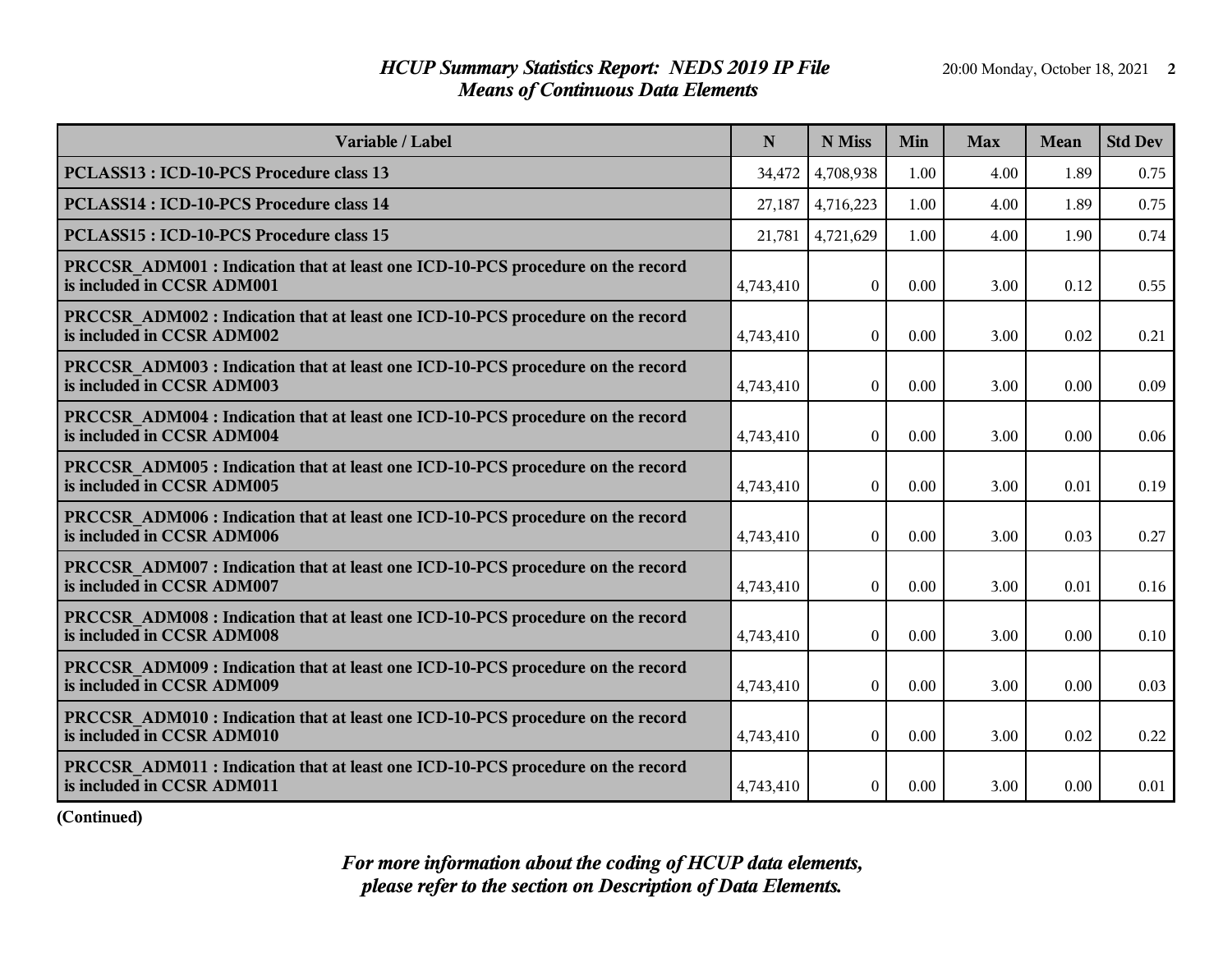## HCUP Summary Statistics Report: NEDS 2019 IP File
### Means of Continuous Data Elements

| Variable / Label | N | N Miss | Min | Max | Mean | Std Dev |
|---|---|---|---|---|---|---|
| PCLASS13 : ICD-10-PCS Procedure class 13 | 34,472 | 4,708,938 | 1.00 | 4.00 | 1.89 | 0.75 |
| PCLASS14 : ICD-10-PCS Procedure class 14 | 27,187 | 4,716,223 | 1.00 | 4.00 | 1.89 | 0.75 |
| PCLASS15 : ICD-10-PCS Procedure class 15 | 21,781 | 4,721,629 | 1.00 | 4.00 | 1.90 | 0.74 |
| PRCCSR_ADM001 : Indication that at least one ICD-10-PCS procedure on the record is included in CCSR ADM001 | 4,743,410 | 0 | 0.00 | 3.00 | 0.12 | 0.55 |
| PRCCSR_ADM002 : Indication that at least one ICD-10-PCS procedure on the record is included in CCSR ADM002 | 4,743,410 | 0 | 0.00 | 3.00 | 0.02 | 0.21 |
| PRCCSR_ADM003 : Indication that at least one ICD-10-PCS procedure on the record is included in CCSR ADM003 | 4,743,410 | 0 | 0.00 | 3.00 | 0.00 | 0.09 |
| PRCCSR_ADM004 : Indication that at least one ICD-10-PCS procedure on the record is included in CCSR ADM004 | 4,743,410 | 0 | 0.00 | 3.00 | 0.00 | 0.06 |
| PRCCSR_ADM005 : Indication that at least one ICD-10-PCS procedure on the record is included in CCSR ADM005 | 4,743,410 | 0 | 0.00 | 3.00 | 0.01 | 0.19 |
| PRCCSR_ADM006 : Indication that at least one ICD-10-PCS procedure on the record is included in CCSR ADM006 | 4,743,410 | 0 | 0.00 | 3.00 | 0.03 | 0.27 |
| PRCCSR_ADM007 : Indication that at least one ICD-10-PCS procedure on the record is included in CCSR ADM007 | 4,743,410 | 0 | 0.00 | 3.00 | 0.01 | 0.16 |
| PRCCSR_ADM008 : Indication that at least one ICD-10-PCS procedure on the record is included in CCSR ADM008 | 4,743,410 | 0 | 0.00 | 3.00 | 0.00 | 0.10 |
| PRCCSR_ADM009 : Indication that at least one ICD-10-PCS procedure on the record is included in CCSR ADM009 | 4,743,410 | 0 | 0.00 | 3.00 | 0.00 | 0.03 |
| PRCCSR_ADM010 : Indication that at least one ICD-10-PCS procedure on the record is included in CCSR ADM010 | 4,743,410 | 0 | 0.00 | 3.00 | 0.02 | 0.22 |
| PRCCSR_ADM011 : Indication that at least one ICD-10-PCS procedure on the record is included in CCSR ADM011 | 4,743,410 | 0 | 0.00 | 3.00 | 0.00 | 0.01 |

**(Continued)**

*For more information about the coding of HCUP data elements, please refer to the section on Description of Data Elements.*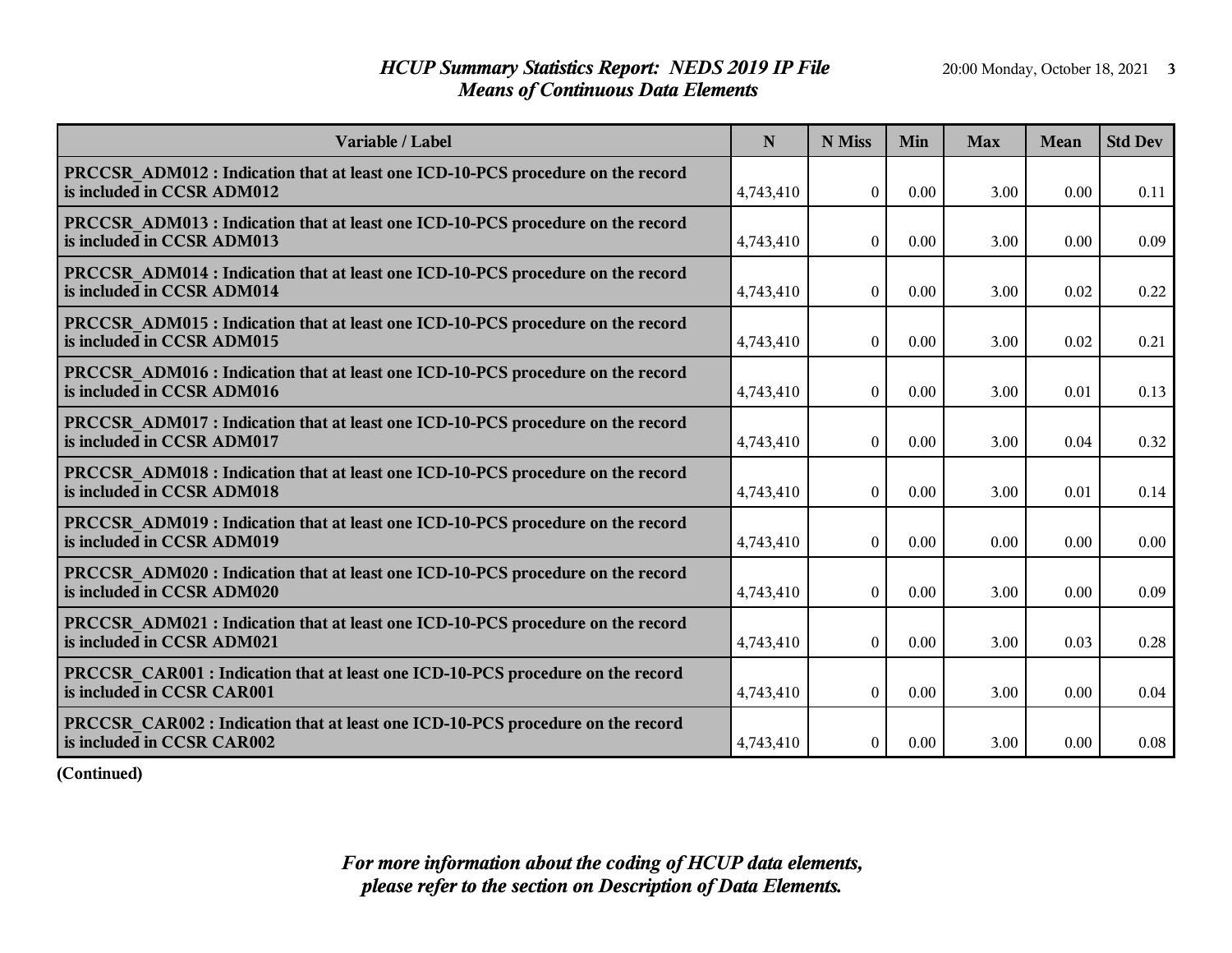# *HCUP Summary Statistics Report: NEDS 2019 IP File*
## *Means of Continuous Data Elements*

| Variable / Label | N | N Miss | Min | Max | Mean | Std Dev |
|---|---|---|---|---|---|---|
| **PRCCSR_ADM012 : Indication that at least one ICD-10-PCS procedure on the record is included in CCSR ADM012** | 4,743,410 | 0 | 0.00 | 3.00 | 0.00 | 0.11 |
| **PRCCSR_ADM013 : Indication that at least one ICD-10-PCS procedure on the record is included in CCSR ADM013** | 4,743,410 | 0 | 0.00 | 3.00 | 0.00 | 0.09 |
| **PRCCSR_ADM014 : Indication that at least one ICD-10-PCS procedure on the record is included in CCSR ADM014** | 4,743,410 | 0 | 0.00 | 3.00 | 0.02 | 0.22 |
| **PRCCSR_ADM015 : Indication that at least one ICD-10-PCS procedure on the record is included in CCSR ADM015** | 4,743,410 | 0 | 0.00 | 3.00 | 0.02 | 0.21 |
| **PRCCSR_ADM016 : Indication that at least one ICD-10-PCS procedure on the record is included in CCSR ADM016** | 4,743,410 | 0 | 0.00 | 3.00 | 0.01 | 0.13 |
| **PRCCSR_ADM017 : Indication that at least one ICD-10-PCS procedure on the record is included in CCSR ADM017** | 4,743,410 | 0 | 0.00 | 3.00 | 0.04 | 0.32 |
| **PRCCSR_ADM018 : Indication that at least one ICD-10-PCS procedure on the record is included in CCSR ADM018** | 4,743,410 | 0 | 0.00 | 3.00 | 0.01 | 0.14 |
| **PRCCSR_ADM019 : Indication that at least one ICD-10-PCS procedure on the record is included in CCSR ADM019** | 4,743,410 | 0 | 0.00 | 0.00 | 0.00 | 0.00 |
| **PRCCSR_ADM020 : Indication that at least one ICD-10-PCS procedure on the record is included in CCSR ADM020** | 4,743,410 | 0 | 0.00 | 3.00 | 0.00 | 0.09 |
| **PRCCSR_ADM021 : Indication that at least one ICD-10-PCS procedure on the record is included in CCSR ADM021** | 4,743,410 | 0 | 0.00 | 3.00 | 0.03 | 0.28 |
| **PRCCSR_CAR001 : Indication that at least one ICD-10-PCS procedure on the record is included in CCSR CAR001** | 4,743,410 | 0 | 0.00 | 3.00 | 0.00 | 0.04 |
| **PRCCSR_CAR002 : Indication that at least one ICD-10-PCS procedure on the record is included in CCSR CAR002** | 4,743,410 | 0 | 0.00 | 3.00 | 0.00 | 0.08 |

**(Continued)**

*For more information about the coding of HCUP data elements, please refer to the section on Description of Data Elements.*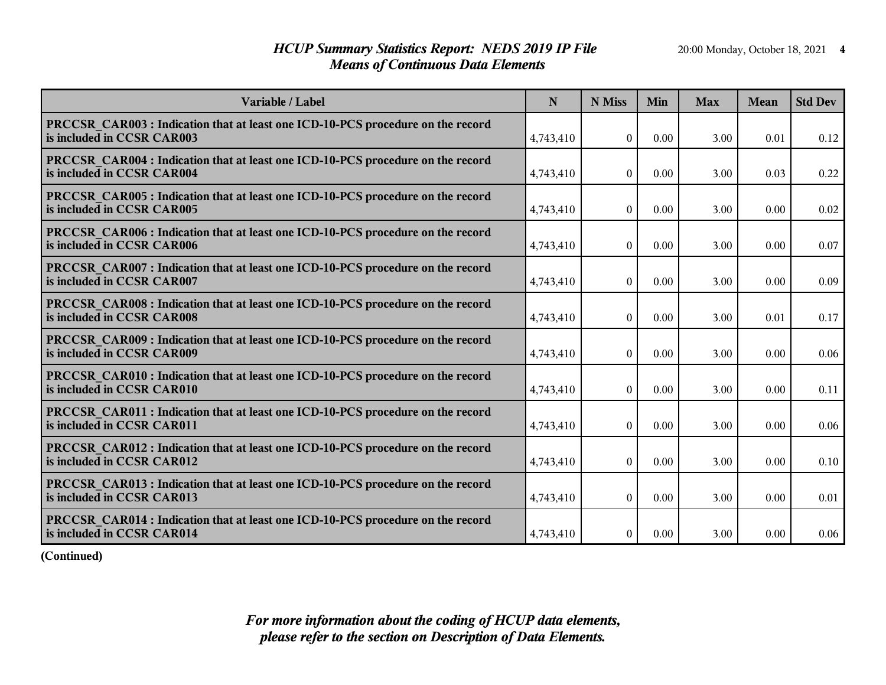# *HCUP Summary Statistics Report: NEDS 2019 IP File*
## *Means of Continuous Data Elements*

| Variable / Label | N | N Miss | Min | Max | Mean | Std Dev |
|---|---|---|---|---|---|---|
| **PRCCSR_CAR003 : Indication that at least one ICD-10-PCS procedure on the record is included in CCSR CAR003** | 4,743,410 | 0 | 0.00 | 3.00 | 0.01 | 0.12 |
| **PRCCSR_CAR004 : Indication that at least one ICD-10-PCS procedure on the record is included in CCSR CAR004** | 4,743,410 | 0 | 0.00 | 3.00 | 0.03 | 0.22 |
| **PRCCSR_CAR005 : Indication that at least one ICD-10-PCS procedure on the record is included in CCSR CAR005** | 4,743,410 | 0 | 0.00 | 3.00 | 0.00 | 0.02 |
| **PRCCSR_CAR006 : Indication that at least one ICD-10-PCS procedure on the record is included in CCSR CAR006** | 4,743,410 | 0 | 0.00 | 3.00 | 0.00 | 0.07 |
| **PRCCSR_CAR007 : Indication that at least one ICD-10-PCS procedure on the record is included in CCSR CAR007** | 4,743,410 | 0 | 0.00 | 3.00 | 0.00 | 0.09 |
| **PRCCSR_CAR008 : Indication that at least one ICD-10-PCS procedure on the record is included in CCSR CAR008** | 4,743,410 | 0 | 0.00 | 3.00 | 0.01 | 0.17 |
| **PRCCSR_CAR009 : Indication that at least one ICD-10-PCS procedure on the record is included in CCSR CAR009** | 4,743,410 | 0 | 0.00 | 3.00 | 0.00 | 0.06 |
| **PRCCSR_CAR010 : Indication that at least one ICD-10-PCS procedure on the record is included in CCSR CAR010** | 4,743,410 | 0 | 0.00 | 3.00 | 0.00 | 0.11 |
| **PRCCSR_CAR011 : Indication that at least one ICD-10-PCS procedure on the record is included in CCSR CAR011** | 4,743,410 | 0 | 0.00 | 3.00 | 0.00 | 0.06 |
| **PRCCSR_CAR012 : Indication that at least one ICD-10-PCS procedure on the record is included in CCSR CAR012** | 4,743,410 | 0 | 0.00 | 3.00 | 0.00 | 0.10 |
| **PRCCSR_CAR013 : Indication that at least one ICD-10-PCS procedure on the record is included in CCSR CAR013** | 4,743,410 | 0 | 0.00 | 3.00 | 0.00 | 0.01 |
| **PRCCSR_CAR014 : Indication that at least one ICD-10-PCS procedure on the record is included in CCSR CAR014** | 4,743,410 | 0 | 0.00 | 3.00 | 0.00 | 0.06 |

**(Continued)**

*For more information about the coding of HCUP data elements, please refer to the section on Description of Data Elements.*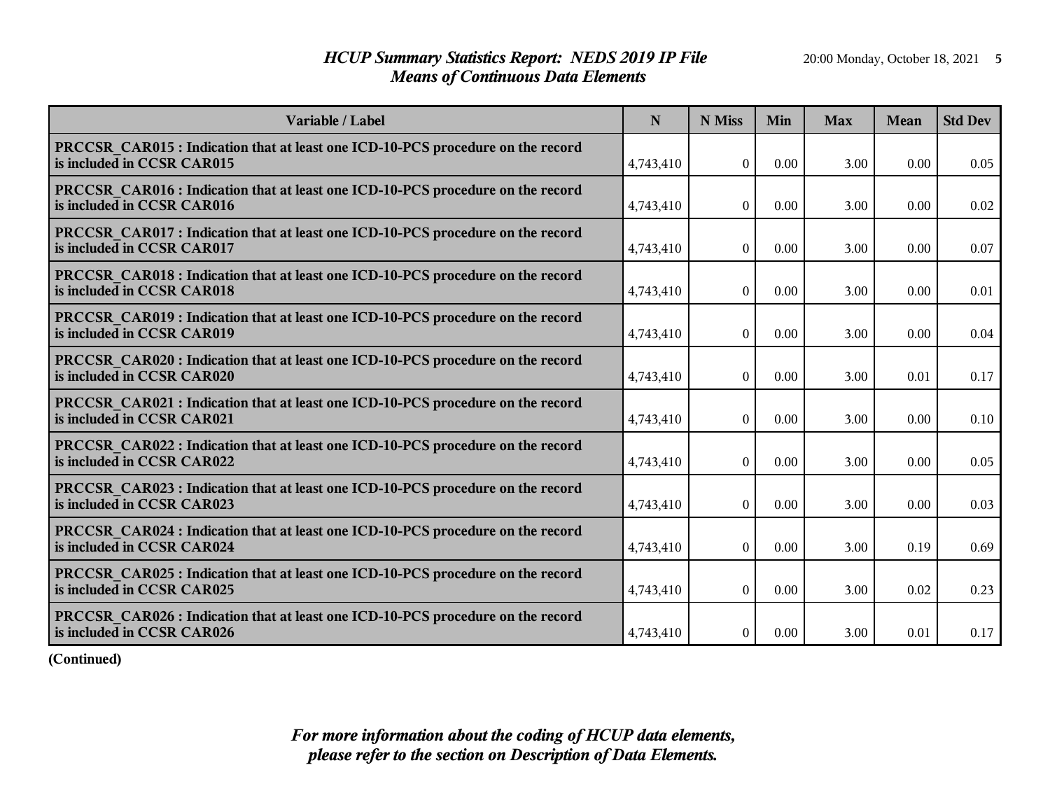## HCUP Summary Statistics Report: NEDS 2019 IP File
### Means of Continuous Data Elements

| Variable / Label | N | N Miss | Min | Max | Mean | Std Dev |
|---|---|---|---|---|---|---|
| **PRCCSR_CAR015 : Indication that at least one ICD-10-PCS procedure on the record is included in CCSR CAR015** | 4,743,410 | 0 | 0.00 | 3.00 | 0.00 | 0.05 |
| **PRCCSR_CAR016 : Indication that at least one ICD-10-PCS procedure on the record is included in CCSR CAR016** | 4,743,410 | 0 | 0.00 | 3.00 | 0.00 | 0.02 |
| **PRCCSR_CAR017 : Indication that at least one ICD-10-PCS procedure on the record is included in CCSR CAR017** | 4,743,410 | 0 | 0.00 | 3.00 | 0.00 | 0.07 |
| **PRCCSR_CAR018 : Indication that at least one ICD-10-PCS procedure on the record is included in CCSR CAR018** | 4,743,410 | 0 | 0.00 | 3.00 | 0.00 | 0.01 |
| **PRCCSR_CAR019 : Indication that at least one ICD-10-PCS procedure on the record is included in CCSR CAR019** | 4,743,410 | 0 | 0.00 | 3.00 | 0.00 | 0.04 |
| **PRCCSR_CAR020 : Indication that at least one ICD-10-PCS procedure on the record is included in CCSR CAR020** | 4,743,410 | 0 | 0.00 | 3.00 | 0.01 | 0.17 |
| **PRCCSR_CAR021 : Indication that at least one ICD-10-PCS procedure on the record is included in CCSR CAR021** | 4,743,410 | 0 | 0.00 | 3.00 | 0.00 | 0.10 |
| **PRCCSR_CAR022 : Indication that at least one ICD-10-PCS procedure on the record is included in CCSR CAR022** | 4,743,410 | 0 | 0.00 | 3.00 | 0.00 | 0.05 |
| **PRCCSR_CAR023 : Indication that at least one ICD-10-PCS procedure on the record is included in CCSR CAR023** | 4,743,410 | 0 | 0.00 | 3.00 | 0.00 | 0.03 |
| **PRCCSR_CAR024 : Indication that at least one ICD-10-PCS procedure on the record is included in CCSR CAR024** | 4,743,410 | 0 | 0.00 | 3.00 | 0.19 | 0.69 |
| **PRCCSR_CAR025 : Indication that at least one ICD-10-PCS procedure on the record is included in CCSR CAR025** | 4,743,410 | 0 | 0.00 | 3.00 | 0.02 | 0.23 |
| **PRCCSR_CAR026 : Indication that at least one ICD-10-PCS procedure on the record is included in CCSR CAR026** | 4,743,410 | 0 | 0.00 | 3.00 | 0.01 | 0.17 |

**(Continued)**

*For more information about the coding of HCUP data elements, please refer to the section on Description of Data Elements.*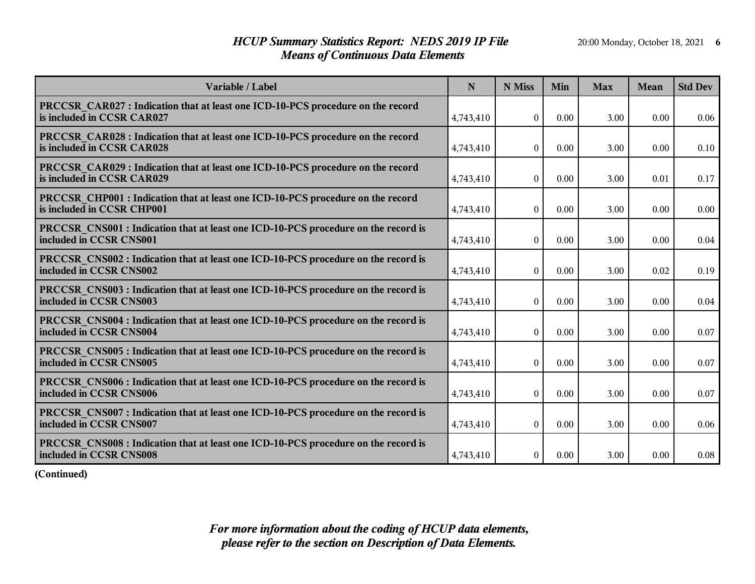# HCUP Summary Statistics Report: NEDS 2019 IP File

## Means of Continuous Data Elements

| Variable / Label | N | N Miss | Min | Max | Mean | Std Dev |
|---|---|---|---|---|---|---|
| PRCCSR_CAR027 : Indication that at least one ICD-10-PCS procedure on the record is included in CCSR CAR027 | 4,743,410 | 0 | 0.00 | 3.00 | 0.00 | 0.06 |
| PRCCSR_CAR028 : Indication that at least one ICD-10-PCS procedure on the record is included in CCSR CAR028 | 4,743,410 | 0 | 0.00 | 3.00 | 0.00 | 0.10 |
| PRCCSR_CAR029 : Indication that at least one ICD-10-PCS procedure on the record is included in CCSR CAR029 | 4,743,410 | 0 | 0.00 | 3.00 | 0.01 | 0.17 |
| PRCCSR_CHP001 : Indication that at least one ICD-10-PCS procedure on the record is included in CCSR CHP001 | 4,743,410 | 0 | 0.00 | 3.00 | 0.00 | 0.00 |
| PRCCSR_CNS001 : Indication that at least one ICD-10-PCS procedure on the record is included in CCSR CNS001 | 4,743,410 | 0 | 0.00 | 3.00 | 0.00 | 0.04 |
| PRCCSR_CNS002 : Indication that at least one ICD-10-PCS procedure on the record is included in CCSR CNS002 | 4,743,410 | 0 | 0.00 | 3.00 | 0.02 | 0.19 |
| PRCCSR_CNS003 : Indication that at least one ICD-10-PCS procedure on the record is included in CCSR CNS003 | 4,743,410 | 0 | 0.00 | 3.00 | 0.00 | 0.04 |
| PRCCSR_CNS004 : Indication that at least one ICD-10-PCS procedure on the record is included in CCSR CNS004 | 4,743,410 | 0 | 0.00 | 3.00 | 0.00 | 0.07 |
| PRCCSR_CNS005 : Indication that at least one ICD-10-PCS procedure on the record is included in CCSR CNS005 | 4,743,410 | 0 | 0.00 | 3.00 | 0.00 | 0.07 |
| PRCCSR_CNS006 : Indication that at least one ICD-10-PCS procedure on the record is included in CCSR CNS006 | 4,743,410 | 0 | 0.00 | 3.00 | 0.00 | 0.07 |
| PRCCSR_CNS007 : Indication that at least one ICD-10-PCS procedure on the record is included in CCSR CNS007 | 4,743,410 | 0 | 0.00 | 3.00 | 0.00 | 0.06 |
| PRCCSR_CNS008 : Indication that at least one ICD-10-PCS procedure on the record is included in CCSR CNS008 | 4,743,410 | 0 | 0.00 | 3.00 | 0.00 | 0.08 |

**(Continued)**

*For more information about the coding of HCUP data elements, please refer to the section on Description of Data Elements.*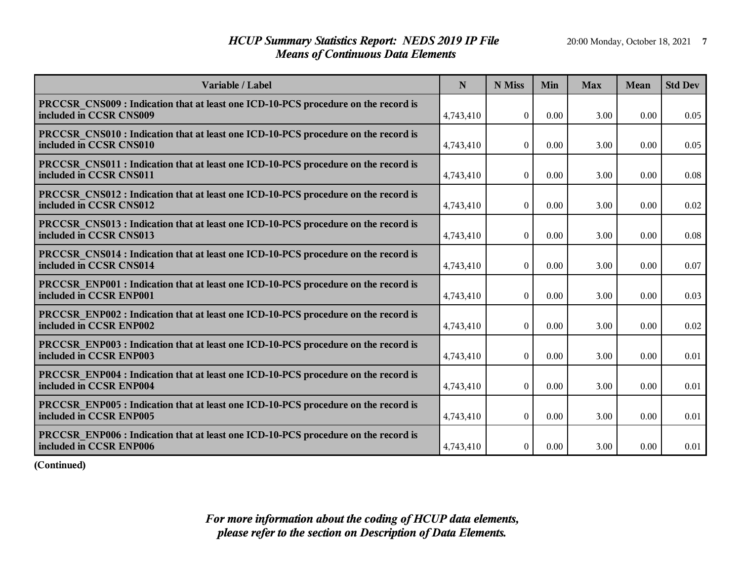## HCUP Summary Statistics Report: NEDS 2019 IP File
## Means of Continuous Data Elements

| Variable / Label | N | N Miss | Min | Max | Mean | Std Dev |
|---|---|---|---|---|---|---|
| **PRCCSR_CNS009 : Indication that at least one ICD-10-PCS procedure on the record is included in CCSR CNS009** | 4,743,410 | 0 | 0.00 | 3.00 | 0.00 | 0.05 |
| **PRCCSR_CNS010 : Indication that at least one ICD-10-PCS procedure on the record is included in CCSR CNS010** | 4,743,410 | 0 | 0.00 | 3.00 | 0.00 | 0.05 |
| **PRCCSR_CNS011 : Indication that at least one ICD-10-PCS procedure on the record is included in CCSR CNS011** | 4,743,410 | 0 | 0.00 | 3.00 | 0.00 | 0.08 |
| **PRCCSR_CNS012 : Indication that at least one ICD-10-PCS procedure on the record is included in CCSR CNS012** | 4,743,410 | 0 | 0.00 | 3.00 | 0.00 | 0.02 |
| **PRCCSR_CNS013 : Indication that at least one ICD-10-PCS procedure on the record is included in CCSR CNS013** | 4,743,410 | 0 | 0.00 | 3.00 | 0.00 | 0.08 |
| **PRCCSR_CNS014 : Indication that at least one ICD-10-PCS procedure on the record is included in CCSR CNS014** | 4,743,410 | 0 | 0.00 | 3.00 | 0.00 | 0.07 |
| **PRCCSR_ENP001 : Indication that at least one ICD-10-PCS procedure on the record is included in CCSR ENP001** | 4,743,410 | 0 | 0.00 | 3.00 | 0.00 | 0.03 |
| **PRCCSR_ENP002 : Indication that at least one ICD-10-PCS procedure on the record is included in CCSR ENP002** | 4,743,410 | 0 | 0.00 | 3.00 | 0.00 | 0.02 |
| **PRCCSR_ENP003 : Indication that at least one ICD-10-PCS procedure on the record is included in CCSR ENP003** | 4,743,410 | 0 | 0.00 | 3.00 | 0.00 | 0.01 |
| **PRCCSR_ENP004 : Indication that at least one ICD-10-PCS procedure on the record is included in CCSR ENP004** | 4,743,410 | 0 | 0.00 | 3.00 | 0.00 | 0.01 |
| **PRCCSR_ENP005 : Indication that at least one ICD-10-PCS procedure on the record is included in CCSR ENP005** | 4,743,410 | 0 | 0.00 | 3.00 | 0.00 | 0.01 |
| **PRCCSR_ENP006 : Indication that at least one ICD-10-PCS procedure on the record is included in CCSR ENP006** | 4,743,410 | 0 | 0.00 | 3.00 | 0.00 | 0.01 |

**(Continued)**

*For more information about the coding of HCUP data elements, please refer to the section on Description of Data Elements.*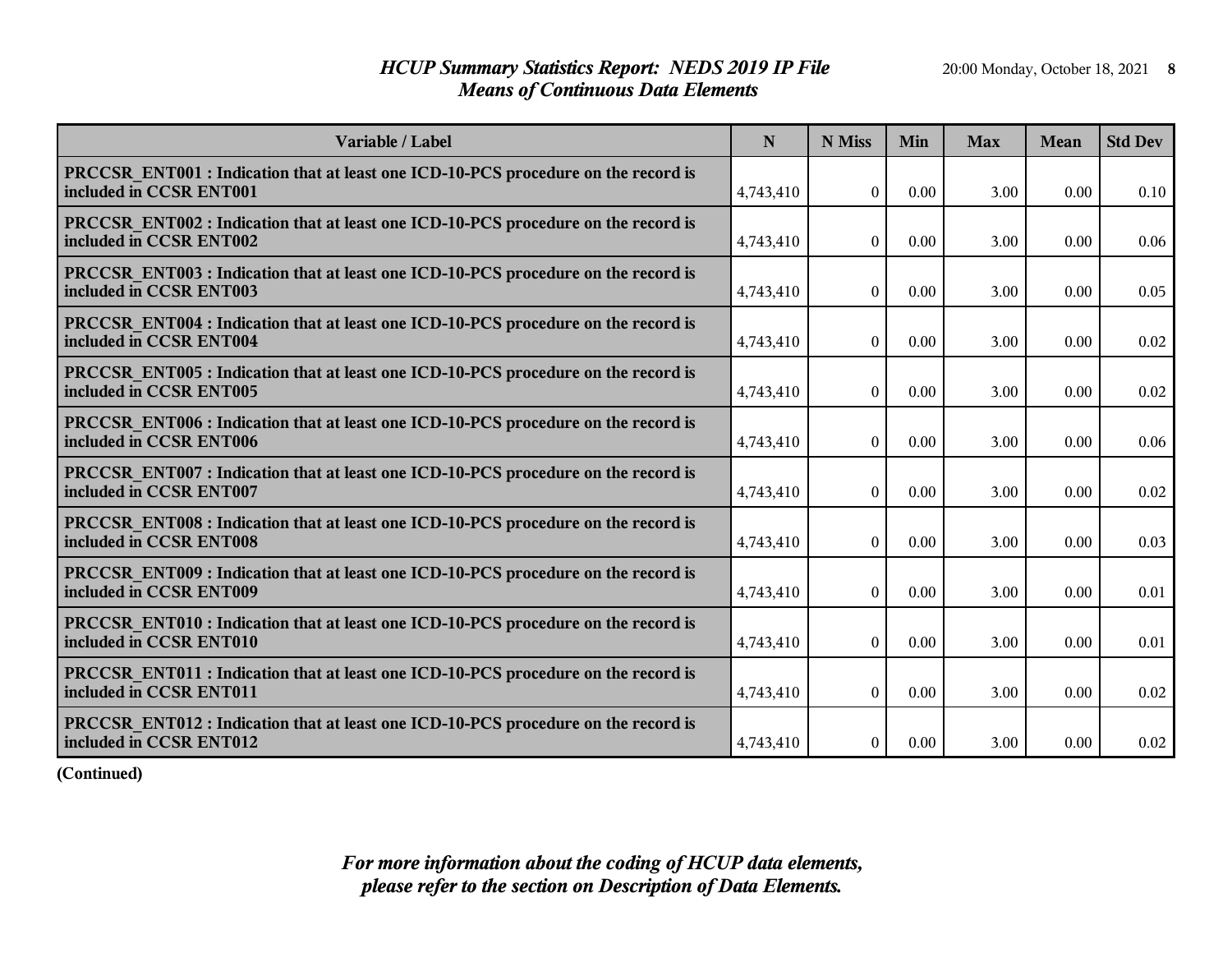# *HCUP Summary Statistics Report: NEDS 2019 IP File*
## *Means of Continuous Data Elements*

| Variable / Label | N | N Miss | Min | Max | Mean | Std Dev |
|---|---|---|---|---|---|---|
| **PRCCSR_ENT001 : Indication that at least one ICD-10-PCS procedure on the record is included in CCSR ENT001** | 4,743,410 | 0 | 0.00 | 3.00 | 0.00 | 0.10 |
| **PRCCSR_ENT002 : Indication that at least one ICD-10-PCS procedure on the record is included in CCSR ENT002** | 4,743,410 | 0 | 0.00 | 3.00 | 0.00 | 0.06 |
| **PRCCSR_ENT003 : Indication that at least one ICD-10-PCS procedure on the record is included in CCSR ENT003** | 4,743,410 | 0 | 0.00 | 3.00 | 0.00 | 0.05 |
| **PRCCSR_ENT004 : Indication that at least one ICD-10-PCS procedure on the record is included in CCSR ENT004** | 4,743,410 | 0 | 0.00 | 3.00 | 0.00 | 0.02 |
| **PRCCSR_ENT005 : Indication that at least one ICD-10-PCS procedure on the record is included in CCSR ENT005** | 4,743,410 | 0 | 0.00 | 3.00 | 0.00 | 0.02 |
| **PRCCSR_ENT006 : Indication that at least one ICD-10-PCS procedure on the record is included in CCSR ENT006** | 4,743,410 | 0 | 0.00 | 3.00 | 0.00 | 0.06 |
| **PRCCSR_ENT007 : Indication that at least one ICD-10-PCS procedure on the record is included in CCSR ENT007** | 4,743,410 | 0 | 0.00 | 3.00 | 0.00 | 0.02 |
| **PRCCSR_ENT008 : Indication that at least one ICD-10-PCS procedure on the record is included in CCSR ENT008** | 4,743,410 | 0 | 0.00 | 3.00 | 0.00 | 0.03 |
| **PRCCSR_ENT009 : Indication that at least one ICD-10-PCS procedure on the record is included in CCSR ENT009** | 4,743,410 | 0 | 0.00 | 3.00 | 0.00 | 0.01 |
| **PRCCSR_ENT010 : Indication that at least one ICD-10-PCS procedure on the record is included in CCSR ENT010** | 4,743,410 | 0 | 0.00 | 3.00 | 0.00 | 0.01 |
| **PRCCSR_ENT011 : Indication that at least one ICD-10-PCS procedure on the record is included in CCSR ENT011** | 4,743,410 | 0 | 0.00 | 3.00 | 0.00 | 0.02 |
| **PRCCSR_ENT012 : Indication that at least one ICD-10-PCS procedure on the record is included in CCSR ENT012** | 4,743,410 | 0 | 0.00 | 3.00 | 0.00 | 0.02 |

**(Continued)**

*For more information about the coding of HCUP data elements, please refer to the section on Description of Data Elements.*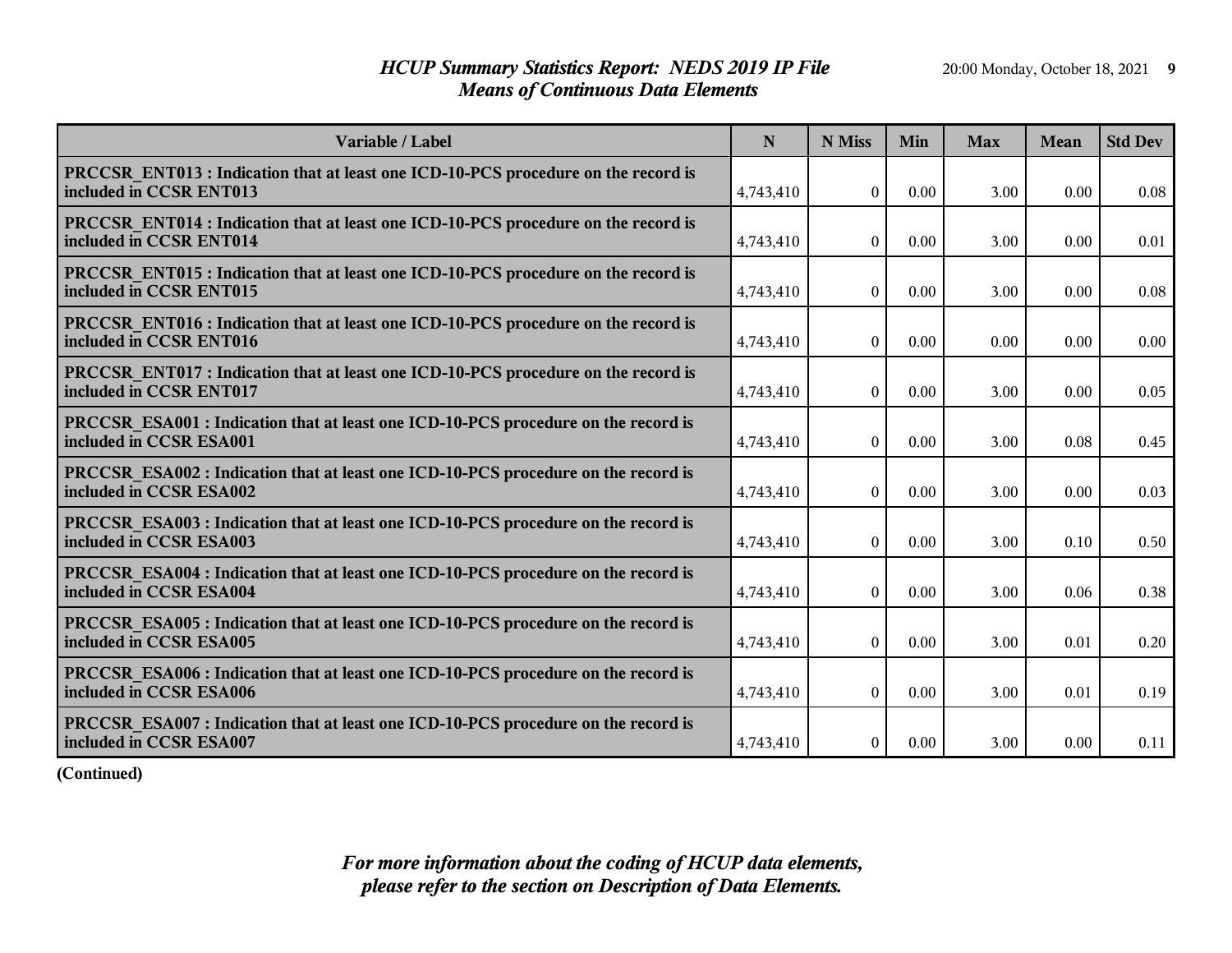# HCUP Summary Statistics Report: NEDS 2019 IP File
## Means of Continuous Data Elements

| Variable / Label | N | N Miss | Min | Max | Mean | Std Dev |
|---|---|---|---|---|---|---|
| PRCCSR_ENT013 : Indication that at least one ICD-10-PCS procedure on the record is included in CCSR ENT013 | 4,743,410 | 0 | 0.00 | 3.00 | 0.00 | 0.08 |
| PRCCSR_ENT014 : Indication that at least one ICD-10-PCS procedure on the record is included in CCSR ENT014 | 4,743,410 | 0 | 0.00 | 3.00 | 0.00 | 0.01 |
| PRCCSR_ENT015 : Indication that at least one ICD-10-PCS procedure on the record is included in CCSR ENT015 | 4,743,410 | 0 | 0.00 | 3.00 | 0.00 | 0.08 |
| PRCCSR_ENT016 : Indication that at least one ICD-10-PCS procedure on the record is included in CCSR ENT016 | 4,743,410 | 0 | 0.00 | 0.00 | 0.00 | 0.00 |
| PRCCSR_ENT017 : Indication that at least one ICD-10-PCS procedure on the record is included in CCSR ENT017 | 4,743,410 | 0 | 0.00 | 3.00 | 0.00 | 0.05 |
| PRCCSR_ESA001 : Indication that at least one ICD-10-PCS procedure on the record is included in CCSR ESA001 | 4,743,410 | 0 | 0.00 | 3.00 | 0.08 | 0.45 |
| PRCCSR_ESA002 : Indication that at least one ICD-10-PCS procedure on the record is included in CCSR ESA002 | 4,743,410 | 0 | 0.00 | 3.00 | 0.00 | 0.03 |
| PRCCSR_ESA003 : Indication that at least one ICD-10-PCS procedure on the record is included in CCSR ESA003 | 4,743,410 | 0 | 0.00 | 3.00 | 0.10 | 0.50 |
| PRCCSR_ESA004 : Indication that at least one ICD-10-PCS procedure on the record is included in CCSR ESA004 | 4,743,410 | 0 | 0.00 | 3.00 | 0.06 | 0.38 |
| PRCCSR_ESA005 : Indication that at least one ICD-10-PCS procedure on the record is included in CCSR ESA005 | 4,743,410 | 0 | 0.00 | 3.00 | 0.01 | 0.20 |
| PRCCSR_ESA006 : Indication that at least one ICD-10-PCS procedure on the record is included in CCSR ESA006 | 4,743,410 | 0 | 0.00 | 3.00 | 0.01 | 0.19 |
| PRCCSR_ESA007 : Indication that at least one ICD-10-PCS procedure on the record is included in CCSR ESA007 | 4,743,410 | 0 | 0.00 | 3.00 | 0.00 | 0.11 |

**(Continued)**

*For more information about the coding of HCUP data elements, please refer to the section on Description of Data Elements.*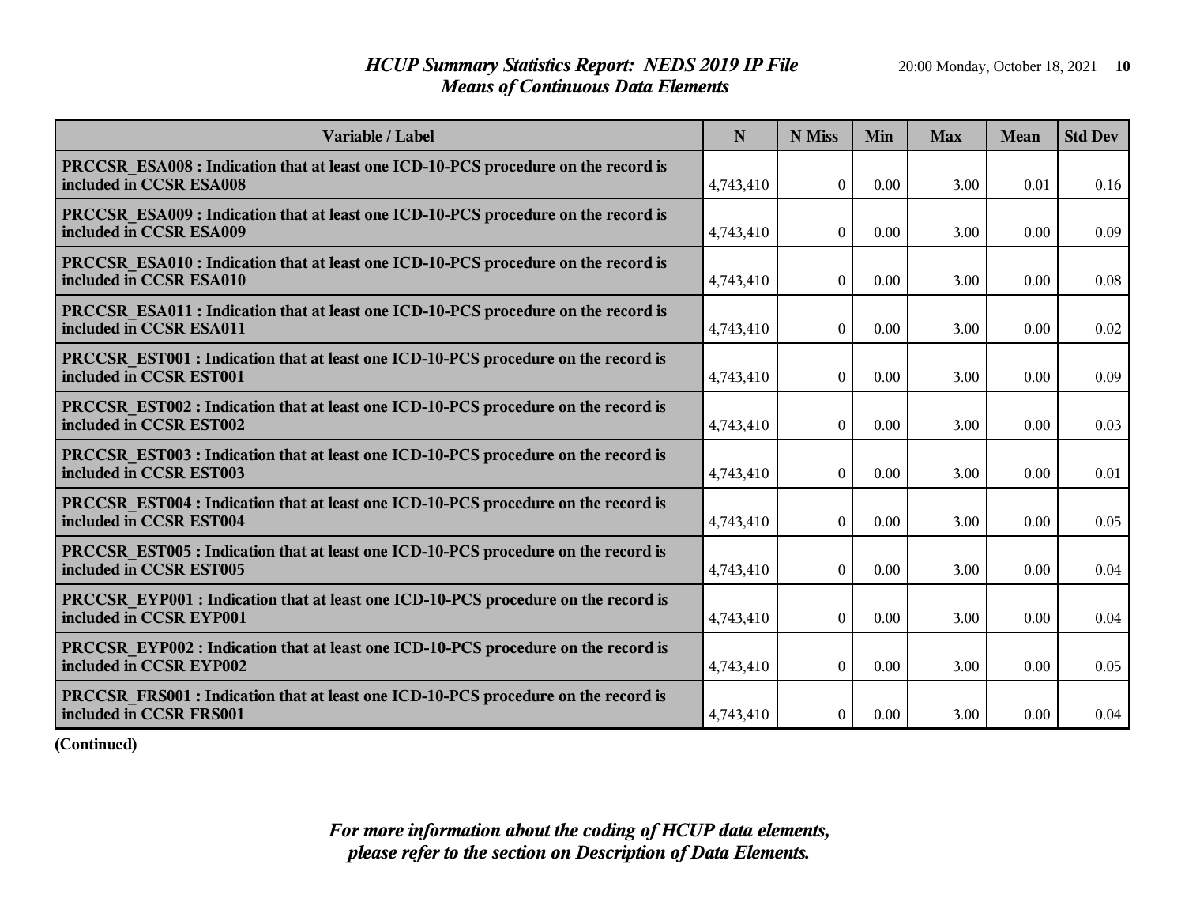# HCUP Summary Statistics Report: NEDS 2019 IP File
## Means of Continuous Data Elements

| Variable / Label | N | N Miss | Min | Max | Mean | Std Dev |
|---|---|---|---|---|---|---|
| PRCCSR_ESA008 : Indication that at least one ICD-10-PCS procedure on the record is included in CCSR ESA008 | 4,743,410 | 0 | 0.00 | 3.00 | 0.01 | 0.16 |
| PRCCSR_ESA009 : Indication that at least one ICD-10-PCS procedure on the record is included in CCSR ESA009 | 4,743,410 | 0 | 0.00 | 3.00 | 0.00 | 0.09 |
| PRCCSR_ESA010 : Indication that at least one ICD-10-PCS procedure on the record is included in CCSR ESA010 | 4,743,410 | 0 | 0.00 | 3.00 | 0.00 | 0.08 |
| PRCCSR_ESA011 : Indication that at least one ICD-10-PCS procedure on the record is included in CCSR ESA011 | 4,743,410 | 0 | 0.00 | 3.00 | 0.00 | 0.02 |
| PRCCSR_EST001 : Indication that at least one ICD-10-PCS procedure on the record is included in CCSR EST001 | 4,743,410 | 0 | 0.00 | 3.00 | 0.00 | 0.09 |
| PRCCSR_EST002 : Indication that at least one ICD-10-PCS procedure on the record is included in CCSR EST002 | 4,743,410 | 0 | 0.00 | 3.00 | 0.00 | 0.03 |
| PRCCSR_EST003 : Indication that at least one ICD-10-PCS procedure on the record is included in CCSR EST003 | 4,743,410 | 0 | 0.00 | 3.00 | 0.00 | 0.01 |
| PRCCSR_EST004 : Indication that at least one ICD-10-PCS procedure on the record is included in CCSR EST004 | 4,743,410 | 0 | 0.00 | 3.00 | 0.00 | 0.05 |
| PRCCSR_EST005 : Indication that at least one ICD-10-PCS procedure on the record is included in CCSR EST005 | 4,743,410 | 0 | 0.00 | 3.00 | 0.00 | 0.04 |
| PRCCSR_EYP001 : Indication that at least one ICD-10-PCS procedure on the record is included in CCSR EYP001 | 4,743,410 | 0 | 0.00 | 3.00 | 0.00 | 0.04 |
| PRCCSR_EYP002 : Indication that at least one ICD-10-PCS procedure on the record is included in CCSR EYP002 | 4,743,410 | 0 | 0.00 | 3.00 | 0.00 | 0.05 |
| PRCCSR_FRS001 : Indication that at least one ICD-10-PCS procedure on the record is included in CCSR FRS001 | 4,743,410 | 0 | 0.00 | 3.00 | 0.00 | 0.04 |

**(Continued)**

*For more information about the coding of HCUP data elements, please refer to the section on Description of Data Elements.*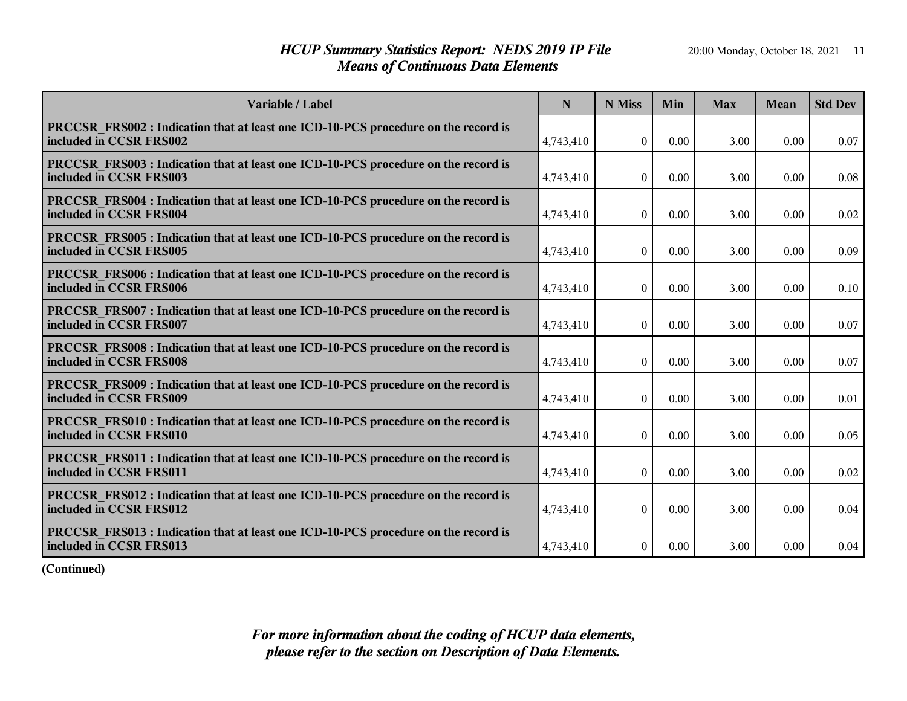# HCUP Summary Statistics Report: NEDS 2019 IP File
## Means of Continuous Data Elements

| Variable / Label | N | N Miss | Min | Max | Mean | Std Dev |
|---|---|---|---|---|---|---|
| PRCCSR_FRS002 : Indication that at least one ICD-10-PCS procedure on the record is included in CCSR FRS002 | 4,743,410 | 0 | 0.00 | 3.00 | 0.00 | 0.07 |
| PRCCSR_FRS003 : Indication that at least one ICD-10-PCS procedure on the record is included in CCSR FRS003 | 4,743,410 | 0 | 0.00 | 3.00 | 0.00 | 0.08 |
| PRCCSR_FRS004 : Indication that at least one ICD-10-PCS procedure on the record is included in CCSR FRS004 | 4,743,410 | 0 | 0.00 | 3.00 | 0.00 | 0.02 |
| PRCCSR_FRS005 : Indication that at least one ICD-10-PCS procedure on the record is included in CCSR FRS005 | 4,743,410 | 0 | 0.00 | 3.00 | 0.00 | 0.09 |
| PRCCSR_FRS006 : Indication that at least one ICD-10-PCS procedure on the record is included in CCSR FRS006 | 4,743,410 | 0 | 0.00 | 3.00 | 0.00 | 0.10 |
| PRCCSR_FRS007 : Indication that at least one ICD-10-PCS procedure on the record is included in CCSR FRS007 | 4,743,410 | 0 | 0.00 | 3.00 | 0.00 | 0.07 |
| PRCCSR_FRS008 : Indication that at least one ICD-10-PCS procedure on the record is included in CCSR FRS008 | 4,743,410 | 0 | 0.00 | 3.00 | 0.00 | 0.07 |
| PRCCSR_FRS009 : Indication that at least one ICD-10-PCS procedure on the record is included in CCSR FRS009 | 4,743,410 | 0 | 0.00 | 3.00 | 0.00 | 0.01 |
| PRCCSR_FRS010 : Indication that at least one ICD-10-PCS procedure on the record is included in CCSR FRS010 | 4,743,410 | 0 | 0.00 | 3.00 | 0.00 | 0.05 |
| PRCCSR_FRS011 : Indication that at least one ICD-10-PCS procedure on the record is included in CCSR FRS011 | 4,743,410 | 0 | 0.00 | 3.00 | 0.00 | 0.02 |
| PRCCSR_FRS012 : Indication that at least one ICD-10-PCS procedure on the record is included in CCSR FRS012 | 4,743,410 | 0 | 0.00 | 3.00 | 0.00 | 0.04 |
| PRCCSR_FRS013 : Indication that at least one ICD-10-PCS procedure on the record is included in CCSR FRS013 | 4,743,410 | 0 | 0.00 | 3.00 | 0.00 | 0.04 |

**(Continued)**

*For more information about the coding of HCUP data elements, please refer to the section on Description of Data Elements.*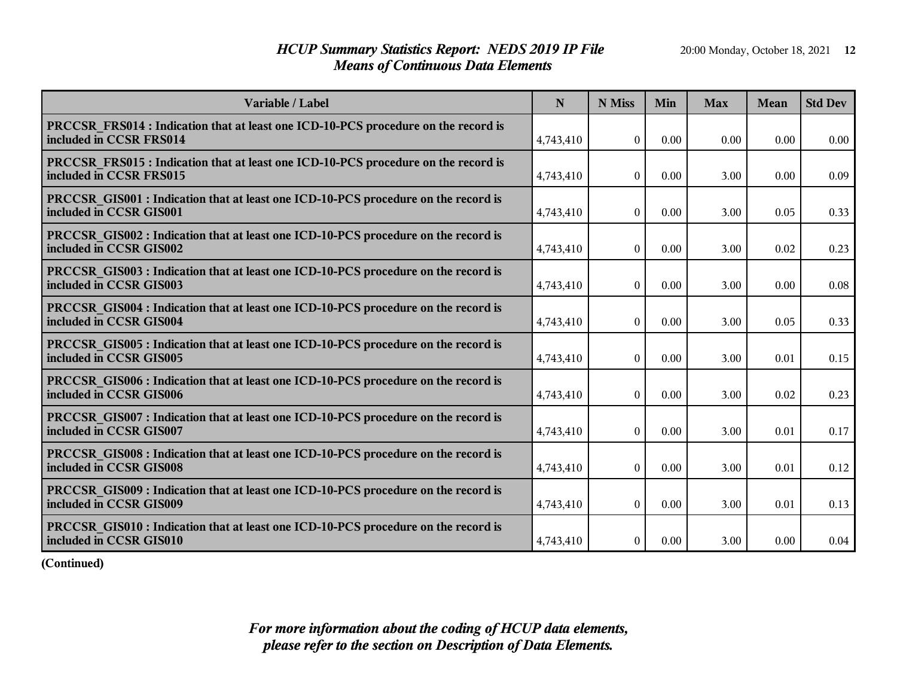## HCUP Summary Statistics Report: NEDS 2019 IP File
## Means of Continuous Data Elements

| Variable / Label | N | N Miss | Min | Max | Mean | Std Dev |
|---|---|---|---|---|---|---|
| **PRCCSR_FRS014 : Indication that at least one ICD-10-PCS procedure on the record is included in CCSR FRS014** | 4,743,410 | 0 | 0.00 | 0.00 | 0.00 | 0.00 |
| **PRCCSR_FRS015 : Indication that at least one ICD-10-PCS procedure on the record is included in CCSR FRS015** | 4,743,410 | 0 | 0.00 | 3.00 | 0.00 | 0.09 |
| **PRCCSR_GIS001 : Indication that at least one ICD-10-PCS procedure on the record is included in CCSR GIS001** | 4,743,410 | 0 | 0.00 | 3.00 | 0.05 | 0.33 |
| **PRCCSR_GIS002 : Indication that at least one ICD-10-PCS procedure on the record is included in CCSR GIS002** | 4,743,410 | 0 | 0.00 | 3.00 | 0.02 | 0.23 |
| **PRCCSR_GIS003 : Indication that at least one ICD-10-PCS procedure on the record is included in CCSR GIS003** | 4,743,410 | 0 | 0.00 | 3.00 | 0.00 | 0.08 |
| **PRCCSR_GIS004 : Indication that at least one ICD-10-PCS procedure on the record is included in CCSR GIS004** | 4,743,410 | 0 | 0.00 | 3.00 | 0.05 | 0.33 |
| **PRCCSR_GIS005 : Indication that at least one ICD-10-PCS procedure on the record is included in CCSR GIS005** | 4,743,410 | 0 | 0.00 | 3.00 | 0.01 | 0.15 |
| **PRCCSR_GIS006 : Indication that at least one ICD-10-PCS procedure on the record is included in CCSR GIS006** | 4,743,410 | 0 | 0.00 | 3.00 | 0.02 | 0.23 |
| **PRCCSR_GIS007 : Indication that at least one ICD-10-PCS procedure on the record is included in CCSR GIS007** | 4,743,410 | 0 | 0.00 | 3.00 | 0.01 | 0.17 |
| **PRCCSR_GIS008 : Indication that at least one ICD-10-PCS procedure on the record is included in CCSR GIS008** | 4,743,410 | 0 | 0.00 | 3.00 | 0.01 | 0.12 |
| **PRCCSR_GIS009 : Indication that at least one ICD-10-PCS procedure on the record is included in CCSR GIS009** | 4,743,410 | 0 | 0.00 | 3.00 | 0.01 | 0.13 |
| **PRCCSR_GIS010 : Indication that at least one ICD-10-PCS procedure on the record is included in CCSR GIS010** | 4,743,410 | 0 | 0.00 | 3.00 | 0.00 | 0.04 |

**(Continued)**

*For more information about the coding of HCUP data elements, please refer to the section on Description of Data Elements.*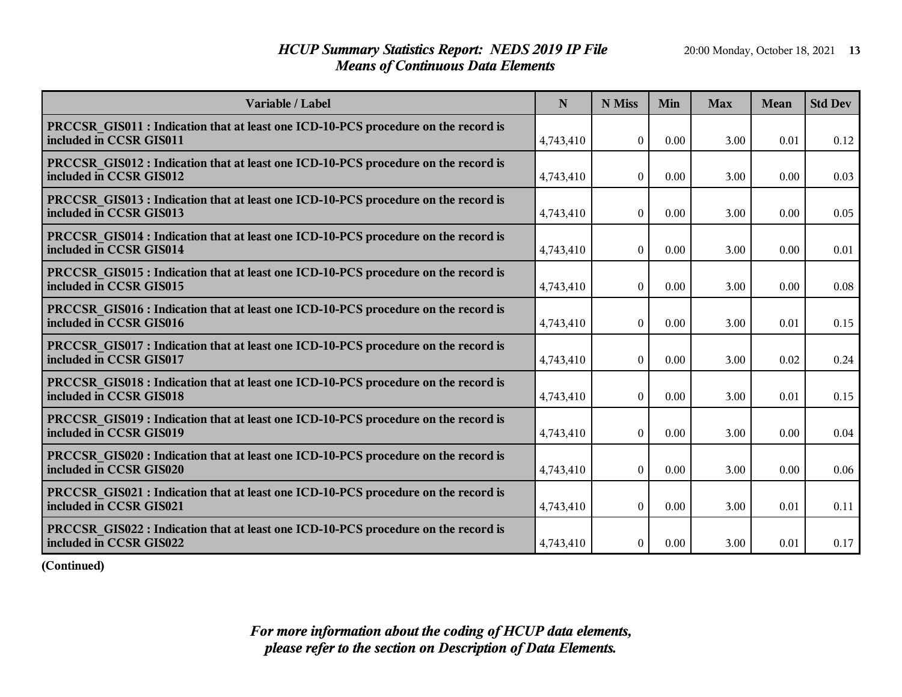# HCUP Summary Statistics Report: NEDS 2019 IP File
## Means of Continuous Data Elements

| Variable / Label | N | N Miss | Min | Max | Mean | Std Dev |
|---|---|---|---|---|---|---|
| PRCCSR_GIS011 : Indication that at least one ICD-10-PCS procedure on the record is included in CCSR GIS011 | 4,743,410 | 0 | 0.00 | 3.00 | 0.01 | 0.12 |
| PRCCSR_GIS012 : Indication that at least one ICD-10-PCS procedure on the record is included in CCSR GIS012 | 4,743,410 | 0 | 0.00 | 3.00 | 0.00 | 0.03 |
| PRCCSR_GIS013 : Indication that at least one ICD-10-PCS procedure on the record is included in CCSR GIS013 | 4,743,410 | 0 | 0.00 | 3.00 | 0.00 | 0.05 |
| PRCCSR_GIS014 : Indication that at least one ICD-10-PCS procedure on the record is included in CCSR GIS014 | 4,743,410 | 0 | 0.00 | 3.00 | 0.00 | 0.01 |
| PRCCSR_GIS015 : Indication that at least one ICD-10-PCS procedure on the record is included in CCSR GIS015 | 4,743,410 | 0 | 0.00 | 3.00 | 0.00 | 0.08 |
| PRCCSR_GIS016 : Indication that at least one ICD-10-PCS procedure on the record is included in CCSR GIS016 | 4,743,410 | 0 | 0.00 | 3.00 | 0.01 | 0.15 |
| PRCCSR_GIS017 : Indication that at least one ICD-10-PCS procedure on the record is included in CCSR GIS017 | 4,743,410 | 0 | 0.00 | 3.00 | 0.02 | 0.24 |
| PRCCSR_GIS018 : Indication that at least one ICD-10-PCS procedure on the record is included in CCSR GIS018 | 4,743,410 | 0 | 0.00 | 3.00 | 0.01 | 0.15 |
| PRCCSR_GIS019 : Indication that at least one ICD-10-PCS procedure on the record is included in CCSR GIS019 | 4,743,410 | 0 | 0.00 | 3.00 | 0.00 | 0.04 |
| PRCCSR_GIS020 : Indication that at least one ICD-10-PCS procedure on the record is included in CCSR GIS020 | 4,743,410 | 0 | 0.00 | 3.00 | 0.00 | 0.06 |
| PRCCSR_GIS021 : Indication that at least one ICD-10-PCS procedure on the record is included in CCSR GIS021 | 4,743,410 | 0 | 0.00 | 3.00 | 0.01 | 0.11 |
| PRCCSR_GIS022 : Indication that at least one ICD-10-PCS procedure on the record is included in CCSR GIS022 | 4,743,410 | 0 | 0.00 | 3.00 | 0.01 | 0.17 |

**(Continued)**

*For more information about the coding of HCUP data elements, please refer to the section on Description of Data Elements.*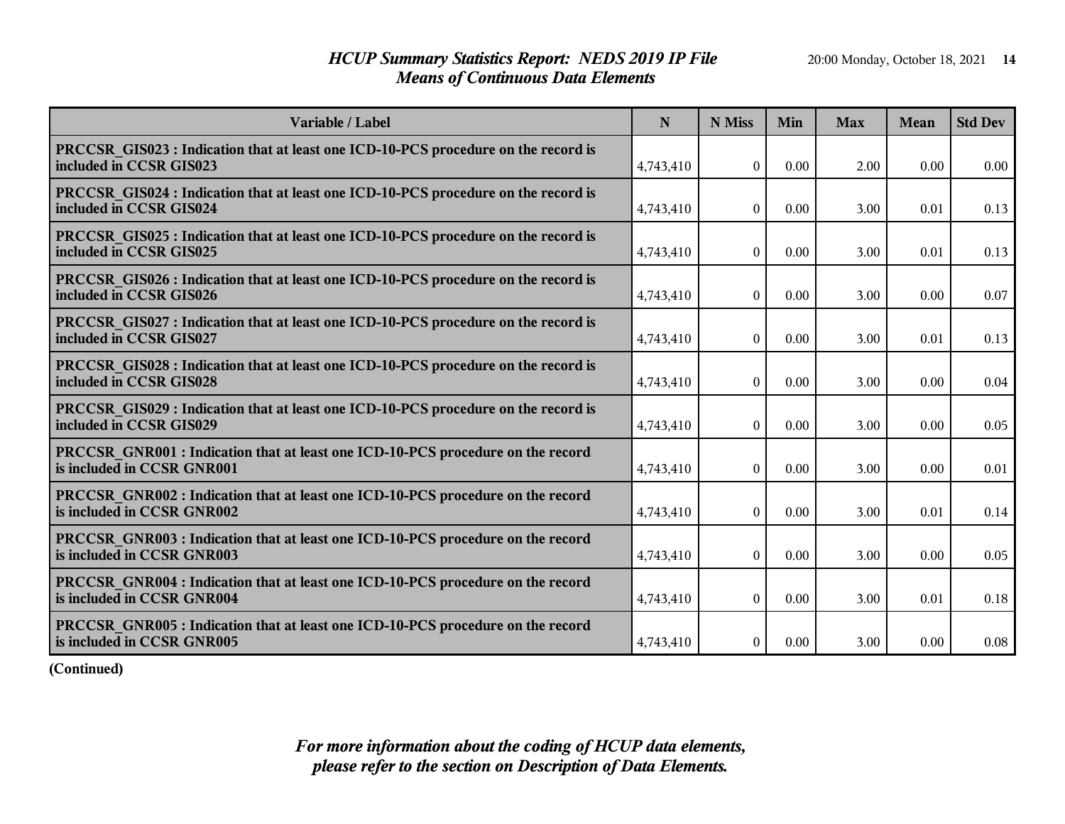# HCUP Summary Statistics Report: NEDS 2019 IP File
## Means of Continuous Data Elements

| Variable / Label | N | N Miss | Min | Max | Mean | Std Dev |
|---|---|---|---|---|---|---|
| PRCCSR_GIS023 : Indication that at least one ICD-10-PCS procedure on the record is included in CCSR GIS023 | 4,743,410 | 0 | 0.00 | 2.00 | 0.00 | 0.00 |
| PRCCSR_GIS024 : Indication that at least one ICD-10-PCS procedure on the record is included in CCSR GIS024 | 4,743,410 | 0 | 0.00 | 3.00 | 0.01 | 0.13 |
| PRCCSR_GIS025 : Indication that at least one ICD-10-PCS procedure on the record is included in CCSR GIS025 | 4,743,410 | 0 | 0.00 | 3.00 | 0.01 | 0.13 |
| PRCCSR_GIS026 : Indication that at least one ICD-10-PCS procedure on the record is included in CCSR GIS026 | 4,743,410 | 0 | 0.00 | 3.00 | 0.00 | 0.07 |
| PRCCSR_GIS027 : Indication that at least one ICD-10-PCS procedure on the record is included in CCSR GIS027 | 4,743,410 | 0 | 0.00 | 3.00 | 0.01 | 0.13 |
| PRCCSR_GIS028 : Indication that at least one ICD-10-PCS procedure on the record is included in CCSR GIS028 | 4,743,410 | 0 | 0.00 | 3.00 | 0.00 | 0.04 |
| PRCCSR_GIS029 : Indication that at least one ICD-10-PCS procedure on the record is included in CCSR GIS029 | 4,743,410 | 0 | 0.00 | 3.00 | 0.00 | 0.05 |
| PRCCSR_GNR001 : Indication that at least one ICD-10-PCS procedure on the record is included in CCSR GNR001 | 4,743,410 | 0 | 0.00 | 3.00 | 0.00 | 0.01 |
| PRCCSR_GNR002 : Indication that at least one ICD-10-PCS procedure on the record is included in CCSR GNR002 | 4,743,410 | 0 | 0.00 | 3.00 | 0.01 | 0.14 |
| PRCCSR_GNR003 : Indication that at least one ICD-10-PCS procedure on the record is included in CCSR GNR003 | 4,743,410 | 0 | 0.00 | 3.00 | 0.00 | 0.05 |
| PRCCSR_GNR004 : Indication that at least one ICD-10-PCS procedure on the record is included in CCSR GNR004 | 4,743,410 | 0 | 0.00 | 3.00 | 0.01 | 0.18 |
| PRCCSR_GNR005 : Indication that at least one ICD-10-PCS procedure on the record is included in CCSR GNR005 | 4,743,410 | 0 | 0.00 | 3.00 | 0.00 | 0.08 |

**(Continued)**

*For more information about the coding of HCUP data elements, please refer to the section on Description of Data Elements.*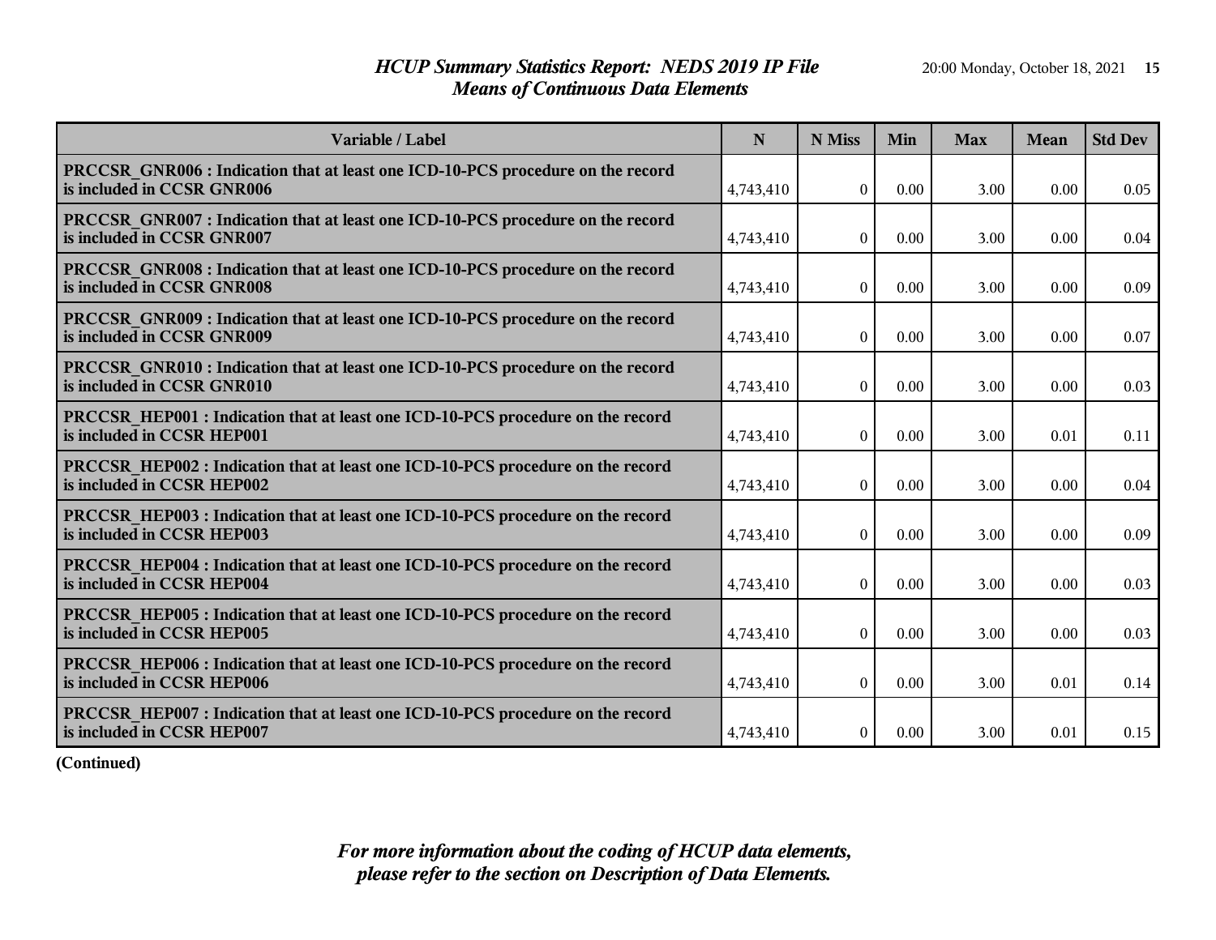# HCUP Summary Statistics Report: NEDS 2019 IP File
## Means of Continuous Data Elements

| Variable / Label | N | N Miss | Min | Max | Mean | Std Dev |
|---|---|---|---|---|---|---|
| PRCCSR_GNR006 : Indication that at least one ICD-10-PCS procedure on the record is included in CCSR GNR006 | 4,743,410 | 0 | 0.00 | 3.00 | 0.00 | 0.05 |
| PRCCSR_GNR007 : Indication that at least one ICD-10-PCS procedure on the record is included in CCSR GNR007 | 4,743,410 | 0 | 0.00 | 3.00 | 0.00 | 0.04 |
| PRCCSR_GNR008 : Indication that at least one ICD-10-PCS procedure on the record is included in CCSR GNR008 | 4,743,410 | 0 | 0.00 | 3.00 | 0.00 | 0.09 |
| PRCCSR_GNR009 : Indication that at least one ICD-10-PCS procedure on the record is included in CCSR GNR009 | 4,743,410 | 0 | 0.00 | 3.00 | 0.00 | 0.07 |
| PRCCSR_GNR010 : Indication that at least one ICD-10-PCS procedure on the record is included in CCSR GNR010 | 4,743,410 | 0 | 0.00 | 3.00 | 0.00 | 0.03 |
| PRCCSR_HEP001 : Indication that at least one ICD-10-PCS procedure on the record is included in CCSR HEP001 | 4,743,410 | 0 | 0.00 | 3.00 | 0.01 | 0.11 |
| PRCCSR_HEP002 : Indication that at least one ICD-10-PCS procedure on the record is included in CCSR HEP002 | 4,743,410 | 0 | 0.00 | 3.00 | 0.00 | 0.04 |
| PRCCSR_HEP003 : Indication that at least one ICD-10-PCS procedure on the record is included in CCSR HEP003 | 4,743,410 | 0 | 0.00 | 3.00 | 0.00 | 0.09 |
| PRCCSR_HEP004 : Indication that at least one ICD-10-PCS procedure on the record is included in CCSR HEP004 | 4,743,410 | 0 | 0.00 | 3.00 | 0.00 | 0.03 |
| PRCCSR_HEP005 : Indication that at least one ICD-10-PCS procedure on the record is included in CCSR HEP005 | 4,743,410 | 0 | 0.00 | 3.00 | 0.00 | 0.03 |
| PRCCSR_HEP006 : Indication that at least one ICD-10-PCS procedure on the record is included in CCSR HEP006 | 4,743,410 | 0 | 0.00 | 3.00 | 0.01 | 0.14 |
| PRCCSR_HEP007 : Indication that at least one ICD-10-PCS procedure on the record is included in CCSR HEP007 | 4,743,410 | 0 | 0.00 | 3.00 | 0.01 | 0.15 |

**(Continued)**

*For more information about the coding of HCUP data elements, please refer to the section on Description of Data Elements.*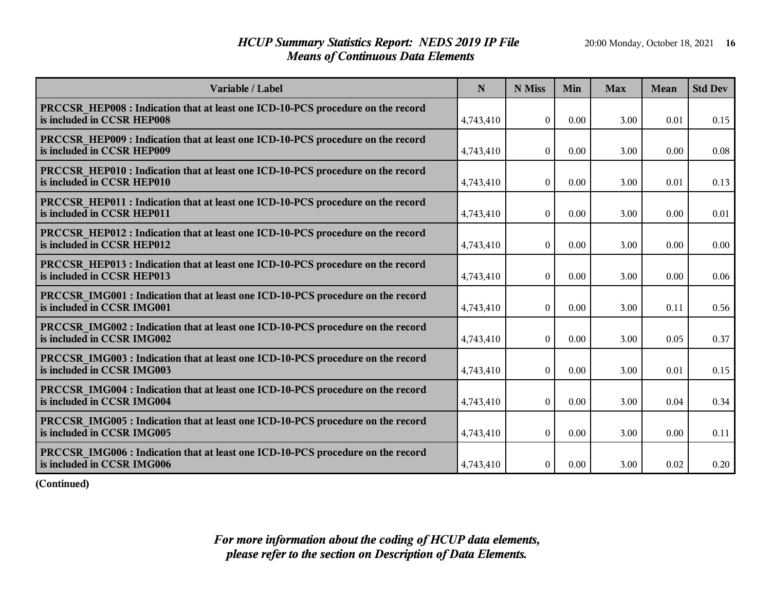# *HCUP Summary Statistics Report: NEDS 2019 IP File*
## *Means of Continuous Data Elements*

| Variable / Label | N | N Miss | Min | Max | Mean | Std Dev |
|---|---|---|---|---|---|---|
| **PRCCSR_HEP008 : Indication that at least one ICD-10-PCS procedure on the record is included in CCSR HEP008** | 4,743,410 | 0 | 0.00 | 3.00 | 0.01 | 0.15 |
| **PRCCSR_HEP009 : Indication that at least one ICD-10-PCS procedure on the record is included in CCSR HEP009** | 4,743,410 | 0 | 0.00 | 3.00 | 0.00 | 0.08 |
| **PRCCSR_HEP010 : Indication that at least one ICD-10-PCS procedure on the record is included in CCSR HEP010** | 4,743,410 | 0 | 0.00 | 3.00 | 0.01 | 0.13 |
| **PRCCSR_HEP011 : Indication that at least one ICD-10-PCS procedure on the record is included in CCSR HEP011** | 4,743,410 | 0 | 0.00 | 3.00 | 0.00 | 0.01 |
| **PRCCSR_HEP012 : Indication that at least one ICD-10-PCS procedure on the record is included in CCSR HEP012** | 4,743,410 | 0 | 0.00 | 3.00 | 0.00 | 0.00 |
| **PRCCSR_HEP013 : Indication that at least one ICD-10-PCS procedure on the record is included in CCSR HEP013** | 4,743,410 | 0 | 0.00 | 3.00 | 0.00 | 0.06 |
| **PRCCSR_IMG001 : Indication that at least one ICD-10-PCS procedure on the record is included in CCSR IMG001** | 4,743,410 | 0 | 0.00 | 3.00 | 0.11 | 0.56 |
| **PRCCSR_IMG002 : Indication that at least one ICD-10-PCS procedure on the record is included in CCSR IMG002** | 4,743,410 | 0 | 0.00 | 3.00 | 0.05 | 0.37 |
| **PRCCSR_IMG003 : Indication that at least one ICD-10-PCS procedure on the record is included in CCSR IMG003** | 4,743,410 | 0 | 0.00 | 3.00 | 0.01 | 0.15 |
| **PRCCSR_IMG004 : Indication that at least one ICD-10-PCS procedure on the record is included in CCSR IMG004** | 4,743,410 | 0 | 0.00 | 3.00 | 0.04 | 0.34 |
| **PRCCSR_IMG005 : Indication that at least one ICD-10-PCS procedure on the record is included in CCSR IMG005** | 4,743,410 | 0 | 0.00 | 3.00 | 0.00 | 0.11 |
| **PRCCSR_IMG006 : Indication that at least one ICD-10-PCS procedure on the record is included in CCSR IMG006** | 4,743,410 | 0 | 0.00 | 3.00 | 0.02 | 0.20 |

**(Continued)**

***For more information about the coding of HCUP data elements, please refer to the section on Description of Data Elements.***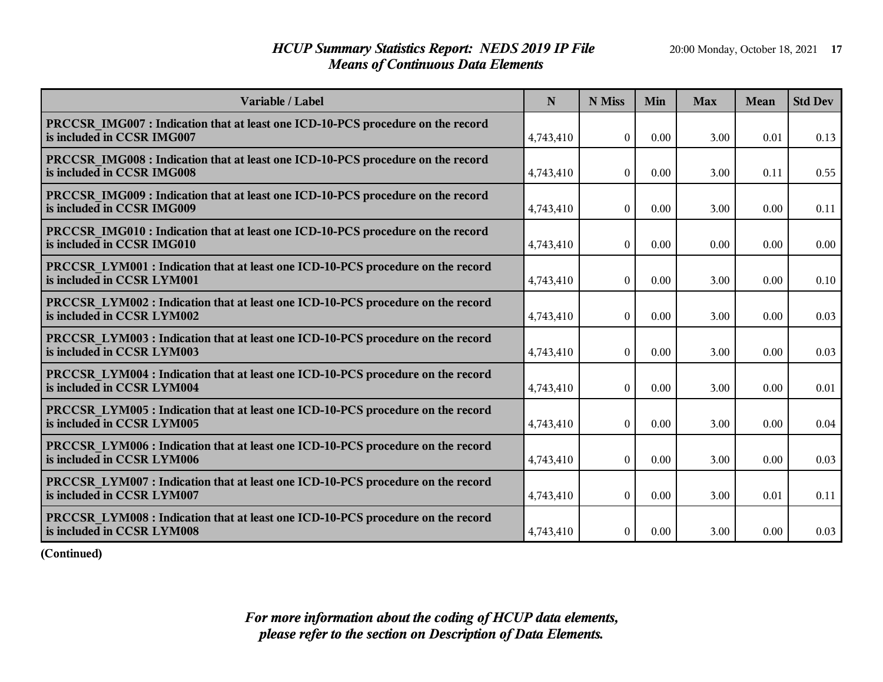# HCUP Summary Statistics Report: NEDS 2019 IP File
## Means of Continuous Data Elements

| Variable / Label | N | N Miss | Min | Max | Mean | Std Dev |
|---|---|---|---|---|---|---|
| **PRCCSR_IMG007 : Indication that at least one ICD-10-PCS procedure on the record is included in CCSR IMG007** | 4,743,410 | 0 | 0.00 | 3.00 | 0.01 | 0.13 |
| **PRCCSR_IMG008 : Indication that at least one ICD-10-PCS procedure on the record is included in CCSR IMG008** | 4,743,410 | 0 | 0.00 | 3.00 | 0.11 | 0.55 |
| **PRCCSR_IMG009 : Indication that at least one ICD-10-PCS procedure on the record is included in CCSR IMG009** | 4,743,410 | 0 | 0.00 | 3.00 | 0.00 | 0.11 |
| **PRCCSR_IMG010 : Indication that at least one ICD-10-PCS procedure on the record is included in CCSR IMG010** | 4,743,410 | 0 | 0.00 | 0.00 | 0.00 | 0.00 |
| **PRCCSR_LYM001 : Indication that at least one ICD-10-PCS procedure on the record is included in CCSR LYM001** | 4,743,410 | 0 | 0.00 | 3.00 | 0.00 | 0.10 |
| **PRCCSR_LYM002 : Indication that at least one ICD-10-PCS procedure on the record is included in CCSR LYM002** | 4,743,410 | 0 | 0.00 | 3.00 | 0.00 | 0.03 |
| **PRCCSR_LYM003 : Indication that at least one ICD-10-PCS procedure on the record is included in CCSR LYM003** | 4,743,410 | 0 | 0.00 | 3.00 | 0.00 | 0.03 |
| **PRCCSR_LYM004 : Indication that at least one ICD-10-PCS procedure on the record is included in CCSR LYM004** | 4,743,410 | 0 | 0.00 | 3.00 | 0.00 | 0.01 |
| **PRCCSR_LYM005 : Indication that at least one ICD-10-PCS procedure on the record is included in CCSR LYM005** | 4,743,410 | 0 | 0.00 | 3.00 | 0.00 | 0.04 |
| **PRCCSR_LYM006 : Indication that at least one ICD-10-PCS procedure on the record is included in CCSR LYM006** | 4,743,410 | 0 | 0.00 | 3.00 | 0.00 | 0.03 |
| **PRCCSR_LYM007 : Indication that at least one ICD-10-PCS procedure on the record is included in CCSR LYM007** | 4,743,410 | 0 | 0.00 | 3.00 | 0.01 | 0.11 |
| **PRCCSR_LYM008 : Indication that at least one ICD-10-PCS procedure on the record is included in CCSR LYM008** | 4,743,410 | 0 | 0.00 | 3.00 | 0.00 | 0.03 |

**(Continued)**

*For more information about the coding of HCUP data elements, please refer to the section on Description of Data Elements.*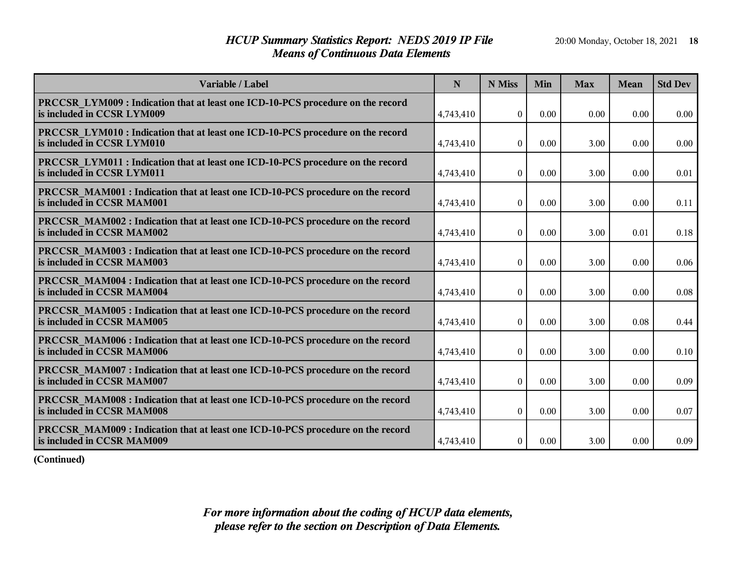| Variable / Label | N | N Miss | Min | Max | Mean | Std Dev |
|---|---|---|---|---|---|---|
| **PRCCSR_LYM009 : Indication that at least one ICD-10-PCS procedure on the record is included in CCSR LYM009** | 4,743,410 | 0 | 0.00 | 0.00 | 0.00 | 0.00 |
| **PRCCSR_LYM010 : Indication that at least one ICD-10-PCS procedure on the record is included in CCSR LYM010** | 4,743,410 | 0 | 0.00 | 3.00 | 0.00 | 0.00 |
| **PRCCSR_LYM011 : Indication that at least one ICD-10-PCS procedure on the record is included in CCSR LYM011** | 4,743,410 | 0 | 0.00 | 3.00 | 0.00 | 0.01 |
| **PRCCSR_MAM001 : Indication that at least one ICD-10-PCS procedure on the record is included in CCSR MAM001** | 4,743,410 | 0 | 0.00 | 3.00 | 0.00 | 0.11 |
| **PRCCSR_MAM002 : Indication that at least one ICD-10-PCS procedure on the record is included in CCSR MAM002** | 4,743,410 | 0 | 0.00 | 3.00 | 0.01 | 0.18 |
| **PRCCSR_MAM003 : Indication that at least one ICD-10-PCS procedure on the record is included in CCSR MAM003** | 4,743,410 | 0 | 0.00 | 3.00 | 0.00 | 0.06 |
| **PRCCSR_MAM004 : Indication that at least one ICD-10-PCS procedure on the record is included in CCSR MAM004** | 4,743,410 | 0 | 0.00 | 3.00 | 0.00 | 0.08 |
| **PRCCSR_MAM005 : Indication that at least one ICD-10-PCS procedure on the record is included in CCSR MAM005** | 4,743,410 | 0 | 0.00 | 3.00 | 0.08 | 0.44 |
| **PRCCSR_MAM006 : Indication that at least one ICD-10-PCS procedure on the record is included in CCSR MAM006** | 4,743,410 | 0 | 0.00 | 3.00 | 0.00 | 0.10 |
| **PRCCSR_MAM007 : Indication that at least one ICD-10-PCS procedure on the record is included in CCSR MAM007** | 4,743,410 | 0 | 0.00 | 3.00 | 0.00 | 0.09 |
| **PRCCSR_MAM008 : Indication that at least one ICD-10-PCS procedure on the record is included in CCSR MAM008** | 4,743,410 | 0 | 0.00 | 3.00 | 0.00 | 0.07 |
| **PRCCSR_MAM009 : Indication that at least one ICD-10-PCS procedure on the record is included in CCSR MAM009** | 4,743,410 | 0 | 0.00 | 3.00 | 0.00 | 0.09 |

**(Continued)**

*For more information about the coding of HCUP data elements, please refer to the section on Description of Data Elements.*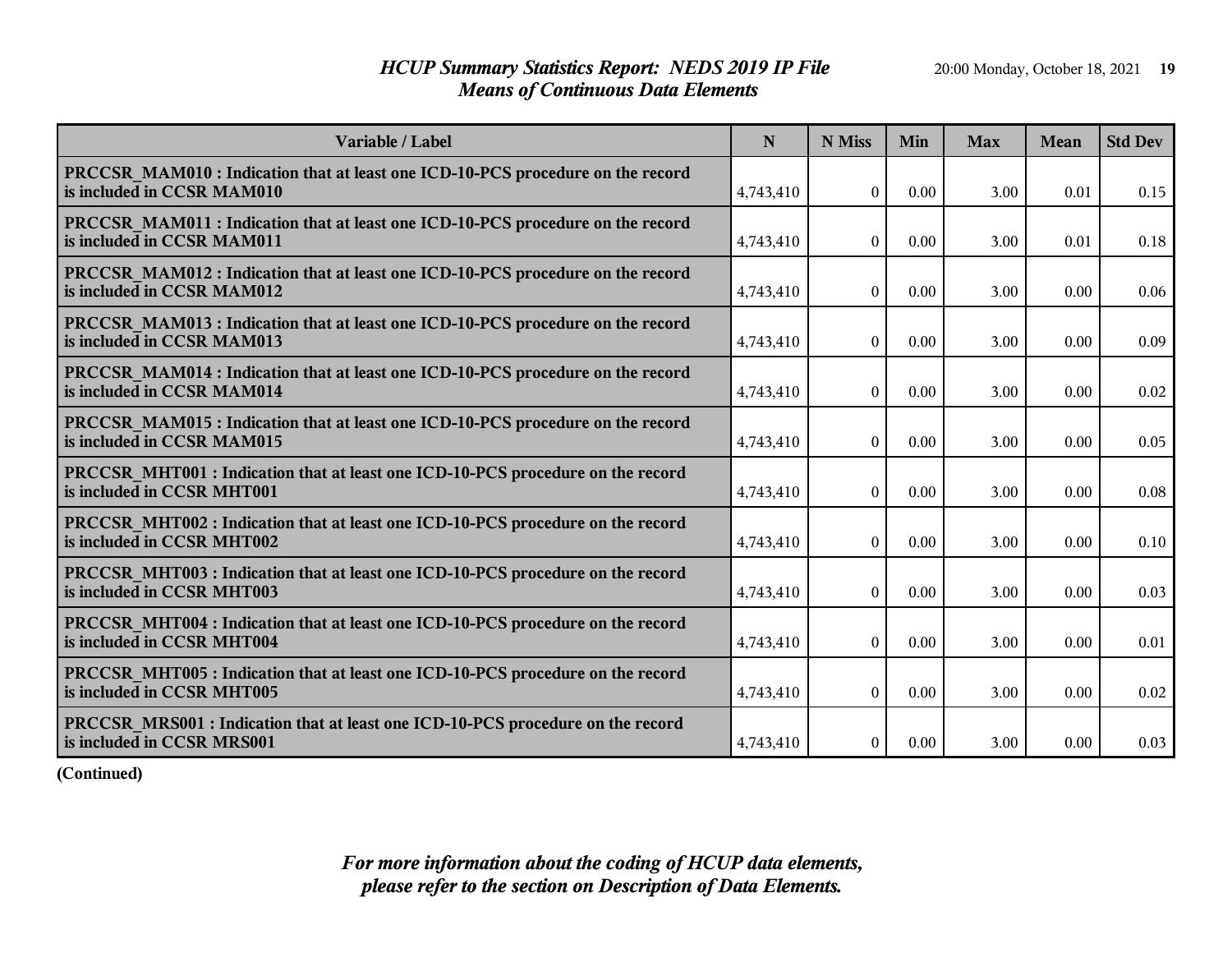# HCUP Summary Statistics Report: NEDS 2019 IP File
## Means of Continuous Data Elements

| Variable / Label | N | N Miss | Min | Max | Mean | Std Dev |
|---|---|---|---|---|---|---|
| PRCCSR_MAM010 : Indication that at least one ICD-10-PCS procedure on the record is included in CCSR MAM010 | 4,743,410 | 0 | 0.00 | 3.00 | 0.01 | 0.15 |
| PRCCSR_MAM011 : Indication that at least one ICD-10-PCS procedure on the record is included in CCSR MAM011 | 4,743,410 | 0 | 0.00 | 3.00 | 0.01 | 0.18 |
| PRCCSR_MAM012 : Indication that at least one ICD-10-PCS procedure on the record is included in CCSR MAM012 | 4,743,410 | 0 | 0.00 | 3.00 | 0.00 | 0.06 |
| PRCCSR_MAM013 : Indication that at least one ICD-10-PCS procedure on the record is included in CCSR MAM013 | 4,743,410 | 0 | 0.00 | 3.00 | 0.00 | 0.09 |
| PRCCSR_MAM014 : Indication that at least one ICD-10-PCS procedure on the record is included in CCSR MAM014 | 4,743,410 | 0 | 0.00 | 3.00 | 0.00 | 0.02 |
| PRCCSR_MAM015 : Indication that at least one ICD-10-PCS procedure on the record is included in CCSR MAM015 | 4,743,410 | 0 | 0.00 | 3.00 | 0.00 | 0.05 |
| PRCCSR_MHT001 : Indication that at least one ICD-10-PCS procedure on the record is included in CCSR MHT001 | 4,743,410 | 0 | 0.00 | 3.00 | 0.00 | 0.08 |
| PRCCSR_MHT002 : Indication that at least one ICD-10-PCS procedure on the record is included in CCSR MHT002 | 4,743,410 | 0 | 0.00 | 3.00 | 0.00 | 0.10 |
| PRCCSR_MHT003 : Indication that at least one ICD-10-PCS procedure on the record is included in CCSR MHT003 | 4,743,410 | 0 | 0.00 | 3.00 | 0.00 | 0.03 |
| PRCCSR_MHT004 : Indication that at least one ICD-10-PCS procedure on the record is included in CCSR MHT004 | 4,743,410 | 0 | 0.00 | 3.00 | 0.00 | 0.01 |
| PRCCSR_MHT005 : Indication that at least one ICD-10-PCS procedure on the record is included in CCSR MHT005 | 4,743,410 | 0 | 0.00 | 3.00 | 0.00 | 0.02 |
| PRCCSR_MRS001 : Indication that at least one ICD-10-PCS procedure on the record is included in CCSR MRS001 | 4,743,410 | 0 | 0.00 | 3.00 | 0.00 | 0.03 |

**(Continued)**

*For more information about the coding of HCUP data elements, please refer to the section on Description of Data Elements.*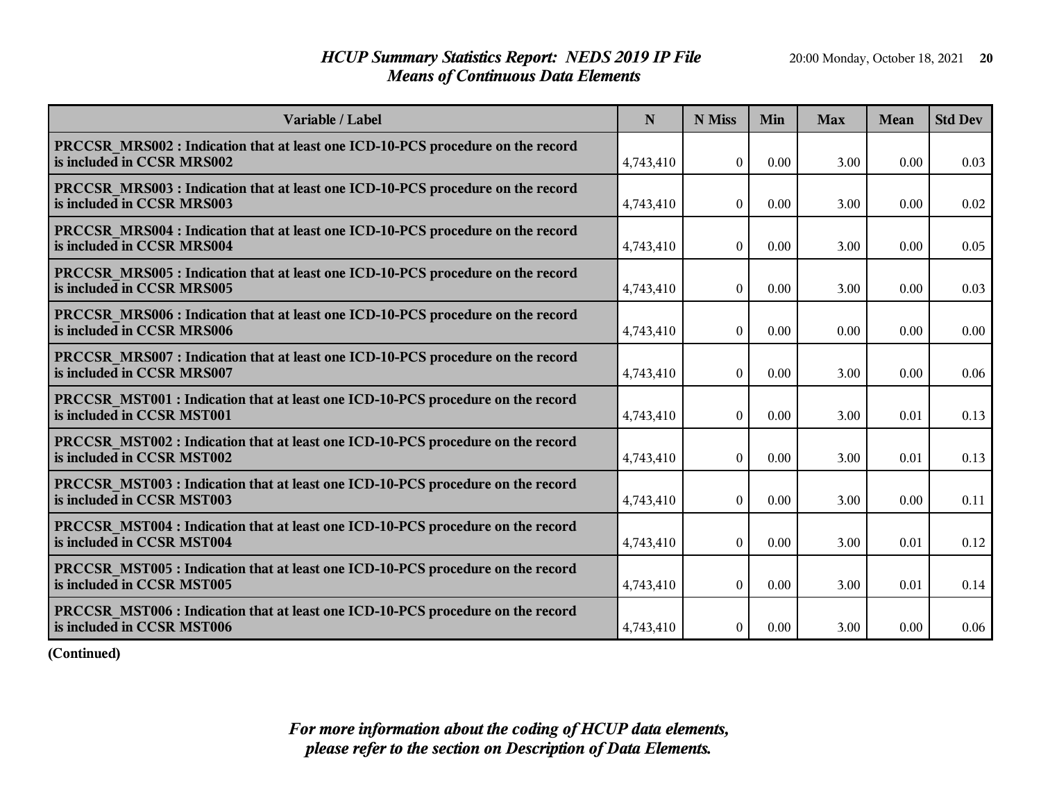# HCUP Summary Statistics Report: NEDS 2019 IP File
## Means of Continuous Data Elements

| Variable / Label | N | N Miss | Min | Max | Mean | Std Dev |
|---|---|---|---|---|---|---|
| PRCCSR_MRS002 : Indication that at least one ICD-10-PCS procedure on the record is included in CCSR MRS002 | 4,743,410 | 0 | 0.00 | 3.00 | 0.00 | 0.03 |
| PRCCSR_MRS003 : Indication that at least one ICD-10-PCS procedure on the record is included in CCSR MRS003 | 4,743,410 | 0 | 0.00 | 3.00 | 0.00 | 0.02 |
| PRCCSR_MRS004 : Indication that at least one ICD-10-PCS procedure on the record is included in CCSR MRS004 | 4,743,410 | 0 | 0.00 | 3.00 | 0.00 | 0.05 |
| PRCCSR_MRS005 : Indication that at least one ICD-10-PCS procedure on the record is included in CCSR MRS005 | 4,743,410 | 0 | 0.00 | 3.00 | 0.00 | 0.03 |
| PRCCSR_MRS006 : Indication that at least one ICD-10-PCS procedure on the record is included in CCSR MRS006 | 4,743,410 | 0 | 0.00 | 0.00 | 0.00 | 0.00 |
| PRCCSR_MRS007 : Indication that at least one ICD-10-PCS procedure on the record is included in CCSR MRS007 | 4,743,410 | 0 | 0.00 | 3.00 | 0.00 | 0.06 |
| PRCCSR_MST001 : Indication that at least one ICD-10-PCS procedure on the record is included in CCSR MST001 | 4,743,410 | 0 | 0.00 | 3.00 | 0.01 | 0.13 |
| PRCCSR_MST002 : Indication that at least one ICD-10-PCS procedure on the record is included in CCSR MST002 | 4,743,410 | 0 | 0.00 | 3.00 | 0.01 | 0.13 |
| PRCCSR_MST003 : Indication that at least one ICD-10-PCS procedure on the record is included in CCSR MST003 | 4,743,410 | 0 | 0.00 | 3.00 | 0.00 | 0.11 |
| PRCCSR_MST004 : Indication that at least one ICD-10-PCS procedure on the record is included in CCSR MST004 | 4,743,410 | 0 | 0.00 | 3.00 | 0.01 | 0.12 |
| PRCCSR_MST005 : Indication that at least one ICD-10-PCS procedure on the record is included in CCSR MST005 | 4,743,410 | 0 | 0.00 | 3.00 | 0.01 | 0.14 |
| PRCCSR_MST006 : Indication that at least one ICD-10-PCS procedure on the record is included in CCSR MST006 | 4,743,410 | 0 | 0.00 | 3.00 | 0.00 | 0.06 |

**(Continued)**

*For more information about the coding of HCUP data elements, please refer to the section on Description of Data Elements.*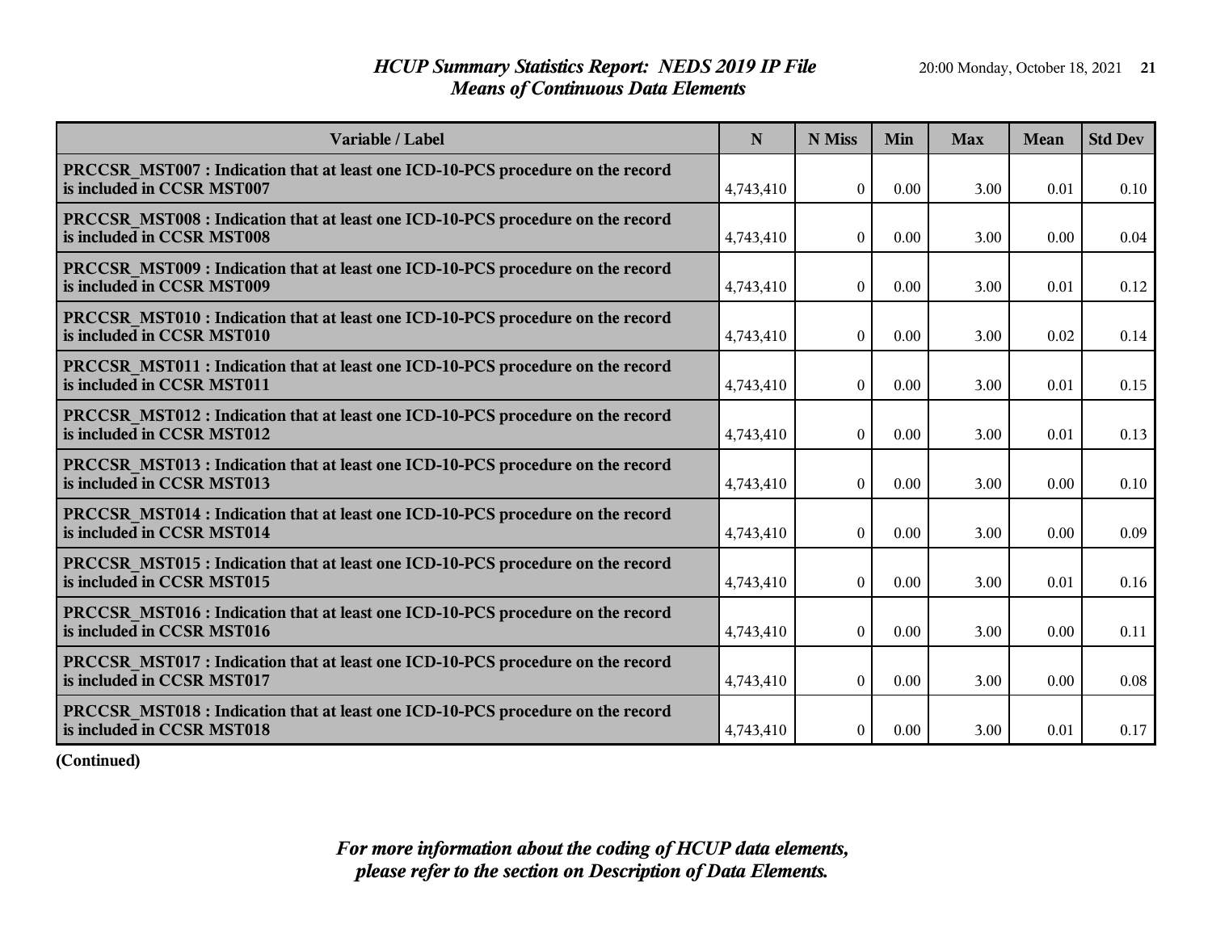# HCUP Summary Statistics Report: NEDS 2019 IP File
## Means of Continuous Data Elements

| Variable / Label | N | N Miss | Min | Max | Mean | Std Dev |
|---|---|---|---|---|---|---|
| PRCCSR_MST007 : Indication that at least one ICD-10-PCS procedure on the record is included in CCSR MST007 | 4,743,410 | 0 | 0.00 | 3.00 | 0.01 | 0.10 |
| PRCCSR_MST008 : Indication that at least one ICD-10-PCS procedure on the record is included in CCSR MST008 | 4,743,410 | 0 | 0.00 | 3.00 | 0.00 | 0.04 |
| PRCCSR_MST009 : Indication that at least one ICD-10-PCS procedure on the record is included in CCSR MST009 | 4,743,410 | 0 | 0.00 | 3.00 | 0.01 | 0.12 |
| PRCCSR_MST010 : Indication that at least one ICD-10-PCS procedure on the record is included in CCSR MST010 | 4,743,410 | 0 | 0.00 | 3.00 | 0.02 | 0.14 |
| PRCCSR_MST011 : Indication that at least one ICD-10-PCS procedure on the record is included in CCSR MST011 | 4,743,410 | 0 | 0.00 | 3.00 | 0.01 | 0.15 |
| PRCCSR_MST012 : Indication that at least one ICD-10-PCS procedure on the record is included in CCSR MST012 | 4,743,410 | 0 | 0.00 | 3.00 | 0.01 | 0.13 |
| PRCCSR_MST013 : Indication that at least one ICD-10-PCS procedure on the record is included in CCSR MST013 | 4,743,410 | 0 | 0.00 | 3.00 | 0.00 | 0.10 |
| PRCCSR_MST014 : Indication that at least one ICD-10-PCS procedure on the record is included in CCSR MST014 | 4,743,410 | 0 | 0.00 | 3.00 | 0.00 | 0.09 |
| PRCCSR_MST015 : Indication that at least one ICD-10-PCS procedure on the record is included in CCSR MST015 | 4,743,410 | 0 | 0.00 | 3.00 | 0.01 | 0.16 |
| PRCCSR_MST016 : Indication that at least one ICD-10-PCS procedure on the record is included in CCSR MST016 | 4,743,410 | 0 | 0.00 | 3.00 | 0.00 | 0.11 |
| PRCCSR_MST017 : Indication that at least one ICD-10-PCS procedure on the record is included in CCSR MST017 | 4,743,410 | 0 | 0.00 | 3.00 | 0.00 | 0.08 |
| PRCCSR_MST018 : Indication that at least one ICD-10-PCS procedure on the record is included in CCSR MST018 | 4,743,410 | 0 | 0.00 | 3.00 | 0.01 | 0.17 |

**(Continued)**

*For more information about the coding of HCUP data elements, please refer to the section on Description of Data Elements.*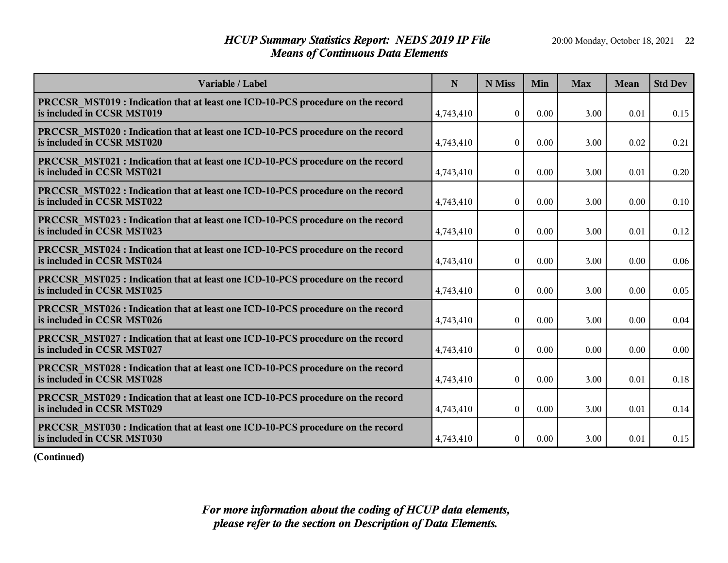| Variable / Label | N | N Miss | Min | Max | Mean | Std Dev |
|---|---|---|---|---|---|---|
| **PRCCSR_MST019 : Indication that at least one ICD-10-PCS procedure on the record is included in CCSR MST019** | 4,743,410 | 0 | 0.00 | 3.00 | 0.01 | 0.15 |
| **PRCCSR_MST020 : Indication that at least one ICD-10-PCS procedure on the record is included in CCSR MST020** | 4,743,410 | 0 | 0.00 | 3.00 | 0.02 | 0.21 |
| **PRCCSR_MST021 : Indication that at least one ICD-10-PCS procedure on the record is included in CCSR MST021** | 4,743,410 | 0 | 0.00 | 3.00 | 0.01 | 0.20 |
| **PRCCSR_MST022 : Indication that at least one ICD-10-PCS procedure on the record is included in CCSR MST022** | 4,743,410 | 0 | 0.00 | 3.00 | 0.00 | 0.10 |
| **PRCCSR_MST023 : Indication that at least one ICD-10-PCS procedure on the record is included in CCSR MST023** | 4,743,410 | 0 | 0.00 | 3.00 | 0.01 | 0.12 |
| **PRCCSR_MST024 : Indication that at least one ICD-10-PCS procedure on the record is included in CCSR MST024** | 4,743,410 | 0 | 0.00 | 3.00 | 0.00 | 0.06 |
| **PRCCSR_MST025 : Indication that at least one ICD-10-PCS procedure on the record is included in CCSR MST025** | 4,743,410 | 0 | 0.00 | 3.00 | 0.00 | 0.05 |
| **PRCCSR_MST026 : Indication that at least one ICD-10-PCS procedure on the record is included in CCSR MST026** | 4,743,410 | 0 | 0.00 | 3.00 | 0.00 | 0.04 |
| **PRCCSR_MST027 : Indication that at least one ICD-10-PCS procedure on the record is included in CCSR MST027** | 4,743,410 | 0 | 0.00 | 0.00 | 0.00 | 0.00 |
| **PRCCSR_MST028 : Indication that at least one ICD-10-PCS procedure on the record is included in CCSR MST028** | 4,743,410 | 0 | 0.00 | 3.00 | 0.01 | 0.18 |
| **PRCCSR_MST029 : Indication that at least one ICD-10-PCS procedure on the record is included in CCSR MST029** | 4,743,410 | 0 | 0.00 | 3.00 | 0.01 | 0.14 |
| **PRCCSR_MST030 : Indication that at least one ICD-10-PCS procedure on the record is included in CCSR MST030** | 4,743,410 | 0 | 0.00 | 3.00 | 0.01 | 0.15 |

**(Continued)**

*For more information about the coding of HCUP data elements, please refer to the section on Description of Data Elements.*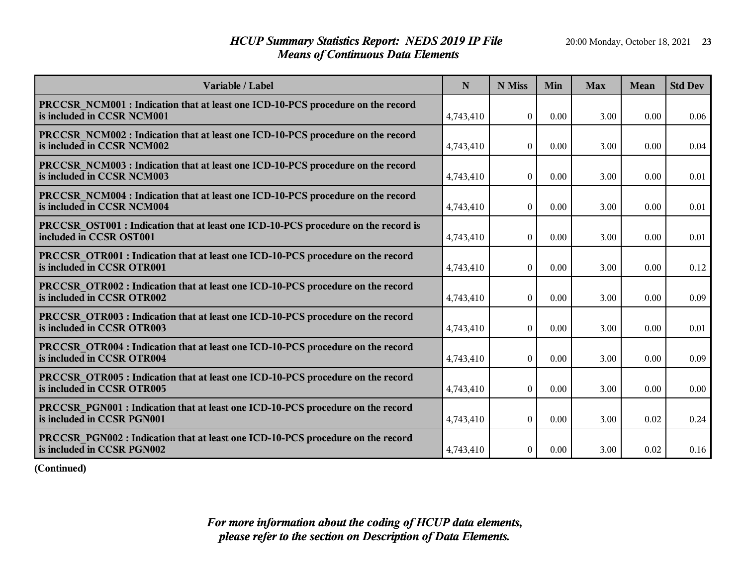# HCUP Summary Statistics Report: NEDS 2019 IP File
## Means of Continuous Data Elements

| Variable / Label | N | N Miss | Min | Max | Mean | Std Dev |
|---|---|---|---|---|---|---|
| **PRCCSR_NCM001 : Indication that at least one ICD-10-PCS procedure on the record is included in CCSR NCM001** | 4,743,410 | 0 | 0.00 | 3.00 | 0.00 | 0.06 |
| **PRCCSR_NCM002 : Indication that at least one ICD-10-PCS procedure on the record is included in CCSR NCM002** | 4,743,410 | 0 | 0.00 | 3.00 | 0.00 | 0.04 |
| **PRCCSR_NCM003 : Indication that at least one ICD-10-PCS procedure on the record is included in CCSR NCM003** | 4,743,410 | 0 | 0.00 | 3.00 | 0.00 | 0.01 |
| **PRCCSR_NCM004 : Indication that at least one ICD-10-PCS procedure on the record is included in CCSR NCM004** | 4,743,410 | 0 | 0.00 | 3.00 | 0.00 | 0.01 |
| **PRCCSR_OST001 : Indication that at least one ICD-10-PCS procedure on the record is included in CCSR OST001** | 4,743,410 | 0 | 0.00 | 3.00 | 0.00 | 0.01 |
| **PRCCSR_OTR001 : Indication that at least one ICD-10-PCS procedure on the record is included in CCSR OTR001** | 4,743,410 | 0 | 0.00 | 3.00 | 0.00 | 0.12 |
| **PRCCSR_OTR002 : Indication that at least one ICD-10-PCS procedure on the record is included in CCSR OTR002** | 4,743,410 | 0 | 0.00 | 3.00 | 0.00 | 0.09 |
| **PRCCSR_OTR003 : Indication that at least one ICD-10-PCS procedure on the record is included in CCSR OTR003** | 4,743,410 | 0 | 0.00 | 3.00 | 0.00 | 0.01 |
| **PRCCSR_OTR004 : Indication that at least one ICD-10-PCS procedure on the record is included in CCSR OTR004** | 4,743,410 | 0 | 0.00 | 3.00 | 0.00 | 0.09 |
| **PRCCSR_OTR005 : Indication that at least one ICD-10-PCS procedure on the record is included in CCSR OTR005** | 4,743,410 | 0 | 0.00 | 3.00 | 0.00 | 0.00 |
| **PRCCSR_PGN001 : Indication that at least one ICD-10-PCS procedure on the record is included in CCSR PGN001** | 4,743,410 | 0 | 0.00 | 3.00 | 0.02 | 0.24 |
| **PRCCSR_PGN002 : Indication that at least one ICD-10-PCS procedure on the record is included in CCSR PGN002** | 4,743,410 | 0 | 0.00 | 3.00 | 0.02 | 0.16 |

**(Continued)**

*For more information about the coding of HCUP data elements, please refer to the section on Description of Data Elements.*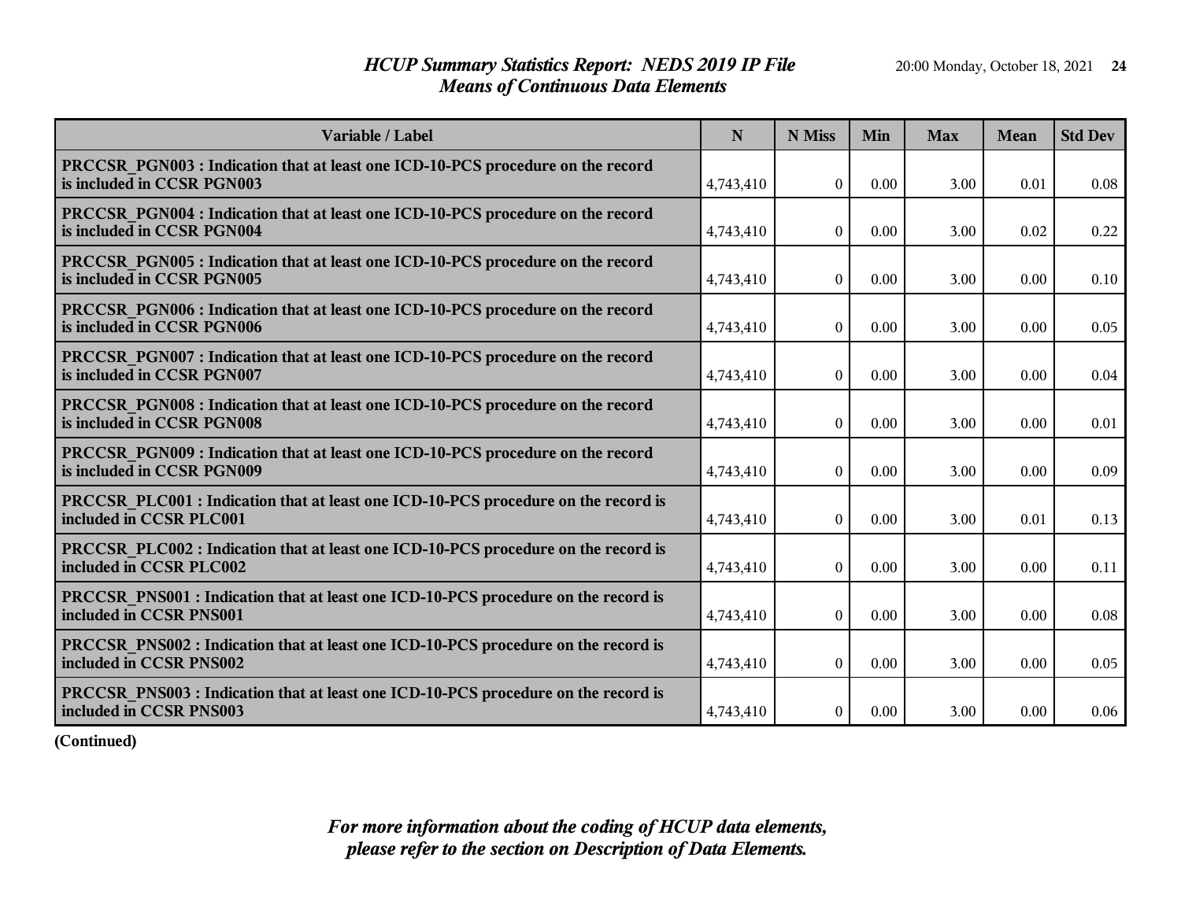# *HCUP Summary Statistics Report: NEDS 2019 IP File*
## *Means of Continuous Data Elements*

| Variable / Label | N | N Miss | Min | Max | Mean | Std Dev |
|---|---|---|---|---|---|---|
| **PRCCSR_PGN003 : Indication that at least one ICD-10-PCS procedure on the record is included in CCSR PGN003** | 4,743,410 | 0 | 0.00 | 3.00 | 0.01 | 0.08 |
| **PRCCSR_PGN004 : Indication that at least one ICD-10-PCS procedure on the record is included in CCSR PGN004** | 4,743,410 | 0 | 0.00 | 3.00 | 0.02 | 0.22 |
| **PRCCSR_PGN005 : Indication that at least one ICD-10-PCS procedure on the record is included in CCSR PGN005** | 4,743,410 | 0 | 0.00 | 3.00 | 0.00 | 0.10 |
| **PRCCSR_PGN006 : Indication that at least one ICD-10-PCS procedure on the record is included in CCSR PGN006** | 4,743,410 | 0 | 0.00 | 3.00 | 0.00 | 0.05 |
| **PRCCSR_PGN007 : Indication that at least one ICD-10-PCS procedure on the record is included in CCSR PGN007** | 4,743,410 | 0 | 0.00 | 3.00 | 0.00 | 0.04 |
| **PRCCSR_PGN008 : Indication that at least one ICD-10-PCS procedure on the record is included in CCSR PGN008** | 4,743,410 | 0 | 0.00 | 3.00 | 0.00 | 0.01 |
| **PRCCSR_PGN009 : Indication that at least one ICD-10-PCS procedure on the record is included in CCSR PGN009** | 4,743,410 | 0 | 0.00 | 3.00 | 0.00 | 0.09 |
| **PRCCSR_PLC001 : Indication that at least one ICD-10-PCS procedure on the record is included in CCSR PLC001** | 4,743,410 | 0 | 0.00 | 3.00 | 0.01 | 0.13 |
| **PRCCSR_PLC002 : Indication that at least one ICD-10-PCS procedure on the record is included in CCSR PLC002** | 4,743,410 | 0 | 0.00 | 3.00 | 0.00 | 0.11 |
| **PRCCSR_PNS001 : Indication that at least one ICD-10-PCS procedure on the record is included in CCSR PNS001** | 4,743,410 | 0 | 0.00 | 3.00 | 0.00 | 0.08 |
| **PRCCSR_PNS002 : Indication that at least one ICD-10-PCS procedure on the record is included in CCSR PNS002** | 4,743,410 | 0 | 0.00 | 3.00 | 0.00 | 0.05 |
| **PRCCSR_PNS003 : Indication that at least one ICD-10-PCS procedure on the record is included in CCSR PNS003** | 4,743,410 | 0 | 0.00 | 3.00 | 0.00 | 0.06 |

**(Continued)**

*For more information about the coding of HCUP data elements, please refer to the section on Description of Data Elements.*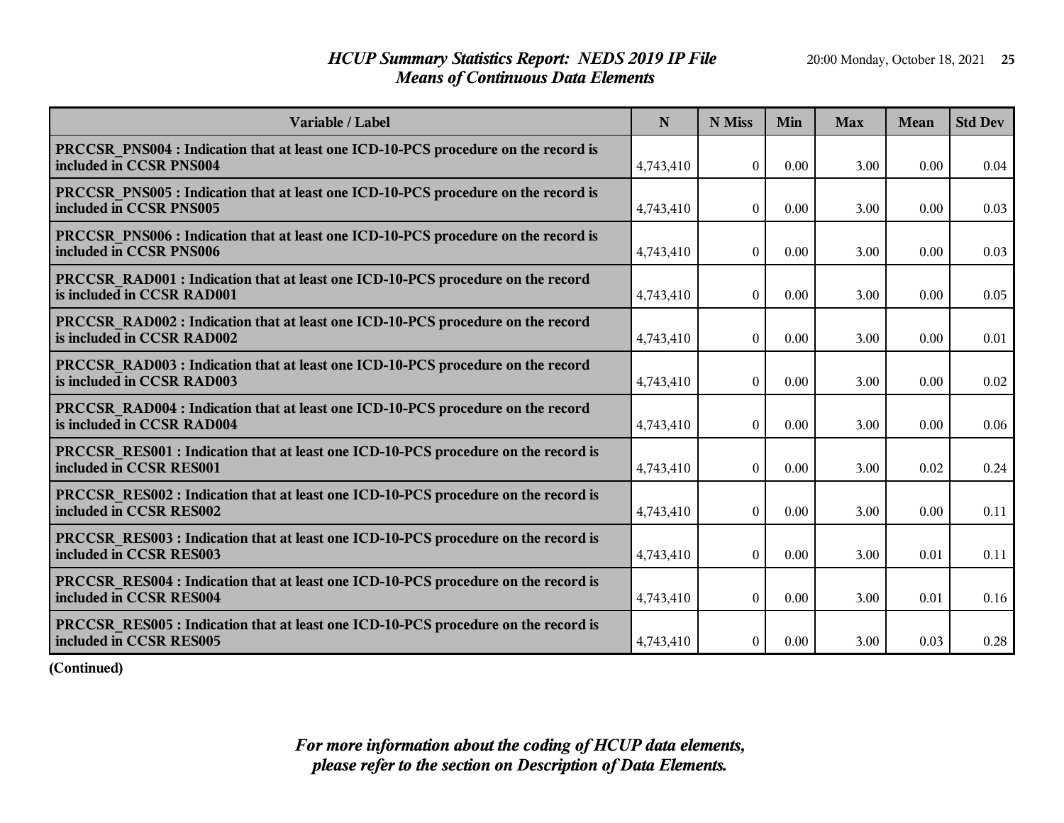# HCUP Summary Statistics Report: NEDS 2019 IP File
## Means of Continuous Data Elements

| Variable / Label | N | N Miss | Min | Max | Mean | Std Dev |
|---|---|---|---|---|---|---|
| **PRCCSR_PNS004 : Indication that at least one ICD-10-PCS procedure on the record is included in CCSR PNS004** | 4,743,410 | 0 | 0.00 | 3.00 | 0.00 | 0.04 |
| **PRCCSR_PNS005 : Indication that at least one ICD-10-PCS procedure on the record is included in CCSR PNS005** | 4,743,410 | 0 | 0.00 | 3.00 | 0.00 | 0.03 |
| **PRCCSR_PNS006 : Indication that at least one ICD-10-PCS procedure on the record is included in CCSR PNS006** | 4,743,410 | 0 | 0.00 | 3.00 | 0.00 | 0.03 |
| **PRCCSR_RAD001 : Indication that at least one ICD-10-PCS procedure on the record is included in CCSR RAD001** | 4,743,410 | 0 | 0.00 | 3.00 | 0.00 | 0.05 |
| **PRCCSR_RAD002 : Indication that at least one ICD-10-PCS procedure on the record is included in CCSR RAD002** | 4,743,410 | 0 | 0.00 | 3.00 | 0.00 | 0.01 |
| **PRCCSR_RAD003 : Indication that at least one ICD-10-PCS procedure on the record is included in CCSR RAD003** | 4,743,410 | 0 | 0.00 | 3.00 | 0.00 | 0.02 |
| **PRCCSR_RAD004 : Indication that at least one ICD-10-PCS procedure on the record is included in CCSR RAD004** | 4,743,410 | 0 | 0.00 | 3.00 | 0.00 | 0.06 |
| **PRCCSR_RES001 : Indication that at least one ICD-10-PCS procedure on the record is included in CCSR RES001** | 4,743,410 | 0 | 0.00 | 3.00 | 0.02 | 0.24 |
| **PRCCSR_RES002 : Indication that at least one ICD-10-PCS procedure on the record is included in CCSR RES002** | 4,743,410 | 0 | 0.00 | 3.00 | 0.00 | 0.11 |
| **PRCCSR_RES003 : Indication that at least one ICD-10-PCS procedure on the record is included in CCSR RES003** | 4,743,410 | 0 | 0.00 | 3.00 | 0.01 | 0.11 |
| **PRCCSR_RES004 : Indication that at least one ICD-10-PCS procedure on the record is included in CCSR RES004** | 4,743,410 | 0 | 0.00 | 3.00 | 0.01 | 0.16 |
| **PRCCSR_RES005 : Indication that at least one ICD-10-PCS procedure on the record is included in CCSR RES005** | 4,743,410 | 0 | 0.00 | 3.00 | 0.03 | 0.28 |

**(Continued)**

*For more information about the coding of HCUP data elements, please refer to the section on Description of Data Elements.*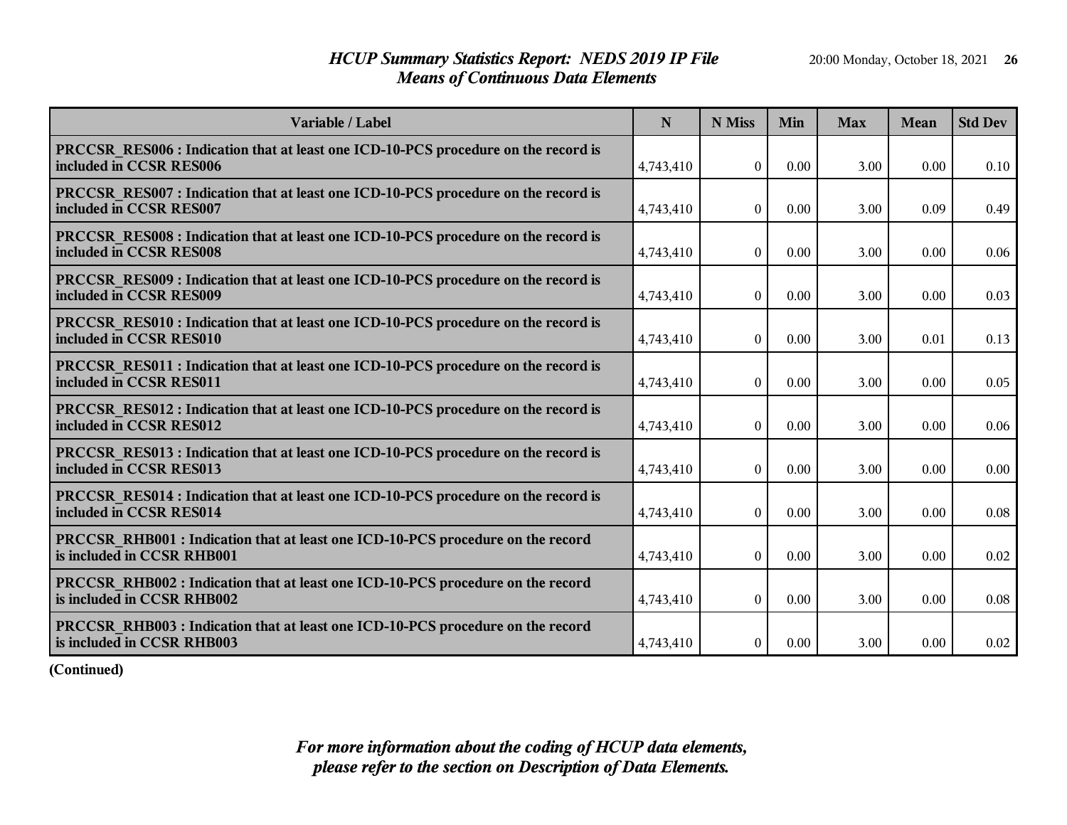# HCUP Summary Statistics Report: NEDS 2019 IP File
## Means of Continuous Data Elements

| Variable / Label | N | N Miss | Min | Max | Mean | Std Dev |
|---|---|---|---|---|---|---|
| PRCCSR_RES006 : Indication that at least one ICD-10-PCS procedure on the record is included in CCSR RES006 | 4,743,410 | 0 | 0.00 | 3.00 | 0.00 | 0.10 |
| PRCCSR_RES007 : Indication that at least one ICD-10-PCS procedure on the record is included in CCSR RES007 | 4,743,410 | 0 | 0.00 | 3.00 | 0.09 | 0.49 |
| PRCCSR_RES008 : Indication that at least one ICD-10-PCS procedure on the record is included in CCSR RES008 | 4,743,410 | 0 | 0.00 | 3.00 | 0.00 | 0.06 |
| PRCCSR_RES009 : Indication that at least one ICD-10-PCS procedure on the record is included in CCSR RES009 | 4,743,410 | 0 | 0.00 | 3.00 | 0.00 | 0.03 |
| PRCCSR_RES010 : Indication that at least one ICD-10-PCS procedure on the record is included in CCSR RES010 | 4,743,410 | 0 | 0.00 | 3.00 | 0.01 | 0.13 |
| PRCCSR_RES011 : Indication that at least one ICD-10-PCS procedure on the record is included in CCSR RES011 | 4,743,410 | 0 | 0.00 | 3.00 | 0.00 | 0.05 |
| PRCCSR_RES012 : Indication that at least one ICD-10-PCS procedure on the record is included in CCSR RES012 | 4,743,410 | 0 | 0.00 | 3.00 | 0.00 | 0.06 |
| PRCCSR_RES013 : Indication that at least one ICD-10-PCS procedure on the record is included in CCSR RES013 | 4,743,410 | 0 | 0.00 | 3.00 | 0.00 | 0.00 |
| PRCCSR_RES014 : Indication that at least one ICD-10-PCS procedure on the record is included in CCSR RES014 | 4,743,410 | 0 | 0.00 | 3.00 | 0.00 | 0.08 |
| PRCCSR_RHB001 : Indication that at least one ICD-10-PCS procedure on the record is included in CCSR RHB001 | 4,743,410 | 0 | 0.00 | 3.00 | 0.00 | 0.02 |
| PRCCSR_RHB002 : Indication that at least one ICD-10-PCS procedure on the record is included in CCSR RHB002 | 4,743,410 | 0 | 0.00 | 3.00 | 0.00 | 0.08 |
| PRCCSR_RHB003 : Indication that at least one ICD-10-PCS procedure on the record is included in CCSR RHB003 | 4,743,410 | 0 | 0.00 | 3.00 | 0.00 | 0.02 |

**(Continued)**

*For more information about the coding of HCUP data elements, please refer to the section on Description of Data Elements.*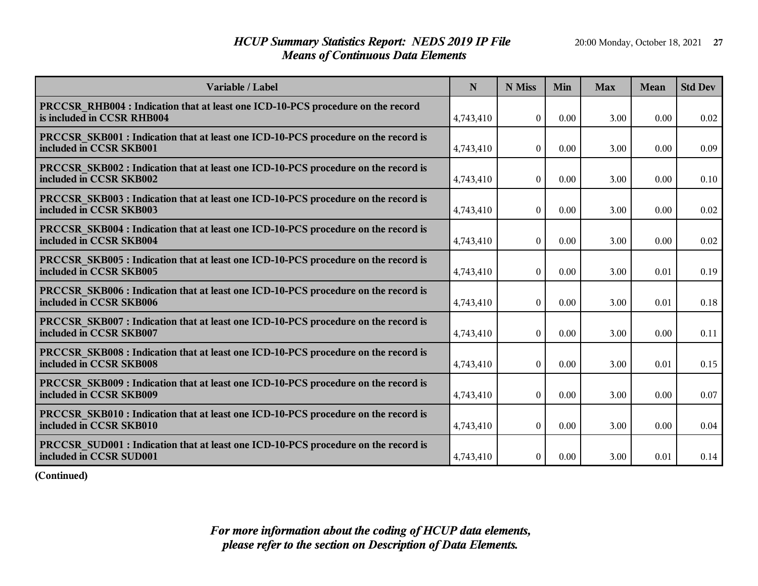# HCUP Summary Statistics Report: NEDS 2019 IP File
## Means of Continuous Data Elements

| Variable / Label | N | N Miss | Min | Max | Mean | Std Dev |
|---|---|---|---|---|---|---|
| PRCCSR_RHB004 : Indication that at least one ICD-10-PCS procedure on the record is included in CCSR RHB004 | 4,743,410 | 0 | 0.00 | 3.00 | 0.00 | 0.02 |
| PRCCSR_SKB001 : Indication that at least one ICD-10-PCS procedure on the record is included in CCSR SKB001 | 4,743,410 | 0 | 0.00 | 3.00 | 0.00 | 0.09 |
| PRCCSR_SKB002 : Indication that at least one ICD-10-PCS procedure on the record is included in CCSR SKB002 | 4,743,410 | 0 | 0.00 | 3.00 | 0.00 | 0.10 |
| PRCCSR_SKB003 : Indication that at least one ICD-10-PCS procedure on the record is included in CCSR SKB003 | 4,743,410 | 0 | 0.00 | 3.00 | 0.00 | 0.02 |
| PRCCSR_SKB004 : Indication that at least one ICD-10-PCS procedure on the record is included in CCSR SKB004 | 4,743,410 | 0 | 0.00 | 3.00 | 0.00 | 0.02 |
| PRCCSR_SKB005 : Indication that at least one ICD-10-PCS procedure on the record is included in CCSR SKB005 | 4,743,410 | 0 | 0.00 | 3.00 | 0.01 | 0.19 |
| PRCCSR_SKB006 : Indication that at least one ICD-10-PCS procedure on the record is included in CCSR SKB006 | 4,743,410 | 0 | 0.00 | 3.00 | 0.01 | 0.18 |
| PRCCSR_SKB007 : Indication that at least one ICD-10-PCS procedure on the record is included in CCSR SKB007 | 4,743,410 | 0 | 0.00 | 3.00 | 0.00 | 0.11 |
| PRCCSR_SKB008 : Indication that at least one ICD-10-PCS procedure on the record is included in CCSR SKB008 | 4,743,410 | 0 | 0.00 | 3.00 | 0.01 | 0.15 |
| PRCCSR_SKB009 : Indication that at least one ICD-10-PCS procedure on the record is included in CCSR SKB009 | 4,743,410 | 0 | 0.00 | 3.00 | 0.00 | 0.07 |
| PRCCSR_SKB010 : Indication that at least one ICD-10-PCS procedure on the record is included in CCSR SKB010 | 4,743,410 | 0 | 0.00 | 3.00 | 0.00 | 0.04 |
| PRCCSR_SUD001 : Indication that at least one ICD-10-PCS procedure on the record is included in CCSR SUD001 | 4,743,410 | 0 | 0.00 | 3.00 | 0.01 | 0.14 |

**(Continued)**

*For more information about the coding of HCUP data elements, please refer to the section on Description of Data Elements.*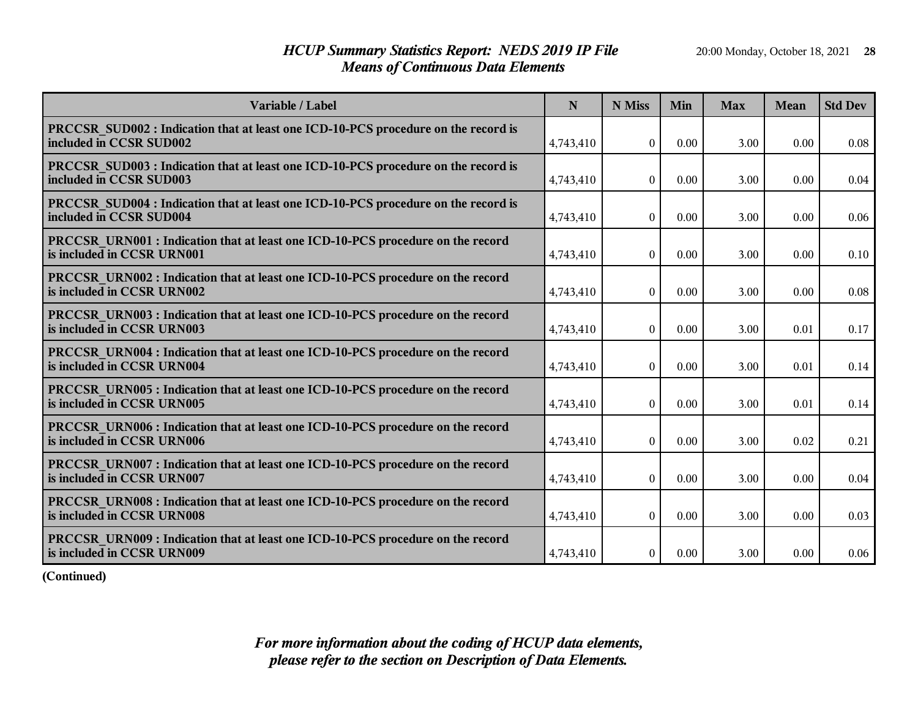# HCUP Summary Statistics Report: NEDS 2019 IP File
## Means of Continuous Data Elements

| Variable / Label | N | N Miss | Min | Max | Mean | Std Dev |
|---|---|---|---|---|---|---|
| PRCCSR_SUD002 : Indication that at least one ICD-10-PCS procedure on the record is included in CCSR SUD002 | 4,743,410 | 0 | 0.00 | 3.00 | 0.00 | 0.08 |
| PRCCSR_SUD003 : Indication that at least one ICD-10-PCS procedure on the record is included in CCSR SUD003 | 4,743,410 | 0 | 0.00 | 3.00 | 0.00 | 0.04 |
| PRCCSR_SUD004 : Indication that at least one ICD-10-PCS procedure on the record is included in CCSR SUD004 | 4,743,410 | 0 | 0.00 | 3.00 | 0.00 | 0.06 |
| PRCCSR_URN001 : Indication that at least one ICD-10-PCS procedure on the record is included in CCSR URN001 | 4,743,410 | 0 | 0.00 | 3.00 | 0.00 | 0.10 |
| PRCCSR_URN002 : Indication that at least one ICD-10-PCS procedure on the record is included in CCSR URN002 | 4,743,410 | 0 | 0.00 | 3.00 | 0.00 | 0.08 |
| PRCCSR_URN003 : Indication that at least one ICD-10-PCS procedure on the record is included in CCSR URN003 | 4,743,410 | 0 | 0.00 | 3.00 | 0.01 | 0.17 |
| PRCCSR_URN004 : Indication that at least one ICD-10-PCS procedure on the record is included in CCSR URN004 | 4,743,410 | 0 | 0.00 | 3.00 | 0.01 | 0.14 |
| PRCCSR_URN005 : Indication that at least one ICD-10-PCS procedure on the record is included in CCSR URN005 | 4,743,410 | 0 | 0.00 | 3.00 | 0.01 | 0.14 |
| PRCCSR_URN006 : Indication that at least one ICD-10-PCS procedure on the record is included in CCSR URN006 | 4,743,410 | 0 | 0.00 | 3.00 | 0.02 | 0.21 |
| PRCCSR_URN007 : Indication that at least one ICD-10-PCS procedure on the record is included in CCSR URN007 | 4,743,410 | 0 | 0.00 | 3.00 | 0.00 | 0.04 |
| PRCCSR_URN008 : Indication that at least one ICD-10-PCS procedure on the record is included in CCSR URN008 | 4,743,410 | 0 | 0.00 | 3.00 | 0.00 | 0.03 |
| PRCCSR_URN009 : Indication that at least one ICD-10-PCS procedure on the record is included in CCSR URN009 | 4,743,410 | 0 | 0.00 | 3.00 | 0.00 | 0.06 |

**(Continued)**

*For more information about the coding of HCUP data elements, please refer to the section on Description of Data Elements.*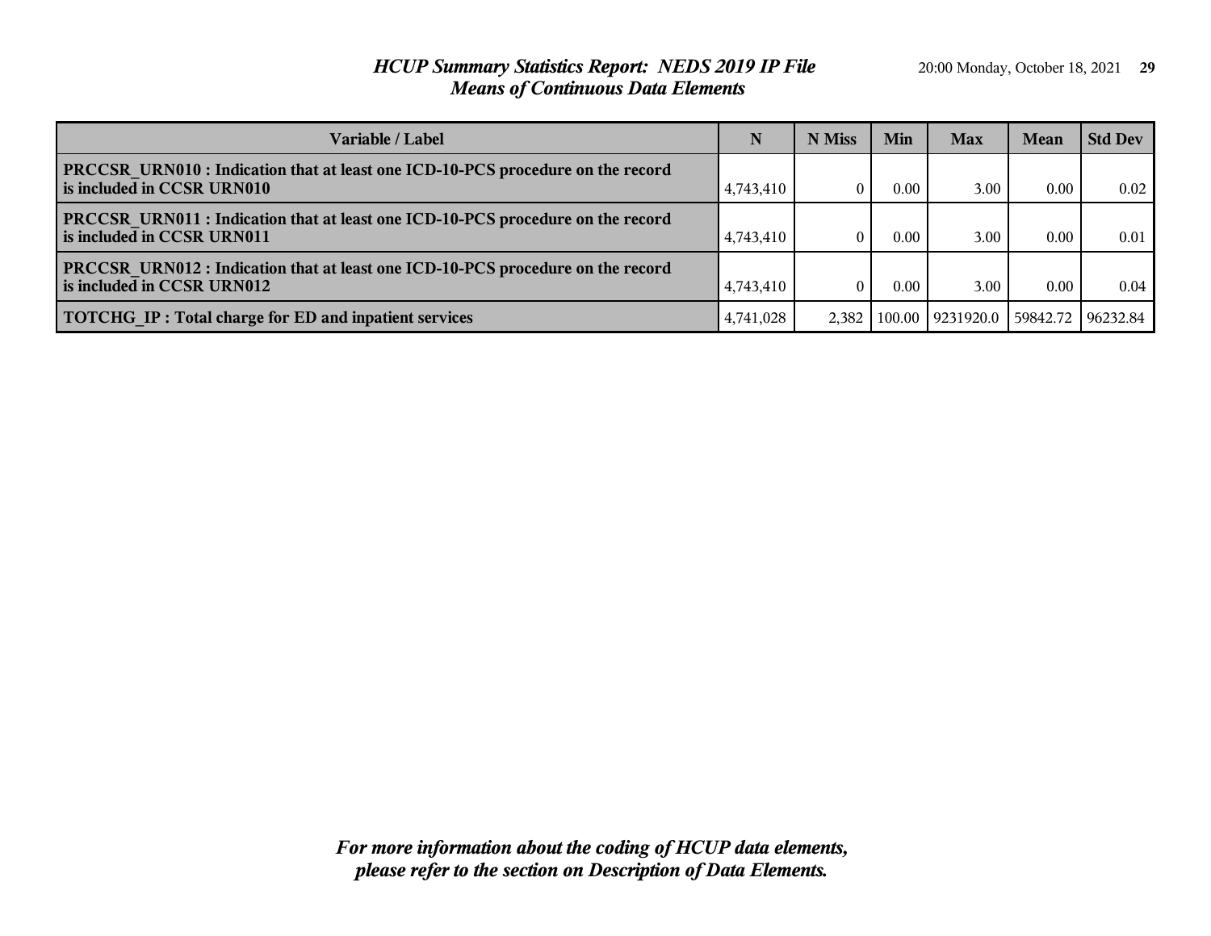# *HCUP Summary Statistics Report: NEDS 2019 IP File*
## *Means of Continuous Data Elements*

| Variable / Label | N | N Miss | Min | Max | Mean | Std Dev |
|---|---|---|---|---|---|---|
| **PRCCSR_URN010 : Indication that at least one ICD-10-PCS procedure on the record is included in CCSR URN010** | 4,743,410 | 0 | 0.00 | 3.00 | 0.00 | 0.02 |
| **PRCCSR_URN011 : Indication that at least one ICD-10-PCS procedure on the record is included in CCSR URN011** | 4,743,410 | 0 | 0.00 | 3.00 | 0.00 | 0.01 |
| **PRCCSR_URN012 : Indication that at least one ICD-10-PCS procedure on the record is included in CCSR URN012** | 4,743,410 | 0 | 0.00 | 3.00 | 0.00 | 0.04 |
| **TOTCHG_IP : Total charge for ED and inpatient services** | 4,741,028 | 2,382 | 100.00 | 9231920.0 | 59842.72 | 96232.84 |

***For more information about the coding of HCUP data elements, please refer to the section on Description of Data Elements.***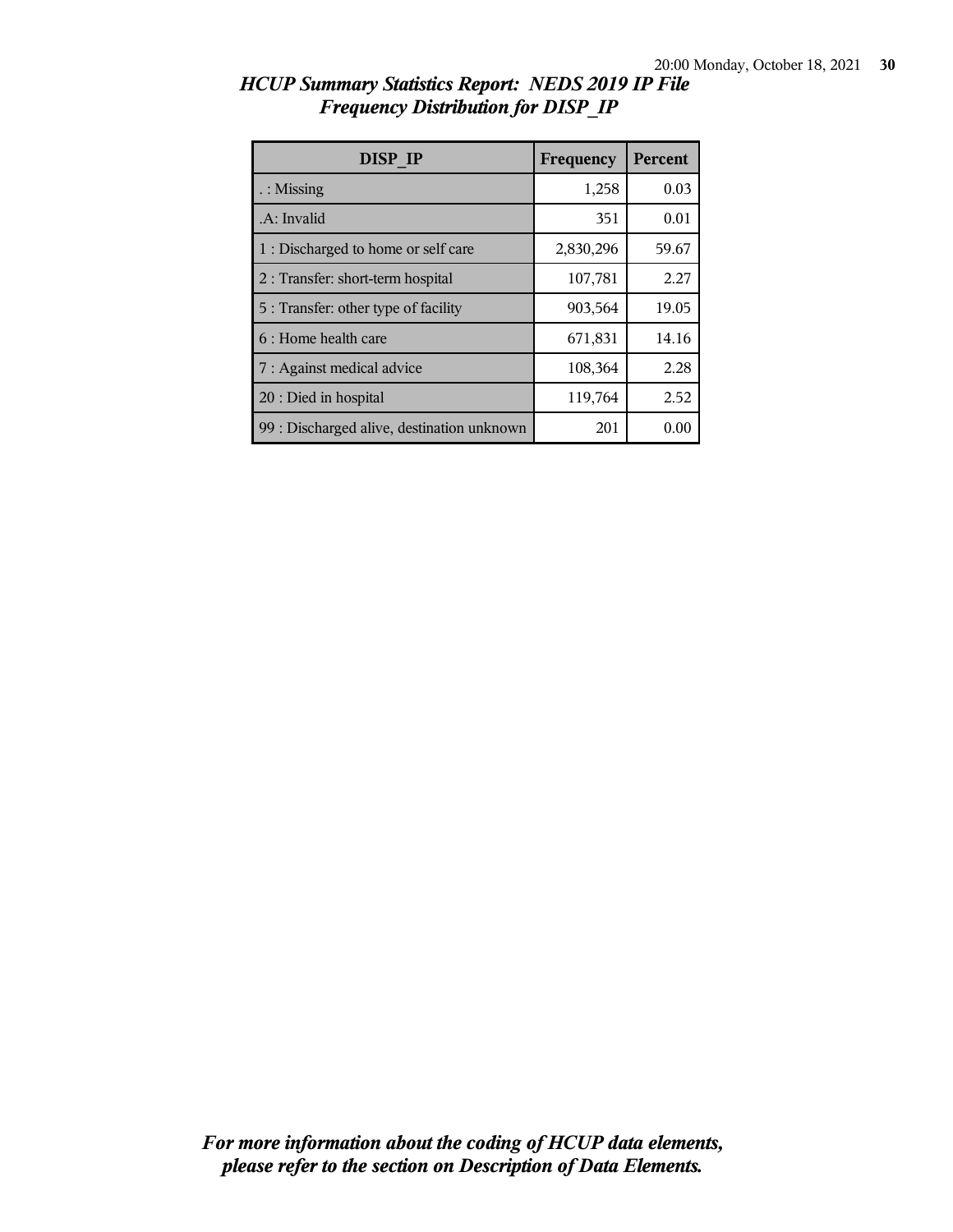# HCUP Summary Statistics Report: NEDS 2019 IP File
## Frequency Distribution for DISP_IP

| DISP_IP | Frequency | Percent |
|---|---|---|
| . : Missing | 1,258 | 0.03 |
| .A: Invalid | 351 | 0.01 |
| 1 : Discharged to home or self care | 2,830,296 | 59.67 |
| 2 : Transfer: short-term hospital | 107,781 | 2.27 |
| 5 : Transfer: other type of facility | 903,564 | 19.05 |
| 6 : Home health care | 671,831 | 14.16 |
| 7 : Against medical advice | 108,364 | 2.28 |
| 20 : Died in hospital | 119,764 | 2.52 |
| 99 : Discharged alive, destination unknown | 201 | 0.00 |

*For more information about the coding of HCUP data elements, please refer to the section on Description of Data Elements.*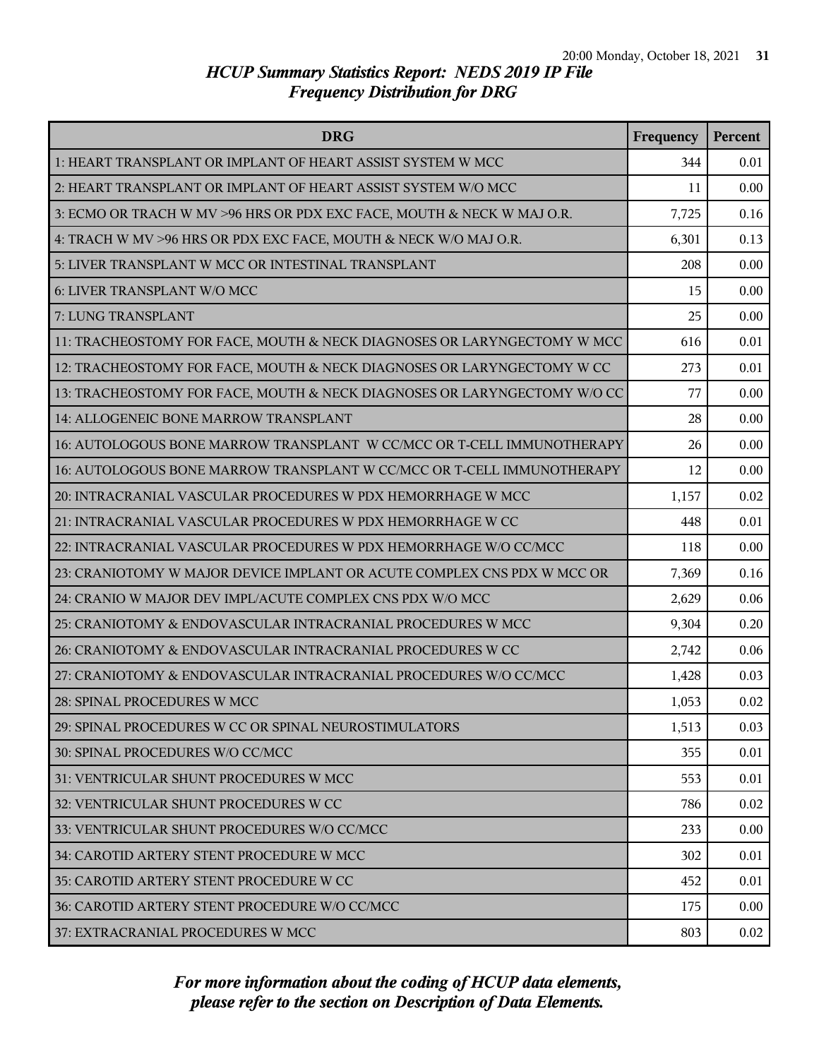## HCUP Summary Statistics Report: NEDS 2019 IP File
### Frequency Distribution for DRG

| DRG | Frequency | Percent |
|---|---|---|
| 1: HEART TRANSPLANT OR IMPLANT OF HEART ASSIST SYSTEM W MCC | 344 | 0.01 |
| 2: HEART TRANSPLANT OR IMPLANT OF HEART ASSIST SYSTEM W/O MCC | 11 | 0.00 |
| 3: ECMO OR TRACH W MV >96 HRS OR PDX EXC FACE, MOUTH & NECK W MAJ O.R. | 7,725 | 0.16 |
| 4: TRACH W MV >96 HRS OR PDX EXC FACE, MOUTH & NECK W/O MAJ O.R. | 6,301 | 0.13 |
| 5: LIVER TRANSPLANT W MCC OR INTESTINAL TRANSPLANT | 208 | 0.00 |
| 6: LIVER TRANSPLANT W/O MCC | 15 | 0.00 |
| 7: LUNG TRANSPLANT | 25 | 0.00 |
| 11: TRACHEOSTOMY FOR FACE, MOUTH & NECK DIAGNOSES OR LARYNGECTOMY W MCC | 616 | 0.01 |
| 12: TRACHEOSTOMY FOR FACE, MOUTH & NECK DIAGNOSES OR LARYNGECTOMY W CC | 273 | 0.01 |
| 13: TRACHEOSTOMY FOR FACE, MOUTH & NECK DIAGNOSES OR LARYNGECTOMY W/O CC | 77 | 0.00 |
| 14: ALLOGENEIC BONE MARROW TRANSPLANT | 28 | 0.00 |
| 16: AUTOLOGOUS BONE MARROW TRANSPLANT W CC/MCC OR T-CELL IMMUNOTHERAPY | 26 | 0.00 |
| 16: AUTOLOGOUS BONE MARROW TRANSPLANT W CC/MCC OR T-CELL IMMUNOTHERAPY | 12 | 0.00 |
| 20: INTRACRANIAL VASCULAR PROCEDURES W PDX HEMORRHAGE W MCC | 1,157 | 0.02 |
| 21: INTRACRANIAL VASCULAR PROCEDURES W PDX HEMORRHAGE W CC | 448 | 0.01 |
| 22: INTRACRANIAL VASCULAR PROCEDURES W PDX HEMORRHAGE W/O CC/MCC | 118 | 0.00 |
| 23: CRANIOTOMY W MAJOR DEVICE IMPLANT OR ACUTE COMPLEX CNS PDX W MCC OR | 7,369 | 0.16 |
| 24: CRANIO W MAJOR DEV IMPL/ACUTE COMPLEX CNS PDX W/O MCC | 2,629 | 0.06 |
| 25: CRANIOTOMY & ENDOVASCULAR INTRACRANIAL PROCEDURES W MCC | 9,304 | 0.20 |
| 26: CRANIOTOMY & ENDOVASCULAR INTRACRANIAL PROCEDURES W CC | 2,742 | 0.06 |
| 27: CRANIOTOMY & ENDOVASCULAR INTRACRANIAL PROCEDURES W/O CC/MCC | 1,428 | 0.03 |
| 28: SPINAL PROCEDURES W MCC | 1,053 | 0.02 |
| 29: SPINAL PROCEDURES W CC OR SPINAL NEUROSTIMULATORS | 1,513 | 0.03 |
| 30: SPINAL PROCEDURES W/O CC/MCC | 355 | 0.01 |
| 31: VENTRICULAR SHUNT PROCEDURES W MCC | 553 | 0.01 |
| 32: VENTRICULAR SHUNT PROCEDURES W CC | 786 | 0.02 |
| 33: VENTRICULAR SHUNT PROCEDURES W/O CC/MCC | 233 | 0.00 |
| 34: CAROTID ARTERY STENT PROCEDURE W MCC | 302 | 0.01 |
| 35: CAROTID ARTERY STENT PROCEDURE W CC | 452 | 0.01 |
| 36: CAROTID ARTERY STENT PROCEDURE W/O CC/MCC | 175 | 0.00 |
| 37: EXTRACRANIAL PROCEDURES W MCC | 803 | 0.02 |

*For more information about the coding of HCUP data elements, please refer to the section on Description of Data Elements.*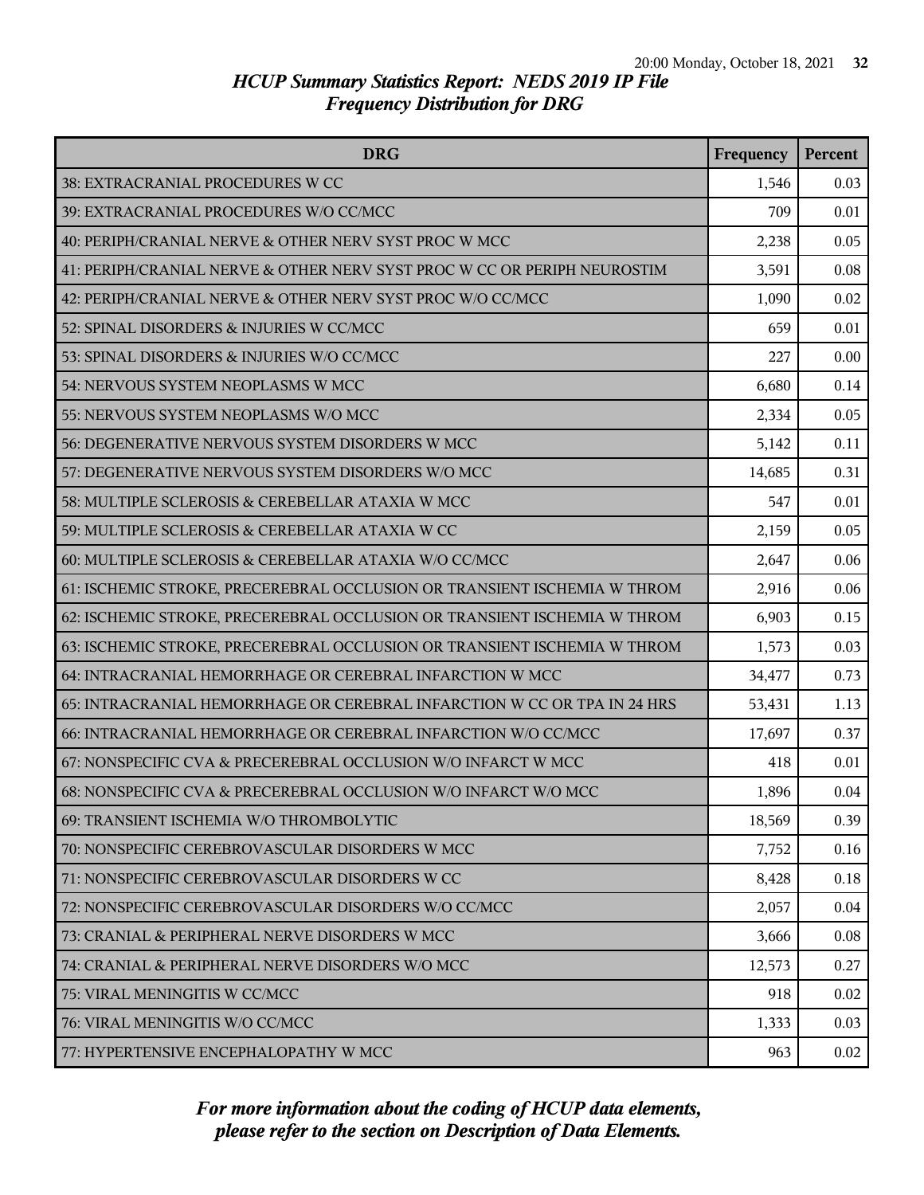# HCUP Summary Statistics Report: NEDS 2019 IP File
## Frequency Distribution for DRG

| DRG | Frequency | Percent |
|---|---|---|
| 38: EXTRACRANIAL PROCEDURES W CC | 1,546 | 0.03 |
| 39: EXTRACRANIAL PROCEDURES W/O CC/MCC | 709 | 0.01 |
| 40: PERIPH/CRANIAL NERVE & OTHER NERV SYST PROC W MCC | 2,238 | 0.05 |
| 41: PERIPH/CRANIAL NERVE & OTHER NERV SYST PROC W CC OR PERIPH NEUROSTIM | 3,591 | 0.08 |
| 42: PERIPH/CRANIAL NERVE & OTHER NERV SYST PROC W/O CC/MCC | 1,090 | 0.02 |
| 52: SPINAL DISORDERS & INJURIES W CC/MCC | 659 | 0.01 |
| 53: SPINAL DISORDERS & INJURIES W/O CC/MCC | 227 | 0.00 |
| 54: NERVOUS SYSTEM NEOPLASMS W MCC | 6,680 | 0.14 |
| 55: NERVOUS SYSTEM NEOPLASMS W/O MCC | 2,334 | 0.05 |
| 56: DEGENERATIVE NERVOUS SYSTEM DISORDERS W MCC | 5,142 | 0.11 |
| 57: DEGENERATIVE NERVOUS SYSTEM DISORDERS W/O MCC | 14,685 | 0.31 |
| 58: MULTIPLE SCLEROSIS & CEREBELLAR ATAXIA W MCC | 547 | 0.01 |
| 59: MULTIPLE SCLEROSIS & CEREBELLAR ATAXIA W CC | 2,159 | 0.05 |
| 60: MULTIPLE SCLEROSIS & CEREBELLAR ATAXIA W/O CC/MCC | 2,647 | 0.06 |
| 61: ISCHEMIC STROKE, PRECEREBRAL OCCLUSION OR TRANSIENT ISCHEMIA W THROM | 2,916 | 0.06 |
| 62: ISCHEMIC STROKE, PRECEREBRAL OCCLUSION OR TRANSIENT ISCHEMIA W THROM | 6,903 | 0.15 |
| 63: ISCHEMIC STROKE, PRECEREBRAL OCCLUSION OR TRANSIENT ISCHEMIA W THROM | 1,573 | 0.03 |
| 64: INTRACRANIAL HEMORRHAGE OR CEREBRAL INFARCTION W MCC | 34,477 | 0.73 |
| 65: INTRACRANIAL HEMORRHAGE OR CEREBRAL INFARCTION W CC OR TPA IN 24 HRS | 53,431 | 1.13 |
| 66: INTRACRANIAL HEMORRHAGE OR CEREBRAL INFARCTION W/O CC/MCC | 17,697 | 0.37 |
| 67: NONSPECIFIC CVA & PRECEREBRAL OCCLUSION W/O INFARCT W MCC | 418 | 0.01 |
| 68: NONSPECIFIC CVA & PRECEREBRAL OCCLUSION W/O INFARCT W/O MCC | 1,896 | 0.04 |
| 69: TRANSIENT ISCHEMIA W/O THROMBOLYTIC | 18,569 | 0.39 |
| 70: NONSPECIFIC CEREBROVASCULAR DISORDERS W MCC | 7,752 | 0.16 |
| 71: NONSPECIFIC CEREBROVASCULAR DISORDERS W CC | 8,428 | 0.18 |
| 72: NONSPECIFIC CEREBROVASCULAR DISORDERS W/O CC/MCC | 2,057 | 0.04 |
| 73: CRANIAL & PERIPHERAL NERVE DISORDERS W MCC | 3,666 | 0.08 |
| 74: CRANIAL & PERIPHERAL NERVE DISORDERS W/O MCC | 12,573 | 0.27 |
| 75: VIRAL MENINGITIS W CC/MCC | 918 | 0.02 |
| 76: VIRAL MENINGITIS W/O CC/MCC | 1,333 | 0.03 |
| 77: HYPERTENSIVE ENCEPHALOPATHY W MCC | 963 | 0.02 |

*For more information about the coding of HCUP data elements, please refer to the section on Description of Data Elements.*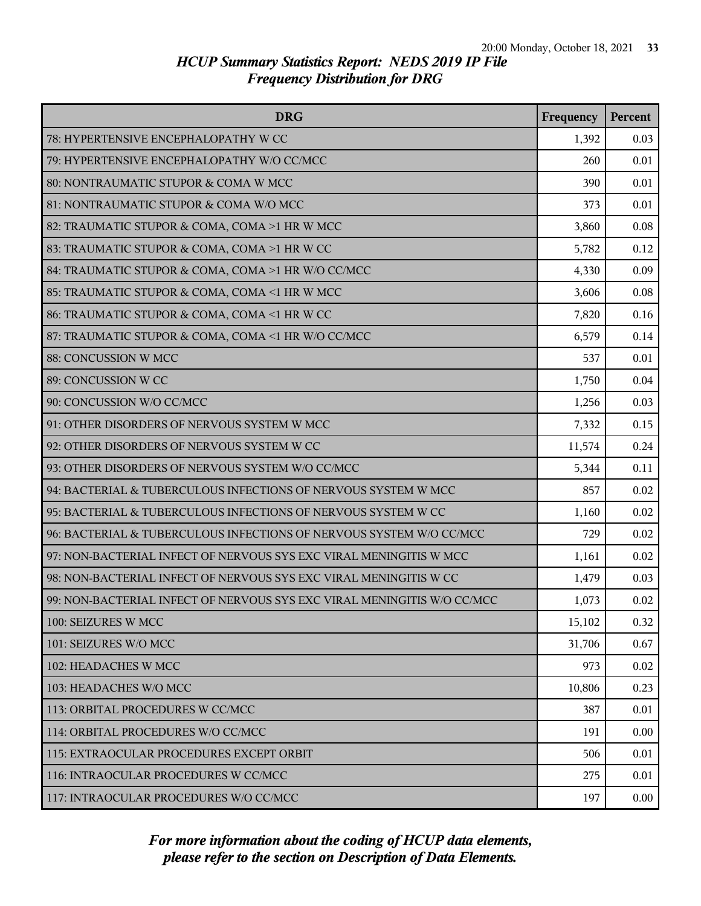# HCUP Summary Statistics Report: NEDS 2019 IP File
## Frequency Distribution for DRG

| DRG | Frequency | Percent |
|---|---|---|
| 78: HYPERTENSIVE ENCEPHALOPATHY W CC | 1,392 | 0.03 |
| 79: HYPERTENSIVE ENCEPHALOPATHY W/O CC/MCC | 260 | 0.01 |
| 80: NONTRAUMATIC STUPOR & COMA W MCC | 390 | 0.01 |
| 81: NONTRAUMATIC STUPOR & COMA W/O MCC | 373 | 0.01 |
| 82: TRAUMATIC STUPOR & COMA, COMA >1 HR W MCC | 3,860 | 0.08 |
| 83: TRAUMATIC STUPOR & COMA, COMA >1 HR W CC | 5,782 | 0.12 |
| 84: TRAUMATIC STUPOR & COMA, COMA >1 HR W/O CC/MCC | 4,330 | 0.09 |
| 85: TRAUMATIC STUPOR & COMA, COMA <1 HR W MCC | 3,606 | 0.08 |
| 86: TRAUMATIC STUPOR & COMA, COMA <1 HR W CC | 7,820 | 0.16 |
| 87: TRAUMATIC STUPOR & COMA, COMA <1 HR W/O CC/MCC | 6,579 | 0.14 |
| 88: CONCUSSION W MCC | 537 | 0.01 |
| 89: CONCUSSION W CC | 1,750 | 0.04 |
| 90: CONCUSSION W/O CC/MCC | 1,256 | 0.03 |
| 91: OTHER DISORDERS OF NERVOUS SYSTEM W MCC | 7,332 | 0.15 |
| 92: OTHER DISORDERS OF NERVOUS SYSTEM W CC | 11,574 | 0.24 |
| 93: OTHER DISORDERS OF NERVOUS SYSTEM W/O CC/MCC | 5,344 | 0.11 |
| 94: BACTERIAL & TUBERCULOUS INFECTIONS OF NERVOUS SYSTEM W MCC | 857 | 0.02 |
| 95: BACTERIAL & TUBERCULOUS INFECTIONS OF NERVOUS SYSTEM W CC | 1,160 | 0.02 |
| 96: BACTERIAL & TUBERCULOUS INFECTIONS OF NERVOUS SYSTEM W/O CC/MCC | 729 | 0.02 |
| 97: NON-BACTERIAL INFECT OF NERVOUS SYS EXC VIRAL MENINGITIS W MCC | 1,161 | 0.02 |
| 98: NON-BACTERIAL INFECT OF NERVOUS SYS EXC VIRAL MENINGITIS W CC | 1,479 | 0.03 |
| 99: NON-BACTERIAL INFECT OF NERVOUS SYS EXC VIRAL MENINGITIS W/O CC/MCC | 1,073 | 0.02 |
| 100: SEIZURES W MCC | 15,102 | 0.32 |
| 101: SEIZURES W/O MCC | 31,706 | 0.67 |
| 102: HEADACHES W MCC | 973 | 0.02 |
| 103: HEADACHES W/O MCC | 10,806 | 0.23 |
| 113: ORBITAL PROCEDURES W CC/MCC | 387 | 0.01 |
| 114: ORBITAL PROCEDURES W/O CC/MCC | 191 | 0.00 |
| 115: EXTRAOCULAR PROCEDURES EXCEPT ORBIT | 506 | 0.01 |
| 116: INTRAOCULAR PROCEDURES W CC/MCC | 275 | 0.01 |
| 117: INTRAOCULAR PROCEDURES W/O CC/MCC | 197 | 0.00 |

*For more information about the coding of HCUP data elements, please refer to the section on Description of Data Elements.*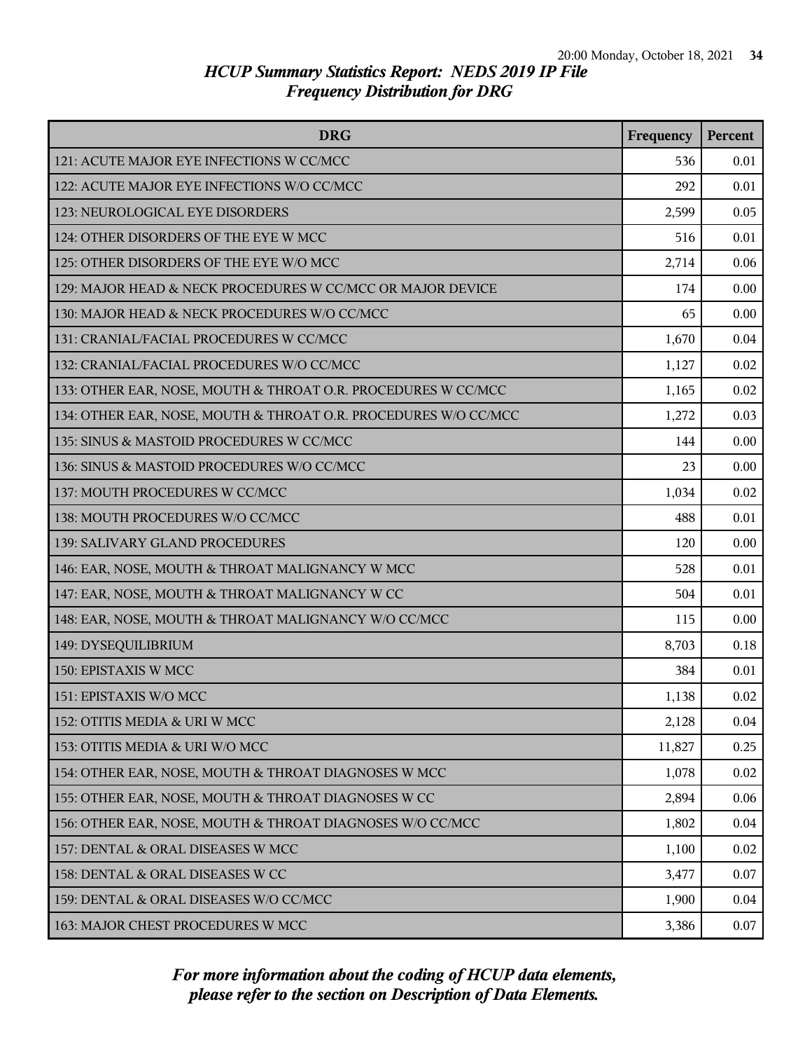# HCUP Summary Statistics Report: NEDS 2019 IP File
## Frequency Distribution for DRG

| DRG | Frequency | Percent |
|---|---|---|
| 121: ACUTE MAJOR EYE INFECTIONS W CC/MCC | 536 | 0.01 |
| 122: ACUTE MAJOR EYE INFECTIONS W/O CC/MCC | 292 | 0.01 |
| 123: NEUROLOGICAL EYE DISORDERS | 2,599 | 0.05 |
| 124: OTHER DISORDERS OF THE EYE W MCC | 516 | 0.01 |
| 125: OTHER DISORDERS OF THE EYE W/O MCC | 2,714 | 0.06 |
| 129: MAJOR HEAD & NECK PROCEDURES W CC/MCC OR MAJOR DEVICE | 174 | 0.00 |
| 130: MAJOR HEAD & NECK PROCEDURES W/O CC/MCC | 65 | 0.00 |
| 131: CRANIAL/FACIAL PROCEDURES W CC/MCC | 1,670 | 0.04 |
| 132: CRANIAL/FACIAL PROCEDURES W/O CC/MCC | 1,127 | 0.02 |
| 133: OTHER EAR, NOSE, MOUTH & THROAT O.R. PROCEDURES W CC/MCC | 1,165 | 0.02 |
| 134: OTHER EAR, NOSE, MOUTH & THROAT O.R. PROCEDURES W/O CC/MCC | 1,272 | 0.03 |
| 135: SINUS & MASTOID PROCEDURES W CC/MCC | 144 | 0.00 |
| 136: SINUS & MASTOID PROCEDURES W/O CC/MCC | 23 | 0.00 |
| 137: MOUTH PROCEDURES W CC/MCC | 1,034 | 0.02 |
| 138: MOUTH PROCEDURES W/O CC/MCC | 488 | 0.01 |
| 139: SALIVARY GLAND PROCEDURES | 120 | 0.00 |
| 146: EAR, NOSE, MOUTH & THROAT MALIGNANCY W MCC | 528 | 0.01 |
| 147: EAR, NOSE, MOUTH & THROAT MALIGNANCY W CC | 504 | 0.01 |
| 148: EAR, NOSE, MOUTH & THROAT MALIGNANCY W/O CC/MCC | 115 | 0.00 |
| 149: DYSEQUILIBRIUM | 8,703 | 0.18 |
| 150: EPISTAXIS W MCC | 384 | 0.01 |
| 151: EPISTAXIS W/O MCC | 1,138 | 0.02 |
| 152: OTITIS MEDIA & URI W MCC | 2,128 | 0.04 |
| 153: OTITIS MEDIA & URI W/O MCC | 11,827 | 0.25 |
| 154: OTHER EAR, NOSE, MOUTH & THROAT DIAGNOSES W MCC | 1,078 | 0.02 |
| 155: OTHER EAR, NOSE, MOUTH & THROAT DIAGNOSES W CC | 2,894 | 0.06 |
| 156: OTHER EAR, NOSE, MOUTH & THROAT DIAGNOSES W/O CC/MCC | 1,802 | 0.04 |
| 157: DENTAL & ORAL DISEASES W MCC | 1,100 | 0.02 |
| 158: DENTAL & ORAL DISEASES W CC | 3,477 | 0.07 |
| 159: DENTAL & ORAL DISEASES W/O CC/MCC | 1,900 | 0.04 |
| 163: MAJOR CHEST PROCEDURES W MCC | 3,386 | 0.07 |

*For more information about the coding of HCUP data elements, please refer to the section on Description of Data Elements.*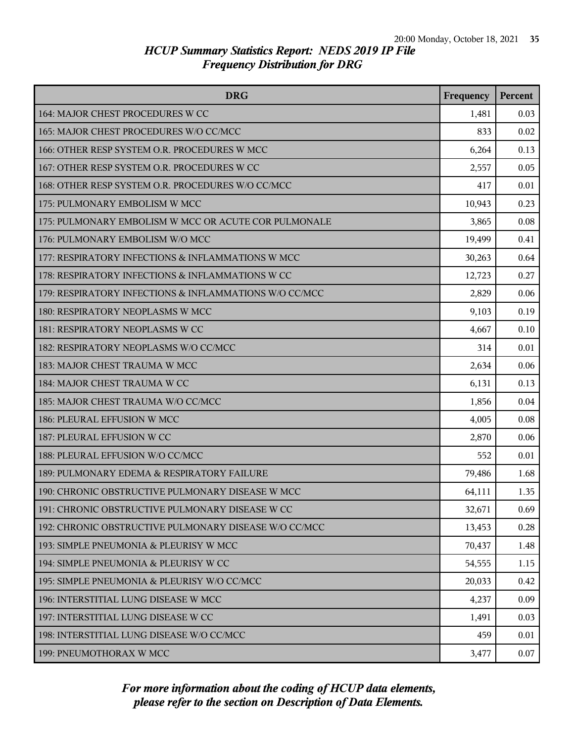# HCUP Summary Statistics Report: NEDS 2019 IP File
## Frequency Distribution for DRG

| DRG | Frequency | Percent |
|---|---|---|
| 164: MAJOR CHEST PROCEDURES W CC | 1,481 | 0.03 |
| 165: MAJOR CHEST PROCEDURES W/O CC/MCC | 833 | 0.02 |
| 166: OTHER RESP SYSTEM O.R. PROCEDURES W MCC | 6,264 | 0.13 |
| 167: OTHER RESP SYSTEM O.R. PROCEDURES W CC | 2,557 | 0.05 |
| 168: OTHER RESP SYSTEM O.R. PROCEDURES W/O CC/MCC | 417 | 0.01 |
| 175: PULMONARY EMBOLISM W MCC | 10,943 | 0.23 |
| 175: PULMONARY EMBOLISM W MCC OR ACUTE COR PULMONALE | 3,865 | 0.08 |
| 176: PULMONARY EMBOLISM W/O MCC | 19,499 | 0.41 |
| 177: RESPIRATORY INFECTIONS & INFLAMMATIONS W MCC | 30,263 | 0.64 |
| 178: RESPIRATORY INFECTIONS & INFLAMMATIONS W CC | 12,723 | 0.27 |
| 179: RESPIRATORY INFECTIONS & INFLAMMATIONS W/O CC/MCC | 2,829 | 0.06 |
| 180: RESPIRATORY NEOPLASMS W MCC | 9,103 | 0.19 |
| 181: RESPIRATORY NEOPLASMS W CC | 4,667 | 0.10 |
| 182: RESPIRATORY NEOPLASMS W/O CC/MCC | 314 | 0.01 |
| 183: MAJOR CHEST TRAUMA W MCC | 2,634 | 0.06 |
| 184: MAJOR CHEST TRAUMA W CC | 6,131 | 0.13 |
| 185: MAJOR CHEST TRAUMA W/O CC/MCC | 1,856 | 0.04 |
| 186: PLEURAL EFFUSION W MCC | 4,005 | 0.08 |
| 187: PLEURAL EFFUSION W CC | 2,870 | 0.06 |
| 188: PLEURAL EFFUSION W/O CC/MCC | 552 | 0.01 |
| 189: PULMONARY EDEMA & RESPIRATORY FAILURE | 79,486 | 1.68 |
| 190: CHRONIC OBSTRUCTIVE PULMONARY DISEASE W MCC | 64,111 | 1.35 |
| 191: CHRONIC OBSTRUCTIVE PULMONARY DISEASE W CC | 32,671 | 0.69 |
| 192: CHRONIC OBSTRUCTIVE PULMONARY DISEASE W/O CC/MCC | 13,453 | 0.28 |
| 193: SIMPLE PNEUMONIA & PLEURISY W MCC | 70,437 | 1.48 |
| 194: SIMPLE PNEUMONIA & PLEURISY W CC | 54,555 | 1.15 |
| 195: SIMPLE PNEUMONIA & PLEURISY W/O CC/MCC | 20,033 | 0.42 |
| 196: INTERSTITIAL LUNG DISEASE W MCC | 4,237 | 0.09 |
| 197: INTERSTITIAL LUNG DISEASE W CC | 1,491 | 0.03 |
| 198: INTERSTITIAL LUNG DISEASE W/O CC/MCC | 459 | 0.01 |
| 199: PNEUMOTHORAX W MCC | 3,477 | 0.07 |

*For more information about the coding of HCUP data elements, please refer to the section on Description of Data Elements.*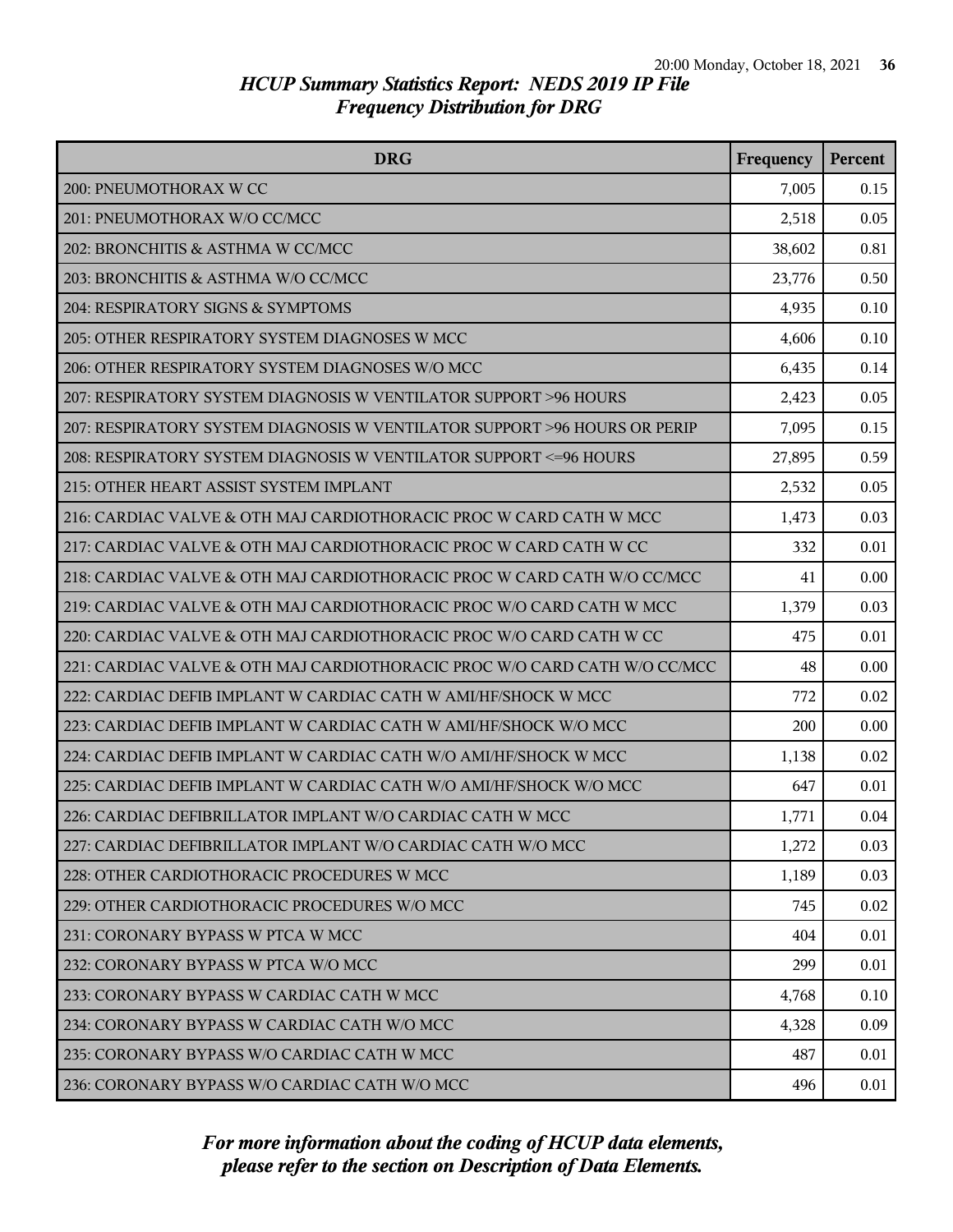*HCUP Summary Statistics Report: NEDS 2019 IP File*
*Frequency Distribution for DRG*

| DRG | Frequency | Percent |
|---|---|---|
| 200: PNEUMOTHORAX W CC | 7,005 | 0.15 |
| 201: PNEUMOTHORAX W/O CC/MCC | 2,518 | 0.05 |
| 202: BRONCHITIS & ASTHMA W CC/MCC | 38,602 | 0.81 |
| 203: BRONCHITIS & ASTHMA W/O CC/MCC | 23,776 | 0.50 |
| 204: RESPIRATORY SIGNS & SYMPTOMS | 4,935 | 0.10 |
| 205: OTHER RESPIRATORY SYSTEM DIAGNOSES W MCC | 4,606 | 0.10 |
| 206: OTHER RESPIRATORY SYSTEM DIAGNOSES W/O MCC | 6,435 | 0.14 |
| 207: RESPIRATORY SYSTEM DIAGNOSIS W VENTILATOR SUPPORT >96 HOURS | 2,423 | 0.05 |
| 207: RESPIRATORY SYSTEM DIAGNOSIS W VENTILATOR SUPPORT >96 HOURS OR PERIP | 7,095 | 0.15 |
| 208: RESPIRATORY SYSTEM DIAGNOSIS W VENTILATOR SUPPORT <=96 HOURS | 27,895 | 0.59 |
| 215: OTHER HEART ASSIST SYSTEM IMPLANT | 2,532 | 0.05 |
| 216: CARDIAC VALVE & OTH MAJ CARDIOTHORACIC PROC W CARD CATH W MCC | 1,473 | 0.03 |
| 217: CARDIAC VALVE & OTH MAJ CARDIOTHORACIC PROC W CARD CATH W CC | 332 | 0.01 |
| 218: CARDIAC VALVE & OTH MAJ CARDIOTHORACIC PROC W CARD CATH W/O CC/MCC | 41 | 0.00 |
| 219: CARDIAC VALVE & OTH MAJ CARDIOTHORACIC PROC W/O CARD CATH W MCC | 1,379 | 0.03 |
| 220: CARDIAC VALVE & OTH MAJ CARDIOTHORACIC PROC W/O CARD CATH W CC | 475 | 0.01 |
| 221: CARDIAC VALVE & OTH MAJ CARDIOTHORACIC PROC W/O CARD CATH W/O CC/MCC | 48 | 0.00 |
| 222: CARDIAC DEFIB IMPLANT W CARDIAC CATH W AMI/HF/SHOCK W MCC | 772 | 0.02 |
| 223: CARDIAC DEFIB IMPLANT W CARDIAC CATH W AMI/HF/SHOCK W/O MCC | 200 | 0.00 |
| 224: CARDIAC DEFIB IMPLANT W CARDIAC CATH W/O AMI/HF/SHOCK W MCC | 1,138 | 0.02 |
| 225: CARDIAC DEFIB IMPLANT W CARDIAC CATH W/O AMI/HF/SHOCK W/O MCC | 647 | 0.01 |
| 226: CARDIAC DEFIBRILLATOR IMPLANT W/O CARDIAC CATH W MCC | 1,771 | 0.04 |
| 227: CARDIAC DEFIBRILLATOR IMPLANT W/O CARDIAC CATH W/O MCC | 1,272 | 0.03 |
| 228: OTHER CARDIOTHORACIC PROCEDURES W MCC | 1,189 | 0.03 |
| 229: OTHER CARDIOTHORACIC PROCEDURES W/O MCC | 745 | 0.02 |
| 231: CORONARY BYPASS W PTCA W MCC | 404 | 0.01 |
| 232: CORONARY BYPASS W PTCA W/O MCC | 299 | 0.01 |
| 233: CORONARY BYPASS W CARDIAC CATH W MCC | 4,768 | 0.10 |
| 234: CORONARY BYPASS W CARDIAC CATH W/O MCC | 4,328 | 0.09 |
| 235: CORONARY BYPASS W/O CARDIAC CATH W MCC | 487 | 0.01 |
| 236: CORONARY BYPASS W/O CARDIAC CATH W/O MCC | 496 | 0.01 |

*For more information about the coding of HCUP data elements, please refer to the section on Description of Data Elements.*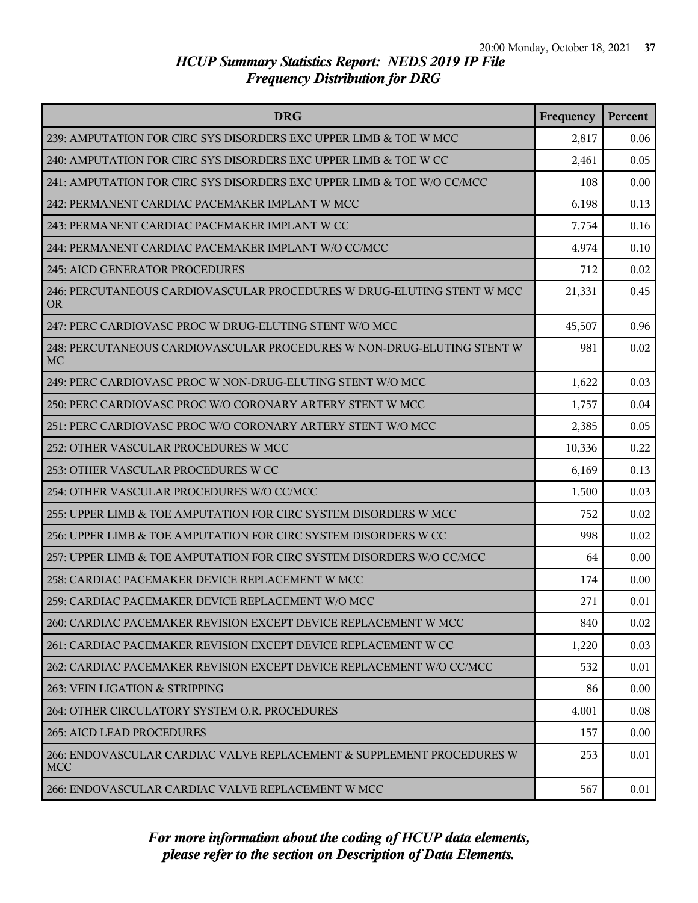## HCUP Summary Statistics Report: NEDS 2019 IP File
## Frequency Distribution for DRG

| DRG | Frequency | Percent |
|---|---|---|
| 239: AMPUTATION FOR CIRC SYS DISORDERS EXC UPPER LIMB & TOE W MCC | 2,817 | 0.06 |
| 240: AMPUTATION FOR CIRC SYS DISORDERS EXC UPPER LIMB & TOE W CC | 2,461 | 0.05 |
| 241: AMPUTATION FOR CIRC SYS DISORDERS EXC UPPER LIMB & TOE W/O CC/MCC | 108 | 0.00 |
| 242: PERMANENT CARDIAC PACEMAKER IMPLANT W MCC | 6,198 | 0.13 |
| 243: PERMANENT CARDIAC PACEMAKER IMPLANT W CC | 7,754 | 0.16 |
| 244: PERMANENT CARDIAC PACEMAKER IMPLANT W/O CC/MCC | 4,974 | 0.10 |
| 245: AICD GENERATOR PROCEDURES | 712 | 0.02 |
| 246: PERCUTANEOUS CARDIOVASCULAR PROCEDURES W DRUG-ELUTING STENT W MCC OR | 21,331 | 0.45 |
| 247: PERC CARDIOVASC PROC W DRUG-ELUTING STENT W/O MCC | 45,507 | 0.96 |
| 248: PERCUTANEOUS CARDIOVASCULAR PROCEDURES W NON-DRUG-ELUTING STENT W MC | 981 | 0.02 |
| 249: PERC CARDIOVASC PROC W NON-DRUG-ELUTING STENT W/O MCC | 1,622 | 0.03 |
| 250: PERC CARDIOVASC PROC W/O CORONARY ARTERY STENT W MCC | 1,757 | 0.04 |
| 251: PERC CARDIOVASC PROC W/O CORONARY ARTERY STENT W/O MCC | 2,385 | 0.05 |
| 252: OTHER VASCULAR PROCEDURES W MCC | 10,336 | 0.22 |
| 253: OTHER VASCULAR PROCEDURES W CC | 6,169 | 0.13 |
| 254: OTHER VASCULAR PROCEDURES W/O CC/MCC | 1,500 | 0.03 |
| 255: UPPER LIMB & TOE AMPUTATION FOR CIRC SYSTEM DISORDERS W MCC | 752 | 0.02 |
| 256: UPPER LIMB & TOE AMPUTATION FOR CIRC SYSTEM DISORDERS W CC | 998 | 0.02 |
| 257: UPPER LIMB & TOE AMPUTATION FOR CIRC SYSTEM DISORDERS W/O CC/MCC | 64 | 0.00 |
| 258: CARDIAC PACEMAKER DEVICE REPLACEMENT W MCC | 174 | 0.00 |
| 259: CARDIAC PACEMAKER DEVICE REPLACEMENT W/O MCC | 271 | 0.01 |
| 260: CARDIAC PACEMAKER REVISION EXCEPT DEVICE REPLACEMENT W MCC | 840 | 0.02 |
| 261: CARDIAC PACEMAKER REVISION EXCEPT DEVICE REPLACEMENT W CC | 1,220 | 0.03 |
| 262: CARDIAC PACEMAKER REVISION EXCEPT DEVICE REPLACEMENT W/O CC/MCC | 532 | 0.01 |
| 263: VEIN LIGATION & STRIPPING | 86 | 0.00 |
| 264: OTHER CIRCULATORY SYSTEM O.R. PROCEDURES | 4,001 | 0.08 |
| 265: AICD LEAD PROCEDURES | 157 | 0.00 |
| 266: ENDOVASCULAR CARDIAC VALVE REPLACEMENT & SUPPLEMENT PROCEDURES W MCC | 253 | 0.01 |
| 266: ENDOVASCULAR CARDIAC VALVE REPLACEMENT W MCC | 567 | 0.01 |

*For more information about the coding of HCUP data elements, please refer to the section on Description of Data Elements.*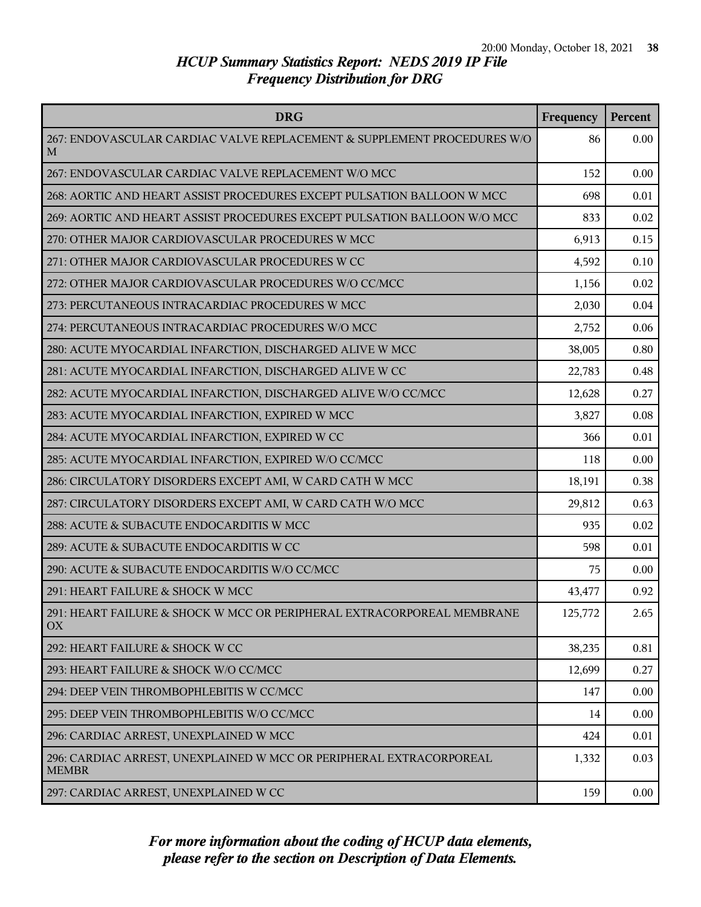## HCUP Summary Statistics Report: NEDS 2019 IP File

### Frequency Distribution for DRG

| DRG | Frequency | Percent |
|---|---|---|
| 267: ENDOVASCULAR CARDIAC VALVE REPLACEMENT & SUPPLEMENT PROCEDURES W/O M | 86 | 0.00 |
| 267: ENDOVASCULAR CARDIAC VALVE REPLACEMENT W/O MCC | 152 | 0.00 |
| 268: AORTIC AND HEART ASSIST PROCEDURES EXCEPT PULSATION BALLOON W MCC | 698 | 0.01 |
| 269: AORTIC AND HEART ASSIST PROCEDURES EXCEPT PULSATION BALLOON W/O MCC | 833 | 0.02 |
| 270: OTHER MAJOR CARDIOVASCULAR PROCEDURES W MCC | 6,913 | 0.15 |
| 271: OTHER MAJOR CARDIOVASCULAR PROCEDURES W CC | 4,592 | 0.10 |
| 272: OTHER MAJOR CARDIOVASCULAR PROCEDURES W/O CC/MCC | 1,156 | 0.02 |
| 273: PERCUTANEOUS INTRACARDIAC PROCEDURES W MCC | 2,030 | 0.04 |
| 274: PERCUTANEOUS INTRACARDIAC PROCEDURES W/O MCC | 2,752 | 0.06 |
| 280: ACUTE MYOCARDIAL INFARCTION, DISCHARGED ALIVE W MCC | 38,005 | 0.80 |
| 281: ACUTE MYOCARDIAL INFARCTION, DISCHARGED ALIVE W CC | 22,783 | 0.48 |
| 282: ACUTE MYOCARDIAL INFARCTION, DISCHARGED ALIVE W/O CC/MCC | 12,628 | 0.27 |
| 283: ACUTE MYOCARDIAL INFARCTION, EXPIRED W MCC | 3,827 | 0.08 |
| 284: ACUTE MYOCARDIAL INFARCTION, EXPIRED W CC | 366 | 0.01 |
| 285: ACUTE MYOCARDIAL INFARCTION, EXPIRED W/O CC/MCC | 118 | 0.00 |
| 286: CIRCULATORY DISORDERS EXCEPT AMI, W CARD CATH W MCC | 18,191 | 0.38 |
| 287: CIRCULATORY DISORDERS EXCEPT AMI, W CARD CATH W/O MCC | 29,812 | 0.63 |
| 288: ACUTE & SUBACUTE ENDOCARDITIS W MCC | 935 | 0.02 |
| 289: ACUTE & SUBACUTE ENDOCARDITIS W CC | 598 | 0.01 |
| 290: ACUTE & SUBACUTE ENDOCARDITIS W/O CC/MCC | 75 | 0.00 |
| 291: HEART FAILURE & SHOCK W MCC | 43,477 | 0.92 |
| 291: HEART FAILURE & SHOCK W MCC OR PERIPHERAL EXTRACORPOREAL MEMBRANE OX | 125,772 | 2.65 |
| 292: HEART FAILURE & SHOCK W CC | 38,235 | 0.81 |
| 293: HEART FAILURE & SHOCK W/O CC/MCC | 12,699 | 0.27 |
| 294: DEEP VEIN THROMBOPHLEBITIS W CC/MCC | 147 | 0.00 |
| 295: DEEP VEIN THROMBOPHLEBITIS W/O CC/MCC | 14 | 0.00 |
| 296: CARDIAC ARREST, UNEXPLAINED W MCC | 424 | 0.01 |
| 296: CARDIAC ARREST, UNEXPLAINED W MCC OR PERIPHERAL EXTRACORPOREAL MEMBR | 1,332 | 0.03 |
| 297: CARDIAC ARREST, UNEXPLAINED W CC | 159 | 0.00 |

*For more information about the coding of HCUP data elements, please refer to the section on Description of Data Elements.*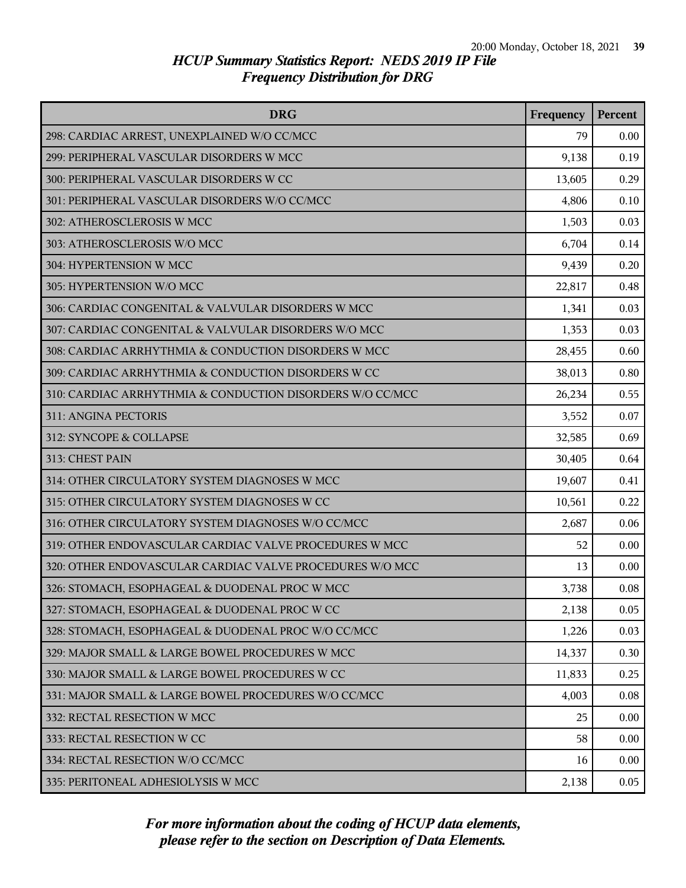# HCUP Summary Statistics Report: NEDS 2019 IP File
## Frequency Distribution for DRG

| DRG | Frequency | Percent |
|---|---|---|
| 298: CARDIAC ARREST, UNEXPLAINED W/O CC/MCC | 79 | 0.00 |
| 299: PERIPHERAL VASCULAR DISORDERS W MCC | 9,138 | 0.19 |
| 300: PERIPHERAL VASCULAR DISORDERS W CC | 13,605 | 0.29 |
| 301: PERIPHERAL VASCULAR DISORDERS W/O CC/MCC | 4,806 | 0.10 |
| 302: ATHEROSCLEROSIS W MCC | 1,503 | 0.03 |
| 303: ATHEROSCLEROSIS W/O MCC | 6,704 | 0.14 |
| 304: HYPERTENSION W MCC | 9,439 | 0.20 |
| 305: HYPERTENSION W/O MCC | 22,817 | 0.48 |
| 306: CARDIAC CONGENITAL & VALVULAR DISORDERS W MCC | 1,341 | 0.03 |
| 307: CARDIAC CONGENITAL & VALVULAR DISORDERS W/O MCC | 1,353 | 0.03 |
| 308: CARDIAC ARRHYTHMIA & CONDUCTION DISORDERS W MCC | 28,455 | 0.60 |
| 309: CARDIAC ARRHYTHMIA & CONDUCTION DISORDERS W CC | 38,013 | 0.80 |
| 310: CARDIAC ARRHYTHMIA & CONDUCTION DISORDERS W/O CC/MCC | 26,234 | 0.55 |
| 311: ANGINA PECTORIS | 3,552 | 0.07 |
| 312: SYNCOPE & COLLAPSE | 32,585 | 0.69 |
| 313: CHEST PAIN | 30,405 | 0.64 |
| 314: OTHER CIRCULATORY SYSTEM DIAGNOSES W MCC | 19,607 | 0.41 |
| 315: OTHER CIRCULATORY SYSTEM DIAGNOSES W CC | 10,561 | 0.22 |
| 316: OTHER CIRCULATORY SYSTEM DIAGNOSES W/O CC/MCC | 2,687 | 0.06 |
| 319: OTHER ENDOVASCULAR CARDIAC VALVE PROCEDURES W MCC | 52 | 0.00 |
| 320: OTHER ENDOVASCULAR CARDIAC VALVE PROCEDURES W/O MCC | 13 | 0.00 |
| 326: STOMACH, ESOPHAGEAL & DUODENAL PROC W MCC | 3,738 | 0.08 |
| 327: STOMACH, ESOPHAGEAL & DUODENAL PROC W CC | 2,138 | 0.05 |
| 328: STOMACH, ESOPHAGEAL & DUODENAL PROC W/O CC/MCC | 1,226 | 0.03 |
| 329: MAJOR SMALL & LARGE BOWEL PROCEDURES W MCC | 14,337 | 0.30 |
| 330: MAJOR SMALL & LARGE BOWEL PROCEDURES W CC | 11,833 | 0.25 |
| 331: MAJOR SMALL & LARGE BOWEL PROCEDURES W/O CC/MCC | 4,003 | 0.08 |
| 332: RECTAL RESECTION W MCC | 25 | 0.00 |
| 333: RECTAL RESECTION W CC | 58 | 0.00 |
| 334: RECTAL RESECTION W/O CC/MCC | 16 | 0.00 |
| 335: PERITONEAL ADHESIOLYSIS W MCC | 2,138 | 0.05 |

*For more information about the coding of HCUP data elements, please refer to the section on Description of Data Elements.*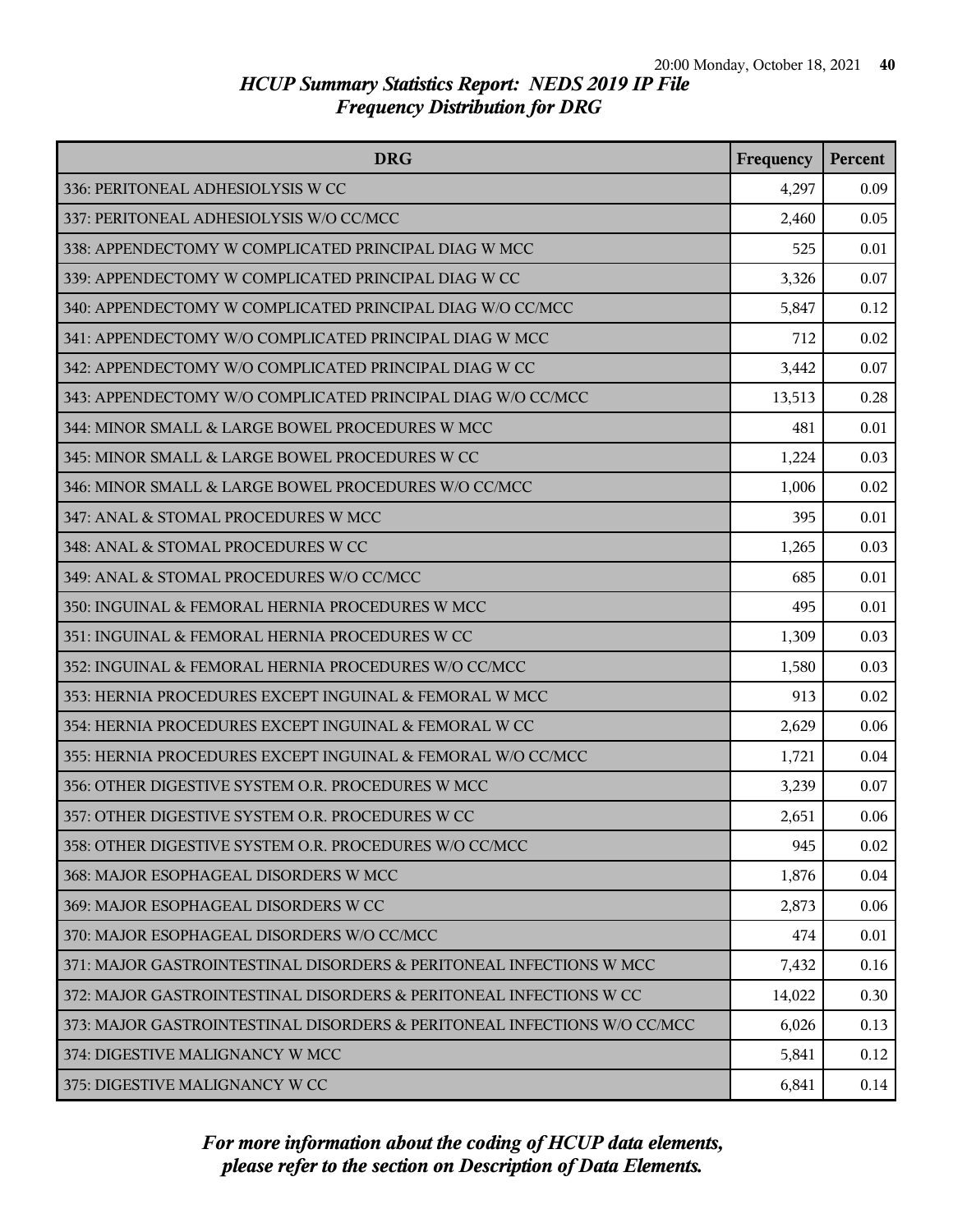*HCUP Summary Statistics Report: NEDS 2019 IP File*
*Frequency Distribution for DRG*

| DRG | Frequency | Percent |
|---|---|---|
| 336: PERITONEAL ADHESIOLYSIS W CC | 4,297 | 0.09 |
| 337: PERITONEAL ADHESIOLYSIS W/O CC/MCC | 2,460 | 0.05 |
| 338: APPENDECTOMY W COMPLICATED PRINCIPAL DIAG W MCC | 525 | 0.01 |
| 339: APPENDECTOMY W COMPLICATED PRINCIPAL DIAG W CC | 3,326 | 0.07 |
| 340: APPENDECTOMY W COMPLICATED PRINCIPAL DIAG W/O CC/MCC | 5,847 | 0.12 |
| 341: APPENDECTOMY W/O COMPLICATED PRINCIPAL DIAG W MCC | 712 | 0.02 |
| 342: APPENDECTOMY W/O COMPLICATED PRINCIPAL DIAG W CC | 3,442 | 0.07 |
| 343: APPENDECTOMY W/O COMPLICATED PRINCIPAL DIAG W/O CC/MCC | 13,513 | 0.28 |
| 344: MINOR SMALL & LARGE BOWEL PROCEDURES W MCC | 481 | 0.01 |
| 345: MINOR SMALL & LARGE BOWEL PROCEDURES W CC | 1,224 | 0.03 |
| 346: MINOR SMALL & LARGE BOWEL PROCEDURES W/O CC/MCC | 1,006 | 0.02 |
| 347: ANAL & STOMAL PROCEDURES W MCC | 395 | 0.01 |
| 348: ANAL & STOMAL PROCEDURES W CC | 1,265 | 0.03 |
| 349: ANAL & STOMAL PROCEDURES W/O CC/MCC | 685 | 0.01 |
| 350: INGUINAL & FEMORAL HERNIA PROCEDURES W MCC | 495 | 0.01 |
| 351: INGUINAL & FEMORAL HERNIA PROCEDURES W CC | 1,309 | 0.03 |
| 352: INGUINAL & FEMORAL HERNIA PROCEDURES W/O CC/MCC | 1,580 | 0.03 |
| 353: HERNIA PROCEDURES EXCEPT INGUINAL & FEMORAL W MCC | 913 | 0.02 |
| 354: HERNIA PROCEDURES EXCEPT INGUINAL & FEMORAL W CC | 2,629 | 0.06 |
| 355: HERNIA PROCEDURES EXCEPT INGUINAL & FEMORAL W/O CC/MCC | 1,721 | 0.04 |
| 356: OTHER DIGESTIVE SYSTEM O.R. PROCEDURES W MCC | 3,239 | 0.07 |
| 357: OTHER DIGESTIVE SYSTEM O.R. PROCEDURES W CC | 2,651 | 0.06 |
| 358: OTHER DIGESTIVE SYSTEM O.R. PROCEDURES W/O CC/MCC | 945 | 0.02 |
| 368: MAJOR ESOPHAGEAL DISORDERS W MCC | 1,876 | 0.04 |
| 369: MAJOR ESOPHAGEAL DISORDERS W CC | 2,873 | 0.06 |
| 370: MAJOR ESOPHAGEAL DISORDERS W/O CC/MCC | 474 | 0.01 |
| 371: MAJOR GASTROINTESTINAL DISORDERS & PERITONEAL INFECTIONS W MCC | 7,432 | 0.16 |
| 372: MAJOR GASTROINTESTINAL DISORDERS & PERITONEAL INFECTIONS W CC | 14,022 | 0.30 |
| 373: MAJOR GASTROINTESTINAL DISORDERS & PERITONEAL INFECTIONS W/O CC/MCC | 6,026 | 0.13 |
| 374: DIGESTIVE MALIGNANCY W MCC | 5,841 | 0.12 |
| 375: DIGESTIVE MALIGNANCY W CC | 6,841 | 0.14 |

*For more information about the coding of HCUP data elements, please refer to the section on Description of Data Elements.*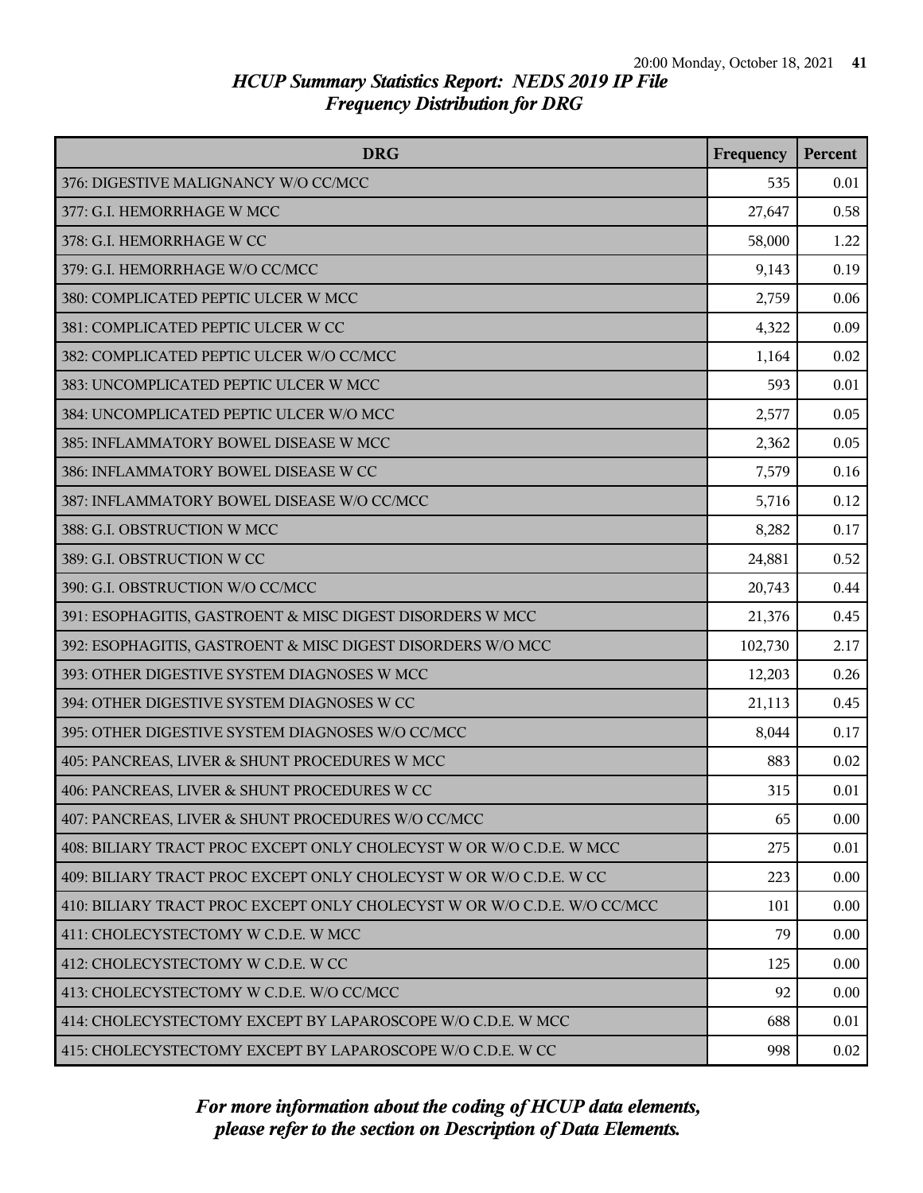# HCUP Summary Statistics Report: NEDS 2019 IP File
## Frequency Distribution for DRG

| DRG | Frequency | Percent |
|---|---|---|
| 376: DIGESTIVE MALIGNANCY W/O CC/MCC | 535 | 0.01 |
| 377: G.I. HEMORRHAGE W MCC | 27,647 | 0.58 |
| 378: G.I. HEMORRHAGE W CC | 58,000 | 1.22 |
| 379: G.I. HEMORRHAGE W/O CC/MCC | 9,143 | 0.19 |
| 380: COMPLICATED PEPTIC ULCER W MCC | 2,759 | 0.06 |
| 381: COMPLICATED PEPTIC ULCER W CC | 4,322 | 0.09 |
| 382: COMPLICATED PEPTIC ULCER W/O CC/MCC | 1,164 | 0.02 |
| 383: UNCOMPLICATED PEPTIC ULCER W MCC | 593 | 0.01 |
| 384: UNCOMPLICATED PEPTIC ULCER W/O MCC | 2,577 | 0.05 |
| 385: INFLAMMATORY BOWEL DISEASE W MCC | 2,362 | 0.05 |
| 386: INFLAMMATORY BOWEL DISEASE W CC | 7,579 | 0.16 |
| 387: INFLAMMATORY BOWEL DISEASE W/O CC/MCC | 5,716 | 0.12 |
| 388: G.I. OBSTRUCTION W MCC | 8,282 | 0.17 |
| 389: G.I. OBSTRUCTION W CC | 24,881 | 0.52 |
| 390: G.I. OBSTRUCTION W/O CC/MCC | 20,743 | 0.44 |
| 391: ESOPHAGITIS, GASTROENT & MISC DIGEST DISORDERS W MCC | 21,376 | 0.45 |
| 392: ESOPHAGITIS, GASTROENT & MISC DIGEST DISORDERS W/O MCC | 102,730 | 2.17 |
| 393: OTHER DIGESTIVE SYSTEM DIAGNOSES W MCC | 12,203 | 0.26 |
| 394: OTHER DIGESTIVE SYSTEM DIAGNOSES W CC | 21,113 | 0.45 |
| 395: OTHER DIGESTIVE SYSTEM DIAGNOSES W/O CC/MCC | 8,044 | 0.17 |
| 405: PANCREAS, LIVER & SHUNT PROCEDURES W MCC | 883 | 0.02 |
| 406: PANCREAS, LIVER & SHUNT PROCEDURES W CC | 315 | 0.01 |
| 407: PANCREAS, LIVER & SHUNT PROCEDURES W/O CC/MCC | 65 | 0.00 |
| 408: BILIARY TRACT PROC EXCEPT ONLY CHOLECYST W OR W/O C.D.E. W MCC | 275 | 0.01 |
| 409: BILIARY TRACT PROC EXCEPT ONLY CHOLECYST W OR W/O C.D.E. W CC | 223 | 0.00 |
| 410: BILIARY TRACT PROC EXCEPT ONLY CHOLECYST W OR W/O C.D.E. W/O CC/MCC | 101 | 0.00 |
| 411: CHOLECYSTECTOMY W C.D.E. W MCC | 79 | 0.00 |
| 412: CHOLECYSTECTOMY W C.D.E. W CC | 125 | 0.00 |
| 413: CHOLECYSTECTOMY W C.D.E. W/O CC/MCC | 92 | 0.00 |
| 414: CHOLECYSTECTOMY EXCEPT BY LAPAROSCOPE W/O C.D.E. W MCC | 688 | 0.01 |
| 415: CHOLECYSTECTOMY EXCEPT BY LAPAROSCOPE W/O C.D.E. W CC | 998 | 0.02 |

*For more information about the coding of HCUP data elements, please refer to the section on Description of Data Elements.*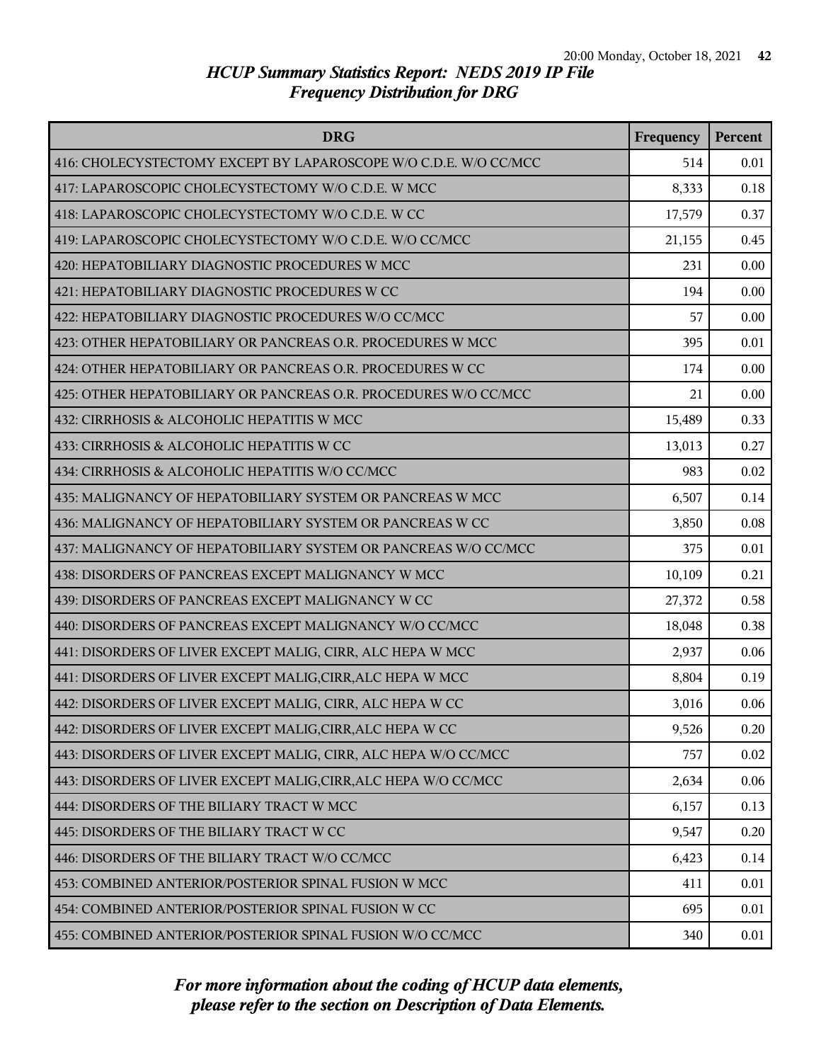# HCUP Summary Statistics Report: NEDS 2019 IP File
## Frequency Distribution for DRG

| DRG | Frequency | Percent |
|---|---|---|
| 416: CHOLECYSTECTOMY EXCEPT BY LAPAROSCOPE W/O C.D.E. W/O CC/MCC | 514 | 0.01 |
| 417: LAPAROSCOPIC CHOLECYSTECTOMY W/O C.D.E. W MCC | 8,333 | 0.18 |
| 418: LAPAROSCOPIC CHOLECYSTECTOMY W/O C.D.E. W CC | 17,579 | 0.37 |
| 419: LAPAROSCOPIC CHOLECYSTECTOMY W/O C.D.E. W/O CC/MCC | 21,155 | 0.45 |
| 420: HEPATOBILIARY DIAGNOSTIC PROCEDURES W MCC | 231 | 0.00 |
| 421: HEPATOBILIARY DIAGNOSTIC PROCEDURES W CC | 194 | 0.00 |
| 422: HEPATOBILIARY DIAGNOSTIC PROCEDURES W/O CC/MCC | 57 | 0.00 |
| 423: OTHER HEPATOBILIARY OR PANCREAS O.R. PROCEDURES W MCC | 395 | 0.01 |
| 424: OTHER HEPATOBILIARY OR PANCREAS O.R. PROCEDURES W CC | 174 | 0.00 |
| 425: OTHER HEPATOBILIARY OR PANCREAS O.R. PROCEDURES W/O CC/MCC | 21 | 0.00 |
| 432: CIRRHOSIS & ALCOHOLIC HEPATITIS W MCC | 15,489 | 0.33 |
| 433: CIRRHOSIS & ALCOHOLIC HEPATITIS W CC | 13,013 | 0.27 |
| 434: CIRRHOSIS & ALCOHOLIC HEPATITIS W/O CC/MCC | 983 | 0.02 |
| 435: MALIGNANCY OF HEPATOBILIARY SYSTEM OR PANCREAS W MCC | 6,507 | 0.14 |
| 436: MALIGNANCY OF HEPATOBILIARY SYSTEM OR PANCREAS W CC | 3,850 | 0.08 |
| 437: MALIGNANCY OF HEPATOBILIARY SYSTEM OR PANCREAS W/O CC/MCC | 375 | 0.01 |
| 438: DISORDERS OF PANCREAS EXCEPT MALIGNANCY W MCC | 10,109 | 0.21 |
| 439: DISORDERS OF PANCREAS EXCEPT MALIGNANCY W CC | 27,372 | 0.58 |
| 440: DISORDERS OF PANCREAS EXCEPT MALIGNANCY W/O CC/MCC | 18,048 | 0.38 |
| 441: DISORDERS OF LIVER EXCEPT MALIG, CIRR, ALC HEPA W MCC | 2,937 | 0.06 |
| 441: DISORDERS OF LIVER EXCEPT MALIG,CIRR,ALC HEPA W MCC | 8,804 | 0.19 |
| 442: DISORDERS OF LIVER EXCEPT MALIG, CIRR, ALC HEPA W CC | 3,016 | 0.06 |
| 442: DISORDERS OF LIVER EXCEPT MALIG,CIRR,ALC HEPA W CC | 9,526 | 0.20 |
| 443: DISORDERS OF LIVER EXCEPT MALIG, CIRR, ALC HEPA W/O CC/MCC | 757 | 0.02 |
| 443: DISORDERS OF LIVER EXCEPT MALIG,CIRR,ALC HEPA W/O CC/MCC | 2,634 | 0.06 |
| 444: DISORDERS OF THE BILIARY TRACT W MCC | 6,157 | 0.13 |
| 445: DISORDERS OF THE BILIARY TRACT W CC | 9,547 | 0.20 |
| 446: DISORDERS OF THE BILIARY TRACT W/O CC/MCC | 6,423 | 0.14 |
| 453: COMBINED ANTERIOR/POSTERIOR SPINAL FUSION W MCC | 411 | 0.01 |
| 454: COMBINED ANTERIOR/POSTERIOR SPINAL FUSION W CC | 695 | 0.01 |
| 455: COMBINED ANTERIOR/POSTERIOR SPINAL FUSION W/O CC/MCC | 340 | 0.01 |

*For more information about the coding of HCUP data elements, please refer to the section on Description of Data Elements.*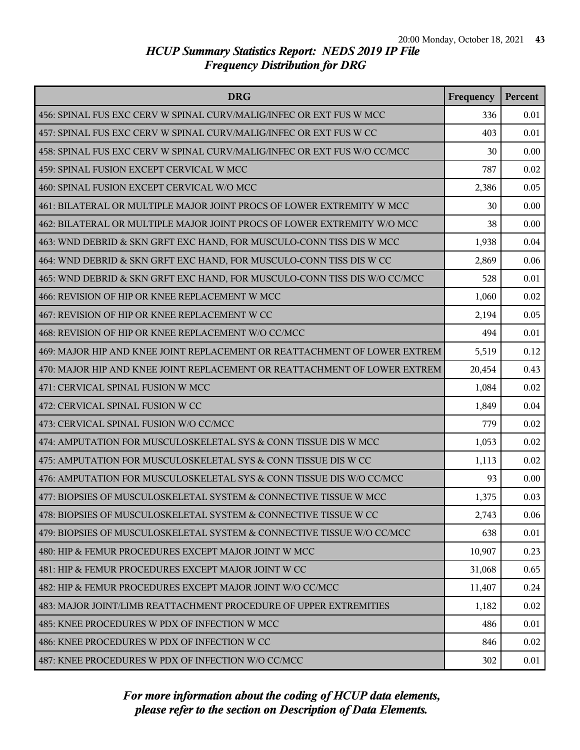# HCUP Summary Statistics Report: NEDS 2019 IP File
## Frequency Distribution for DRG

| DRG | Frequency | Percent |
|---|---|---|
| 456: SPINAL FUS EXC CERV W SPINAL CURV/MALIG/INFEC OR EXT FUS W MCC | 336 | 0.01 |
| 457: SPINAL FUS EXC CERV W SPINAL CURV/MALIG/INFEC OR EXT FUS W CC | 403 | 0.01 |
| 458: SPINAL FUS EXC CERV W SPINAL CURV/MALIG/INFEC OR EXT FUS W/O CC/MCC | 30 | 0.00 |
| 459: SPINAL FUSION EXCEPT CERVICAL W MCC | 787 | 0.02 |
| 460: SPINAL FUSION EXCEPT CERVICAL W/O MCC | 2,386 | 0.05 |
| 461: BILATERAL OR MULTIPLE MAJOR JOINT PROCS OF LOWER EXTREMITY W MCC | 30 | 0.00 |
| 462: BILATERAL OR MULTIPLE MAJOR JOINT PROCS OF LOWER EXTREMITY W/O MCC | 38 | 0.00 |
| 463: WND DEBRID & SKN GRFT EXC HAND, FOR MUSCULO-CONN TISS DIS W MCC | 1,938 | 0.04 |
| 464: WND DEBRID & SKN GRFT EXC HAND, FOR MUSCULO-CONN TISS DIS W CC | 2,869 | 0.06 |
| 465: WND DEBRID & SKN GRFT EXC HAND, FOR MUSCULO-CONN TISS DIS W/O CC/MCC | 528 | 0.01 |
| 466: REVISION OF HIP OR KNEE REPLACEMENT W MCC | 1,060 | 0.02 |
| 467: REVISION OF HIP OR KNEE REPLACEMENT W CC | 2,194 | 0.05 |
| 468: REVISION OF HIP OR KNEE REPLACEMENT W/O CC/MCC | 494 | 0.01 |
| 469: MAJOR HIP AND KNEE JOINT REPLACEMENT OR REATTACHMENT OF LOWER EXTREM | 5,519 | 0.12 |
| 470: MAJOR HIP AND KNEE JOINT REPLACEMENT OR REATTACHMENT OF LOWER EXTREM | 20,454 | 0.43 |
| 471: CERVICAL SPINAL FUSION W MCC | 1,084 | 0.02 |
| 472: CERVICAL SPINAL FUSION W CC | 1,849 | 0.04 |
| 473: CERVICAL SPINAL FUSION W/O CC/MCC | 779 | 0.02 |
| 474: AMPUTATION FOR MUSCULOSKELETAL SYS & CONN TISSUE DIS W MCC | 1,053 | 0.02 |
| 475: AMPUTATION FOR MUSCULOSKELETAL SYS & CONN TISSUE DIS W CC | 1,113 | 0.02 |
| 476: AMPUTATION FOR MUSCULOSKELETAL SYS & CONN TISSUE DIS W/O CC/MCC | 93 | 0.00 |
| 477: BIOPSIES OF MUSCULOSKELETAL SYSTEM & CONNECTIVE TISSUE W MCC | 1,375 | 0.03 |
| 478: BIOPSIES OF MUSCULOSKELETAL SYSTEM & CONNECTIVE TISSUE W CC | 2,743 | 0.06 |
| 479: BIOPSIES OF MUSCULOSKELETAL SYSTEM & CONNECTIVE TISSUE W/O CC/MCC | 638 | 0.01 |
| 480: HIP & FEMUR PROCEDURES EXCEPT MAJOR JOINT W MCC | 10,907 | 0.23 |
| 481: HIP & FEMUR PROCEDURES EXCEPT MAJOR JOINT W CC | 31,068 | 0.65 |
| 482: HIP & FEMUR PROCEDURES EXCEPT MAJOR JOINT W/O CC/MCC | 11,407 | 0.24 |
| 483: MAJOR JOINT/LIMB REATTACHMENT PROCEDURE OF UPPER EXTREMITIES | 1,182 | 0.02 |
| 485: KNEE PROCEDURES W PDX OF INFECTION W MCC | 486 | 0.01 |
| 486: KNEE PROCEDURES W PDX OF INFECTION W CC | 846 | 0.02 |
| 487: KNEE PROCEDURES W PDX OF INFECTION W/O CC/MCC | 302 | 0.01 |

*For more information about the coding of HCUP data elements, please refer to the section on Description of Data Elements.*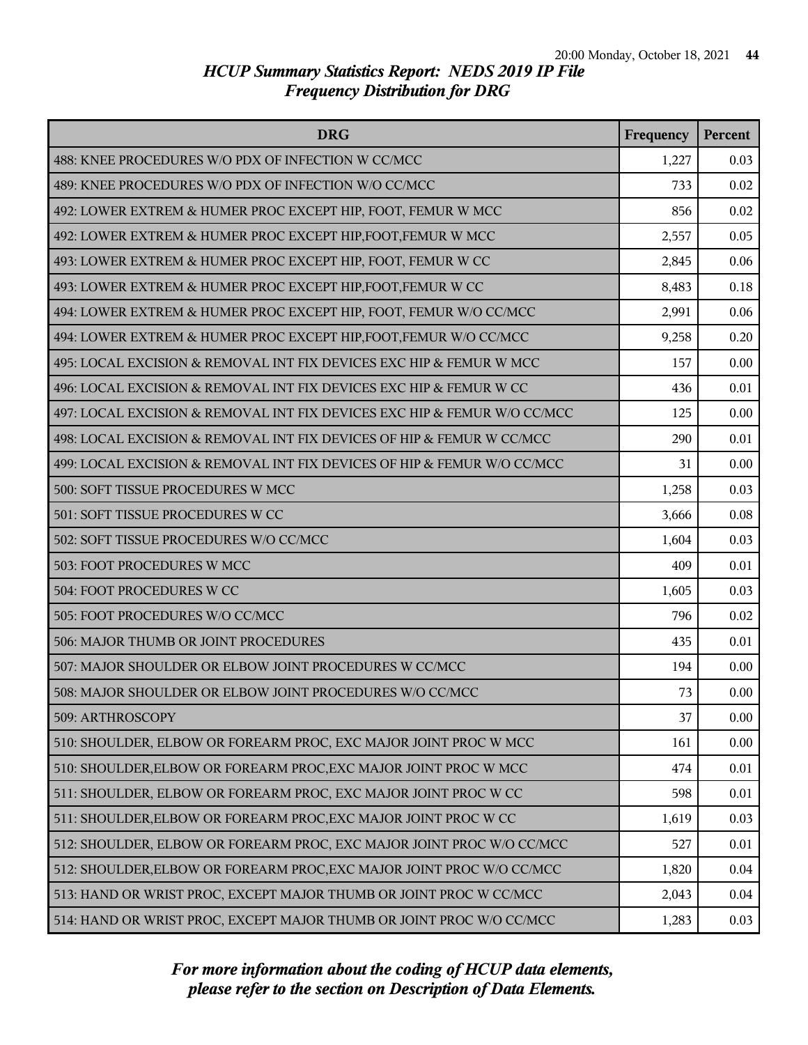# HCUP Summary Statistics Report: NEDS 2019 IP File
## Frequency Distribution for DRG

| DRG | Frequency | Percent |
|---|---|---|
| 488: KNEE PROCEDURES W/O PDX OF INFECTION W CC/MCC | 1,227 | 0.03 |
| 489: KNEE PROCEDURES W/O PDX OF INFECTION W/O CC/MCC | 733 | 0.02 |
| 492: LOWER EXTREM & HUMER PROC EXCEPT HIP, FOOT, FEMUR W MCC | 856 | 0.02 |
| 492: LOWER EXTREM & HUMER PROC EXCEPT HIP,FOOT,FEMUR W MCC | 2,557 | 0.05 |
| 493: LOWER EXTREM & HUMER PROC EXCEPT HIP, FOOT, FEMUR W CC | 2,845 | 0.06 |
| 493: LOWER EXTREM & HUMER PROC EXCEPT HIP,FOOT,FEMUR W CC | 8,483 | 0.18 |
| 494: LOWER EXTREM & HUMER PROC EXCEPT HIP, FOOT, FEMUR W/O CC/MCC | 2,991 | 0.06 |
| 494: LOWER EXTREM & HUMER PROC EXCEPT HIP,FOOT,FEMUR W/O CC/MCC | 9,258 | 0.20 |
| 495: LOCAL EXCISION & REMOVAL INT FIX DEVICES EXC HIP & FEMUR W MCC | 157 | 0.00 |
| 496: LOCAL EXCISION & REMOVAL INT FIX DEVICES EXC HIP & FEMUR W CC | 436 | 0.01 |
| 497: LOCAL EXCISION & REMOVAL INT FIX DEVICES EXC HIP & FEMUR W/O CC/MCC | 125 | 0.00 |
| 498: LOCAL EXCISION & REMOVAL INT FIX DEVICES OF HIP & FEMUR W CC/MCC | 290 | 0.01 |
| 499: LOCAL EXCISION & REMOVAL INT FIX DEVICES OF HIP & FEMUR W/O CC/MCC | 31 | 0.00 |
| 500: SOFT TISSUE PROCEDURES W MCC | 1,258 | 0.03 |
| 501: SOFT TISSUE PROCEDURES W CC | 3,666 | 0.08 |
| 502: SOFT TISSUE PROCEDURES W/O CC/MCC | 1,604 | 0.03 |
| 503: FOOT PROCEDURES W MCC | 409 | 0.01 |
| 504: FOOT PROCEDURES W CC | 1,605 | 0.03 |
| 505: FOOT PROCEDURES W/O CC/MCC | 796 | 0.02 |
| 506: MAJOR THUMB OR JOINT PROCEDURES | 435 | 0.01 |
| 507: MAJOR SHOULDER OR ELBOW JOINT PROCEDURES W CC/MCC | 194 | 0.00 |
| 508: MAJOR SHOULDER OR ELBOW JOINT PROCEDURES W/O CC/MCC | 73 | 0.00 |
| 509: ARTHROSCOPY | 37 | 0.00 |
| 510: SHOULDER, ELBOW OR FOREARM PROC, EXC MAJOR JOINT PROC W MCC | 161 | 0.00 |
| 510: SHOULDER,ELBOW OR FOREARM PROC,EXC MAJOR JOINT PROC W MCC | 474 | 0.01 |
| 511: SHOULDER, ELBOW OR FOREARM PROC, EXC MAJOR JOINT PROC W CC | 598 | 0.01 |
| 511: SHOULDER,ELBOW OR FOREARM PROC,EXC MAJOR JOINT PROC W CC | 1,619 | 0.03 |
| 512: SHOULDER, ELBOW OR FOREARM PROC, EXC MAJOR JOINT PROC W/O CC/MCC | 527 | 0.01 |
| 512: SHOULDER,ELBOW OR FOREARM PROC,EXC MAJOR JOINT PROC W/O CC/MCC | 1,820 | 0.04 |
| 513: HAND OR WRIST PROC, EXCEPT MAJOR THUMB OR JOINT PROC W CC/MCC | 2,043 | 0.04 |
| 514: HAND OR WRIST PROC, EXCEPT MAJOR THUMB OR JOINT PROC W/O CC/MCC | 1,283 | 0.03 |

*For more information about the coding of HCUP data elements, please refer to the section on Description of Data Elements.*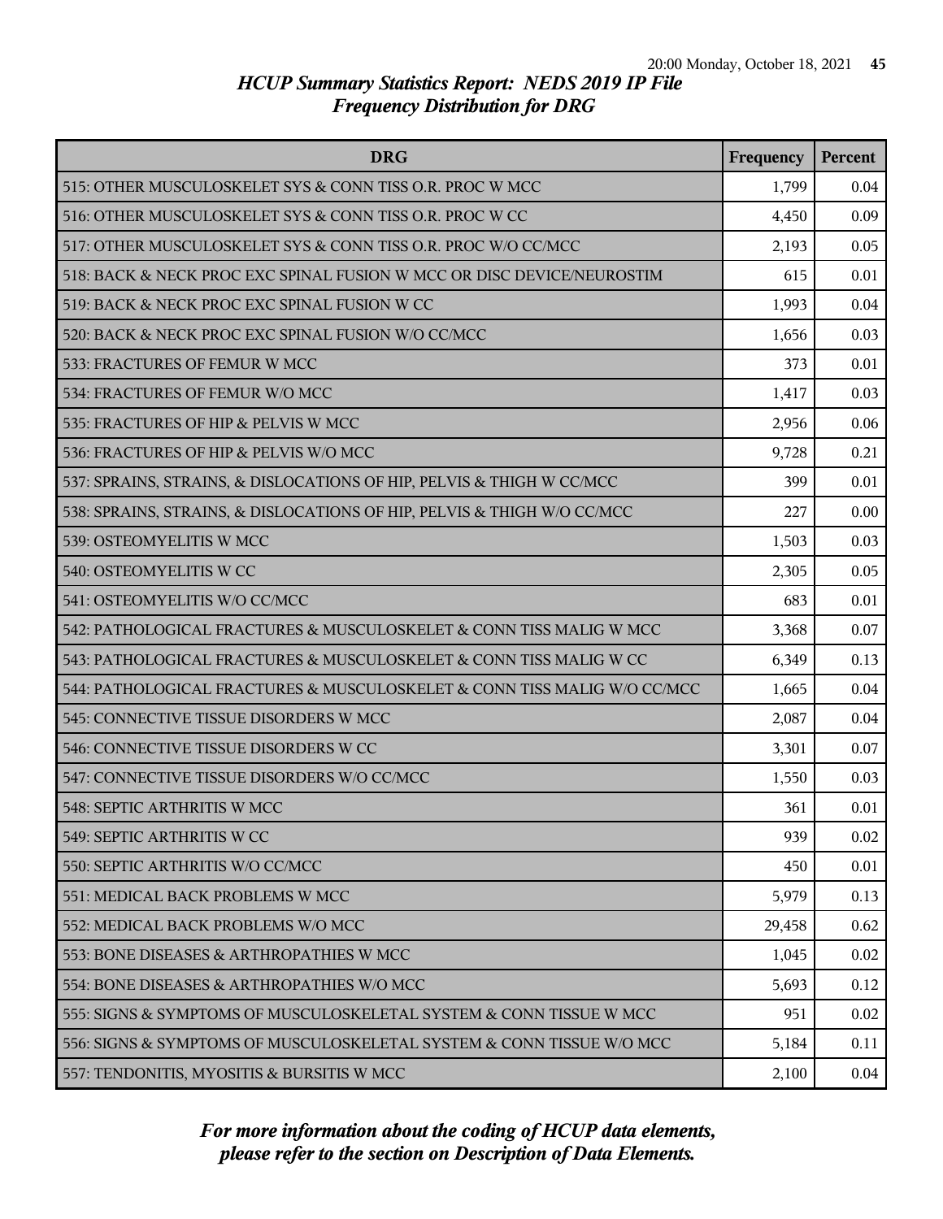# HCUP Summary Statistics Report: NEDS 2019 IP File
## Frequency Distribution for DRG

| DRG | Frequency | Percent |
|---|---|---|
| 515: OTHER MUSCULOSKELET SYS & CONN TISS O.R. PROC W MCC | 1,799 | 0.04 |
| 516: OTHER MUSCULOSKELET SYS & CONN TISS O.R. PROC W CC | 4,450 | 0.09 |
| 517: OTHER MUSCULOSKELET SYS & CONN TISS O.R. PROC W/O CC/MCC | 2,193 | 0.05 |
| 518: BACK & NECK PROC EXC SPINAL FUSION W MCC OR DISC DEVICE/NEUROSTIM | 615 | 0.01 |
| 519: BACK & NECK PROC EXC SPINAL FUSION W CC | 1,993 | 0.04 |
| 520: BACK & NECK PROC EXC SPINAL FUSION W/O CC/MCC | 1,656 | 0.03 |
| 533: FRACTURES OF FEMUR W MCC | 373 | 0.01 |
| 534: FRACTURES OF FEMUR W/O MCC | 1,417 | 0.03 |
| 535: FRACTURES OF HIP & PELVIS W MCC | 2,956 | 0.06 |
| 536: FRACTURES OF HIP & PELVIS W/O MCC | 9,728 | 0.21 |
| 537: SPRAINS, STRAINS, & DISLOCATIONS OF HIP, PELVIS & THIGH W CC/MCC | 399 | 0.01 |
| 538: SPRAINS, STRAINS, & DISLOCATIONS OF HIP, PELVIS & THIGH W/O CC/MCC | 227 | 0.00 |
| 539: OSTEOMYELITIS W MCC | 1,503 | 0.03 |
| 540: OSTEOMYELITIS W CC | 2,305 | 0.05 |
| 541: OSTEOMYELITIS W/O CC/MCC | 683 | 0.01 |
| 542: PATHOLOGICAL FRACTURES & MUSCULOSKELET & CONN TISS MALIG W MCC | 3,368 | 0.07 |
| 543: PATHOLOGICAL FRACTURES & MUSCULOSKELET & CONN TISS MALIG W CC | 6,349 | 0.13 |
| 544: PATHOLOGICAL FRACTURES & MUSCULOSKELET & CONN TISS MALIG W/O CC/MCC | 1,665 | 0.04 |
| 545: CONNECTIVE TISSUE DISORDERS W MCC | 2,087 | 0.04 |
| 546: CONNECTIVE TISSUE DISORDERS W CC | 3,301 | 0.07 |
| 547: CONNECTIVE TISSUE DISORDERS W/O CC/MCC | 1,550 | 0.03 |
| 548: SEPTIC ARTHRITIS W MCC | 361 | 0.01 |
| 549: SEPTIC ARTHRITIS W CC | 939 | 0.02 |
| 550: SEPTIC ARTHRITIS W/O CC/MCC | 450 | 0.01 |
| 551: MEDICAL BACK PROBLEMS W MCC | 5,979 | 0.13 |
| 552: MEDICAL BACK PROBLEMS W/O MCC | 29,458 | 0.62 |
| 553: BONE DISEASES & ARTHROPATHIES W MCC | 1,045 | 0.02 |
| 554: BONE DISEASES & ARTHROPATHIES W/O MCC | 5,693 | 0.12 |
| 555: SIGNS & SYMPTOMS OF MUSCULOSKELETAL SYSTEM & CONN TISSUE W MCC | 951 | 0.02 |
| 556: SIGNS & SYMPTOMS OF MUSCULOSKELETAL SYSTEM & CONN TISSUE W/O MCC | 5,184 | 0.11 |
| 557: TENDONITIS, MYOSITIS & BURSITIS W MCC | 2,100 | 0.04 |

*For more information about the coding of HCUP data elements, please refer to the section on Description of Data Elements.*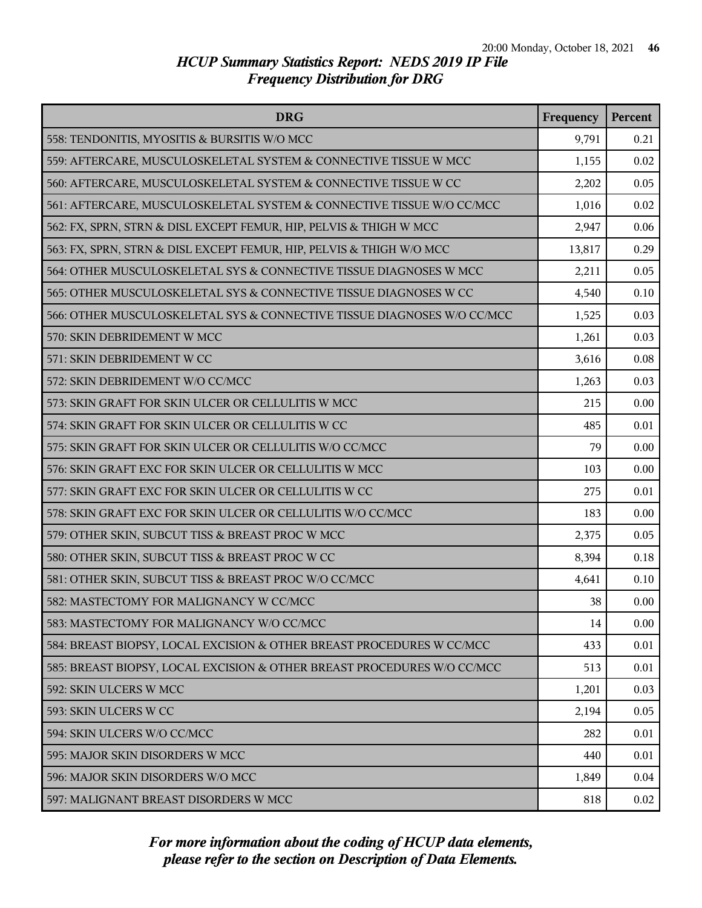# HCUP Summary Statistics Report: NEDS 2019 IP File
## Frequency Distribution for DRG

| DRG | Frequency | Percent |
|---|---|---|
| 558: TENDONITIS, MYOSITIS & BURSITIS W/O MCC | 9,791 | 0.21 |
| 559: AFTERCARE, MUSCULOSKELETAL SYSTEM & CONNECTIVE TISSUE W MCC | 1,155 | 0.02 |
| 560: AFTERCARE, MUSCULOSKELETAL SYSTEM & CONNECTIVE TISSUE W CC | 2,202 | 0.05 |
| 561: AFTERCARE, MUSCULOSKELETAL SYSTEM & CONNECTIVE TISSUE W/O CC/MCC | 1,016 | 0.02 |
| 562: FX, SPRN, STRN & DISL EXCEPT FEMUR, HIP, PELVIS & THIGH W MCC | 2,947 | 0.06 |
| 563: FX, SPRN, STRN & DISL EXCEPT FEMUR, HIP, PELVIS & THIGH W/O MCC | 13,817 | 0.29 |
| 564: OTHER MUSCULOSKELETAL SYS & CONNECTIVE TISSUE DIAGNOSES W MCC | 2,211 | 0.05 |
| 565: OTHER MUSCULOSKELETAL SYS & CONNECTIVE TISSUE DIAGNOSES W CC | 4,540 | 0.10 |
| 566: OTHER MUSCULOSKELETAL SYS & CONNECTIVE TISSUE DIAGNOSES W/O CC/MCC | 1,525 | 0.03 |
| 570: SKIN DEBRIDEMENT W MCC | 1,261 | 0.03 |
| 571: SKIN DEBRIDEMENT W CC | 3,616 | 0.08 |
| 572: SKIN DEBRIDEMENT W/O CC/MCC | 1,263 | 0.03 |
| 573: SKIN GRAFT FOR SKIN ULCER OR CELLULITIS W MCC | 215 | 0.00 |
| 574: SKIN GRAFT FOR SKIN ULCER OR CELLULITIS W CC | 485 | 0.01 |
| 575: SKIN GRAFT FOR SKIN ULCER OR CELLULITIS W/O CC/MCC | 79 | 0.00 |
| 576: SKIN GRAFT EXC FOR SKIN ULCER OR CELLULITIS W MCC | 103 | 0.00 |
| 577: SKIN GRAFT EXC FOR SKIN ULCER OR CELLULITIS W CC | 275 | 0.01 |
| 578: SKIN GRAFT EXC FOR SKIN ULCER OR CELLULITIS W/O CC/MCC | 183 | 0.00 |
| 579: OTHER SKIN, SUBCUT TISS & BREAST PROC W MCC | 2,375 | 0.05 |
| 580: OTHER SKIN, SUBCUT TISS & BREAST PROC W CC | 8,394 | 0.18 |
| 581: OTHER SKIN, SUBCUT TISS & BREAST PROC W/O CC/MCC | 4,641 | 0.10 |
| 582: MASTECTOMY FOR MALIGNANCY W CC/MCC | 38 | 0.00 |
| 583: MASTECTOMY FOR MALIGNANCY W/O CC/MCC | 14 | 0.00 |
| 584: BREAST BIOPSY, LOCAL EXCISION & OTHER BREAST PROCEDURES W CC/MCC | 433 | 0.01 |
| 585: BREAST BIOPSY, LOCAL EXCISION & OTHER BREAST PROCEDURES W/O CC/MCC | 513 | 0.01 |
| 592: SKIN ULCERS W MCC | 1,201 | 0.03 |
| 593: SKIN ULCERS W CC | 2,194 | 0.05 |
| 594: SKIN ULCERS W/O CC/MCC | 282 | 0.01 |
| 595: MAJOR SKIN DISORDERS W MCC | 440 | 0.01 |
| 596: MAJOR SKIN DISORDERS W/O MCC | 1,849 | 0.04 |
| 597: MALIGNANT BREAST DISORDERS W MCC | 818 | 0.02 |

*For more information about the coding of HCUP data elements, please refer to the section on Description of Data Elements.*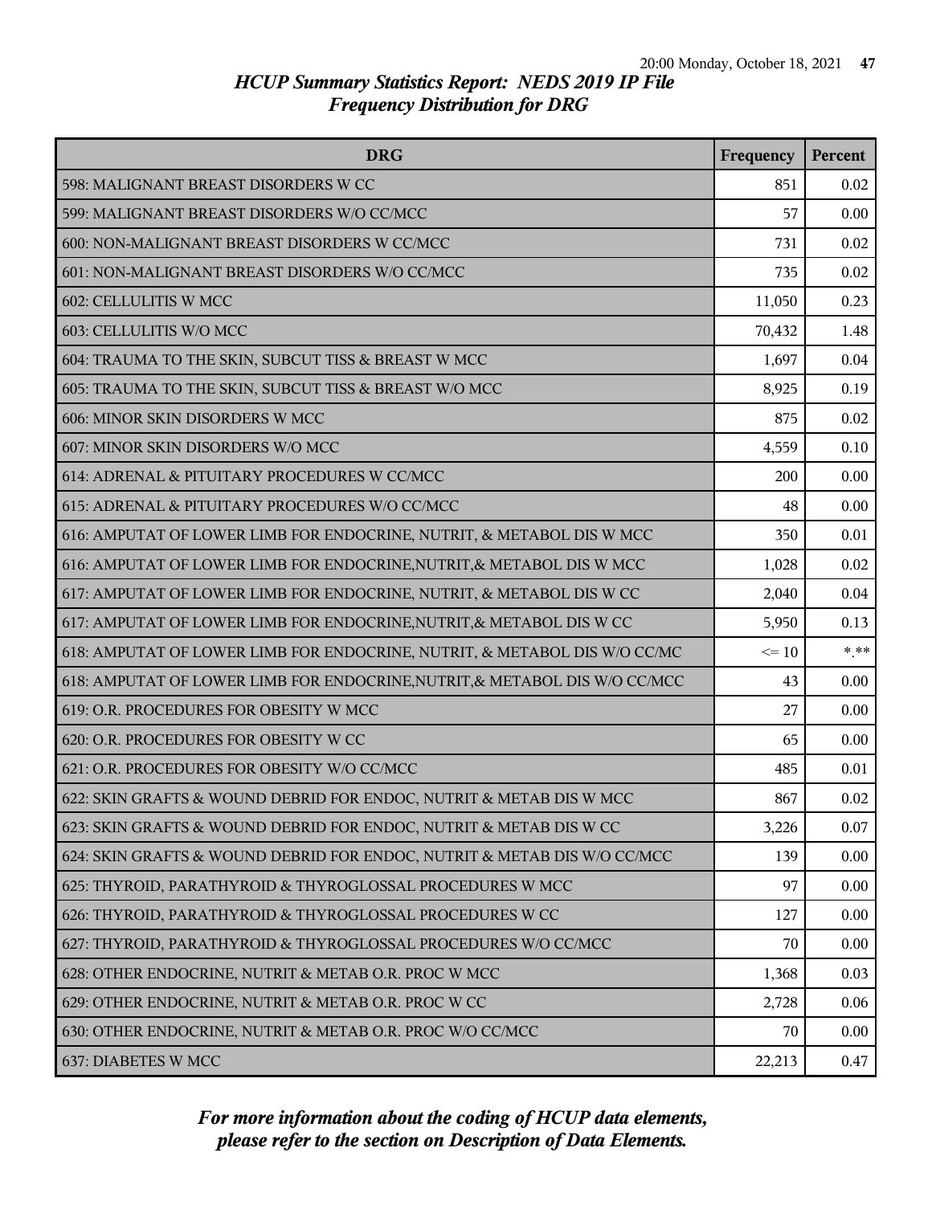# HCUP Summary Statistics Report: NEDS 2019 IP File
## Frequency Distribution for DRG

| DRG | Frequency | Percent |
|---|---|---|
| 598: MALIGNANT BREAST DISORDERS W CC | 851 | 0.02 |
| 599: MALIGNANT BREAST DISORDERS W/O CC/MCC | 57 | 0.00 |
| 600: NON-MALIGNANT BREAST DISORDERS W CC/MCC | 731 | 0.02 |
| 601: NON-MALIGNANT BREAST DISORDERS W/O CC/MCC | 735 | 0.02 |
| 602: CELLULITIS W MCC | 11,050 | 0.23 |
| 603: CELLULITIS W/O MCC | 70,432 | 1.48 |
| 604: TRAUMA TO THE SKIN, SUBCUT TISS & BREAST W MCC | 1,697 | 0.04 |
| 605: TRAUMA TO THE SKIN, SUBCUT TISS & BREAST W/O MCC | 8,925 | 0.19 |
| 606: MINOR SKIN DISORDERS W MCC | 875 | 0.02 |
| 607: MINOR SKIN DISORDERS W/O MCC | 4,559 | 0.10 |
| 614: ADRENAL & PITUITARY PROCEDURES W CC/MCC | 200 | 0.00 |
| 615: ADRENAL & PITUITARY PROCEDURES W/O CC/MCC | 48 | 0.00 |
| 616: AMPUTAT OF LOWER LIMB FOR ENDOCRINE, NUTRIT, & METABOL DIS W MCC | 350 | 0.01 |
| 616: AMPUTAT OF LOWER LIMB FOR ENDOCRINE,NUTRIT,& METABOL DIS W MCC | 1,028 | 0.02 |
| 617: AMPUTAT OF LOWER LIMB FOR ENDOCRINE, NUTRIT, & METABOL DIS W CC | 2,040 | 0.04 |
| 617: AMPUTAT OF LOWER LIMB FOR ENDOCRINE,NUTRIT,& METABOL DIS W CC | 5,950 | 0.13 |
| 618: AMPUTAT OF LOWER LIMB FOR ENDOCRINE, NUTRIT, & METABOL DIS W/O CC/MC | <= 10 | *.** |
| 618: AMPUTAT OF LOWER LIMB FOR ENDOCRINE,NUTRIT,& METABOL DIS W/O CC/MCC | 43 | 0.00 |
| 619: O.R. PROCEDURES FOR OBESITY W MCC | 27 | 0.00 |
| 620: O.R. PROCEDURES FOR OBESITY W CC | 65 | 0.00 |
| 621: O.R. PROCEDURES FOR OBESITY W/O CC/MCC | 485 | 0.01 |
| 622: SKIN GRAFTS & WOUND DEBRID FOR ENDOC, NUTRIT & METAB DIS W MCC | 867 | 0.02 |
| 623: SKIN GRAFTS & WOUND DEBRID FOR ENDOC, NUTRIT & METAB DIS W CC | 3,226 | 0.07 |
| 624: SKIN GRAFTS & WOUND DEBRID FOR ENDOC, NUTRIT & METAB DIS W/O CC/MCC | 139 | 0.00 |
| 625: THYROID, PARATHYROID & THYROGLOSSAL PROCEDURES W MCC | 97 | 0.00 |
| 626: THYROID, PARATHYROID & THYROGLOSSAL PROCEDURES W CC | 127 | 0.00 |
| 627: THYROID, PARATHYROID & THYROGLOSSAL PROCEDURES W/O CC/MCC | 70 | 0.00 |
| 628: OTHER ENDOCRINE, NUTRIT & METAB O.R. PROC W MCC | 1,368 | 0.03 |
| 629: OTHER ENDOCRINE, NUTRIT & METAB O.R. PROC W CC | 2,728 | 0.06 |
| 630: OTHER ENDOCRINE, NUTRIT & METAB O.R. PROC W/O CC/MCC | 70 | 0.00 |
| 637: DIABETES W MCC | 22,213 | 0.47 |

*For more information about the coding of HCUP data elements, please refer to the section on Description of Data Elements.*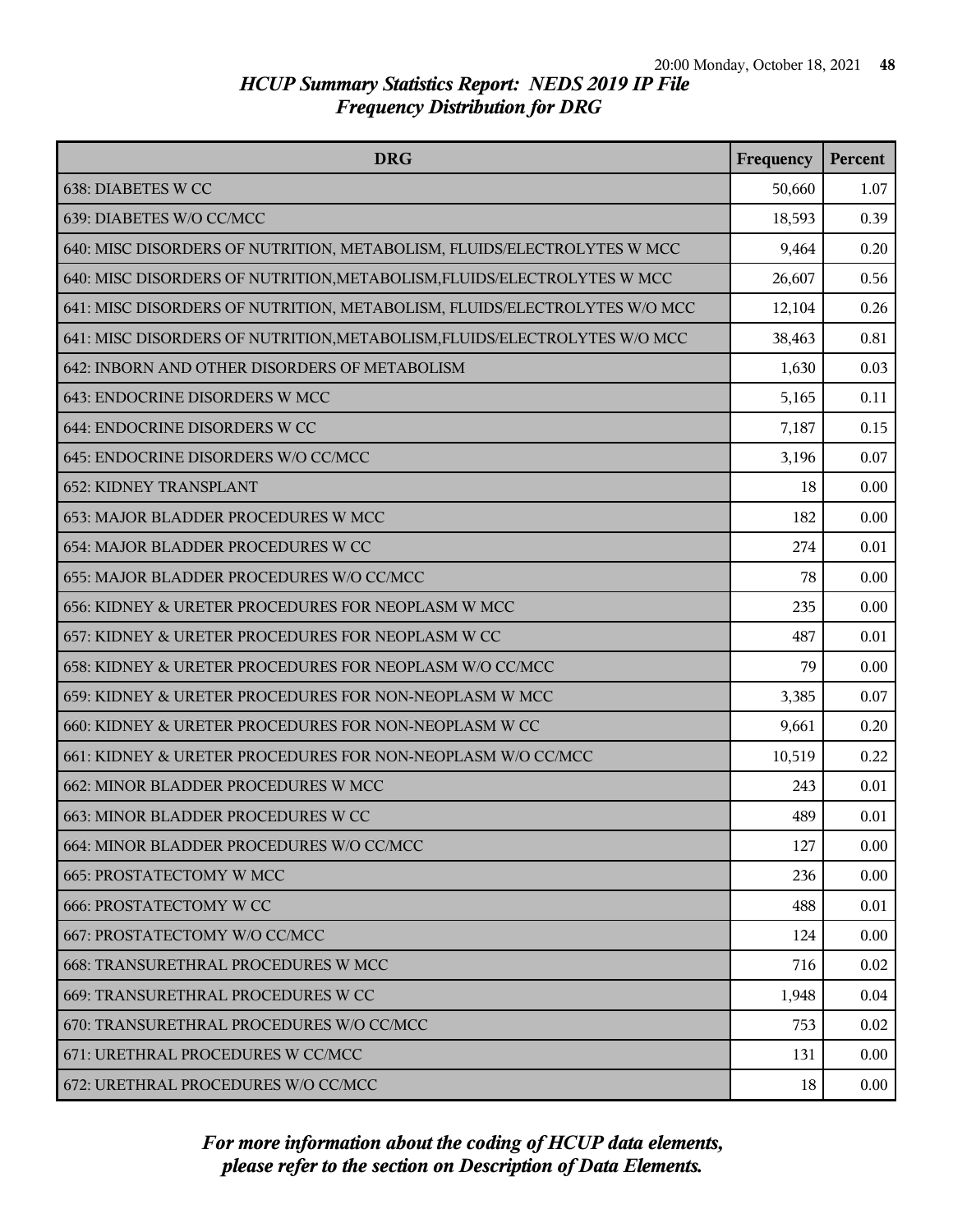## HCUP Summary Statistics Report: NEDS 2019 IP File
### Frequency Distribution for DRG

| DRG | Frequency | Percent |
|---|---|---|
| 638: DIABETES W CC | 50,660 | 1.07 |
| 639: DIABETES W/O CC/MCC | 18,593 | 0.39 |
| 640: MISC DISORDERS OF NUTRITION, METABOLISM, FLUIDS/ELECTROLYTES W MCC | 9,464 | 0.20 |
| 640: MISC DISORDERS OF NUTRITION,METABOLISM,FLUIDS/ELECTROLYTES W MCC | 26,607 | 0.56 |
| 641: MISC DISORDERS OF NUTRITION, METABOLISM, FLUIDS/ELECTROLYTES W/O MCC | 12,104 | 0.26 |
| 641: MISC DISORDERS OF NUTRITION,METABOLISM,FLUIDS/ELECTROLYTES W/O MCC | 38,463 | 0.81 |
| 642: INBORN AND OTHER DISORDERS OF METABOLISM | 1,630 | 0.03 |
| 643: ENDOCRINE DISORDERS W MCC | 5,165 | 0.11 |
| 644: ENDOCRINE DISORDERS W CC | 7,187 | 0.15 |
| 645: ENDOCRINE DISORDERS W/O CC/MCC | 3,196 | 0.07 |
| 652: KIDNEY TRANSPLANT | 18 | 0.00 |
| 653: MAJOR BLADDER PROCEDURES W MCC | 182 | 0.00 |
| 654: MAJOR BLADDER PROCEDURES W CC | 274 | 0.01 |
| 655: MAJOR BLADDER PROCEDURES W/O CC/MCC | 78 | 0.00 |
| 656: KIDNEY & URETER PROCEDURES FOR NEOPLASM W MCC | 235 | 0.00 |
| 657: KIDNEY & URETER PROCEDURES FOR NEOPLASM W CC | 487 | 0.01 |
| 658: KIDNEY & URETER PROCEDURES FOR NEOPLASM W/O CC/MCC | 79 | 0.00 |
| 659: KIDNEY & URETER PROCEDURES FOR NON-NEOPLASM W MCC | 3,385 | 0.07 |
| 660: KIDNEY & URETER PROCEDURES FOR NON-NEOPLASM W CC | 9,661 | 0.20 |
| 661: KIDNEY & URETER PROCEDURES FOR NON-NEOPLASM W/O CC/MCC | 10,519 | 0.22 |
| 662: MINOR BLADDER PROCEDURES W MCC | 243 | 0.01 |
| 663: MINOR BLADDER PROCEDURES W CC | 489 | 0.01 |
| 664: MINOR BLADDER PROCEDURES W/O CC/MCC | 127 | 0.00 |
| 665: PROSTATECTOMY W MCC | 236 | 0.00 |
| 666: PROSTATECTOMY W CC | 488 | 0.01 |
| 667: PROSTATECTOMY W/O CC/MCC | 124 | 0.00 |
| 668: TRANSURETHRAL PROCEDURES W MCC | 716 | 0.02 |
| 669: TRANSURETHRAL PROCEDURES W CC | 1,948 | 0.04 |
| 670: TRANSURETHRAL PROCEDURES W/O CC/MCC | 753 | 0.02 |
| 671: URETHRAL PROCEDURES W CC/MCC | 131 | 0.00 |
| 672: URETHRAL PROCEDURES W/O CC/MCC | 18 | 0.00 |

*For more information about the coding of HCUP data elements, please refer to the section on Description of Data Elements.*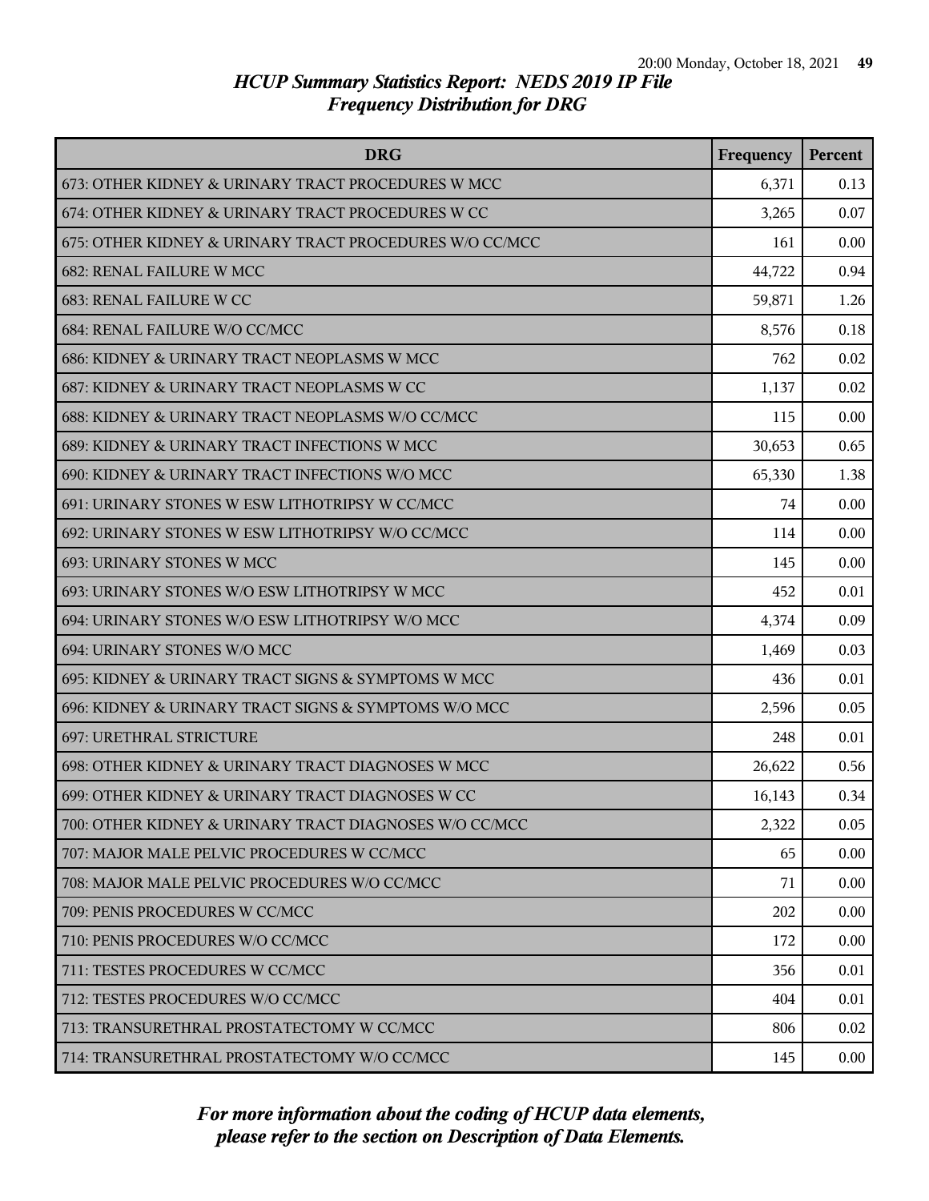# HCUP Summary Statistics Report: NEDS 2019 IP File
## Frequency Distribution for DRG

| DRG | Frequency | Percent |
|---|---|---|
| 673: OTHER KIDNEY & URINARY TRACT PROCEDURES W MCC | 6,371 | 0.13 |
| 674: OTHER KIDNEY & URINARY TRACT PROCEDURES W CC | 3,265 | 0.07 |
| 675: OTHER KIDNEY & URINARY TRACT PROCEDURES W/O CC/MCC | 161 | 0.00 |
| 682: RENAL FAILURE W MCC | 44,722 | 0.94 |
| 683: RENAL FAILURE W CC | 59,871 | 1.26 |
| 684: RENAL FAILURE W/O CC/MCC | 8,576 | 0.18 |
| 686: KIDNEY & URINARY TRACT NEOPLASMS W MCC | 762 | 0.02 |
| 687: KIDNEY & URINARY TRACT NEOPLASMS W CC | 1,137 | 0.02 |
| 688: KIDNEY & URINARY TRACT NEOPLASMS W/O CC/MCC | 115 | 0.00 |
| 689: KIDNEY & URINARY TRACT INFECTIONS W MCC | 30,653 | 0.65 |
| 690: KIDNEY & URINARY TRACT INFECTIONS W/O MCC | 65,330 | 1.38 |
| 691: URINARY STONES W ESW LITHOTRIPSY W CC/MCC | 74 | 0.00 |
| 692: URINARY STONES W ESW LITHOTRIPSY W/O CC/MCC | 114 | 0.00 |
| 693: URINARY STONES W MCC | 145 | 0.00 |
| 693: URINARY STONES W/O ESW LITHOTRIPSY W MCC | 452 | 0.01 |
| 694: URINARY STONES W/O ESW LITHOTRIPSY W/O MCC | 4,374 | 0.09 |
| 694: URINARY STONES W/O MCC | 1,469 | 0.03 |
| 695: KIDNEY & URINARY TRACT SIGNS & SYMPTOMS W MCC | 436 | 0.01 |
| 696: KIDNEY & URINARY TRACT SIGNS & SYMPTOMS W/O MCC | 2,596 | 0.05 |
| 697: URETHRAL STRICTURE | 248 | 0.01 |
| 698: OTHER KIDNEY & URINARY TRACT DIAGNOSES W MCC | 26,622 | 0.56 |
| 699: OTHER KIDNEY & URINARY TRACT DIAGNOSES W CC | 16,143 | 0.34 |
| 700: OTHER KIDNEY & URINARY TRACT DIAGNOSES W/O CC/MCC | 2,322 | 0.05 |
| 707: MAJOR MALE PELVIC PROCEDURES W CC/MCC | 65 | 0.00 |
| 708: MAJOR MALE PELVIC PROCEDURES W/O CC/MCC | 71 | 0.00 |
| 709: PENIS PROCEDURES W CC/MCC | 202 | 0.00 |
| 710: PENIS PROCEDURES W/O CC/MCC | 172 | 0.00 |
| 711: TESTES PROCEDURES W CC/MCC | 356 | 0.01 |
| 712: TESTES PROCEDURES W/O CC/MCC | 404 | 0.01 |
| 713: TRANSURETHRAL PROSTATECTOMY W CC/MCC | 806 | 0.02 |
| 714: TRANSURETHRAL PROSTATECTOMY W/O CC/MCC | 145 | 0.00 |

*For more information about the coding of HCUP data elements, please refer to the section on Description of Data Elements.*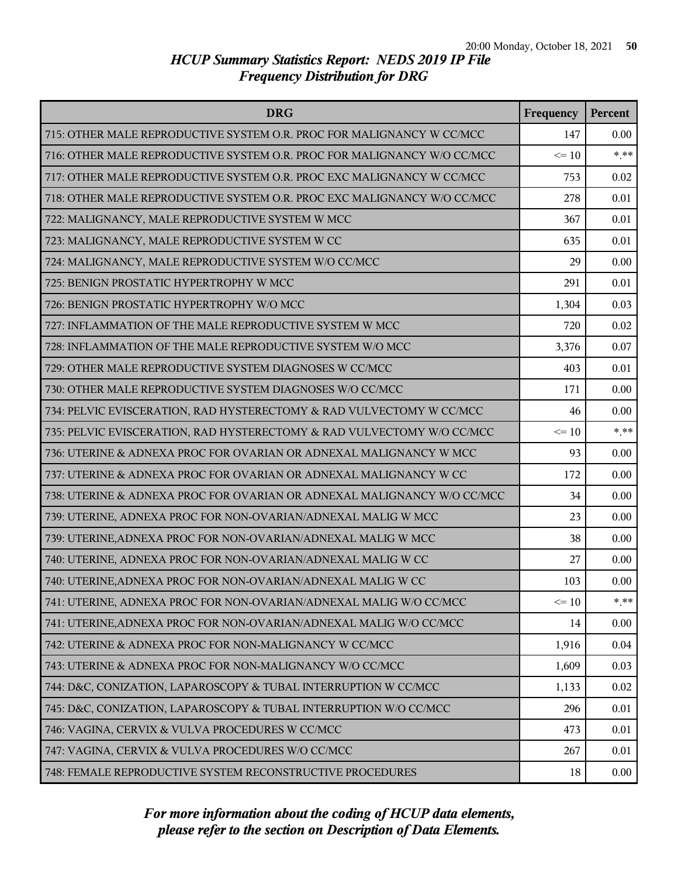*HCUP Summary Statistics Report: NEDS 2019 IP File*
*Frequency Distribution for DRG*

| DRG | Frequency | Percent |
| --- | --- | --- |
| 715: OTHER MALE REPRODUCTIVE SYSTEM O.R. PROC FOR MALIGNANCY W CC/MCC | 147 | 0.00 |
| 716: OTHER MALE REPRODUCTIVE SYSTEM O.R. PROC FOR MALIGNANCY W/O CC/MCC | <= 10 | *.** |
| 717: OTHER MALE REPRODUCTIVE SYSTEM O.R. PROC EXC MALIGNANCY W CC/MCC | 753 | 0.02 |
| 718: OTHER MALE REPRODUCTIVE SYSTEM O.R. PROC EXC MALIGNANCY W/O CC/MCC | 278 | 0.01 |
| 722: MALIGNANCY, MALE REPRODUCTIVE SYSTEM W MCC | 367 | 0.01 |
| 723: MALIGNANCY, MALE REPRODUCTIVE SYSTEM W CC | 635 | 0.01 |
| 724: MALIGNANCY, MALE REPRODUCTIVE SYSTEM W/O CC/MCC | 29 | 0.00 |
| 725: BENIGN PROSTATIC HYPERTROPHY W MCC | 291 | 0.01 |
| 726: BENIGN PROSTATIC HYPERTROPHY W/O MCC | 1,304 | 0.03 |
| 727: INFLAMMATION OF THE MALE REPRODUCTIVE SYSTEM W MCC | 720 | 0.02 |
| 728: INFLAMMATION OF THE MALE REPRODUCTIVE SYSTEM W/O MCC | 3,376 | 0.07 |
| 729: OTHER MALE REPRODUCTIVE SYSTEM DIAGNOSES W CC/MCC | 403 | 0.01 |
| 730: OTHER MALE REPRODUCTIVE SYSTEM DIAGNOSES W/O CC/MCC | 171 | 0.00 |
| 734: PELVIC EVISCERATION, RAD HYSTERECTOMY & RAD VULVECTOMY W CC/MCC | 46 | 0.00 |
| 735: PELVIC EVISCERATION, RAD HYSTERECTOMY & RAD VULVECTOMY W/O CC/MCC | <= 10 | *.** |
| 736: UTERINE & ADNEXA PROC FOR OVARIAN OR ADNEXAL MALIGNANCY W MCC | 93 | 0.00 |
| 737: UTERINE & ADNEXA PROC FOR OVARIAN OR ADNEXAL MALIGNANCY W CC | 172 | 0.00 |
| 738: UTERINE & ADNEXA PROC FOR OVARIAN OR ADNEXAL MALIGNANCY W/O CC/MCC | 34 | 0.00 |
| 739: UTERINE, ADNEXA PROC FOR NON-OVARIAN/ADNEXAL MALIG W MCC | 23 | 0.00 |
| 739: UTERINE,ADNEXA PROC FOR NON-OVARIAN/ADNEXAL MALIG W MCC | 38 | 0.00 |
| 740: UTERINE, ADNEXA PROC FOR NON-OVARIAN/ADNEXAL MALIG W CC | 27 | 0.00 |
| 740: UTERINE,ADNEXA PROC FOR NON-OVARIAN/ADNEXAL MALIG W CC | 103 | 0.00 |
| 741: UTERINE, ADNEXA PROC FOR NON-OVARIAN/ADNEXAL MALIG W/O CC/MCC | <= 10 | *.** |
| 741: UTERINE,ADNEXA PROC FOR NON-OVARIAN/ADNEXAL MALIG W/O CC/MCC | 14 | 0.00 |
| 742: UTERINE & ADNEXA PROC FOR NON-MALIGNANCY W CC/MCC | 1,916 | 0.04 |
| 743: UTERINE & ADNEXA PROC FOR NON-MALIGNANCY W/O CC/MCC | 1,609 | 0.03 |
| 744: D&C, CONIZATION, LAPAROSCOPY & TUBAL INTERRUPTION W CC/MCC | 1,133 | 0.02 |
| 745: D&C, CONIZATION, LAPAROSCOPY & TUBAL INTERRUPTION W/O CC/MCC | 296 | 0.01 |
| 746: VAGINA, CERVIX & VULVA PROCEDURES W CC/MCC | 473 | 0.01 |
| 747: VAGINA, CERVIX & VULVA PROCEDURES W/O CC/MCC | 267 | 0.01 |
| 748: FEMALE REPRODUCTIVE SYSTEM RECONSTRUCTIVE PROCEDURES | 18 | 0.00 |

*For more information about the coding of HCUP data elements, please refer to the section on Description of Data Elements.*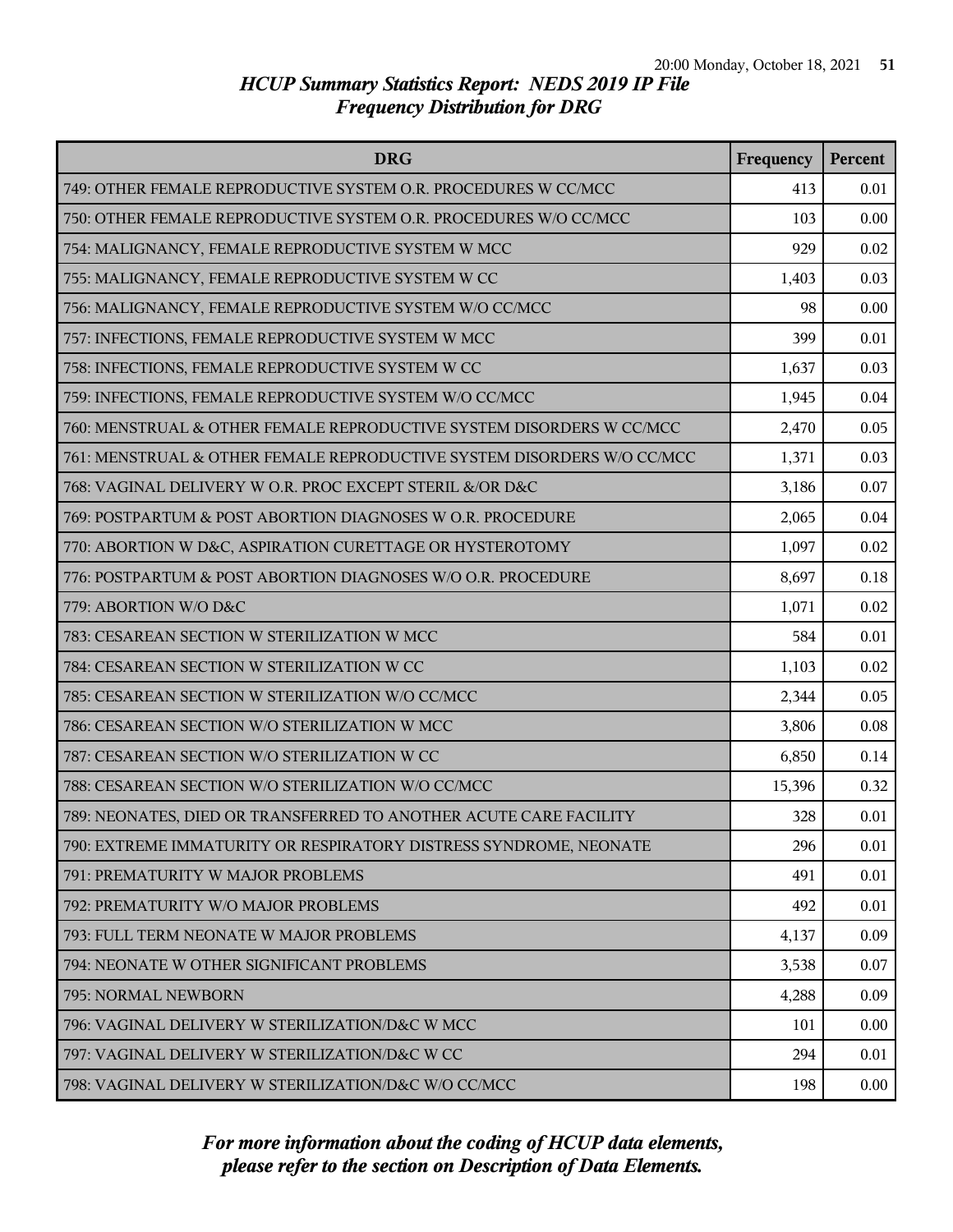# HCUP Summary Statistics Report: NEDS 2019 IP File
## Frequency Distribution for DRG

| DRG | Frequency | Percent |
| --- | --- | --- |
| 749: OTHER FEMALE REPRODUCTIVE SYSTEM O.R. PROCEDURES W CC/MCC | 413 | 0.01 |
| 750: OTHER FEMALE REPRODUCTIVE SYSTEM O.R. PROCEDURES W/O CC/MCC | 103 | 0.00 |
| 754: MALIGNANCY, FEMALE REPRODUCTIVE SYSTEM W MCC | 929 | 0.02 |
| 755: MALIGNANCY, FEMALE REPRODUCTIVE SYSTEM W CC | 1,403 | 0.03 |
| 756: MALIGNANCY, FEMALE REPRODUCTIVE SYSTEM W/O CC/MCC | 98 | 0.00 |
| 757: INFECTIONS, FEMALE REPRODUCTIVE SYSTEM W MCC | 399 | 0.01 |
| 758: INFECTIONS, FEMALE REPRODUCTIVE SYSTEM W CC | 1,637 | 0.03 |
| 759: INFECTIONS, FEMALE REPRODUCTIVE SYSTEM W/O CC/MCC | 1,945 | 0.04 |
| 760: MENSTRUAL & OTHER FEMALE REPRODUCTIVE SYSTEM DISORDERS W CC/MCC | 2,470 | 0.05 |
| 761: MENSTRUAL & OTHER FEMALE REPRODUCTIVE SYSTEM DISORDERS W/O CC/MCC | 1,371 | 0.03 |
| 768: VAGINAL DELIVERY W O.R. PROC EXCEPT STERIL &/OR D&C | 3,186 | 0.07 |
| 769: POSTPARTUM & POST ABORTION DIAGNOSES W O.R. PROCEDURE | 2,065 | 0.04 |
| 770: ABORTION W D&C, ASPIRATION CURETTAGE OR HYSTEROTOMY | 1,097 | 0.02 |
| 776: POSTPARTUM & POST ABORTION DIAGNOSES W/O O.R. PROCEDURE | 8,697 | 0.18 |
| 779: ABORTION W/O D&C | 1,071 | 0.02 |
| 783: CESAREAN SECTION W STERILIZATION W MCC | 584 | 0.01 |
| 784: CESAREAN SECTION W STERILIZATION W CC | 1,103 | 0.02 |
| 785: CESAREAN SECTION W STERILIZATION W/O CC/MCC | 2,344 | 0.05 |
| 786: CESAREAN SECTION W/O STERILIZATION W MCC | 3,806 | 0.08 |
| 787: CESAREAN SECTION W/O STERILIZATION W CC | 6,850 | 0.14 |
| 788: CESAREAN SECTION W/O STERILIZATION W/O CC/MCC | 15,396 | 0.32 |
| 789: NEONATES, DIED OR TRANSFERRED TO ANOTHER ACUTE CARE FACILITY | 328 | 0.01 |
| 790: EXTREME IMMATURITY OR RESPIRATORY DISTRESS SYNDROME, NEONATE | 296 | 0.01 |
| 791: PREMATURITY W MAJOR PROBLEMS | 491 | 0.01 |
| 792: PREMATURITY W/O MAJOR PROBLEMS | 492 | 0.01 |
| 793: FULL TERM NEONATE W MAJOR PROBLEMS | 4,137 | 0.09 |
| 794: NEONATE W OTHER SIGNIFICANT PROBLEMS | 3,538 | 0.07 |
| 795: NORMAL NEWBORN | 4,288 | 0.09 |
| 796: VAGINAL DELIVERY W STERILIZATION/D&C W MCC | 101 | 0.00 |
| 797: VAGINAL DELIVERY W STERILIZATION/D&C W CC | 294 | 0.01 |
| 798: VAGINAL DELIVERY W STERILIZATION/D&C W/O CC/MCC | 198 | 0.00 |

*For more information about the coding of HCUP data elements, please refer to the section on Description of Data Elements.*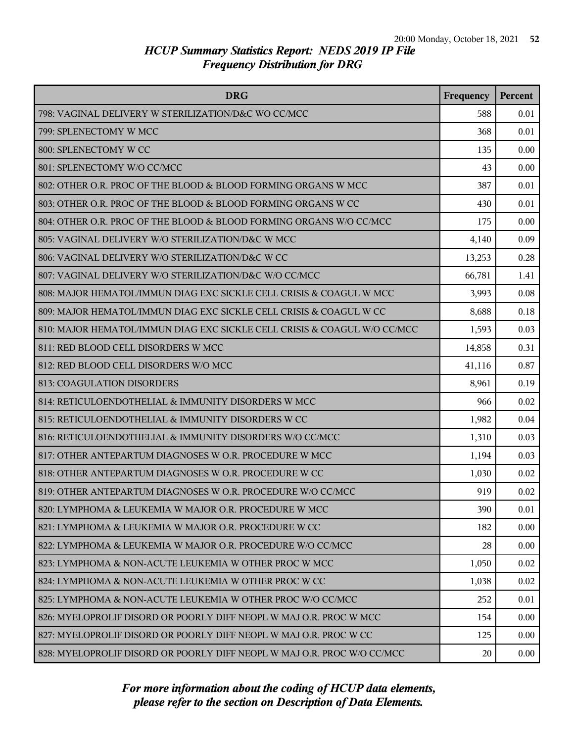*HCUP Summary Statistics Report: NEDS 2019 IP File*
*Frequency Distribution for DRG*

| DRG | Frequency | Percent |
|---|---|---|
| 798: VAGINAL DELIVERY W STERILIZATION/D&C WO CC/MCC | 588 | 0.01 |
| 799: SPLENECTOMY W MCC | 368 | 0.01 |
| 800: SPLENECTOMY W CC | 135 | 0.00 |
| 801: SPLENECTOMY W/O CC/MCC | 43 | 0.00 |
| 802: OTHER O.R. PROC OF THE BLOOD & BLOOD FORMING ORGANS W MCC | 387 | 0.01 |
| 803: OTHER O.R. PROC OF THE BLOOD & BLOOD FORMING ORGANS W CC | 430 | 0.01 |
| 804: OTHER O.R. PROC OF THE BLOOD & BLOOD FORMING ORGANS W/O CC/MCC | 175 | 0.00 |
| 805: VAGINAL DELIVERY W/O STERILIZATION/D&C W MCC | 4,140 | 0.09 |
| 806: VAGINAL DELIVERY W/O STERILIZATION/D&C W CC | 13,253 | 0.28 |
| 807: VAGINAL DELIVERY W/O STERILIZATION/D&C W/O CC/MCC | 66,781 | 1.41 |
| 808: MAJOR HEMATOL/IMMUN DIAG EXC SICKLE CELL CRISIS & COAGUL W MCC | 3,993 | 0.08 |
| 809: MAJOR HEMATOL/IMMUN DIAG EXC SICKLE CELL CRISIS & COAGUL W CC | 8,688 | 0.18 |
| 810: MAJOR HEMATOL/IMMUN DIAG EXC SICKLE CELL CRISIS & COAGUL W/O CC/MCC | 1,593 | 0.03 |
| 811: RED BLOOD CELL DISORDERS W MCC | 14,858 | 0.31 |
| 812: RED BLOOD CELL DISORDERS W/O MCC | 41,116 | 0.87 |
| 813: COAGULATION DISORDERS | 8,961 | 0.19 |
| 814: RETICULOENDOTHELIAL & IMMUNITY DISORDERS W MCC | 966 | 0.02 |
| 815: RETICULOENDOTHELIAL & IMMUNITY DISORDERS W CC | 1,982 | 0.04 |
| 816: RETICULOENDOTHELIAL & IMMUNITY DISORDERS W/O CC/MCC | 1,310 | 0.03 |
| 817: OTHER ANTEPARTUM DIAGNOSES W O.R. PROCEDURE W MCC | 1,194 | 0.03 |
| 818: OTHER ANTEPARTUM DIAGNOSES W O.R. PROCEDURE W CC | 1,030 | 0.02 |
| 819: OTHER ANTEPARTUM DIAGNOSES W O.R. PROCEDURE W/O CC/MCC | 919 | 0.02 |
| 820: LYMPHOMA & LEUKEMIA W MAJOR O.R. PROCEDURE W MCC | 390 | 0.01 |
| 821: LYMPHOMA & LEUKEMIA W MAJOR O.R. PROCEDURE W CC | 182 | 0.00 |
| 822: LYMPHOMA & LEUKEMIA W MAJOR O.R. PROCEDURE W/O CC/MCC | 28 | 0.00 |
| 823: LYMPHOMA & NON-ACUTE LEUKEMIA W OTHER PROC W MCC | 1,050 | 0.02 |
| 824: LYMPHOMA & NON-ACUTE LEUKEMIA W OTHER PROC W CC | 1,038 | 0.02 |
| 825: LYMPHOMA & NON-ACUTE LEUKEMIA W OTHER PROC W/O CC/MCC | 252 | 0.01 |
| 826: MYELOPROLIF DISORD OR POORLY DIFF NEOPL W MAJ O.R. PROC W MCC | 154 | 0.00 |
| 827: MYELOPROLIF DISORD OR POORLY DIFF NEOPL W MAJ O.R. PROC W CC | 125 | 0.00 |
| 828: MYELOPROLIF DISORD OR POORLY DIFF NEOPL W MAJ O.R. PROC W/O CC/MCC | 20 | 0.00 |

*For more information about the coding of HCUP data elements, please refer to the section on Description of Data Elements.*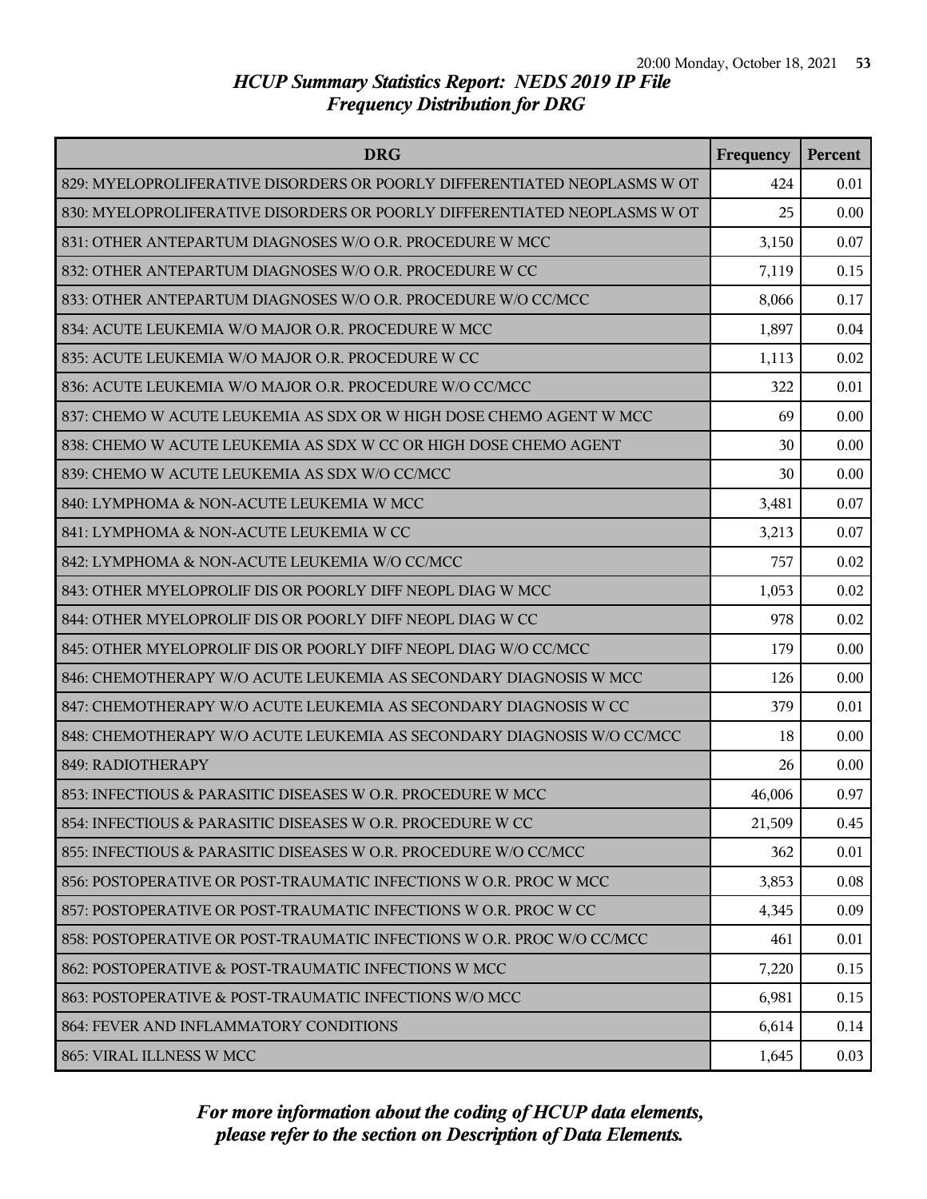# HCUP Summary Statistics Report: NEDS 2019 IP File
## Frequency Distribution for DRG

| DRG | Frequency | Percent |
|---|---|---|
| 829: MYELOPROLIFERATIVE DISORDERS OR POORLY DIFFERENTIATED NEOPLASMS W OT | 424 | 0.01 |
| 830: MYELOPROLIFERATIVE DISORDERS OR POORLY DIFFERENTIATED NEOPLASMS W OT | 25 | 0.00 |
| 831: OTHER ANTEPARTUM DIAGNOSES W/O O.R. PROCEDURE W MCC | 3,150 | 0.07 |
| 832: OTHER ANTEPARTUM DIAGNOSES W/O O.R. PROCEDURE W CC | 7,119 | 0.15 |
| 833: OTHER ANTEPARTUM DIAGNOSES W/O O.R. PROCEDURE W/O CC/MCC | 8,066 | 0.17 |
| 834: ACUTE LEUKEMIA W/O MAJOR O.R. PROCEDURE W MCC | 1,897 | 0.04 |
| 835: ACUTE LEUKEMIA W/O MAJOR O.R. PROCEDURE W CC | 1,113 | 0.02 |
| 836: ACUTE LEUKEMIA W/O MAJOR O.R. PROCEDURE W/O CC/MCC | 322 | 0.01 |
| 837: CHEMO W ACUTE LEUKEMIA AS SDX OR W HIGH DOSE CHEMO AGENT W MCC | 69 | 0.00 |
| 838: CHEMO W ACUTE LEUKEMIA AS SDX W CC OR HIGH DOSE CHEMO AGENT | 30 | 0.00 |
| 839: CHEMO W ACUTE LEUKEMIA AS SDX W/O CC/MCC | 30 | 0.00 |
| 840: LYMPHOMA & NON-ACUTE LEUKEMIA W MCC | 3,481 | 0.07 |
| 841: LYMPHOMA & NON-ACUTE LEUKEMIA W CC | 3,213 | 0.07 |
| 842: LYMPHOMA & NON-ACUTE LEUKEMIA W/O CC/MCC | 757 | 0.02 |
| 843: OTHER MYELOPROLIF DIS OR POORLY DIFF NEOPL DIAG W MCC | 1,053 | 0.02 |
| 844: OTHER MYELOPROLIF DIS OR POORLY DIFF NEOPL DIAG W CC | 978 | 0.02 |
| 845: OTHER MYELOPROLIF DIS OR POORLY DIFF NEOPL DIAG W/O CC/MCC | 179 | 0.00 |
| 846: CHEMOTHERAPY W/O ACUTE LEUKEMIA AS SECONDARY DIAGNOSIS W MCC | 126 | 0.00 |
| 847: CHEMOTHERAPY W/O ACUTE LEUKEMIA AS SECONDARY DIAGNOSIS W CC | 379 | 0.01 |
| 848: CHEMOTHERAPY W/O ACUTE LEUKEMIA AS SECONDARY DIAGNOSIS W/O CC/MCC | 18 | 0.00 |
| 849: RADIOTHERAPY | 26 | 0.00 |
| 853: INFECTIOUS & PARASITIC DISEASES W O.R. PROCEDURE W MCC | 46,006 | 0.97 |
| 854: INFECTIOUS & PARASITIC DISEASES W O.R. PROCEDURE W CC | 21,509 | 0.45 |
| 855: INFECTIOUS & PARASITIC DISEASES W O.R. PROCEDURE W/O CC/MCC | 362 | 0.01 |
| 856: POSTOPERATIVE OR POST-TRAUMATIC INFECTIONS W O.R. PROC W MCC | 3,853 | 0.08 |
| 857: POSTOPERATIVE OR POST-TRAUMATIC INFECTIONS W O.R. PROC W CC | 4,345 | 0.09 |
| 858: POSTOPERATIVE OR POST-TRAUMATIC INFECTIONS W O.R. PROC W/O CC/MCC | 461 | 0.01 |
| 862: POSTOPERATIVE & POST-TRAUMATIC INFECTIONS W MCC | 7,220 | 0.15 |
| 863: POSTOPERATIVE & POST-TRAUMATIC INFECTIONS W/O MCC | 6,981 | 0.15 |
| 864: FEVER AND INFLAMMATORY CONDITIONS | 6,614 | 0.14 |
| 865: VIRAL ILLNESS W MCC | 1,645 | 0.03 |

*For more information about the coding of HCUP data elements, please refer to the section on Description of Data Elements.*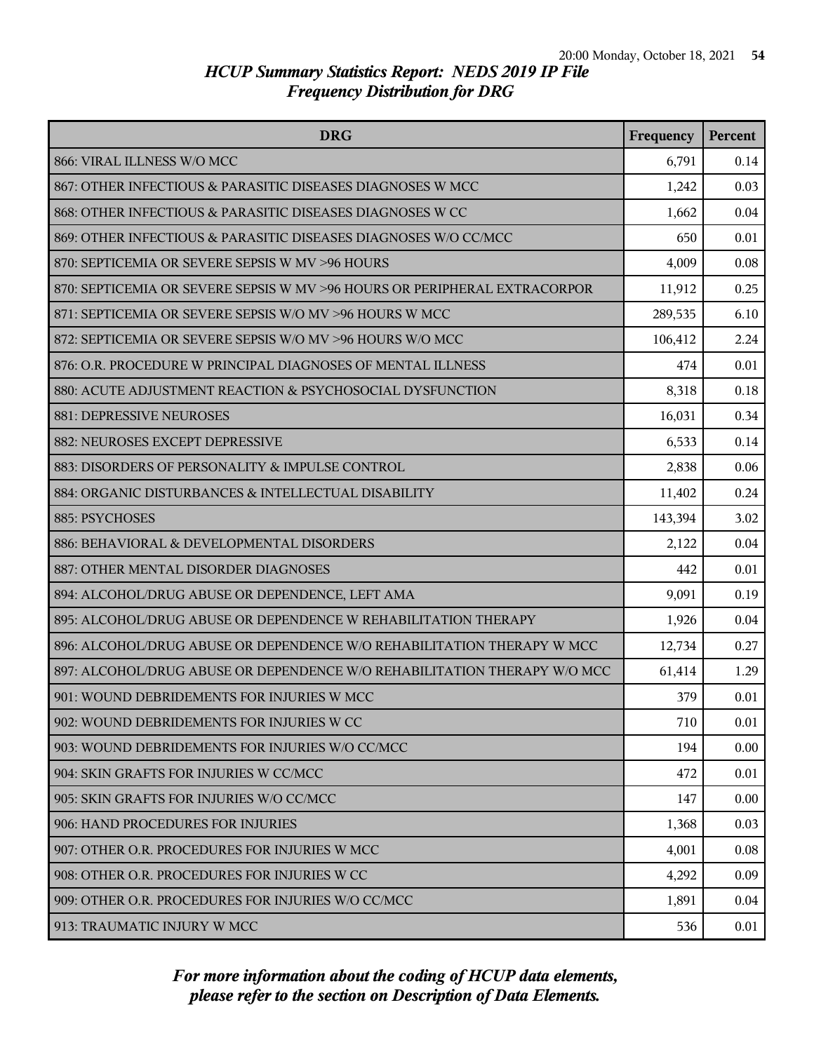# HCUP Summary Statistics Report: NEDS 2019 IP File
## Frequency Distribution for DRG

| DRG | Frequency | Percent |
|---|---|---|
| 866: VIRAL ILLNESS W/O MCC | 6,791 | 0.14 |
| 867: OTHER INFECTIOUS & PARASITIC DISEASES DIAGNOSES W MCC | 1,242 | 0.03 |
| 868: OTHER INFECTIOUS & PARASITIC DISEASES DIAGNOSES W CC | 1,662 | 0.04 |
| 869: OTHER INFECTIOUS & PARASITIC DISEASES DIAGNOSES W/O CC/MCC | 650 | 0.01 |
| 870: SEPTICEMIA OR SEVERE SEPSIS W MV >96 HOURS | 4,009 | 0.08 |
| 870: SEPTICEMIA OR SEVERE SEPSIS W MV >96 HOURS OR PERIPHERAL EXTRACORPOR | 11,912 | 0.25 |
| 871: SEPTICEMIA OR SEVERE SEPSIS W/O MV >96 HOURS W MCC | 289,535 | 6.10 |
| 872: SEPTICEMIA OR SEVERE SEPSIS W/O MV >96 HOURS W/O MCC | 106,412 | 2.24 |
| 876: O.R. PROCEDURE W PRINCIPAL DIAGNOSES OF MENTAL ILLNESS | 474 | 0.01 |
| 880: ACUTE ADJUSTMENT REACTION & PSYCHOSOCIAL DYSFUNCTION | 8,318 | 0.18 |
| 881: DEPRESSIVE NEUROSES | 16,031 | 0.34 |
| 882: NEUROSES EXCEPT DEPRESSIVE | 6,533 | 0.14 |
| 883: DISORDERS OF PERSONALITY & IMPULSE CONTROL | 2,838 | 0.06 |
| 884: ORGANIC DISTURBANCES & INTELLECTUAL DISABILITY | 11,402 | 0.24 |
| 885: PSYCHOSES | 143,394 | 3.02 |
| 886: BEHAVIORAL & DEVELOPMENTAL DISORDERS | 2,122 | 0.04 |
| 887: OTHER MENTAL DISORDER DIAGNOSES | 442 | 0.01 |
| 894: ALCOHOL/DRUG ABUSE OR DEPENDENCE, LEFT AMA | 9,091 | 0.19 |
| 895: ALCOHOL/DRUG ABUSE OR DEPENDENCE W REHABILITATION THERAPY | 1,926 | 0.04 |
| 896: ALCOHOL/DRUG ABUSE OR DEPENDENCE W/O REHABILITATION THERAPY W MCC | 12,734 | 0.27 |
| 897: ALCOHOL/DRUG ABUSE OR DEPENDENCE W/O REHABILITATION THERAPY W/O MCC | 61,414 | 1.29 |
| 901: WOUND DEBRIDEMENTS FOR INJURIES W MCC | 379 | 0.01 |
| 902: WOUND DEBRIDEMENTS FOR INJURIES W CC | 710 | 0.01 |
| 903: WOUND DEBRIDEMENTS FOR INJURIES W/O CC/MCC | 194 | 0.00 |
| 904: SKIN GRAFTS FOR INJURIES W CC/MCC | 472 | 0.01 |
| 905: SKIN GRAFTS FOR INJURIES W/O CC/MCC | 147 | 0.00 |
| 906: HAND PROCEDURES FOR INJURIES | 1,368 | 0.03 |
| 907: OTHER O.R. PROCEDURES FOR INJURIES W MCC | 4,001 | 0.08 |
| 908: OTHER O.R. PROCEDURES FOR INJURIES W CC | 4,292 | 0.09 |
| 909: OTHER O.R. PROCEDURES FOR INJURIES W/O CC/MCC | 1,891 | 0.04 |
| 913: TRAUMATIC INJURY W MCC | 536 | 0.01 |

*For more information about the coding of HCUP data elements, please refer to the section on Description of Data Elements.*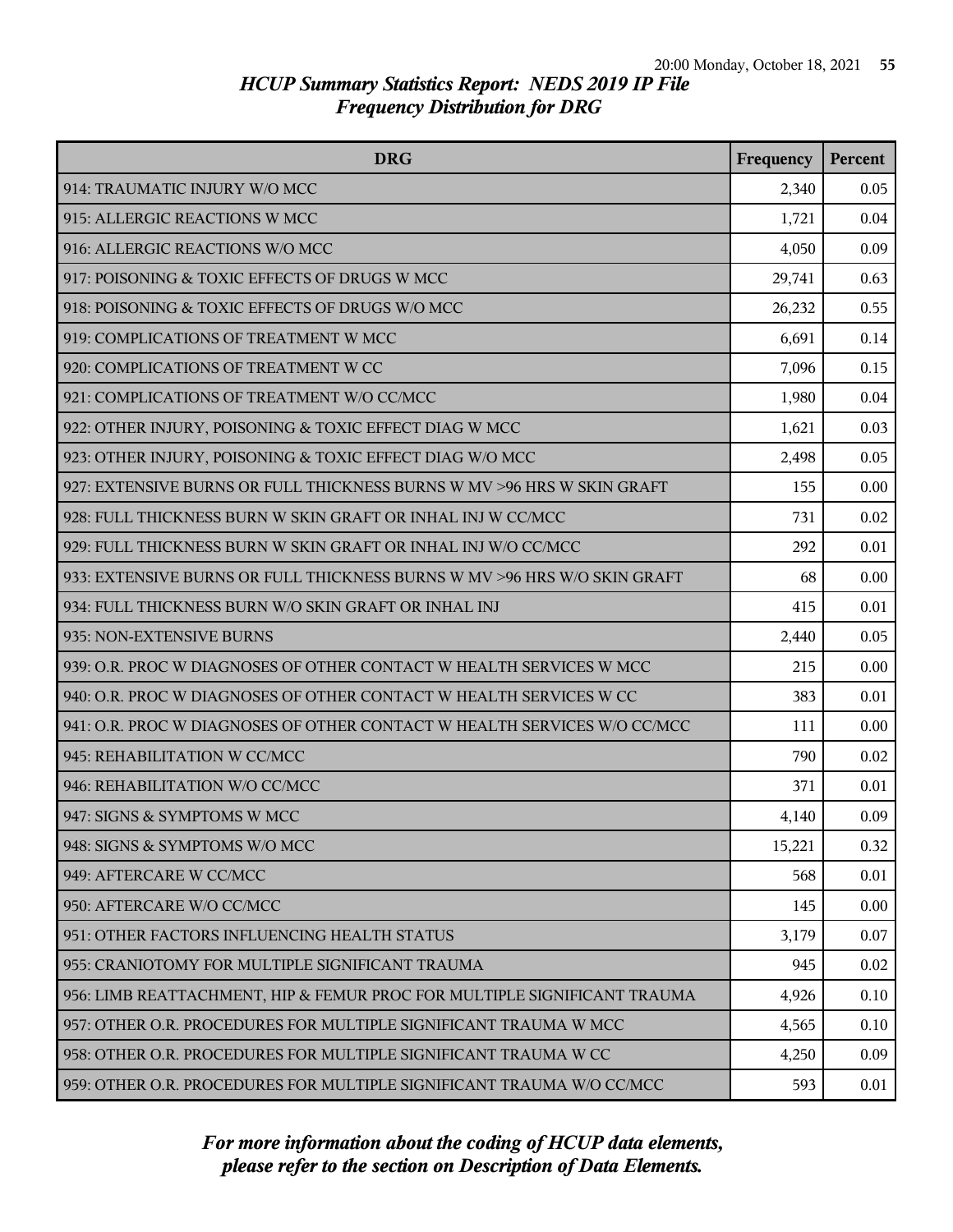# HCUP Summary Statistics Report: NEDS 2019 IP File
## Frequency Distribution for DRG

| DRG | Frequency | Percent |
|---|---|---|
| 914: TRAUMATIC INJURY W/O MCC | 2,340 | 0.05 |
| 915: ALLERGIC REACTIONS W MCC | 1,721 | 0.04 |
| 916: ALLERGIC REACTIONS W/O MCC | 4,050 | 0.09 |
| 917: POISONING & TOXIC EFFECTS OF DRUGS W MCC | 29,741 | 0.63 |
| 918: POISONING & TOXIC EFFECTS OF DRUGS W/O MCC | 26,232 | 0.55 |
| 919: COMPLICATIONS OF TREATMENT W MCC | 6,691 | 0.14 |
| 920: COMPLICATIONS OF TREATMENT W CC | 7,096 | 0.15 |
| 921: COMPLICATIONS OF TREATMENT W/O CC/MCC | 1,980 | 0.04 |
| 922: OTHER INJURY, POISONING & TOXIC EFFECT DIAG W MCC | 1,621 | 0.03 |
| 923: OTHER INJURY, POISONING & TOXIC EFFECT DIAG W/O MCC | 2,498 | 0.05 |
| 927: EXTENSIVE BURNS OR FULL THICKNESS BURNS W MV >96 HRS W SKIN GRAFT | 155 | 0.00 |
| 928: FULL THICKNESS BURN W SKIN GRAFT OR INHAL INJ W CC/MCC | 731 | 0.02 |
| 929: FULL THICKNESS BURN W SKIN GRAFT OR INHAL INJ W/O CC/MCC | 292 | 0.01 |
| 933: EXTENSIVE BURNS OR FULL THICKNESS BURNS W MV >96 HRS W/O SKIN GRAFT | 68 | 0.00 |
| 934: FULL THICKNESS BURN W/O SKIN GRAFT OR INHAL INJ | 415 | 0.01 |
| 935: NON-EXTENSIVE BURNS | 2,440 | 0.05 |
| 939: O.R. PROC W DIAGNOSES OF OTHER CONTACT W HEALTH SERVICES W MCC | 215 | 0.00 |
| 940: O.R. PROC W DIAGNOSES OF OTHER CONTACT W HEALTH SERVICES W CC | 383 | 0.01 |
| 941: O.R. PROC W DIAGNOSES OF OTHER CONTACT W HEALTH SERVICES W/O CC/MCC | 111 | 0.00 |
| 945: REHABILITATION W CC/MCC | 790 | 0.02 |
| 946: REHABILITATION W/O CC/MCC | 371 | 0.01 |
| 947: SIGNS & SYMPTOMS W MCC | 4,140 | 0.09 |
| 948: SIGNS & SYMPTOMS W/O MCC | 15,221 | 0.32 |
| 949: AFTERCARE W CC/MCC | 568 | 0.01 |
| 950: AFTERCARE W/O CC/MCC | 145 | 0.00 |
| 951: OTHER FACTORS INFLUENCING HEALTH STATUS | 3,179 | 0.07 |
| 955: CRANIOTOMY FOR MULTIPLE SIGNIFICANT TRAUMA | 945 | 0.02 |
| 956: LIMB REATTACHMENT, HIP & FEMUR PROC FOR MULTIPLE SIGNIFICANT TRAUMA | 4,926 | 0.10 |
| 957: OTHER O.R. PROCEDURES FOR MULTIPLE SIGNIFICANT TRAUMA W MCC | 4,565 | 0.10 |
| 958: OTHER O.R. PROCEDURES FOR MULTIPLE SIGNIFICANT TRAUMA W CC | 4,250 | 0.09 |
| 959: OTHER O.R. PROCEDURES FOR MULTIPLE SIGNIFICANT TRAUMA W/O CC/MCC | 593 | 0.01 |

*For more information about the coding of HCUP data elements, please refer to the section on Description of Data Elements.*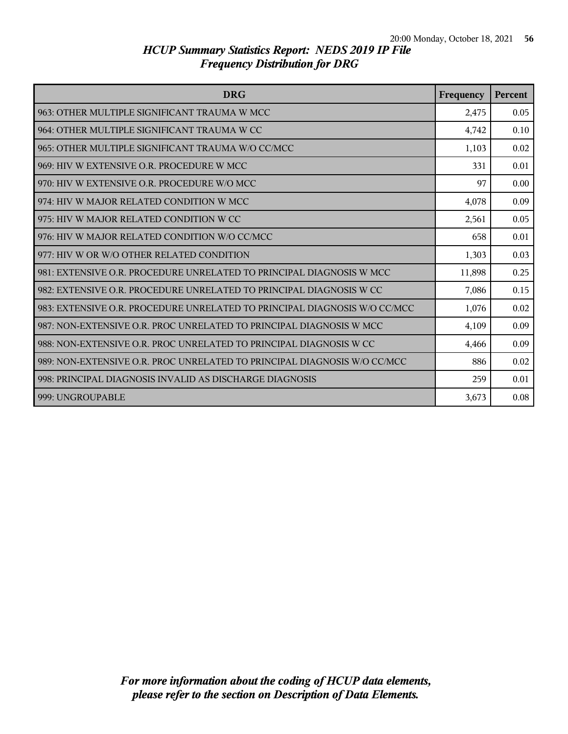## HCUP Summary Statistics Report: NEDS 2019 IP File
## Frequency Distribution for DRG

| DRG | Frequency | Percent |
|---|---|---|
| 963: OTHER MULTIPLE SIGNIFICANT TRAUMA W MCC | 2,475 | 0.05 |
| 964: OTHER MULTIPLE SIGNIFICANT TRAUMA W CC | 4,742 | 0.10 |
| 965: OTHER MULTIPLE SIGNIFICANT TRAUMA W/O CC/MCC | 1,103 | 0.02 |
| 969: HIV W EXTENSIVE O.R. PROCEDURE W MCC | 331 | 0.01 |
| 970: HIV W EXTENSIVE O.R. PROCEDURE W/O MCC | 97 | 0.00 |
| 974: HIV W MAJOR RELATED CONDITION W MCC | 4,078 | 0.09 |
| 975: HIV W MAJOR RELATED CONDITION W CC | 2,561 | 0.05 |
| 976: HIV W MAJOR RELATED CONDITION W/O CC/MCC | 658 | 0.01 |
| 977: HIV W OR W/O OTHER RELATED CONDITION | 1,303 | 0.03 |
| 981: EXTENSIVE O.R. PROCEDURE UNRELATED TO PRINCIPAL DIAGNOSIS W MCC | 11,898 | 0.25 |
| 982: EXTENSIVE O.R. PROCEDURE UNRELATED TO PRINCIPAL DIAGNOSIS W CC | 7,086 | 0.15 |
| 983: EXTENSIVE O.R. PROCEDURE UNRELATED TO PRINCIPAL DIAGNOSIS W/O CC/MCC | 1,076 | 0.02 |
| 987: NON-EXTENSIVE O.R. PROC UNRELATED TO PRINCIPAL DIAGNOSIS W MCC | 4,109 | 0.09 |
| 988: NON-EXTENSIVE O.R. PROC UNRELATED TO PRINCIPAL DIAGNOSIS W CC | 4,466 | 0.09 |
| 989: NON-EXTENSIVE O.R. PROC UNRELATED TO PRINCIPAL DIAGNOSIS W/O CC/MCC | 886 | 0.02 |
| 998: PRINCIPAL DIAGNOSIS INVALID AS DISCHARGE DIAGNOSIS | 259 | 0.01 |
| 999: UNGROUPABLE | 3,673 | 0.08 |

*For more information about the coding of HCUP data elements, please refer to the section on Description of Data Elements.*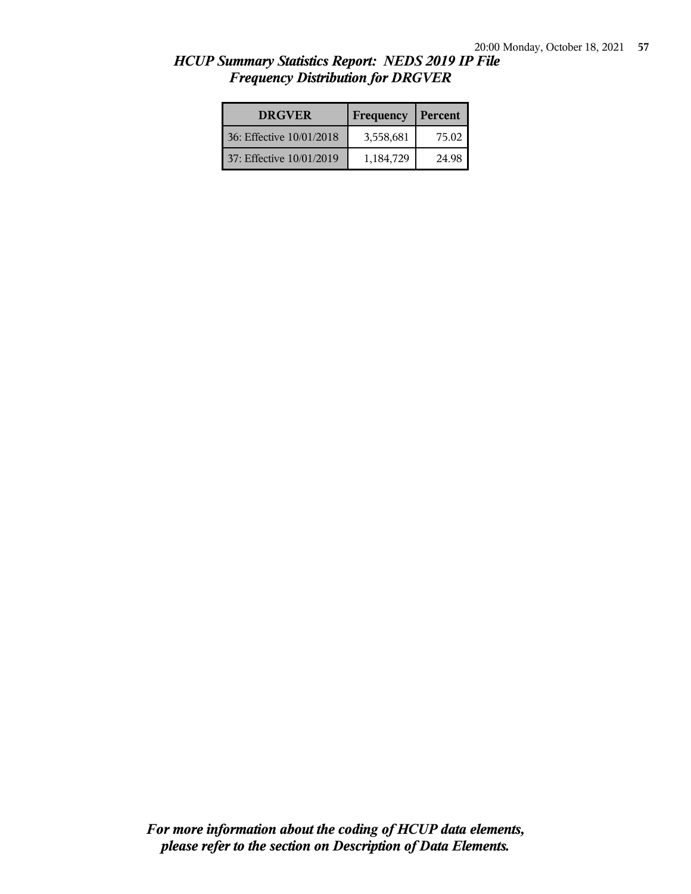# *HCUP Summary Statistics Report: NEDS 2019 IP File*
## *Frequency Distribution for DRGVER*

| DRGVER | Frequency | Percent |
|---|---|---|
| 36: Effective 10/01/2018 | 3,558,681 | 75.02 |
| 37: Effective 10/01/2019 | 1,184,729 | 24.98 |

***For more information about the coding of HCUP data elements, please refer to the section on Description of Data Elements.***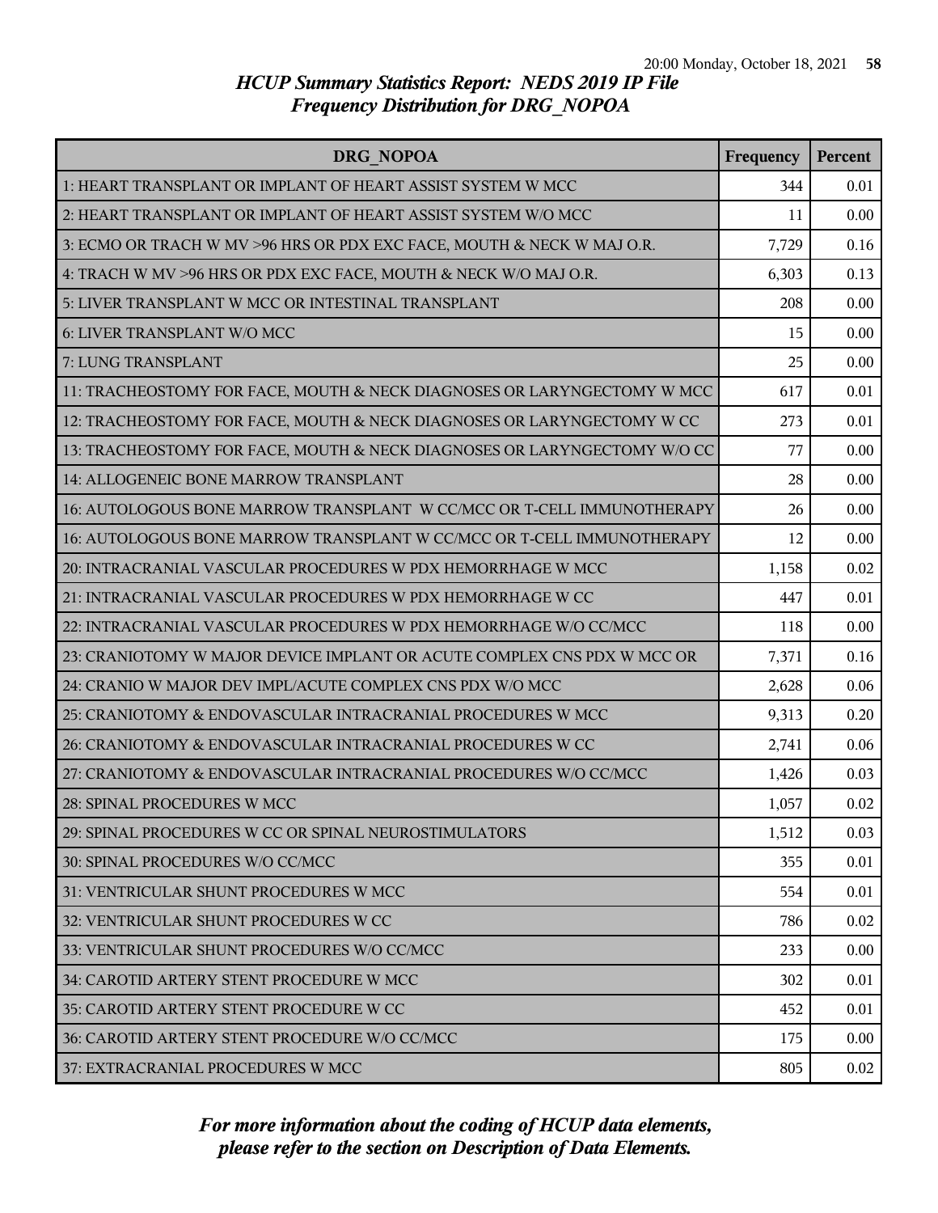## HCUP Summary Statistics Report: NEDS 2019 IP File
## Frequency Distribution for DRG_NOPOA

| DRG_NOPOA | Frequency | Percent |
|---|---|---|
| 1: HEART TRANSPLANT OR IMPLANT OF HEART ASSIST SYSTEM W MCC | 344 | 0.01 |
| 2: HEART TRANSPLANT OR IMPLANT OF HEART ASSIST SYSTEM W/O MCC | 11 | 0.00 |
| 3: ECMO OR TRACH W MV >96 HRS OR PDX EXC FACE, MOUTH & NECK W MAJ O.R. | 7,729 | 0.16 |
| 4: TRACH W MV >96 HRS OR PDX EXC FACE, MOUTH & NECK W/O MAJ O.R. | 6,303 | 0.13 |
| 5: LIVER TRANSPLANT W MCC OR INTESTINAL TRANSPLANT | 208 | 0.00 |
| 6: LIVER TRANSPLANT W/O MCC | 15 | 0.00 |
| 7: LUNG TRANSPLANT | 25 | 0.00 |
| 11: TRACHEOSTOMY FOR FACE, MOUTH & NECK DIAGNOSES OR LARYNGECTOMY W MCC | 617 | 0.01 |
| 12: TRACHEOSTOMY FOR FACE, MOUTH & NECK DIAGNOSES OR LARYNGECTOMY W CC | 273 | 0.01 |
| 13: TRACHEOSTOMY FOR FACE, MOUTH & NECK DIAGNOSES OR LARYNGECTOMY W/O CC | 77 | 0.00 |
| 14: ALLOGENEIC BONE MARROW TRANSPLANT | 28 | 0.00 |
| 16: AUTOLOGOUS BONE MARROW TRANSPLANT  W CC/MCC OR T-CELL IMMUNOTHERAPY | 26 | 0.00 |
| 16: AUTOLOGOUS BONE MARROW TRANSPLANT W CC/MCC OR T-CELL IMMUNOTHERAPY | 12 | 0.00 |
| 20: INTRACRANIAL VASCULAR PROCEDURES W PDX HEMORRHAGE W MCC | 1,158 | 0.02 |
| 21: INTRACRANIAL VASCULAR PROCEDURES W PDX HEMORRHAGE W CC | 447 | 0.01 |
| 22: INTRACRANIAL VASCULAR PROCEDURES W PDX HEMORRHAGE W/O CC/MCC | 118 | 0.00 |
| 23: CRANIOTOMY W MAJOR DEVICE IMPLANT OR ACUTE COMPLEX CNS PDX W MCC OR | 7,371 | 0.16 |
| 24: CRANIO W MAJOR DEV IMPL/ACUTE COMPLEX CNS PDX W/O MCC | 2,628 | 0.06 |
| 25: CRANIOTOMY & ENDOVASCULAR INTRACRANIAL PROCEDURES W MCC | 9,313 | 0.20 |
| 26: CRANIOTOMY & ENDOVASCULAR INTRACRANIAL PROCEDURES W CC | 2,741 | 0.06 |
| 27: CRANIOTOMY & ENDOVASCULAR INTRACRANIAL PROCEDURES W/O CC/MCC | 1,426 | 0.03 |
| 28: SPINAL PROCEDURES W MCC | 1,057 | 0.02 |
| 29: SPINAL PROCEDURES W CC OR SPINAL NEUROSTIMULATORS | 1,512 | 0.03 |
| 30: SPINAL PROCEDURES W/O CC/MCC | 355 | 0.01 |
| 31: VENTRICULAR SHUNT PROCEDURES W MCC | 554 | 0.01 |
| 32: VENTRICULAR SHUNT PROCEDURES W CC | 786 | 0.02 |
| 33: VENTRICULAR SHUNT PROCEDURES W/O CC/MCC | 233 | 0.00 |
| 34: CAROTID ARTERY STENT PROCEDURE W MCC | 302 | 0.01 |
| 35: CAROTID ARTERY STENT PROCEDURE W CC | 452 | 0.01 |
| 36: CAROTID ARTERY STENT PROCEDURE W/O CC/MCC | 175 | 0.00 |
| 37: EXTRACRANIAL PROCEDURES W MCC | 805 | 0.02 |

*For more information about the coding of HCUP data elements, please refer to the section on Description of Data Elements.*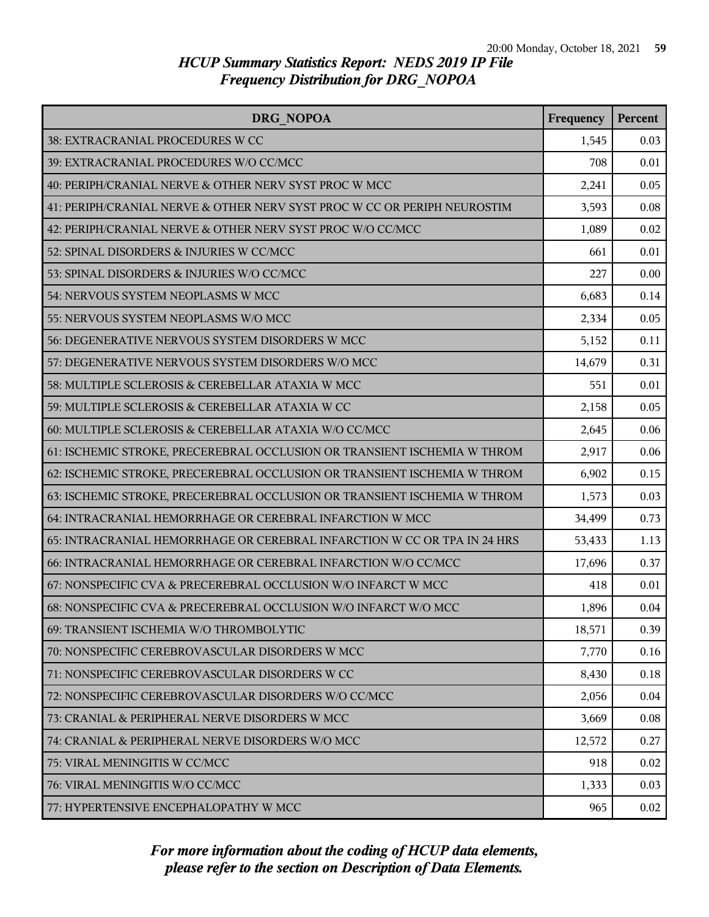# HCUP Summary Statistics Report: NEDS 2019 IP File
## Frequency Distribution for DRG_NOPOA

| DRG_NOPOA | Frequency | Percent |
|---|---|---|
| 38: EXTRACRANIAL PROCEDURES W CC | 1,545 | 0.03 |
| 39: EXTRACRANIAL PROCEDURES W/O CC/MCC | 708 | 0.01 |
| 40: PERIPH/CRANIAL NERVE & OTHER NERV SYST PROC W MCC | 2,241 | 0.05 |
| 41: PERIPH/CRANIAL NERVE & OTHER NERV SYST PROC W CC OR PERIPH NEUROSTIM | 3,593 | 0.08 |
| 42: PERIPH/CRANIAL NERVE & OTHER NERV SYST PROC W/O CC/MCC | 1,089 | 0.02 |
| 52: SPINAL DISORDERS & INJURIES W CC/MCC | 661 | 0.01 |
| 53: SPINAL DISORDERS & INJURIES W/O CC/MCC | 227 | 0.00 |
| 54: NERVOUS SYSTEM NEOPLASMS W MCC | 6,683 | 0.14 |
| 55: NERVOUS SYSTEM NEOPLASMS W/O MCC | 2,334 | 0.05 |
| 56: DEGENERATIVE NERVOUS SYSTEM DISORDERS W MCC | 5,152 | 0.11 |
| 57: DEGENERATIVE NERVOUS SYSTEM DISORDERS W/O MCC | 14,679 | 0.31 |
| 58: MULTIPLE SCLEROSIS & CEREBELLAR ATAXIA W MCC | 551 | 0.01 |
| 59: MULTIPLE SCLEROSIS & CEREBELLAR ATAXIA W CC | 2,158 | 0.05 |
| 60: MULTIPLE SCLEROSIS & CEREBELLAR ATAXIA W/O CC/MCC | 2,645 | 0.06 |
| 61: ISCHEMIC STROKE, PRECEREBRAL OCCLUSION OR TRANSIENT ISCHEMIA W THROM | 2,917 | 0.06 |
| 62: ISCHEMIC STROKE, PRECEREBRAL OCCLUSION OR TRANSIENT ISCHEMIA W THROM | 6,902 | 0.15 |
| 63: ISCHEMIC STROKE, PRECEREBRAL OCCLUSION OR TRANSIENT ISCHEMIA W THROM | 1,573 | 0.03 |
| 64: INTRACRANIAL HEMORRHAGE OR CEREBRAL INFARCTION W MCC | 34,499 | 0.73 |
| 65: INTRACRANIAL HEMORRHAGE OR CEREBRAL INFARCTION W CC OR TPA IN 24 HRS | 53,433 | 1.13 |
| 66: INTRACRANIAL HEMORRHAGE OR CEREBRAL INFARCTION W/O CC/MCC | 17,696 | 0.37 |
| 67: NONSPECIFIC CVA & PRECEREBRAL OCCLUSION W/O INFARCT W MCC | 418 | 0.01 |
| 68: NONSPECIFIC CVA & PRECEREBRAL OCCLUSION W/O INFARCT W/O MCC | 1,896 | 0.04 |
| 69: TRANSIENT ISCHEMIA W/O THROMBOLYTIC | 18,571 | 0.39 |
| 70: NONSPECIFIC CEREBROVASCULAR DISORDERS W MCC | 7,770 | 0.16 |
| 71: NONSPECIFIC CEREBROVASCULAR DISORDERS W CC | 8,430 | 0.18 |
| 72: NONSPECIFIC CEREBROVASCULAR DISORDERS W/O CC/MCC | 2,056 | 0.04 |
| 73: CRANIAL & PERIPHERAL NERVE DISORDERS W MCC | 3,669 | 0.08 |
| 74: CRANIAL & PERIPHERAL NERVE DISORDERS W/O MCC | 12,572 | 0.27 |
| 75: VIRAL MENINGITIS W CC/MCC | 918 | 0.02 |
| 76: VIRAL MENINGITIS W/O CC/MCC | 1,333 | 0.03 |
| 77: HYPERTENSIVE ENCEPHALOPATHY W MCC | 965 | 0.02 |

*For more information about the coding of HCUP data elements, please refer to the section on Description of Data Elements.*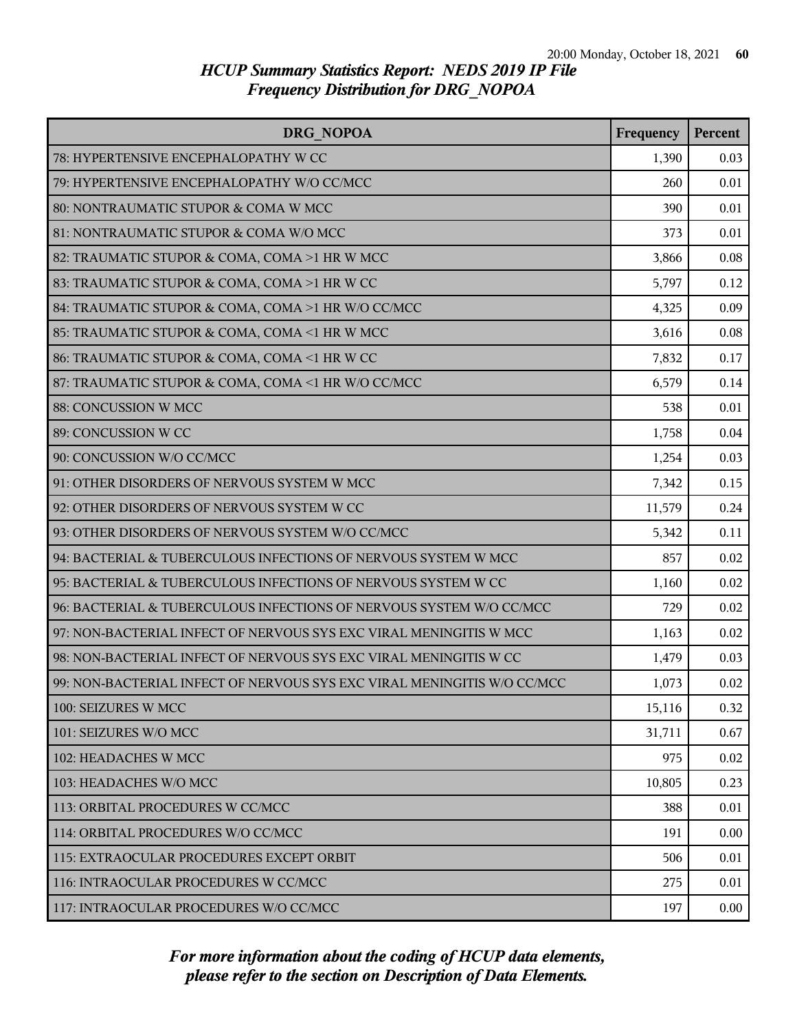## HCUP Summary Statistics Report: NEDS 2019 IP File
## Frequency Distribution for DRG_NOPOA

| DRG_NOPOA | Frequency | Percent |
|---|---|---|
| 78: HYPERTENSIVE ENCEPHALOPATHY W CC | 1,390 | 0.03 |
| 79: HYPERTENSIVE ENCEPHALOPATHY W/O CC/MCC | 260 | 0.01 |
| 80: NONTRAUMATIC STUPOR & COMA W MCC | 390 | 0.01 |
| 81: NONTRAUMATIC STUPOR & COMA W/O MCC | 373 | 0.01 |
| 82: TRAUMATIC STUPOR & COMA, COMA >1 HR W MCC | 3,866 | 0.08 |
| 83: TRAUMATIC STUPOR & COMA, COMA >1 HR W CC | 5,797 | 0.12 |
| 84: TRAUMATIC STUPOR & COMA, COMA >1 HR W/O CC/MCC | 4,325 | 0.09 |
| 85: TRAUMATIC STUPOR & COMA, COMA <1 HR W MCC | 3,616 | 0.08 |
| 86: TRAUMATIC STUPOR & COMA, COMA <1 HR W CC | 7,832 | 0.17 |
| 87: TRAUMATIC STUPOR & COMA, COMA <1 HR W/O CC/MCC | 6,579 | 0.14 |
| 88: CONCUSSION W MCC | 538 | 0.01 |
| 89: CONCUSSION W CC | 1,758 | 0.04 |
| 90: CONCUSSION W/O CC/MCC | 1,254 | 0.03 |
| 91: OTHER DISORDERS OF NERVOUS SYSTEM W MCC | 7,342 | 0.15 |
| 92: OTHER DISORDERS OF NERVOUS SYSTEM W CC | 11,579 | 0.24 |
| 93: OTHER DISORDERS OF NERVOUS SYSTEM W/O CC/MCC | 5,342 | 0.11 |
| 94: BACTERIAL & TUBERCULOUS INFECTIONS OF NERVOUS SYSTEM W MCC | 857 | 0.02 |
| 95: BACTERIAL & TUBERCULOUS INFECTIONS OF NERVOUS SYSTEM W CC | 1,160 | 0.02 |
| 96: BACTERIAL & TUBERCULOUS INFECTIONS OF NERVOUS SYSTEM W/O CC/MCC | 729 | 0.02 |
| 97: NON-BACTERIAL INFECT OF NERVOUS SYS EXC VIRAL MENINGITIS W MCC | 1,163 | 0.02 |
| 98: NON-BACTERIAL INFECT OF NERVOUS SYS EXC VIRAL MENINGITIS W CC | 1,479 | 0.03 |
| 99: NON-BACTERIAL INFECT OF NERVOUS SYS EXC VIRAL MENINGITIS W/O CC/MCC | 1,073 | 0.02 |
| 100: SEIZURES W MCC | 15,116 | 0.32 |
| 101: SEIZURES W/O MCC | 31,711 | 0.67 |
| 102: HEADACHES W MCC | 975 | 0.02 |
| 103: HEADACHES W/O MCC | 10,805 | 0.23 |
| 113: ORBITAL PROCEDURES W CC/MCC | 388 | 0.01 |
| 114: ORBITAL PROCEDURES W/O CC/MCC | 191 | 0.00 |
| 115: EXTRAOCULAR PROCEDURES EXCEPT ORBIT | 506 | 0.01 |
| 116: INTRAOCULAR PROCEDURES W CC/MCC | 275 | 0.01 |
| 117: INTRAOCULAR PROCEDURES W/O CC/MCC | 197 | 0.00 |

*For more information about the coding of HCUP data elements, please refer to the section on Description of Data Elements.*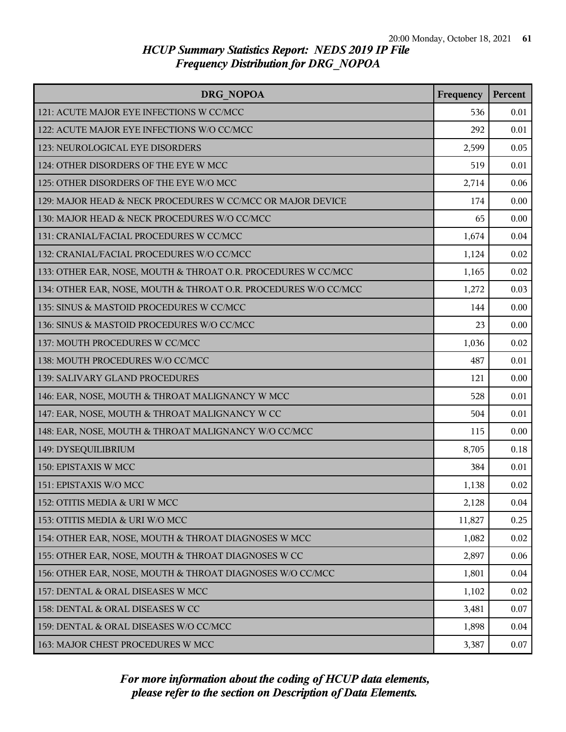# HCUP Summary Statistics Report: NEDS 2019 IP File
## Frequency Distribution for DRG_NOPOA

| DRG_NOPOA | Frequency | Percent |
|---|---|---|
| 121: ACUTE MAJOR EYE INFECTIONS W CC/MCC | 536 | 0.01 |
| 122: ACUTE MAJOR EYE INFECTIONS W/O CC/MCC | 292 | 0.01 |
| 123: NEUROLOGICAL EYE DISORDERS | 2,599 | 0.05 |
| 124: OTHER DISORDERS OF THE EYE W MCC | 519 | 0.01 |
| 125: OTHER DISORDERS OF THE EYE W/O MCC | 2,714 | 0.06 |
| 129: MAJOR HEAD & NECK PROCEDURES W CC/MCC OR MAJOR DEVICE | 174 | 0.00 |
| 130: MAJOR HEAD & NECK PROCEDURES W/O CC/MCC | 65 | 0.00 |
| 131: CRANIAL/FACIAL PROCEDURES W CC/MCC | 1,674 | 0.04 |
| 132: CRANIAL/FACIAL PROCEDURES W/O CC/MCC | 1,124 | 0.02 |
| 133: OTHER EAR, NOSE, MOUTH & THROAT O.R. PROCEDURES W CC/MCC | 1,165 | 0.02 |
| 134: OTHER EAR, NOSE, MOUTH & THROAT O.R. PROCEDURES W/O CC/MCC | 1,272 | 0.03 |
| 135: SINUS & MASTOID PROCEDURES W CC/MCC | 144 | 0.00 |
| 136: SINUS & MASTOID PROCEDURES W/O CC/MCC | 23 | 0.00 |
| 137: MOUTH PROCEDURES W CC/MCC | 1,036 | 0.02 |
| 138: MOUTH PROCEDURES W/O CC/MCC | 487 | 0.01 |
| 139: SALIVARY GLAND PROCEDURES | 121 | 0.00 |
| 146: EAR, NOSE, MOUTH & THROAT MALIGNANCY W MCC | 528 | 0.01 |
| 147: EAR, NOSE, MOUTH & THROAT MALIGNANCY W CC | 504 | 0.01 |
| 148: EAR, NOSE, MOUTH & THROAT MALIGNANCY W/O CC/MCC | 115 | 0.00 |
| 149: DYSEQUILIBRIUM | 8,705 | 0.18 |
| 150: EPISTAXIS W MCC | 384 | 0.01 |
| 151: EPISTAXIS W/O MCC | 1,138 | 0.02 |
| 152: OTITIS MEDIA & URI W MCC | 2,128 | 0.04 |
| 153: OTITIS MEDIA & URI W/O MCC | 11,827 | 0.25 |
| 154: OTHER EAR, NOSE, MOUTH & THROAT DIAGNOSES W MCC | 1,082 | 0.02 |
| 155: OTHER EAR, NOSE, MOUTH & THROAT DIAGNOSES W CC | 2,897 | 0.06 |
| 156: OTHER EAR, NOSE, MOUTH & THROAT DIAGNOSES W/O CC/MCC | 1,801 | 0.04 |
| 157: DENTAL & ORAL DISEASES W MCC | 1,102 | 0.02 |
| 158: DENTAL & ORAL DISEASES W CC | 3,481 | 0.07 |
| 159: DENTAL & ORAL DISEASES W/O CC/MCC | 1,898 | 0.04 |
| 163: MAJOR CHEST PROCEDURES W MCC | 3,387 | 0.07 |

*For more information about the coding of HCUP data elements, please refer to the section on Description of Data Elements.*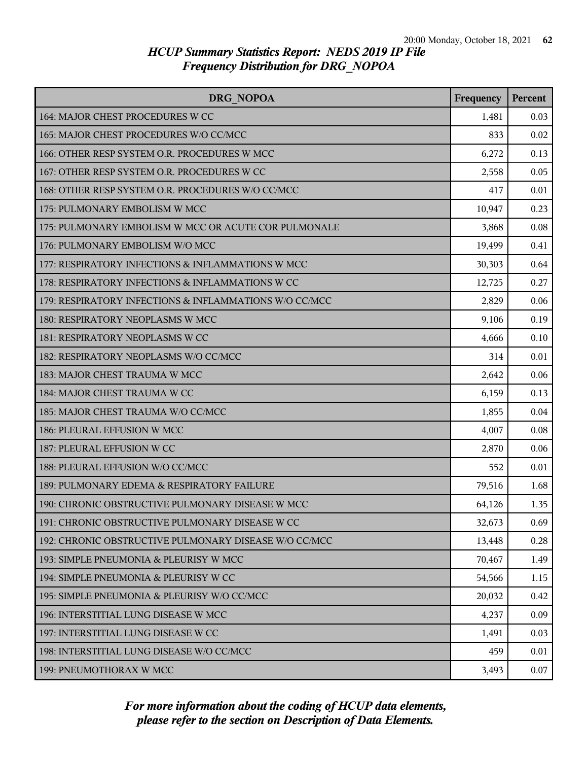# HCUP Summary Statistics Report: NEDS 2019 IP File
## Frequency Distribution for DRG_NOPOA

| DRG_NOPOA | Frequency | Percent |
|---|---|---|
| 164: MAJOR CHEST PROCEDURES W CC | 1,481 | 0.03 |
| 165: MAJOR CHEST PROCEDURES W/O CC/MCC | 833 | 0.02 |
| 166: OTHER RESP SYSTEM O.R. PROCEDURES W MCC | 6,272 | 0.13 |
| 167: OTHER RESP SYSTEM O.R. PROCEDURES W CC | 2,558 | 0.05 |
| 168: OTHER RESP SYSTEM O.R. PROCEDURES W/O CC/MCC | 417 | 0.01 |
| 175: PULMONARY EMBOLISM W MCC | 10,947 | 0.23 |
| 175: PULMONARY EMBOLISM W MCC OR ACUTE COR PULMONALE | 3,868 | 0.08 |
| 176: PULMONARY EMBOLISM W/O MCC | 19,499 | 0.41 |
| 177: RESPIRATORY INFECTIONS & INFLAMMATIONS W MCC | 30,303 | 0.64 |
| 178: RESPIRATORY INFECTIONS & INFLAMMATIONS W CC | 12,725 | 0.27 |
| 179: RESPIRATORY INFECTIONS & INFLAMMATIONS W/O CC/MCC | 2,829 | 0.06 |
| 180: RESPIRATORY NEOPLASMS W MCC | 9,106 | 0.19 |
| 181: RESPIRATORY NEOPLASMS W CC | 4,666 | 0.10 |
| 182: RESPIRATORY NEOPLASMS W/O CC/MCC | 314 | 0.01 |
| 183: MAJOR CHEST TRAUMA W MCC | 2,642 | 0.06 |
| 184: MAJOR CHEST TRAUMA W CC | 6,159 | 0.13 |
| 185: MAJOR CHEST TRAUMA W/O CC/MCC | 1,855 | 0.04 |
| 186: PLEURAL EFFUSION W MCC | 4,007 | 0.08 |
| 187: PLEURAL EFFUSION W CC | 2,870 | 0.06 |
| 188: PLEURAL EFFUSION W/O CC/MCC | 552 | 0.01 |
| 189: PULMONARY EDEMA & RESPIRATORY FAILURE | 79,516 | 1.68 |
| 190: CHRONIC OBSTRUCTIVE PULMONARY DISEASE W MCC | 64,126 | 1.35 |
| 191: CHRONIC OBSTRUCTIVE PULMONARY DISEASE W CC | 32,673 | 0.69 |
| 192: CHRONIC OBSTRUCTIVE PULMONARY DISEASE W/O CC/MCC | 13,448 | 0.28 |
| 193: SIMPLE PNEUMONIA & PLEURISY W MCC | 70,467 | 1.49 |
| 194: SIMPLE PNEUMONIA & PLEURISY W CC | 54,566 | 1.15 |
| 195: SIMPLE PNEUMONIA & PLEURISY W/O CC/MCC | 20,032 | 0.42 |
| 196: INTERSTITIAL LUNG DISEASE W MCC | 4,237 | 0.09 |
| 197: INTERSTITIAL LUNG DISEASE W CC | 1,491 | 0.03 |
| 198: INTERSTITIAL LUNG DISEASE W/O CC/MCC | 459 | 0.01 |
| 199: PNEUMOTHORAX W MCC | 3,493 | 0.07 |

*For more information about the coding of HCUP data elements, please refer to the section on Description of Data Elements.*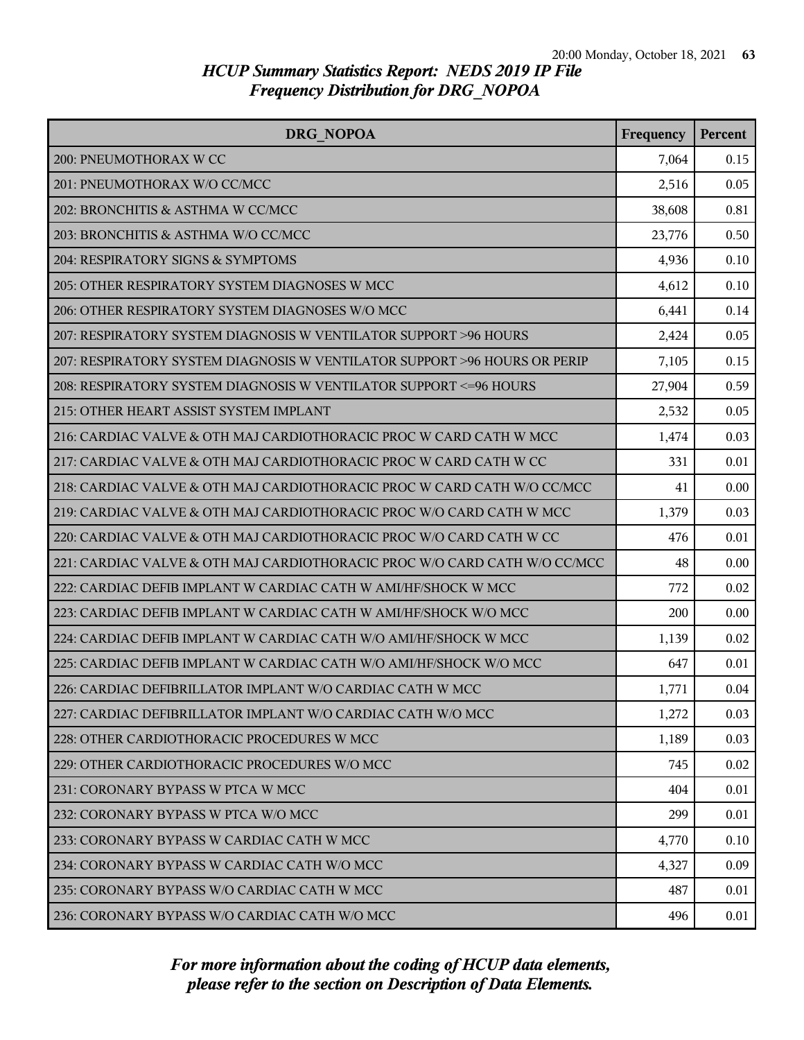# HCUP Summary Statistics Report: NEDS 2019 IP File
## Frequency Distribution for DRG_NOPOA

| DRG_NOPOA | Frequency | Percent |
|---|---|---|
| 200: PNEUMOTHORAX W CC | 7,064 | 0.15 |
| 201: PNEUMOTHORAX W/O CC/MCC | 2,516 | 0.05 |
| 202: BRONCHITIS & ASTHMA W CC/MCC | 38,608 | 0.81 |
| 203: BRONCHITIS & ASTHMA W/O CC/MCC | 23,776 | 0.50 |
| 204: RESPIRATORY SIGNS & SYMPTOMS | 4,936 | 0.10 |
| 205: OTHER RESPIRATORY SYSTEM DIAGNOSES W MCC | 4,612 | 0.10 |
| 206: OTHER RESPIRATORY SYSTEM DIAGNOSES W/O MCC | 6,441 | 0.14 |
| 207: RESPIRATORY SYSTEM DIAGNOSIS W VENTILATOR SUPPORT >96 HOURS | 2,424 | 0.05 |
| 207: RESPIRATORY SYSTEM DIAGNOSIS W VENTILATOR SUPPORT >96 HOURS OR PERIP | 7,105 | 0.15 |
| 208: RESPIRATORY SYSTEM DIAGNOSIS W VENTILATOR SUPPORT <=96 HOURS | 27,904 | 0.59 |
| 215: OTHER HEART ASSIST SYSTEM IMPLANT | 2,532 | 0.05 |
| 216: CARDIAC VALVE & OTH MAJ CARDIOTHORACIC PROC W CARD CATH W MCC | 1,474 | 0.03 |
| 217: CARDIAC VALVE & OTH MAJ CARDIOTHORACIC PROC W CARD CATH W CC | 331 | 0.01 |
| 218: CARDIAC VALVE & OTH MAJ CARDIOTHORACIC PROC W CARD CATH W/O CC/MCC | 41 | 0.00 |
| 219: CARDIAC VALVE & OTH MAJ CARDIOTHORACIC PROC W/O CARD CATH W MCC | 1,379 | 0.03 |
| 220: CARDIAC VALVE & OTH MAJ CARDIOTHORACIC PROC W/O CARD CATH W CC | 476 | 0.01 |
| 221: CARDIAC VALVE & OTH MAJ CARDIOTHORACIC PROC W/O CARD CATH W/O CC/MCC | 48 | 0.00 |
| 222: CARDIAC DEFIB IMPLANT W CARDIAC CATH W AMI/HF/SHOCK W MCC | 772 | 0.02 |
| 223: CARDIAC DEFIB IMPLANT W CARDIAC CATH W AMI/HF/SHOCK W/O MCC | 200 | 0.00 |
| 224: CARDIAC DEFIB IMPLANT W CARDIAC CATH W/O AMI/HF/SHOCK W MCC | 1,139 | 0.02 |
| 225: CARDIAC DEFIB IMPLANT W CARDIAC CATH W/O AMI/HF/SHOCK W/O MCC | 647 | 0.01 |
| 226: CARDIAC DEFIBRILLATOR IMPLANT W/O CARDIAC CATH W MCC | 1,771 | 0.04 |
| 227: CARDIAC DEFIBRILLATOR IMPLANT W/O CARDIAC CATH W/O MCC | 1,272 | 0.03 |
| 228: OTHER CARDIOTHORACIC PROCEDURES W MCC | 1,189 | 0.03 |
| 229: OTHER CARDIOTHORACIC PROCEDURES W/O MCC | 745 | 0.02 |
| 231: CORONARY BYPASS W PTCA W MCC | 404 | 0.01 |
| 232: CORONARY BYPASS W PTCA W/O MCC | 299 | 0.01 |
| 233: CORONARY BYPASS W CARDIAC CATH W MCC | 4,770 | 0.10 |
| 234: CORONARY BYPASS W CARDIAC CATH W/O MCC | 4,327 | 0.09 |
| 235: CORONARY BYPASS W/O CARDIAC CATH W MCC | 487 | 0.01 |
| 236: CORONARY BYPASS W/O CARDIAC CATH W/O MCC | 496 | 0.01 |

*For more information about the coding of HCUP data elements, please refer to the section on Description of Data Elements.*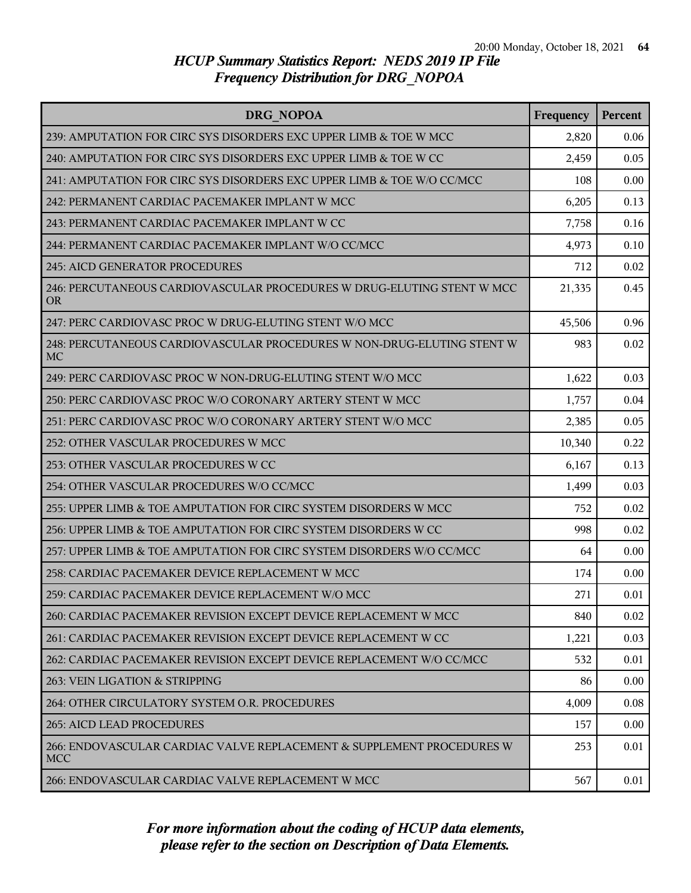# HCUP Summary Statistics Report: NEDS 2019 IP File
## Frequency Distribution for DRG_NOPOA

| DRG_NOPOA | Frequency | Percent |
|---|---|---|
| 239: AMPUTATION FOR CIRC SYS DISORDERS EXC UPPER LIMB & TOE W MCC | 2,820 | 0.06 |
| 240: AMPUTATION FOR CIRC SYS DISORDERS EXC UPPER LIMB & TOE W CC | 2,459 | 0.05 |
| 241: AMPUTATION FOR CIRC SYS DISORDERS EXC UPPER LIMB & TOE W/O CC/MCC | 108 | 0.00 |
| 242: PERMANENT CARDIAC PACEMAKER IMPLANT W MCC | 6,205 | 0.13 |
| 243: PERMANENT CARDIAC PACEMAKER IMPLANT W CC | 7,758 | 0.16 |
| 244: PERMANENT CARDIAC PACEMAKER IMPLANT W/O CC/MCC | 4,973 | 0.10 |
| 245: AICD GENERATOR PROCEDURES | 712 | 0.02 |
| 246: PERCUTANEOUS CARDIOVASCULAR PROCEDURES W DRUG-ELUTING STENT W MCC OR | 21,335 | 0.45 |
| 247: PERC CARDIOVASC PROC W DRUG-ELUTING STENT W/O MCC | 45,506 | 0.96 |
| 248: PERCUTANEOUS CARDIOVASCULAR PROCEDURES W NON-DRUG-ELUTING STENT W MC | 983 | 0.02 |
| 249: PERC CARDIOVASC PROC W NON-DRUG-ELUTING STENT W/O MCC | 1,622 | 0.03 |
| 250: PERC CARDIOVASC PROC W/O CORONARY ARTERY STENT W MCC | 1,757 | 0.04 |
| 251: PERC CARDIOVASC PROC W/O CORONARY ARTERY STENT W/O MCC | 2,385 | 0.05 |
| 252: OTHER VASCULAR PROCEDURES W MCC | 10,340 | 0.22 |
| 253: OTHER VASCULAR PROCEDURES W CC | 6,167 | 0.13 |
| 254: OTHER VASCULAR PROCEDURES W/O CC/MCC | 1,499 | 0.03 |
| 255: UPPER LIMB & TOE AMPUTATION FOR CIRC SYSTEM DISORDERS W MCC | 752 | 0.02 |
| 256: UPPER LIMB & TOE AMPUTATION FOR CIRC SYSTEM DISORDERS W CC | 998 | 0.02 |
| 257: UPPER LIMB & TOE AMPUTATION FOR CIRC SYSTEM DISORDERS W/O CC/MCC | 64 | 0.00 |
| 258: CARDIAC PACEMAKER DEVICE REPLACEMENT W MCC | 174 | 0.00 |
| 259: CARDIAC PACEMAKER DEVICE REPLACEMENT W/O MCC | 271 | 0.01 |
| 260: CARDIAC PACEMAKER REVISION EXCEPT DEVICE REPLACEMENT W MCC | 840 | 0.02 |
| 261: CARDIAC PACEMAKER REVISION EXCEPT DEVICE REPLACEMENT W CC | 1,221 | 0.03 |
| 262: CARDIAC PACEMAKER REVISION EXCEPT DEVICE REPLACEMENT W/O CC/MCC | 532 | 0.01 |
| 263: VEIN LIGATION & STRIPPING | 86 | 0.00 |
| 264: OTHER CIRCULATORY SYSTEM O.R. PROCEDURES | 4,009 | 0.08 |
| 265: AICD LEAD PROCEDURES | 157 | 0.00 |
| 266: ENDOVASCULAR CARDIAC VALVE REPLACEMENT & SUPPLEMENT PROCEDURES W MCC | 253 | 0.01 |
| 266: ENDOVASCULAR CARDIAC VALVE REPLACEMENT W MCC | 567 | 0.01 |

*For more information about the coding of HCUP data elements, please refer to the section on Description of Data Elements.*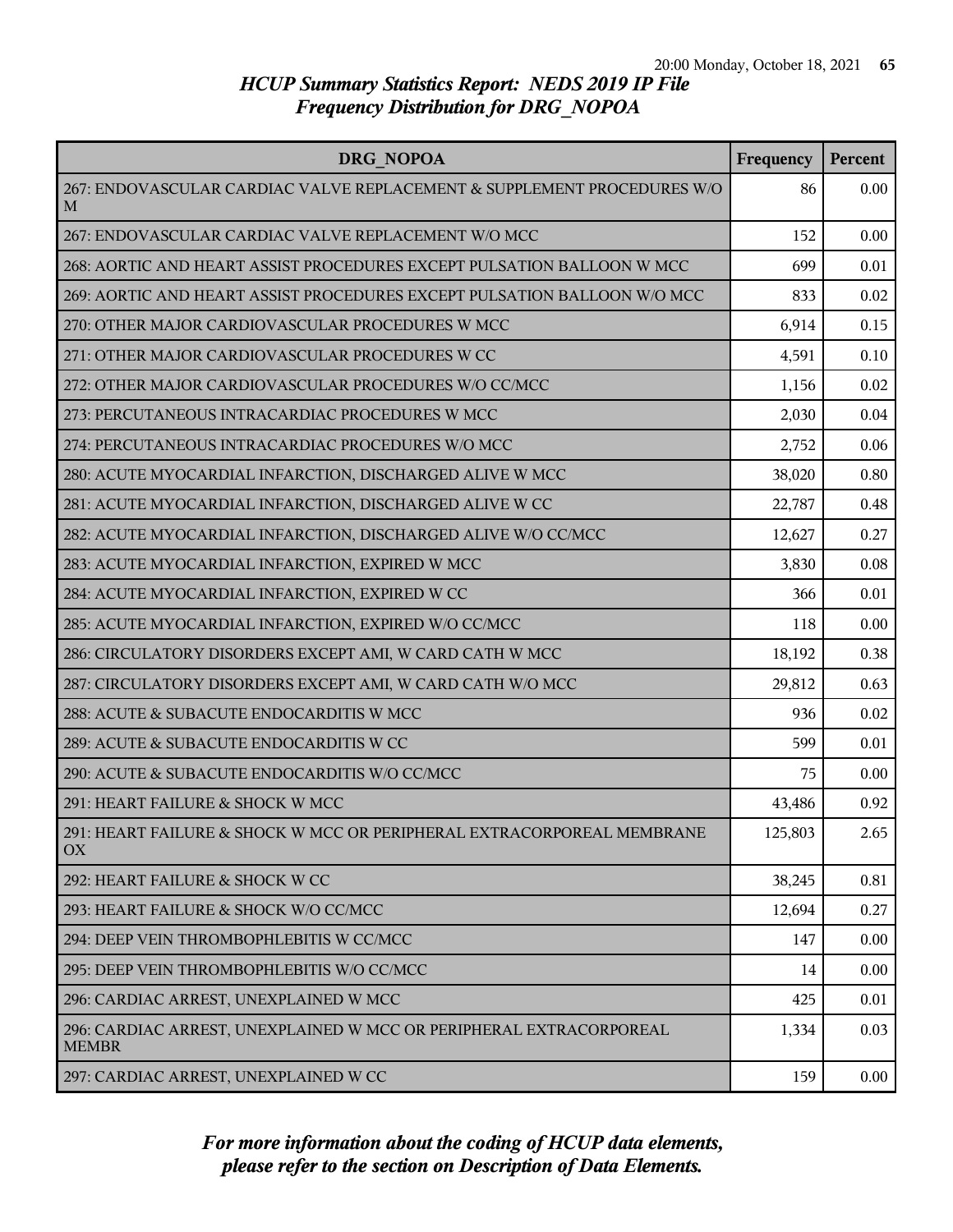## HCUP Summary Statistics Report: NEDS 2019 IP File
## Frequency Distribution for DRG_NOPOA

| DRG_NOPOA | Frequency | Percent |
|---|---|---|
| 267: ENDOVASCULAR CARDIAC VALVE REPLACEMENT & SUPPLEMENT PROCEDURES W/O M | 86 | 0.00 |
| 267: ENDOVASCULAR CARDIAC VALVE REPLACEMENT W/O MCC | 152 | 0.00 |
| 268: AORTIC AND HEART ASSIST PROCEDURES EXCEPT PULSATION BALLOON W MCC | 699 | 0.01 |
| 269: AORTIC AND HEART ASSIST PROCEDURES EXCEPT PULSATION BALLOON W/O MCC | 833 | 0.02 |
| 270: OTHER MAJOR CARDIOVASCULAR PROCEDURES W MCC | 6,914 | 0.15 |
| 271: OTHER MAJOR CARDIOVASCULAR PROCEDURES W CC | 4,591 | 0.10 |
| 272: OTHER MAJOR CARDIOVASCULAR PROCEDURES W/O CC/MCC | 1,156 | 0.02 |
| 273: PERCUTANEOUS INTRACARDIAC PROCEDURES W MCC | 2,030 | 0.04 |
| 274: PERCUTANEOUS INTRACARDIAC PROCEDURES W/O MCC | 2,752 | 0.06 |
| 280: ACUTE MYOCARDIAL INFARCTION, DISCHARGED ALIVE W MCC | 38,020 | 0.80 |
| 281: ACUTE MYOCARDIAL INFARCTION, DISCHARGED ALIVE W CC | 22,787 | 0.48 |
| 282: ACUTE MYOCARDIAL INFARCTION, DISCHARGED ALIVE W/O CC/MCC | 12,627 | 0.27 |
| 283: ACUTE MYOCARDIAL INFARCTION, EXPIRED W MCC | 3,830 | 0.08 |
| 284: ACUTE MYOCARDIAL INFARCTION, EXPIRED W CC | 366 | 0.01 |
| 285: ACUTE MYOCARDIAL INFARCTION, EXPIRED W/O CC/MCC | 118 | 0.00 |
| 286: CIRCULATORY DISORDERS EXCEPT AMI, W CARD CATH W MCC | 18,192 | 0.38 |
| 287: CIRCULATORY DISORDERS EXCEPT AMI, W CARD CATH W/O MCC | 29,812 | 0.63 |
| 288: ACUTE & SUBACUTE ENDOCARDITIS W MCC | 936 | 0.02 |
| 289: ACUTE & SUBACUTE ENDOCARDITIS W CC | 599 | 0.01 |
| 290: ACUTE & SUBACUTE ENDOCARDITIS W/O CC/MCC | 75 | 0.00 |
| 291: HEART FAILURE & SHOCK W MCC | 43,486 | 0.92 |
| 291: HEART FAILURE & SHOCK W MCC OR PERIPHERAL EXTRACORPOREAL MEMBRANE OX | 125,803 | 2.65 |
| 292: HEART FAILURE & SHOCK W CC | 38,245 | 0.81 |
| 293: HEART FAILURE & SHOCK W/O CC/MCC | 12,694 | 0.27 |
| 294: DEEP VEIN THROMBOPHLEBITIS W CC/MCC | 147 | 0.00 |
| 295: DEEP VEIN THROMBOPHLEBITIS W/O CC/MCC | 14 | 0.00 |
| 296: CARDIAC ARREST, UNEXPLAINED W MCC | 425 | 0.01 |
| 296: CARDIAC ARREST, UNEXPLAINED W MCC OR PERIPHERAL EXTRACORPOREAL MEMBR | 1,334 | 0.03 |
| 297: CARDIAC ARREST, UNEXPLAINED W CC | 159 | 0.00 |

*For more information about the coding of HCUP data elements, please refer to the section on Description of Data Elements.*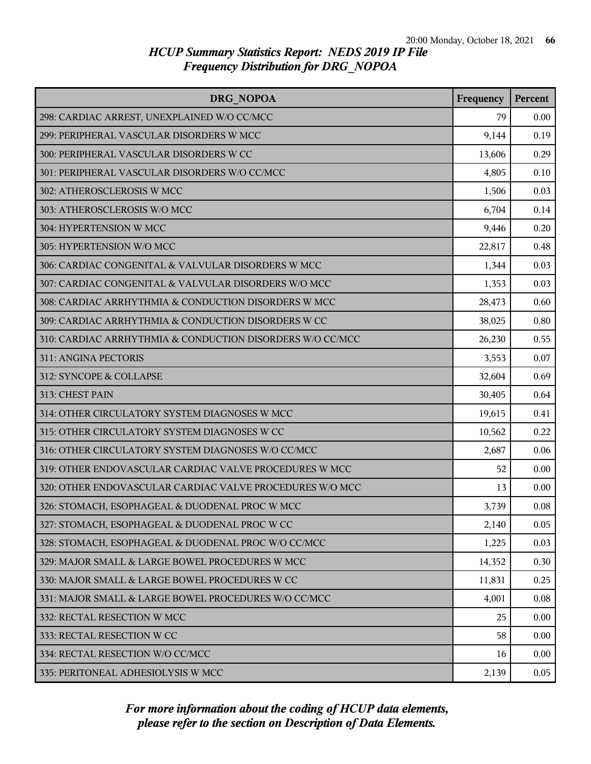# HCUP Summary Statistics Report: NEDS 2019 IP File
## Frequency Distribution for DRG_NOPOA

| DRG_NOPOA | Frequency | Percent |
|---|---|---|
| 298: CARDIAC ARREST, UNEXPLAINED W/O CC/MCC | 79 | 0.00 |
| 299: PERIPHERAL VASCULAR DISORDERS W MCC | 9,144 | 0.19 |
| 300: PERIPHERAL VASCULAR DISORDERS W CC | 13,606 | 0.29 |
| 301: PERIPHERAL VASCULAR DISORDERS W/O CC/MCC | 4,805 | 0.10 |
| 302: ATHEROSCLEROSIS W MCC | 1,506 | 0.03 |
| 303: ATHEROSCLEROSIS W/O MCC | 6,704 | 0.14 |
| 304: HYPERTENSION W MCC | 9,446 | 0.20 |
| 305: HYPERTENSION W/O MCC | 22,817 | 0.48 |
| 306: CARDIAC CONGENITAL & VALVULAR DISORDERS W MCC | 1,344 | 0.03 |
| 307: CARDIAC CONGENITAL & VALVULAR DISORDERS W/O MCC | 1,353 | 0.03 |
| 308: CARDIAC ARRHYTHMIA & CONDUCTION DISORDERS W MCC | 28,473 | 0.60 |
| 309: CARDIAC ARRHYTHMIA & CONDUCTION DISORDERS W CC | 38,025 | 0.80 |
| 310: CARDIAC ARRHYTHMIA & CONDUCTION DISORDERS W/O CC/MCC | 26,230 | 0.55 |
| 311: ANGINA PECTORIS | 3,553 | 0.07 |
| 312: SYNCOPE & COLLAPSE | 32,604 | 0.69 |
| 313: CHEST PAIN | 30,405 | 0.64 |
| 314: OTHER CIRCULATORY SYSTEM DIAGNOSES W MCC | 19,615 | 0.41 |
| 315: OTHER CIRCULATORY SYSTEM DIAGNOSES W CC | 10,562 | 0.22 |
| 316: OTHER CIRCULATORY SYSTEM DIAGNOSES W/O CC/MCC | 2,687 | 0.06 |
| 319: OTHER ENDOVASCULAR CARDIAC VALVE PROCEDURES W MCC | 52 | 0.00 |
| 320: OTHER ENDOVASCULAR CARDIAC VALVE PROCEDURES W/O MCC | 13 | 0.00 |
| 326: STOMACH, ESOPHAGEAL & DUODENAL PROC W MCC | 3,739 | 0.08 |
| 327: STOMACH, ESOPHAGEAL & DUODENAL PROC W CC | 2,140 | 0.05 |
| 328: STOMACH, ESOPHAGEAL & DUODENAL PROC W/O CC/MCC | 1,225 | 0.03 |
| 329: MAJOR SMALL & LARGE BOWEL PROCEDURES W MCC | 14,352 | 0.30 |
| 330: MAJOR SMALL & LARGE BOWEL PROCEDURES W CC | 11,831 | 0.25 |
| 331: MAJOR SMALL & LARGE BOWEL PROCEDURES W/O CC/MCC | 4,001 | 0.08 |
| 332: RECTAL RESECTION W MCC | 25 | 0.00 |
| 333: RECTAL RESECTION W CC | 58 | 0.00 |
| 334: RECTAL RESECTION W/O CC/MCC | 16 | 0.00 |
| 335: PERITONEAL ADHESIOLYSIS W MCC | 2,139 | 0.05 |

*For more information about the coding of HCUP data elements, please refer to the section on Description of Data Elements.*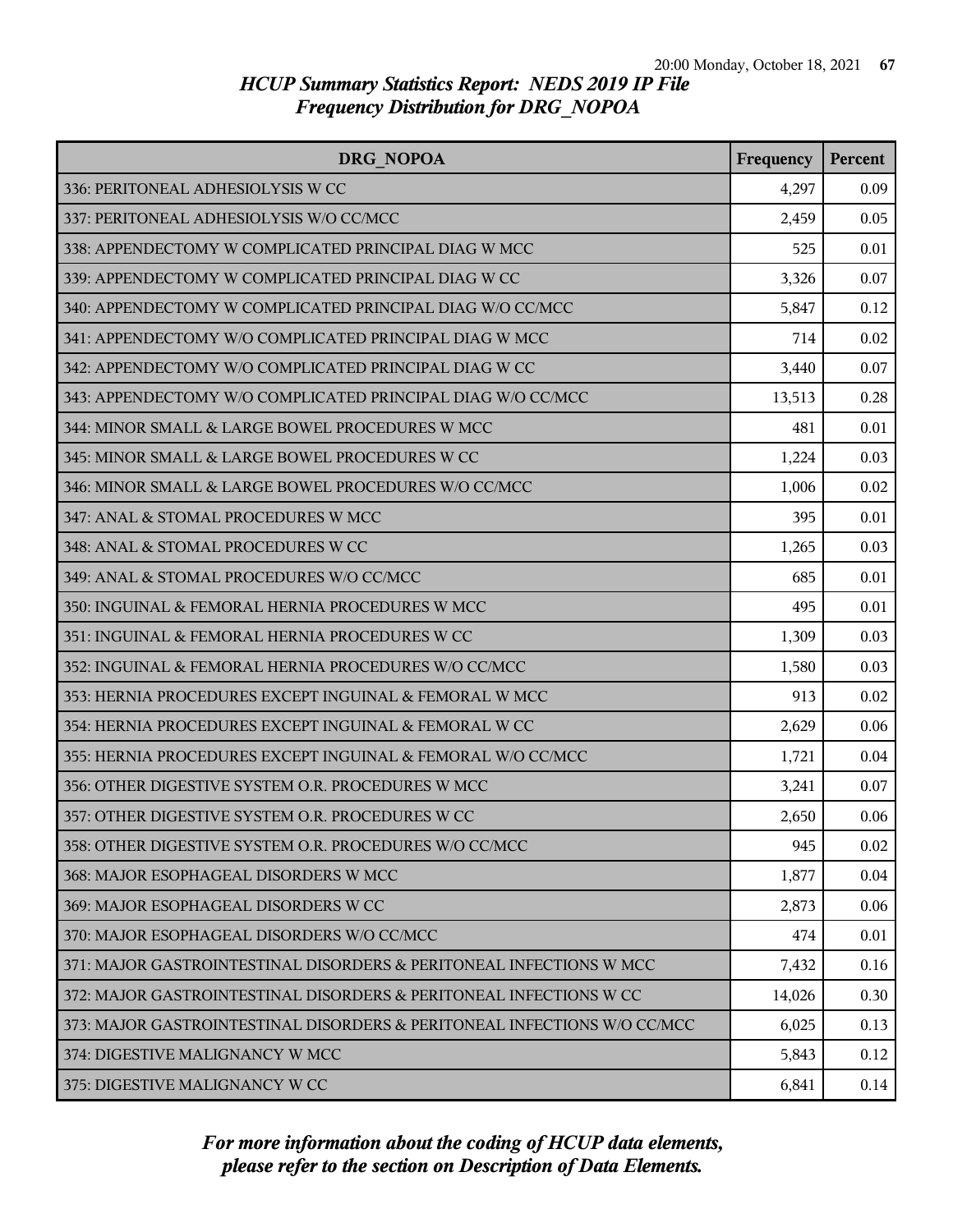# HCUP Summary Statistics Report: NEDS 2019 IP File
## Frequency Distribution for DRG_NOPOA

| DRG_NOPOA | Frequency | Percent |
|---|---|---|
| 336: PERITONEAL ADHESIOLYSIS W CC | 4,297 | 0.09 |
| 337: PERITONEAL ADHESIOLYSIS W/O CC/MCC | 2,459 | 0.05 |
| 338: APPENDECTOMY W COMPLICATED PRINCIPAL DIAG W MCC | 525 | 0.01 |
| 339: APPENDECTOMY W COMPLICATED PRINCIPAL DIAG W CC | 3,326 | 0.07 |
| 340: APPENDECTOMY W COMPLICATED PRINCIPAL DIAG W/O CC/MCC | 5,847 | 0.12 |
| 341: APPENDECTOMY W/O COMPLICATED PRINCIPAL DIAG W MCC | 714 | 0.02 |
| 342: APPENDECTOMY W/O COMPLICATED PRINCIPAL DIAG W CC | 3,440 | 0.07 |
| 343: APPENDECTOMY W/O COMPLICATED PRINCIPAL DIAG W/O CC/MCC | 13,513 | 0.28 |
| 344: MINOR SMALL & LARGE BOWEL PROCEDURES W MCC | 481 | 0.01 |
| 345: MINOR SMALL & LARGE BOWEL PROCEDURES W CC | 1,224 | 0.03 |
| 346: MINOR SMALL & LARGE BOWEL PROCEDURES W/O CC/MCC | 1,006 | 0.02 |
| 347: ANAL & STOMAL PROCEDURES W MCC | 395 | 0.01 |
| 348: ANAL & STOMAL PROCEDURES W CC | 1,265 | 0.03 |
| 349: ANAL & STOMAL PROCEDURES W/O CC/MCC | 685 | 0.01 |
| 350: INGUINAL & FEMORAL HERNIA PROCEDURES W MCC | 495 | 0.01 |
| 351: INGUINAL & FEMORAL HERNIA PROCEDURES W CC | 1,309 | 0.03 |
| 352: INGUINAL & FEMORAL HERNIA PROCEDURES W/O CC/MCC | 1,580 | 0.03 |
| 353: HERNIA PROCEDURES EXCEPT INGUINAL & FEMORAL W MCC | 913 | 0.02 |
| 354: HERNIA PROCEDURES EXCEPT INGUINAL & FEMORAL W CC | 2,629 | 0.06 |
| 355: HERNIA PROCEDURES EXCEPT INGUINAL & FEMORAL W/O CC/MCC | 1,721 | 0.04 |
| 356: OTHER DIGESTIVE SYSTEM O.R. PROCEDURES W MCC | 3,241 | 0.07 |
| 357: OTHER DIGESTIVE SYSTEM O.R. PROCEDURES W CC | 2,650 | 0.06 |
| 358: OTHER DIGESTIVE SYSTEM O.R. PROCEDURES W/O CC/MCC | 945 | 0.02 |
| 368: MAJOR ESOPHAGEAL DISORDERS W MCC | 1,877 | 0.04 |
| 369: MAJOR ESOPHAGEAL DISORDERS W CC | 2,873 | 0.06 |
| 370: MAJOR ESOPHAGEAL DISORDERS W/O CC/MCC | 474 | 0.01 |
| 371: MAJOR GASTROINTESTINAL DISORDERS & PERITONEAL INFECTIONS W MCC | 7,432 | 0.16 |
| 372: MAJOR GASTROINTESTINAL DISORDERS & PERITONEAL INFECTIONS W CC | 14,026 | 0.30 |
| 373: MAJOR GASTROINTESTINAL DISORDERS & PERITONEAL INFECTIONS W/O CC/MCC | 6,025 | 0.13 |
| 374: DIGESTIVE MALIGNANCY W MCC | 5,843 | 0.12 |
| 375: DIGESTIVE MALIGNANCY W CC | 6,841 | 0.14 |

*For more information about the coding of HCUP data elements, please refer to the section on Description of Data Elements.*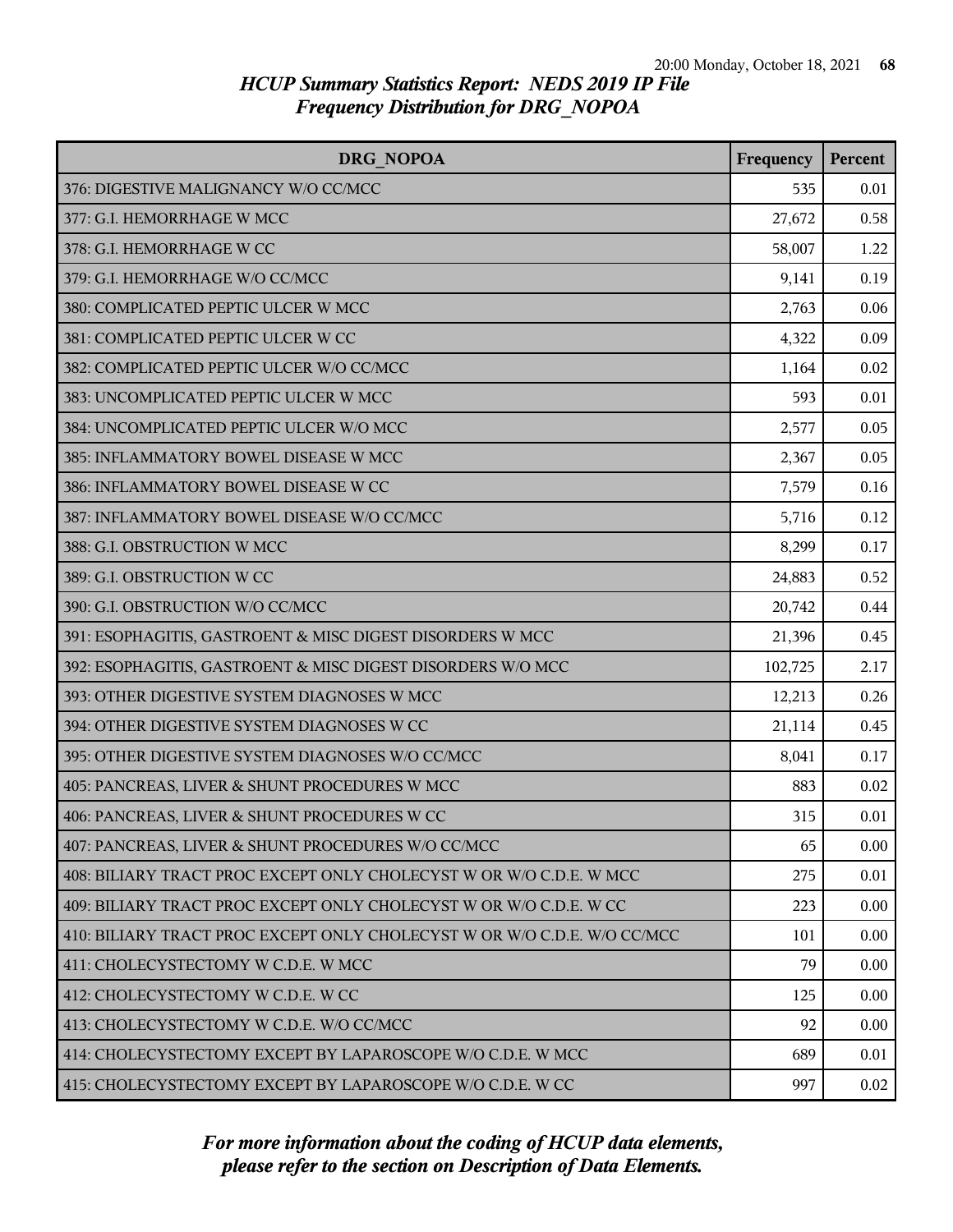# HCUP Summary Statistics Report: NEDS 2019 IP File
## Frequency Distribution for DRG_NOPOA

| DRG_NOPOA | Frequency | Percent |
|---|---|---|
| 376: DIGESTIVE MALIGNANCY W/O CC/MCC | 535 | 0.01 |
| 377: G.I. HEMORRHAGE W MCC | 27,672 | 0.58 |
| 378: G.I. HEMORRHAGE W CC | 58,007 | 1.22 |
| 379: G.I. HEMORRHAGE W/O CC/MCC | 9,141 | 0.19 |
| 380: COMPLICATED PEPTIC ULCER W MCC | 2,763 | 0.06 |
| 381: COMPLICATED PEPTIC ULCER W CC | 4,322 | 0.09 |
| 382: COMPLICATED PEPTIC ULCER W/O CC/MCC | 1,164 | 0.02 |
| 383: UNCOMPLICATED PEPTIC ULCER W MCC | 593 | 0.01 |
| 384: UNCOMPLICATED PEPTIC ULCER W/O MCC | 2,577 | 0.05 |
| 385: INFLAMMATORY BOWEL DISEASE W MCC | 2,367 | 0.05 |
| 386: INFLAMMATORY BOWEL DISEASE W CC | 7,579 | 0.16 |
| 387: INFLAMMATORY BOWEL DISEASE W/O CC/MCC | 5,716 | 0.12 |
| 388: G.I. OBSTRUCTION W MCC | 8,299 | 0.17 |
| 389: G.I. OBSTRUCTION W CC | 24,883 | 0.52 |
| 390: G.I. OBSTRUCTION W/O CC/MCC | 20,742 | 0.44 |
| 391: ESOPHAGITIS, GASTROENT & MISC DIGEST DISORDERS W MCC | 21,396 | 0.45 |
| 392: ESOPHAGITIS, GASTROENT & MISC DIGEST DISORDERS W/O MCC | 102,725 | 2.17 |
| 393: OTHER DIGESTIVE SYSTEM DIAGNOSES W MCC | 12,213 | 0.26 |
| 394: OTHER DIGESTIVE SYSTEM DIAGNOSES W CC | 21,114 | 0.45 |
| 395: OTHER DIGESTIVE SYSTEM DIAGNOSES W/O CC/MCC | 8,041 | 0.17 |
| 405: PANCREAS, LIVER & SHUNT PROCEDURES W MCC | 883 | 0.02 |
| 406: PANCREAS, LIVER & SHUNT PROCEDURES W CC | 315 | 0.01 |
| 407: PANCREAS, LIVER & SHUNT PROCEDURES W/O CC/MCC | 65 | 0.00 |
| 408: BILIARY TRACT PROC EXCEPT ONLY CHOLECYST W OR W/O C.D.E. W MCC | 275 | 0.01 |
| 409: BILIARY TRACT PROC EXCEPT ONLY CHOLECYST W OR W/O C.D.E. W CC | 223 | 0.00 |
| 410: BILIARY TRACT PROC EXCEPT ONLY CHOLECYST W OR W/O C.D.E. W/O CC/MCC | 101 | 0.00 |
| 411: CHOLECYSTECTOMY W C.D.E. W MCC | 79 | 0.00 |
| 412: CHOLECYSTECTOMY W C.D.E. W CC | 125 | 0.00 |
| 413: CHOLECYSTECTOMY W C.D.E. W/O CC/MCC | 92 | 0.00 |
| 414: CHOLECYSTECTOMY EXCEPT BY LAPAROSCOPE W/O C.D.E. W MCC | 689 | 0.01 |
| 415: CHOLECYSTECTOMY EXCEPT BY LAPAROSCOPE W/O C.D.E. W CC | 997 | 0.02 |

*For more information about the coding of HCUP data elements, please refer to the section on Description of Data Elements.*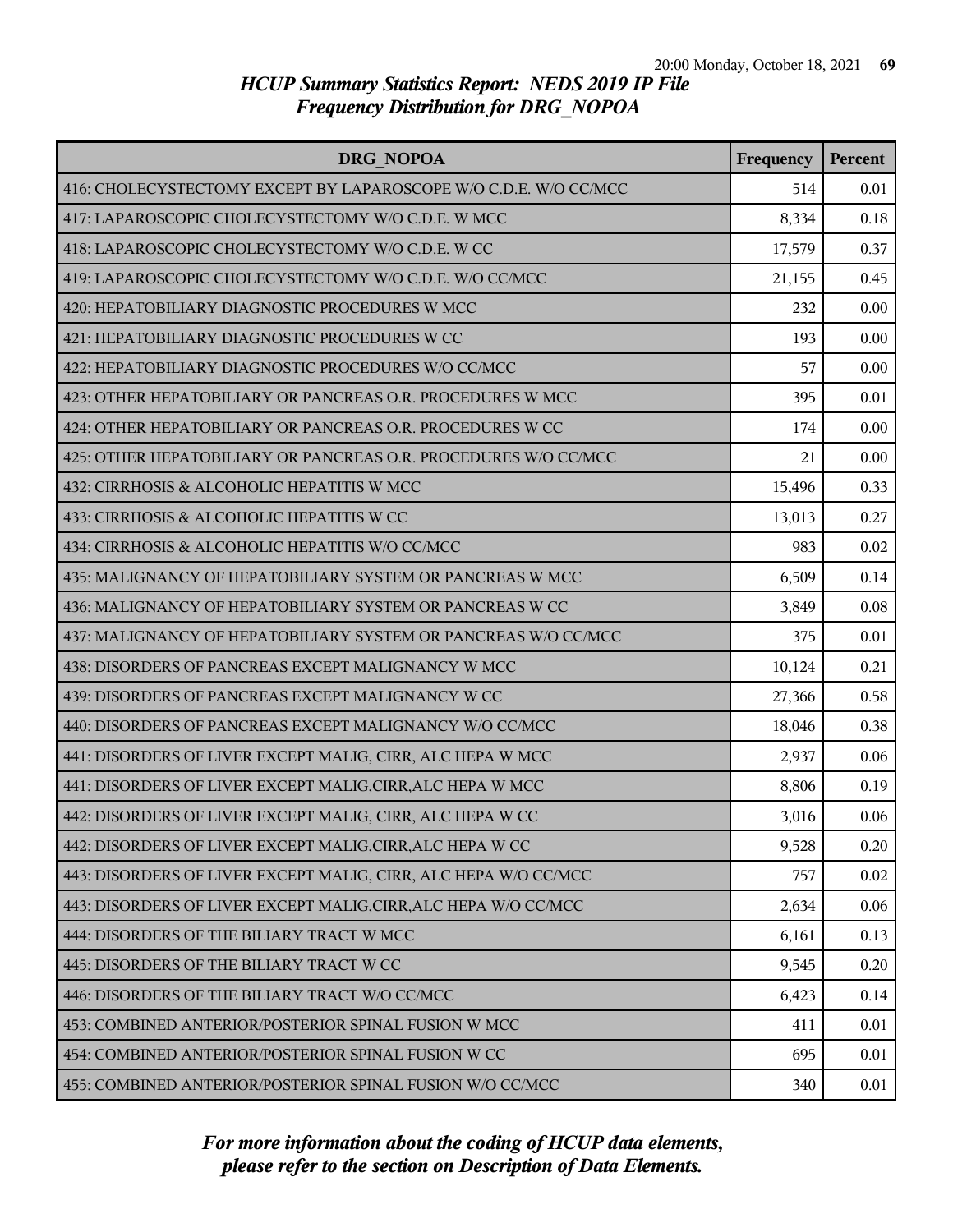# HCUP Summary Statistics Report: NEDS 2019 IP File
## Frequency Distribution for DRG_NOPOA

| DRG_NOPOA | Frequency | Percent |
|---|---|---|
| 416: CHOLECYSTECTOMY EXCEPT BY LAPAROSCOPE W/O C.D.E. W/O CC/MCC | 514 | 0.01 |
| 417: LAPAROSCOPIC CHOLECYSTECTOMY W/O C.D.E. W MCC | 8,334 | 0.18 |
| 418: LAPAROSCOPIC CHOLECYSTECTOMY W/O C.D.E. W CC | 17,579 | 0.37 |
| 419: LAPAROSCOPIC CHOLECYSTECTOMY W/O C.D.E. W/O CC/MCC | 21,155 | 0.45 |
| 420: HEPATOBILIARY DIAGNOSTIC PROCEDURES W MCC | 232 | 0.00 |
| 421: HEPATOBILIARY DIAGNOSTIC PROCEDURES W CC | 193 | 0.00 |
| 422: HEPATOBILIARY DIAGNOSTIC PROCEDURES W/O CC/MCC | 57 | 0.00 |
| 423: OTHER HEPATOBILIARY OR PANCREAS O.R. PROCEDURES W MCC | 395 | 0.01 |
| 424: OTHER HEPATOBILIARY OR PANCREAS O.R. PROCEDURES W CC | 174 | 0.00 |
| 425: OTHER HEPATOBILIARY OR PANCREAS O.R. PROCEDURES W/O CC/MCC | 21 | 0.00 |
| 432: CIRRHOSIS & ALCOHOLIC HEPATITIS W MCC | 15,496 | 0.33 |
| 433: CIRRHOSIS & ALCOHOLIC HEPATITIS W CC | 13,013 | 0.27 |
| 434: CIRRHOSIS & ALCOHOLIC HEPATITIS W/O CC/MCC | 983 | 0.02 |
| 435: MALIGNANCY OF HEPATOBILIARY SYSTEM OR PANCREAS W MCC | 6,509 | 0.14 |
| 436: MALIGNANCY OF HEPATOBILIARY SYSTEM OR PANCREAS W CC | 3,849 | 0.08 |
| 437: MALIGNANCY OF HEPATOBILIARY SYSTEM OR PANCREAS W/O CC/MCC | 375 | 0.01 |
| 438: DISORDERS OF PANCREAS EXCEPT MALIGNANCY W MCC | 10,124 | 0.21 |
| 439: DISORDERS OF PANCREAS EXCEPT MALIGNANCY W CC | 27,366 | 0.58 |
| 440: DISORDERS OF PANCREAS EXCEPT MALIGNANCY W/O CC/MCC | 18,046 | 0.38 |
| 441: DISORDERS OF LIVER EXCEPT MALIG, CIRR, ALC HEPA W MCC | 2,937 | 0.06 |
| 441: DISORDERS OF LIVER EXCEPT MALIG,CIRR,ALC HEPA W MCC | 8,806 | 0.19 |
| 442: DISORDERS OF LIVER EXCEPT MALIG, CIRR, ALC HEPA W CC | 3,016 | 0.06 |
| 442: DISORDERS OF LIVER EXCEPT MALIG,CIRR,ALC HEPA W CC | 9,528 | 0.20 |
| 443: DISORDERS OF LIVER EXCEPT MALIG, CIRR, ALC HEPA W/O CC/MCC | 757 | 0.02 |
| 443: DISORDERS OF LIVER EXCEPT MALIG,CIRR,ALC HEPA W/O CC/MCC | 2,634 | 0.06 |
| 444: DISORDERS OF THE BILIARY TRACT W MCC | 6,161 | 0.13 |
| 445: DISORDERS OF THE BILIARY TRACT W CC | 9,545 | 0.20 |
| 446: DISORDERS OF THE BILIARY TRACT W/O CC/MCC | 6,423 | 0.14 |
| 453: COMBINED ANTERIOR/POSTERIOR SPINAL FUSION W MCC | 411 | 0.01 |
| 454: COMBINED ANTERIOR/POSTERIOR SPINAL FUSION W CC | 695 | 0.01 |
| 455: COMBINED ANTERIOR/POSTERIOR SPINAL FUSION W/O CC/MCC | 340 | 0.01 |

*For more information about the coding of HCUP data elements, please refer to the section on Description of Data Elements.*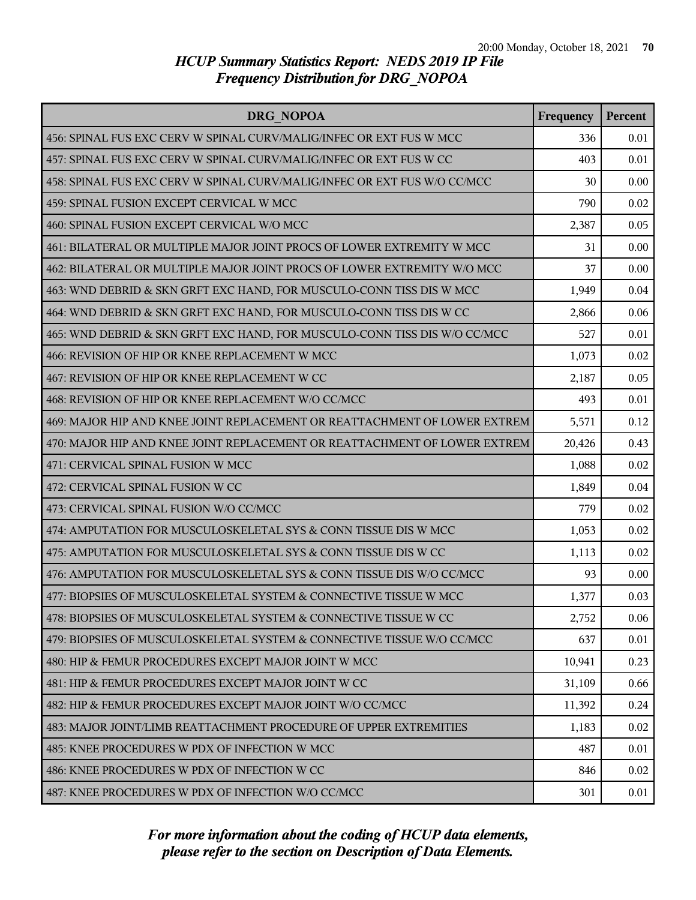# HCUP Summary Statistics Report: NEDS 2019 IP File
## Frequency Distribution for DRG_NOPOA

| DRG_NOPOA | Frequency | Percent |
|---|---|---|
| 456: SPINAL FUS EXC CERV W SPINAL CURV/MALIG/INFEC OR EXT FUS W MCC | 336 | 0.01 |
| 457: SPINAL FUS EXC CERV W SPINAL CURV/MALIG/INFEC OR EXT FUS W CC | 403 | 0.01 |
| 458: SPINAL FUS EXC CERV W SPINAL CURV/MALIG/INFEC OR EXT FUS W/O CC/MCC | 30 | 0.00 |
| 459: SPINAL FUSION EXCEPT CERVICAL W MCC | 790 | 0.02 |
| 460: SPINAL FUSION EXCEPT CERVICAL W/O MCC | 2,387 | 0.05 |
| 461: BILATERAL OR MULTIPLE MAJOR JOINT PROCS OF LOWER EXTREMITY W MCC | 31 | 0.00 |
| 462: BILATERAL OR MULTIPLE MAJOR JOINT PROCS OF LOWER EXTREMITY W/O MCC | 37 | 0.00 |
| 463: WND DEBRID & SKN GRFT EXC HAND, FOR MUSCULO-CONN TISS DIS W MCC | 1,949 | 0.04 |
| 464: WND DEBRID & SKN GRFT EXC HAND, FOR MUSCULO-CONN TISS DIS W CC | 2,866 | 0.06 |
| 465: WND DEBRID & SKN GRFT EXC HAND, FOR MUSCULO-CONN TISS DIS W/O CC/MCC | 527 | 0.01 |
| 466: REVISION OF HIP OR KNEE REPLACEMENT W MCC | 1,073 | 0.02 |
| 467: REVISION OF HIP OR KNEE REPLACEMENT W CC | 2,187 | 0.05 |
| 468: REVISION OF HIP OR KNEE REPLACEMENT W/O CC/MCC | 493 | 0.01 |
| 469: MAJOR HIP AND KNEE JOINT REPLACEMENT OR REATTACHMENT OF LOWER EXTREM | 5,571 | 0.12 |
| 470: MAJOR HIP AND KNEE JOINT REPLACEMENT OR REATTACHMENT OF LOWER EXTREM | 20,426 | 0.43 |
| 471: CERVICAL SPINAL FUSION W MCC | 1,088 | 0.02 |
| 472: CERVICAL SPINAL FUSION W CC | 1,849 | 0.04 |
| 473: CERVICAL SPINAL FUSION W/O CC/MCC | 779 | 0.02 |
| 474: AMPUTATION FOR MUSCULOSKELETAL SYS & CONN TISSUE DIS W MCC | 1,053 | 0.02 |
| 475: AMPUTATION FOR MUSCULOSKELETAL SYS & CONN TISSUE DIS W CC | 1,113 | 0.02 |
| 476: AMPUTATION FOR MUSCULOSKELETAL SYS & CONN TISSUE DIS W/O CC/MCC | 93 | 0.00 |
| 477: BIOPSIES OF MUSCULOSKELETAL SYSTEM & CONNECTIVE TISSUE W MCC | 1,377 | 0.03 |
| 478: BIOPSIES OF MUSCULOSKELETAL SYSTEM & CONNECTIVE TISSUE W CC | 2,752 | 0.06 |
| 479: BIOPSIES OF MUSCULOSKELETAL SYSTEM & CONNECTIVE TISSUE W/O CC/MCC | 637 | 0.01 |
| 480: HIP & FEMUR PROCEDURES EXCEPT MAJOR JOINT W MCC | 10,941 | 0.23 |
| 481: HIP & FEMUR PROCEDURES EXCEPT MAJOR JOINT W CC | 31,109 | 0.66 |
| 482: HIP & FEMUR PROCEDURES EXCEPT MAJOR JOINT W/O CC/MCC | 11,392 | 0.24 |
| 483: MAJOR JOINT/LIMB REATTACHMENT PROCEDURE OF UPPER EXTREMITIES | 1,183 | 0.02 |
| 485: KNEE PROCEDURES W PDX OF INFECTION W MCC | 487 | 0.01 |
| 486: KNEE PROCEDURES W PDX OF INFECTION W CC | 846 | 0.02 |
| 487: KNEE PROCEDURES W PDX OF INFECTION W/O CC/MCC | 301 | 0.01 |

*For more information about the coding of HCUP data elements, please refer to the section on Description of Data Elements.*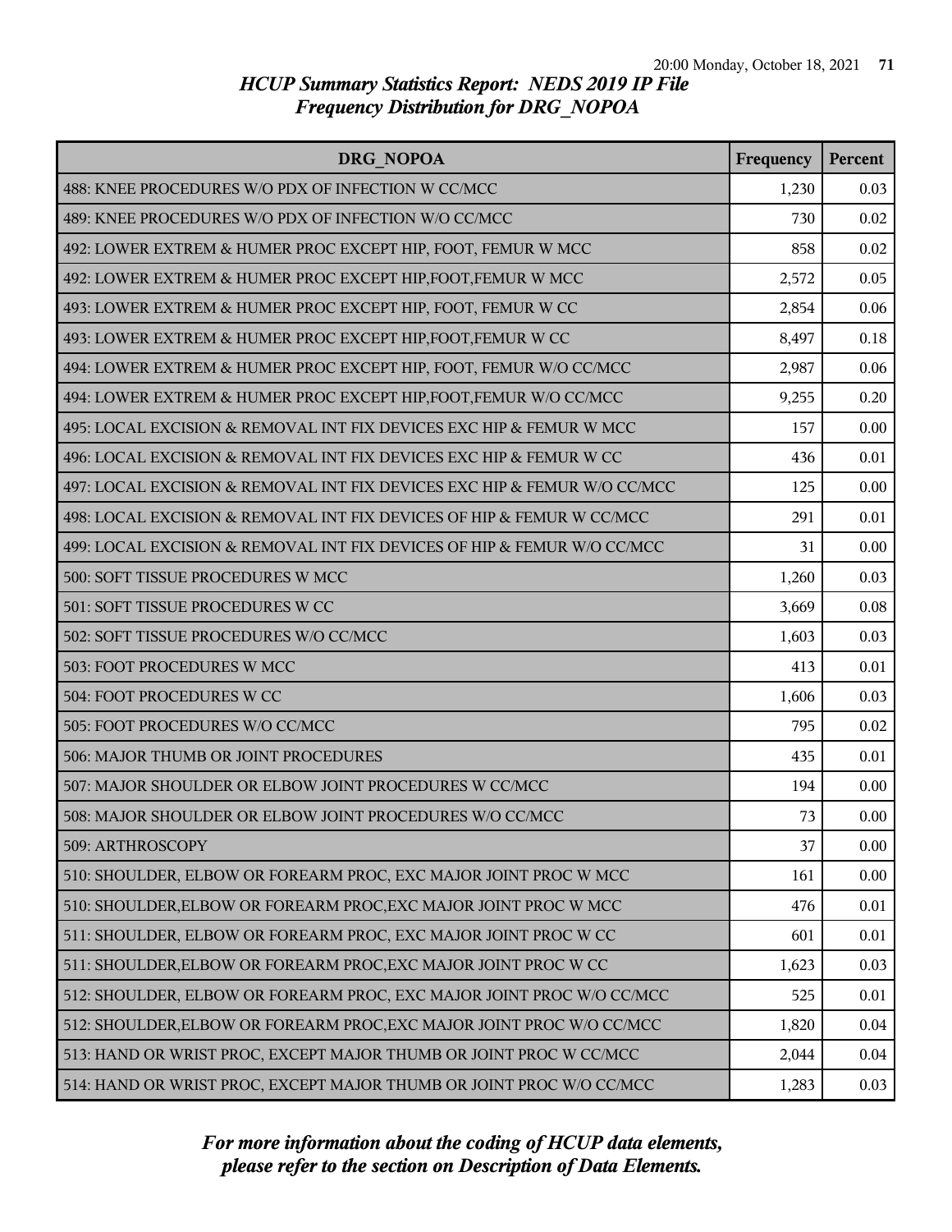# HCUP Summary Statistics Report: NEDS 2019 IP File
## Frequency Distribution for DRG_NOPOA

| DRG_NOPOA | Frequency | Percent |
|---|---|---|
| 488: KNEE PROCEDURES W/O PDX OF INFECTION W CC/MCC | 1,230 | 0.03 |
| 489: KNEE PROCEDURES W/O PDX OF INFECTION W/O CC/MCC | 730 | 0.02 |
| 492: LOWER EXTREM & HUMER PROC EXCEPT HIP, FOOT, FEMUR W MCC | 858 | 0.02 |
| 492: LOWER EXTREM & HUMER PROC EXCEPT HIP,FOOT,FEMUR W MCC | 2,572 | 0.05 |
| 493: LOWER EXTREM & HUMER PROC EXCEPT HIP, FOOT, FEMUR W CC | 2,854 | 0.06 |
| 493: LOWER EXTREM & HUMER PROC EXCEPT HIP,FOOT,FEMUR W CC | 8,497 | 0.18 |
| 494: LOWER EXTREM & HUMER PROC EXCEPT HIP, FOOT, FEMUR W/O CC/MCC | 2,987 | 0.06 |
| 494: LOWER EXTREM & HUMER PROC EXCEPT HIP,FOOT,FEMUR W/O CC/MCC | 9,255 | 0.20 |
| 495: LOCAL EXCISION & REMOVAL INT FIX DEVICES EXC HIP & FEMUR W MCC | 157 | 0.00 |
| 496: LOCAL EXCISION & REMOVAL INT FIX DEVICES EXC HIP & FEMUR W CC | 436 | 0.01 |
| 497: LOCAL EXCISION & REMOVAL INT FIX DEVICES EXC HIP & FEMUR W/O CC/MCC | 125 | 0.00 |
| 498: LOCAL EXCISION & REMOVAL INT FIX DEVICES OF HIP & FEMUR W CC/MCC | 291 | 0.01 |
| 499: LOCAL EXCISION & REMOVAL INT FIX DEVICES OF HIP & FEMUR W/O CC/MCC | 31 | 0.00 |
| 500: SOFT TISSUE PROCEDURES W MCC | 1,260 | 0.03 |
| 501: SOFT TISSUE PROCEDURES W CC | 3,669 | 0.08 |
| 502: SOFT TISSUE PROCEDURES W/O CC/MCC | 1,603 | 0.03 |
| 503: FOOT PROCEDURES W MCC | 413 | 0.01 |
| 504: FOOT PROCEDURES W CC | 1,606 | 0.03 |
| 505: FOOT PROCEDURES W/O CC/MCC | 795 | 0.02 |
| 506: MAJOR THUMB OR JOINT PROCEDURES | 435 | 0.01 |
| 507: MAJOR SHOULDER OR ELBOW JOINT PROCEDURES W CC/MCC | 194 | 0.00 |
| 508: MAJOR SHOULDER OR ELBOW JOINT PROCEDURES W/O CC/MCC | 73 | 0.00 |
| 509: ARTHROSCOPY | 37 | 0.00 |
| 510: SHOULDER, ELBOW OR FOREARM PROC, EXC MAJOR JOINT PROC W MCC | 161 | 0.00 |
| 510: SHOULDER,ELBOW OR FOREARM PROC,EXC MAJOR JOINT PROC W MCC | 476 | 0.01 |
| 511: SHOULDER, ELBOW OR FOREARM PROC, EXC MAJOR JOINT PROC W CC | 601 | 0.01 |
| 511: SHOULDER,ELBOW OR FOREARM PROC,EXC MAJOR JOINT PROC W CC | 1,623 | 0.03 |
| 512: SHOULDER, ELBOW OR FOREARM PROC, EXC MAJOR JOINT PROC W/O CC/MCC | 525 | 0.01 |
| 512: SHOULDER,ELBOW OR FOREARM PROC,EXC MAJOR JOINT PROC W/O CC/MCC | 1,820 | 0.04 |
| 513: HAND OR WRIST PROC, EXCEPT MAJOR THUMB OR JOINT PROC W CC/MCC | 2,044 | 0.04 |
| 514: HAND OR WRIST PROC, EXCEPT MAJOR THUMB OR JOINT PROC W/O CC/MCC | 1,283 | 0.03 |

*For more information about the coding of HCUP data elements, please refer to the section on Description of Data Elements.*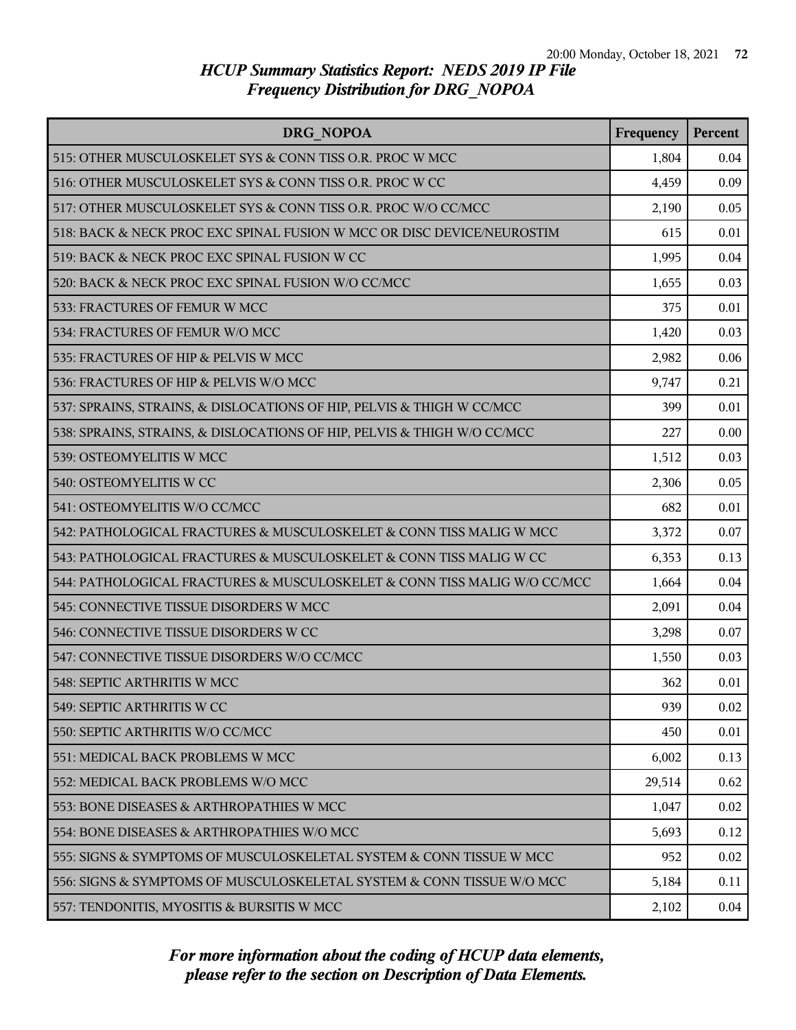# HCUP Summary Statistics Report: NEDS 2019 IP File
## Frequency Distribution for DRG_NOPOA

| DRG_NOPOA | Frequency | Percent |
|---|---|---|
| 515: OTHER MUSCULOSKELET SYS & CONN TISS O.R. PROC W MCC | 1,804 | 0.04 |
| 516: OTHER MUSCULOSKELET SYS & CONN TISS O.R. PROC W CC | 4,459 | 0.09 |
| 517: OTHER MUSCULOSKELET SYS & CONN TISS O.R. PROC W/O CC/MCC | 2,190 | 0.05 |
| 518: BACK & NECK PROC EXC SPINAL FUSION W MCC OR DISC DEVICE/NEUROSTIM | 615 | 0.01 |
| 519: BACK & NECK PROC EXC SPINAL FUSION W CC | 1,995 | 0.04 |
| 520: BACK & NECK PROC EXC SPINAL FUSION W/O CC/MCC | 1,655 | 0.03 |
| 533: FRACTURES OF FEMUR W MCC | 375 | 0.01 |
| 534: FRACTURES OF FEMUR W/O MCC | 1,420 | 0.03 |
| 535: FRACTURES OF HIP & PELVIS W MCC | 2,982 | 0.06 |
| 536: FRACTURES OF HIP & PELVIS W/O MCC | 9,747 | 0.21 |
| 537: SPRAINS, STRAINS, & DISLOCATIONS OF HIP, PELVIS & THIGH W CC/MCC | 399 | 0.01 |
| 538: SPRAINS, STRAINS, & DISLOCATIONS OF HIP, PELVIS & THIGH W/O CC/MCC | 227 | 0.00 |
| 539: OSTEOMYELITIS W MCC | 1,512 | 0.03 |
| 540: OSTEOMYELITIS W CC | 2,306 | 0.05 |
| 541: OSTEOMYELITIS W/O CC/MCC | 682 | 0.01 |
| 542: PATHOLOGICAL FRACTURES & MUSCULOSKELET & CONN TISS MALIG W MCC | 3,372 | 0.07 |
| 543: PATHOLOGICAL FRACTURES & MUSCULOSKELET & CONN TISS MALIG W CC | 6,353 | 0.13 |
| 544: PATHOLOGICAL FRACTURES & MUSCULOSKELET & CONN TISS MALIG W/O CC/MCC | 1,664 | 0.04 |
| 545: CONNECTIVE TISSUE DISORDERS W MCC | 2,091 | 0.04 |
| 546: CONNECTIVE TISSUE DISORDERS W CC | 3,298 | 0.07 |
| 547: CONNECTIVE TISSUE DISORDERS W/O CC/MCC | 1,550 | 0.03 |
| 548: SEPTIC ARTHRITIS W MCC | 362 | 0.01 |
| 549: SEPTIC ARTHRITIS W CC | 939 | 0.02 |
| 550: SEPTIC ARTHRITIS W/O CC/MCC | 450 | 0.01 |
| 551: MEDICAL BACK PROBLEMS W MCC | 6,002 | 0.13 |
| 552: MEDICAL BACK PROBLEMS W/O MCC | 29,514 | 0.62 |
| 553: BONE DISEASES & ARTHROPATHIES W MCC | 1,047 | 0.02 |
| 554: BONE DISEASES & ARTHROPATHIES W/O MCC | 5,693 | 0.12 |
| 555: SIGNS & SYMPTOMS OF MUSCULOSKELETAL SYSTEM & CONN TISSUE W MCC | 952 | 0.02 |
| 556: SIGNS & SYMPTOMS OF MUSCULOSKELETAL SYSTEM & CONN TISSUE W/O MCC | 5,184 | 0.11 |
| 557: TENDONITIS, MYOSITIS & BURSITIS W MCC | 2,102 | 0.04 |

*For more information about the coding of HCUP data elements, please refer to the section on Description of Data Elements.*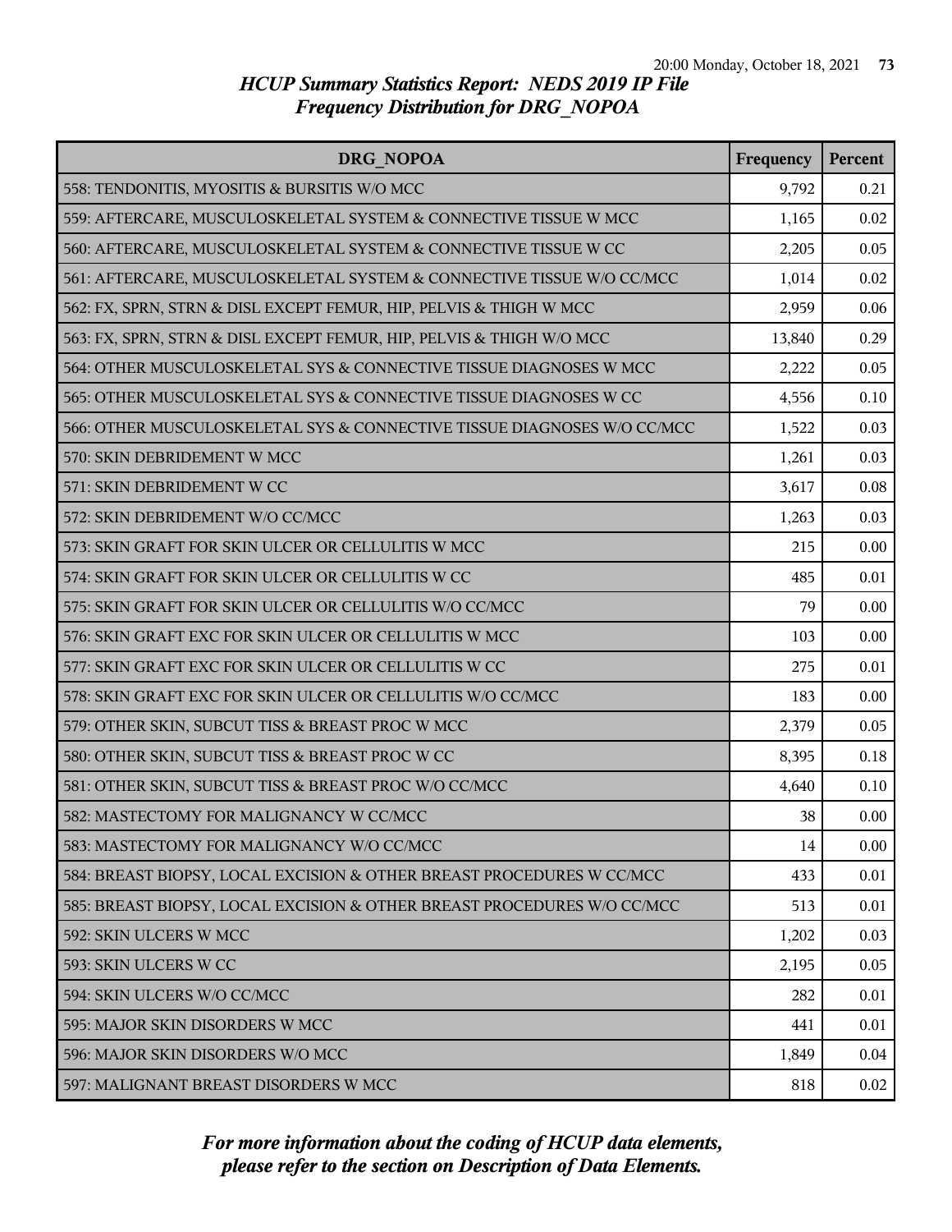*HCUP Summary Statistics Report: NEDS 2019 IP File*
*Frequency Distribution for DRG_NOPOA*

| DRG_NOPOA | Frequency | Percent |
|---|---|---|
| 558: TENDONITIS, MYOSITIS & BURSITIS W/O MCC | 9,792 | 0.21 |
| 559: AFTERCARE, MUSCULOSKELETAL SYSTEM & CONNECTIVE TISSUE W MCC | 1,165 | 0.02 |
| 560: AFTERCARE, MUSCULOSKELETAL SYSTEM & CONNECTIVE TISSUE W CC | 2,205 | 0.05 |
| 561: AFTERCARE, MUSCULOSKELETAL SYSTEM & CONNECTIVE TISSUE W/O CC/MCC | 1,014 | 0.02 |
| 562: FX, SPRN, STRN & DISL EXCEPT FEMUR, HIP, PELVIS & THIGH W MCC | 2,959 | 0.06 |
| 563: FX, SPRN, STRN & DISL EXCEPT FEMUR, HIP, PELVIS & THIGH W/O MCC | 13,840 | 0.29 |
| 564: OTHER MUSCULOSKELETAL SYS & CONNECTIVE TISSUE DIAGNOSES W MCC | 2,222 | 0.05 |
| 565: OTHER MUSCULOSKELETAL SYS & CONNECTIVE TISSUE DIAGNOSES W CC | 4,556 | 0.10 |
| 566: OTHER MUSCULOSKELETAL SYS & CONNECTIVE TISSUE DIAGNOSES W/O CC/MCC | 1,522 | 0.03 |
| 570: SKIN DEBRIDEMENT W MCC | 1,261 | 0.03 |
| 571: SKIN DEBRIDEMENT W CC | 3,617 | 0.08 |
| 572: SKIN DEBRIDEMENT W/O CC/MCC | 1,263 | 0.03 |
| 573: SKIN GRAFT FOR SKIN ULCER OR CELLULITIS W MCC | 215 | 0.00 |
| 574: SKIN GRAFT FOR SKIN ULCER OR CELLULITIS W CC | 485 | 0.01 |
| 575: SKIN GRAFT FOR SKIN ULCER OR CELLULITIS W/O CC/MCC | 79 | 0.00 |
| 576: SKIN GRAFT EXC FOR SKIN ULCER OR CELLULITIS W MCC | 103 | 0.00 |
| 577: SKIN GRAFT EXC FOR SKIN ULCER OR CELLULITIS W CC | 275 | 0.01 |
| 578: SKIN GRAFT EXC FOR SKIN ULCER OR CELLULITIS W/O CC/MCC | 183 | 0.00 |
| 579: OTHER SKIN, SUBCUT TISS & BREAST PROC W MCC | 2,379 | 0.05 |
| 580: OTHER SKIN, SUBCUT TISS & BREAST PROC W CC | 8,395 | 0.18 |
| 581: OTHER SKIN, SUBCUT TISS & BREAST PROC W/O CC/MCC | 4,640 | 0.10 |
| 582: MASTECTOMY FOR MALIGNANCY W CC/MCC | 38 | 0.00 |
| 583: MASTECTOMY FOR MALIGNANCY W/O CC/MCC | 14 | 0.00 |
| 584: BREAST BIOPSY, LOCAL EXCISION & OTHER BREAST PROCEDURES W CC/MCC | 433 | 0.01 |
| 585: BREAST BIOPSY, LOCAL EXCISION & OTHER BREAST PROCEDURES W/O CC/MCC | 513 | 0.01 |
| 592: SKIN ULCERS W MCC | 1,202 | 0.03 |
| 593: SKIN ULCERS W CC | 2,195 | 0.05 |
| 594: SKIN ULCERS W/O CC/MCC | 282 | 0.01 |
| 595: MAJOR SKIN DISORDERS W MCC | 441 | 0.01 |
| 596: MAJOR SKIN DISORDERS W/O MCC | 1,849 | 0.04 |
| 597: MALIGNANT BREAST DISORDERS W MCC | 818 | 0.02 |

*For more information about the coding of HCUP data elements, please refer to the section on Description of Data Elements.*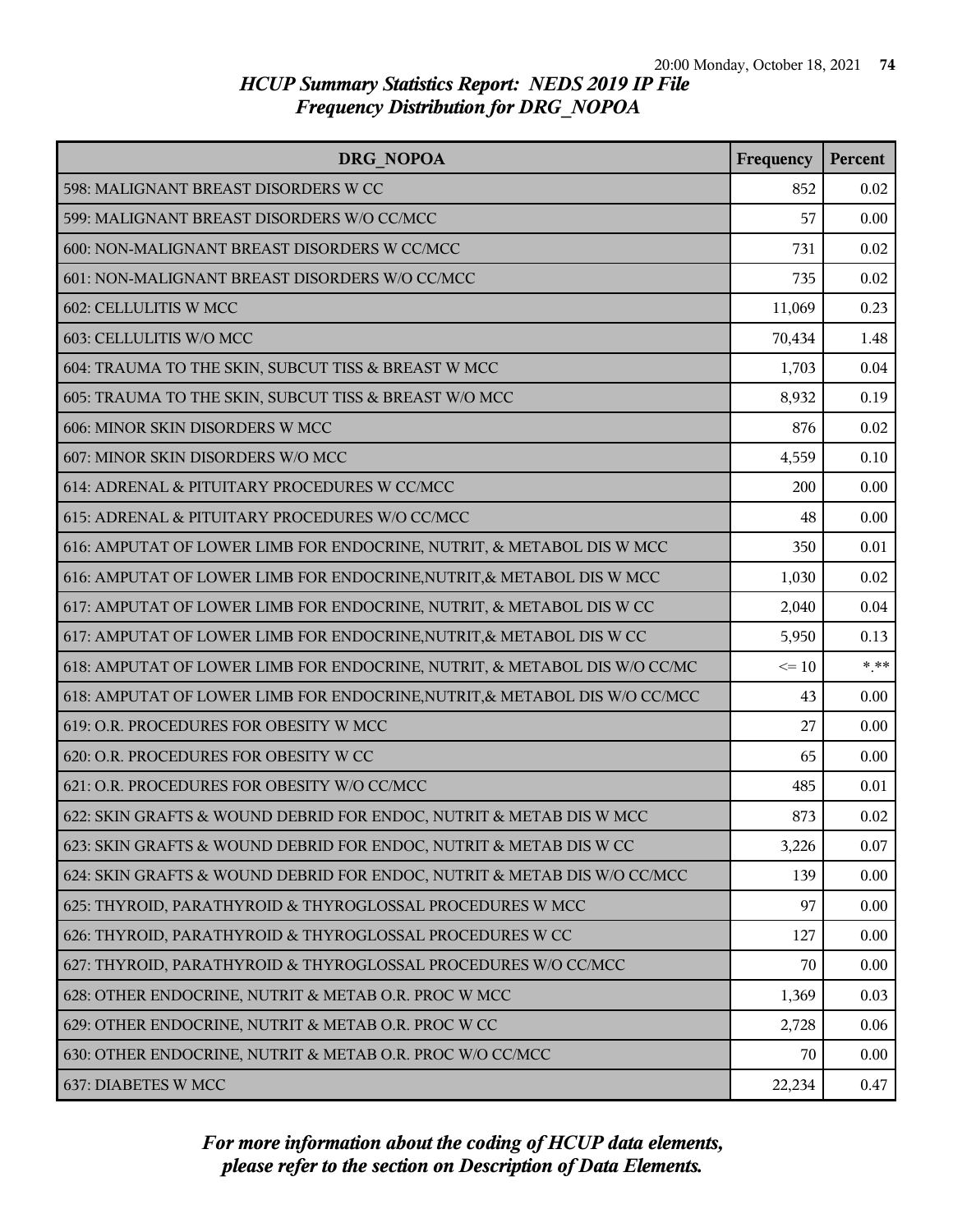# HCUP Summary Statistics Report: NEDS 2019 IP File
## Frequency Distribution for DRG_NOPOA

| DRG_NOPOA | Frequency | Percent |
|---|---|---|
| 598: MALIGNANT BREAST DISORDERS W CC | 852 | 0.02 |
| 599: MALIGNANT BREAST DISORDERS W/O CC/MCC | 57 | 0.00 |
| 600: NON-MALIGNANT BREAST DISORDERS W CC/MCC | 731 | 0.02 |
| 601: NON-MALIGNANT BREAST DISORDERS W/O CC/MCC | 735 | 0.02 |
| 602: CELLULITIS W MCC | 11,069 | 0.23 |
| 603: CELLULITIS W/O MCC | 70,434 | 1.48 |
| 604: TRAUMA TO THE SKIN, SUBCUT TISS & BREAST W MCC | 1,703 | 0.04 |
| 605: TRAUMA TO THE SKIN, SUBCUT TISS & BREAST W/O MCC | 8,932 | 0.19 |
| 606: MINOR SKIN DISORDERS W MCC | 876 | 0.02 |
| 607: MINOR SKIN DISORDERS W/O MCC | 4,559 | 0.10 |
| 614: ADRENAL & PITUITARY PROCEDURES W CC/MCC | 200 | 0.00 |
| 615: ADRENAL & PITUITARY PROCEDURES W/O CC/MCC | 48 | 0.00 |
| 616: AMPUTAT OF LOWER LIMB FOR ENDOCRINE, NUTRIT, & METABOL DIS W MCC | 350 | 0.01 |
| 616: AMPUTAT OF LOWER LIMB FOR ENDOCRINE,NUTRIT,& METABOL DIS W MCC | 1,030 | 0.02 |
| 617: AMPUTAT OF LOWER LIMB FOR ENDOCRINE, NUTRIT, & METABOL DIS W CC | 2,040 | 0.04 |
| 617: AMPUTAT OF LOWER LIMB FOR ENDOCRINE,NUTRIT,& METABOL DIS W CC | 5,950 | 0.13 |
| 618: AMPUTAT OF LOWER LIMB FOR ENDOCRINE, NUTRIT, & METABOL DIS W/O CC/MC | <= 10 | *.** |
| 618: AMPUTAT OF LOWER LIMB FOR ENDOCRINE,NUTRIT,& METABOL DIS W/O CC/MCC | 43 | 0.00 |
| 619: O.R. PROCEDURES FOR OBESITY W MCC | 27 | 0.00 |
| 620: O.R. PROCEDURES FOR OBESITY W CC | 65 | 0.00 |
| 621: O.R. PROCEDURES FOR OBESITY W/O CC/MCC | 485 | 0.01 |
| 622: SKIN GRAFTS & WOUND DEBRID FOR ENDOC, NUTRIT & METAB DIS W MCC | 873 | 0.02 |
| 623: SKIN GRAFTS & WOUND DEBRID FOR ENDOC, NUTRIT & METAB DIS W CC | 3,226 | 0.07 |
| 624: SKIN GRAFTS & WOUND DEBRID FOR ENDOC, NUTRIT & METAB DIS W/O CC/MCC | 139 | 0.00 |
| 625: THYROID, PARATHYROID & THYROGLOSSAL PROCEDURES W MCC | 97 | 0.00 |
| 626: THYROID, PARATHYROID & THYROGLOSSAL PROCEDURES W CC | 127 | 0.00 |
| 627: THYROID, PARATHYROID & THYROGLOSSAL PROCEDURES W/O CC/MCC | 70 | 0.00 |
| 628: OTHER ENDOCRINE, NUTRIT & METAB O.R. PROC W MCC | 1,369 | 0.03 |
| 629: OTHER ENDOCRINE, NUTRIT & METAB O.R. PROC W CC | 2,728 | 0.06 |
| 630: OTHER ENDOCRINE, NUTRIT & METAB O.R. PROC W/O CC/MCC | 70 | 0.00 |
| 637: DIABETES W MCC | 22,234 | 0.47 |

*For more information about the coding of HCUP data elements, please refer to the section on Description of Data Elements.*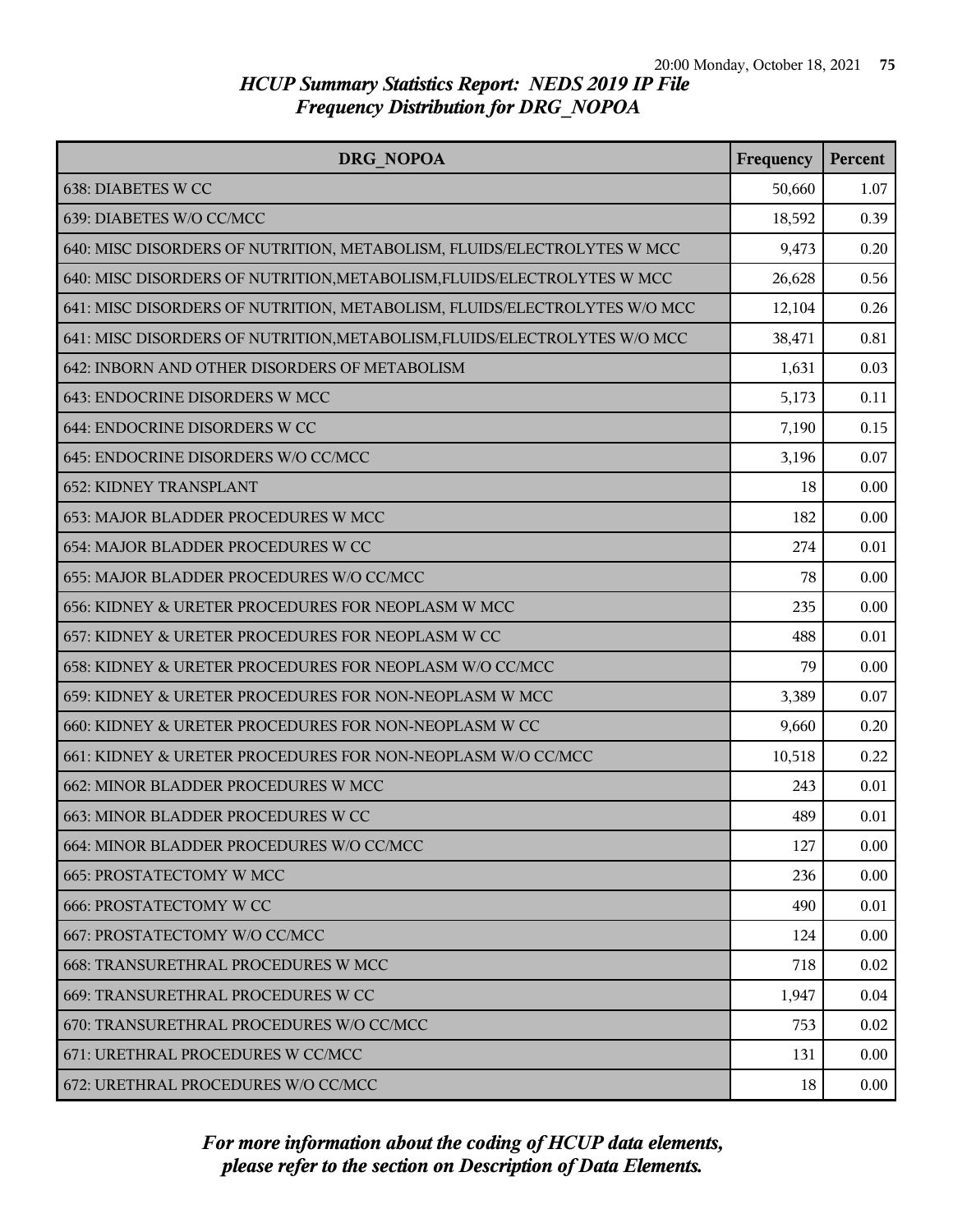# HCUP Summary Statistics Report: NEDS 2019 IP File
## Frequency Distribution for DRG_NOPOA

| DRG_NOPOA | Frequency | Percent |
|---|---|---|
| 638: DIABETES W CC | 50,660 | 1.07 |
| 639: DIABETES W/O CC/MCC | 18,592 | 0.39 |
| 640: MISC DISORDERS OF NUTRITION, METABOLISM, FLUIDS/ELECTROLYTES W MCC | 9,473 | 0.20 |
| 640: MISC DISORDERS OF NUTRITION,METABOLISM,FLUIDS/ELECTROLYTES W MCC | 26,628 | 0.56 |
| 641: MISC DISORDERS OF NUTRITION, METABOLISM, FLUIDS/ELECTROLYTES W/O MCC | 12,104 | 0.26 |
| 641: MISC DISORDERS OF NUTRITION,METABOLISM,FLUIDS/ELECTROLYTES W/O MCC | 38,471 | 0.81 |
| 642: INBORN AND OTHER DISORDERS OF METABOLISM | 1,631 | 0.03 |
| 643: ENDOCRINE DISORDERS W MCC | 5,173 | 0.11 |
| 644: ENDOCRINE DISORDERS W CC | 7,190 | 0.15 |
| 645: ENDOCRINE DISORDERS W/O CC/MCC | 3,196 | 0.07 |
| 652: KIDNEY TRANSPLANT | 18 | 0.00 |
| 653: MAJOR BLADDER PROCEDURES W MCC | 182 | 0.00 |
| 654: MAJOR BLADDER PROCEDURES W CC | 274 | 0.01 |
| 655: MAJOR BLADDER PROCEDURES W/O CC/MCC | 78 | 0.00 |
| 656: KIDNEY & URETER PROCEDURES FOR NEOPLASM W MCC | 235 | 0.00 |
| 657: KIDNEY & URETER PROCEDURES FOR NEOPLASM W CC | 488 | 0.01 |
| 658: KIDNEY & URETER PROCEDURES FOR NEOPLASM W/O CC/MCC | 79 | 0.00 |
| 659: KIDNEY & URETER PROCEDURES FOR NON-NEOPLASM W MCC | 3,389 | 0.07 |
| 660: KIDNEY & URETER PROCEDURES FOR NON-NEOPLASM W CC | 9,660 | 0.20 |
| 661: KIDNEY & URETER PROCEDURES FOR NON-NEOPLASM W/O CC/MCC | 10,518 | 0.22 |
| 662: MINOR BLADDER PROCEDURES W MCC | 243 | 0.01 |
| 663: MINOR BLADDER PROCEDURES W CC | 489 | 0.01 |
| 664: MINOR BLADDER PROCEDURES W/O CC/MCC | 127 | 0.00 |
| 665: PROSTATECTOMY W MCC | 236 | 0.00 |
| 666: PROSTATECTOMY W CC | 490 | 0.01 |
| 667: PROSTATECTOMY W/O CC/MCC | 124 | 0.00 |
| 668: TRANSURETHRAL PROCEDURES W MCC | 718 | 0.02 |
| 669: TRANSURETHRAL PROCEDURES W CC | 1,947 | 0.04 |
| 670: TRANSURETHRAL PROCEDURES W/O CC/MCC | 753 | 0.02 |
| 671: URETHRAL PROCEDURES W CC/MCC | 131 | 0.00 |
| 672: URETHRAL PROCEDURES W/O CC/MCC | 18 | 0.00 |

*For more information about the coding of HCUP data elements, please refer to the section on Description of Data Elements.*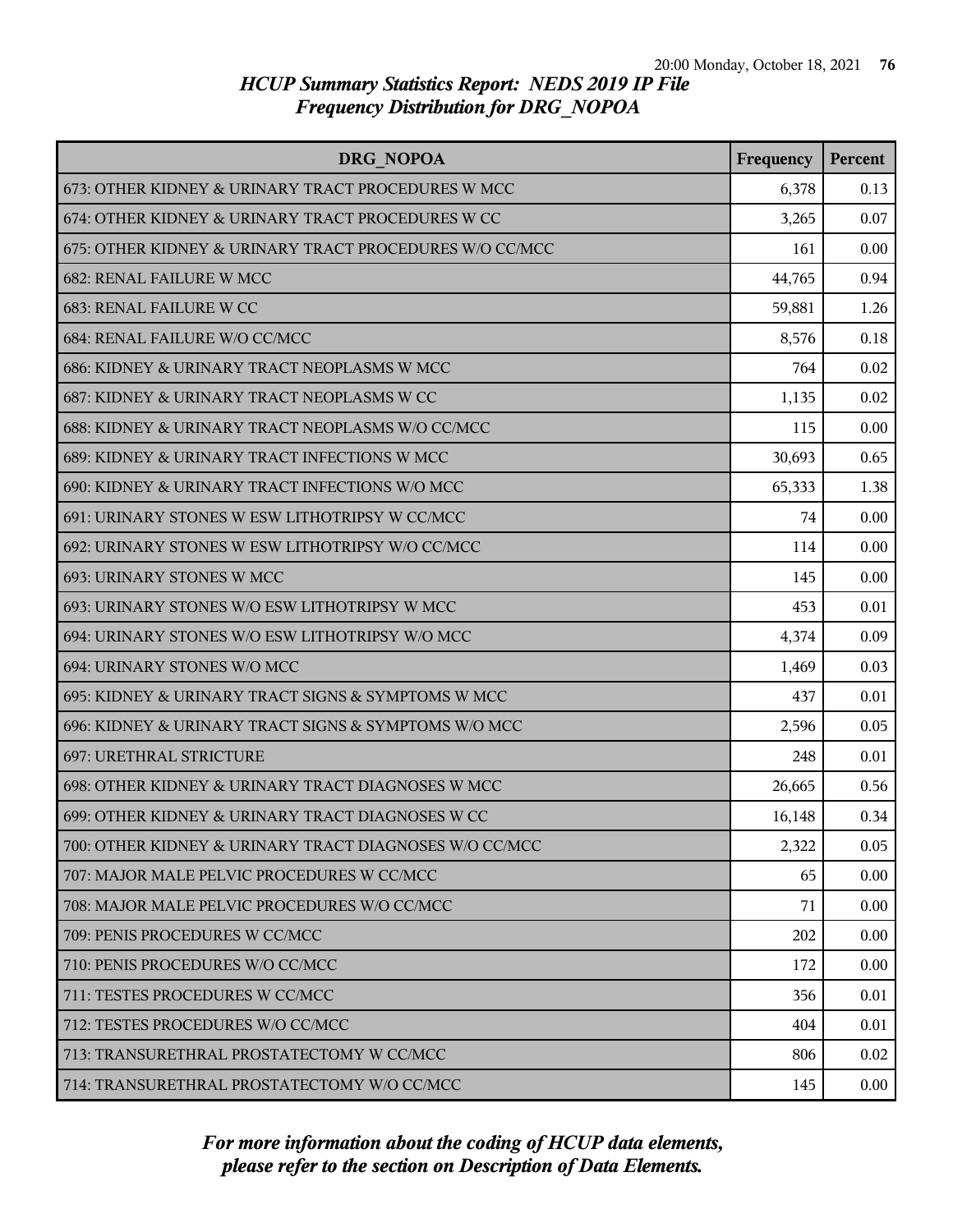# HCUP Summary Statistics Report: NEDS 2019 IP File
## Frequency Distribution for DRG_NOPOA

| DRG_NOPOA | Frequency | Percent |
|---|---|---|
| 673: OTHER KIDNEY & URINARY TRACT PROCEDURES W MCC | 6,378 | 0.13 |
| 674: OTHER KIDNEY & URINARY TRACT PROCEDURES W CC | 3,265 | 0.07 |
| 675: OTHER KIDNEY & URINARY TRACT PROCEDURES W/O CC/MCC | 161 | 0.00 |
| 682: RENAL FAILURE W MCC | 44,765 | 0.94 |
| 683: RENAL FAILURE W CC | 59,881 | 1.26 |
| 684: RENAL FAILURE W/O CC/MCC | 8,576 | 0.18 |
| 686: KIDNEY & URINARY TRACT NEOPLASMS W MCC | 764 | 0.02 |
| 687: KIDNEY & URINARY TRACT NEOPLASMS W CC | 1,135 | 0.02 |
| 688: KIDNEY & URINARY TRACT NEOPLASMS W/O CC/MCC | 115 | 0.00 |
| 689: KIDNEY & URINARY TRACT INFECTIONS W MCC | 30,693 | 0.65 |
| 690: KIDNEY & URINARY TRACT INFECTIONS W/O MCC | 65,333 | 1.38 |
| 691: URINARY STONES W ESW LITHOTRIPSY W CC/MCC | 74 | 0.00 |
| 692: URINARY STONES W ESW LITHOTRIPSY W/O CC/MCC | 114 | 0.00 |
| 693: URINARY STONES W MCC | 145 | 0.00 |
| 693: URINARY STONES W/O ESW LITHOTRIPSY W MCC | 453 | 0.01 |
| 694: URINARY STONES W/O ESW LITHOTRIPSY W/O MCC | 4,374 | 0.09 |
| 694: URINARY STONES W/O MCC | 1,469 | 0.03 |
| 695: KIDNEY & URINARY TRACT SIGNS & SYMPTOMS W MCC | 437 | 0.01 |
| 696: KIDNEY & URINARY TRACT SIGNS & SYMPTOMS W/O MCC | 2,596 | 0.05 |
| 697: URETHRAL STRICTURE | 248 | 0.01 |
| 698: OTHER KIDNEY & URINARY TRACT DIAGNOSES W MCC | 26,665 | 0.56 |
| 699: OTHER KIDNEY & URINARY TRACT DIAGNOSES W CC | 16,148 | 0.34 |
| 700: OTHER KIDNEY & URINARY TRACT DIAGNOSES W/O CC/MCC | 2,322 | 0.05 |
| 707: MAJOR MALE PELVIC PROCEDURES W CC/MCC | 65 | 0.00 |
| 708: MAJOR MALE PELVIC PROCEDURES W/O CC/MCC | 71 | 0.00 |
| 709: PENIS PROCEDURES W CC/MCC | 202 | 0.00 |
| 710: PENIS PROCEDURES W/O CC/MCC | 172 | 0.00 |
| 711: TESTES PROCEDURES W CC/MCC | 356 | 0.01 |
| 712: TESTES PROCEDURES W/O CC/MCC | 404 | 0.01 |
| 713: TRANSURETHRAL PROSTATECTOMY W CC/MCC | 806 | 0.02 |
| 714: TRANSURETHRAL PROSTATECTOMY W/O CC/MCC | 145 | 0.00 |

*For more information about the coding of HCUP data elements, please refer to the section on Description of Data Elements.*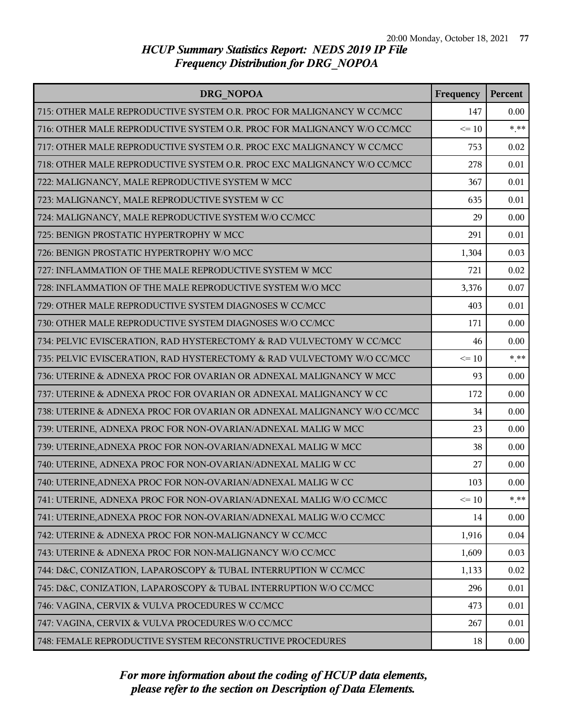# HCUP Summary Statistics Report: NEDS 2019 IP File
## Frequency Distribution for DRG_NOPOA

| DRG_NOPOA | Frequency | Percent |
|---|---|---|
| 715: OTHER MALE REPRODUCTIVE SYSTEM O.R. PROC FOR MALIGNANCY W CC/MCC | 147 | 0.00 |
| 716: OTHER MALE REPRODUCTIVE SYSTEM O.R. PROC FOR MALIGNANCY W/O CC/MCC | <= 10 | *.** |
| 717: OTHER MALE REPRODUCTIVE SYSTEM O.R. PROC EXC MALIGNANCY W CC/MCC | 753 | 0.02 |
| 718: OTHER MALE REPRODUCTIVE SYSTEM O.R. PROC EXC MALIGNANCY W/O CC/MCC | 278 | 0.01 |
| 722: MALIGNANCY, MALE REPRODUCTIVE SYSTEM W MCC | 367 | 0.01 |
| 723: MALIGNANCY, MALE REPRODUCTIVE SYSTEM W CC | 635 | 0.01 |
| 724: MALIGNANCY, MALE REPRODUCTIVE SYSTEM W/O CC/MCC | 29 | 0.00 |
| 725: BENIGN PROSTATIC HYPERTROPHY W MCC | 291 | 0.01 |
| 726: BENIGN PROSTATIC HYPERTROPHY W/O MCC | 1,304 | 0.03 |
| 727: INFLAMMATION OF THE MALE REPRODUCTIVE SYSTEM W MCC | 721 | 0.02 |
| 728: INFLAMMATION OF THE MALE REPRODUCTIVE SYSTEM W/O MCC | 3,376 | 0.07 |
| 729: OTHER MALE REPRODUCTIVE SYSTEM DIAGNOSES W CC/MCC | 403 | 0.01 |
| 730: OTHER MALE REPRODUCTIVE SYSTEM DIAGNOSES W/O CC/MCC | 171 | 0.00 |
| 734: PELVIC EVISCERATION, RAD HYSTERECTOMY & RAD VULVECTOMY W CC/MCC | 46 | 0.00 |
| 735: PELVIC EVISCERATION, RAD HYSTERECTOMY & RAD VULVECTOMY W/O CC/MCC | <= 10 | *.** |
| 736: UTERINE & ADNEXA PROC FOR OVARIAN OR ADNEXAL MALIGNANCY W MCC | 93 | 0.00 |
| 737: UTERINE & ADNEXA PROC FOR OVARIAN OR ADNEXAL MALIGNANCY W CC | 172 | 0.00 |
| 738: UTERINE & ADNEXA PROC FOR OVARIAN OR ADNEXAL MALIGNANCY W/O CC/MCC | 34 | 0.00 |
| 739: UTERINE, ADNEXA PROC FOR NON-OVARIAN/ADNEXAL MALIG W MCC | 23 | 0.00 |
| 739: UTERINE,ADNEXA PROC FOR NON-OVARIAN/ADNEXAL MALIG W MCC | 38 | 0.00 |
| 740: UTERINE, ADNEXA PROC FOR NON-OVARIAN/ADNEXAL MALIG W CC | 27 | 0.00 |
| 740: UTERINE,ADNEXA PROC FOR NON-OVARIAN/ADNEXAL MALIG W CC | 103 | 0.00 |
| 741: UTERINE, ADNEXA PROC FOR NON-OVARIAN/ADNEXAL MALIG W/O CC/MCC | <= 10 | *.** |
| 741: UTERINE,ADNEXA PROC FOR NON-OVARIAN/ADNEXAL MALIG W/O CC/MCC | 14 | 0.00 |
| 742: UTERINE & ADNEXA PROC FOR NON-MALIGNANCY W CC/MCC | 1,916 | 0.04 |
| 743: UTERINE & ADNEXA PROC FOR NON-MALIGNANCY W/O CC/MCC | 1,609 | 0.03 |
| 744: D&C, CONIZATION, LAPAROSCOPY & TUBAL INTERRUPTION W CC/MCC | 1,133 | 0.02 |
| 745: D&C, CONIZATION, LAPAROSCOPY & TUBAL INTERRUPTION W/O CC/MCC | 296 | 0.01 |
| 746: VAGINA, CERVIX & VULVA PROCEDURES W CC/MCC | 473 | 0.01 |
| 747: VAGINA, CERVIX & VULVA PROCEDURES W/O CC/MCC | 267 | 0.01 |
| 748: FEMALE REPRODUCTIVE SYSTEM RECONSTRUCTIVE PROCEDURES | 18 | 0.00 |

*For more information about the coding of HCUP data elements, please refer to the section on Description of Data Elements.*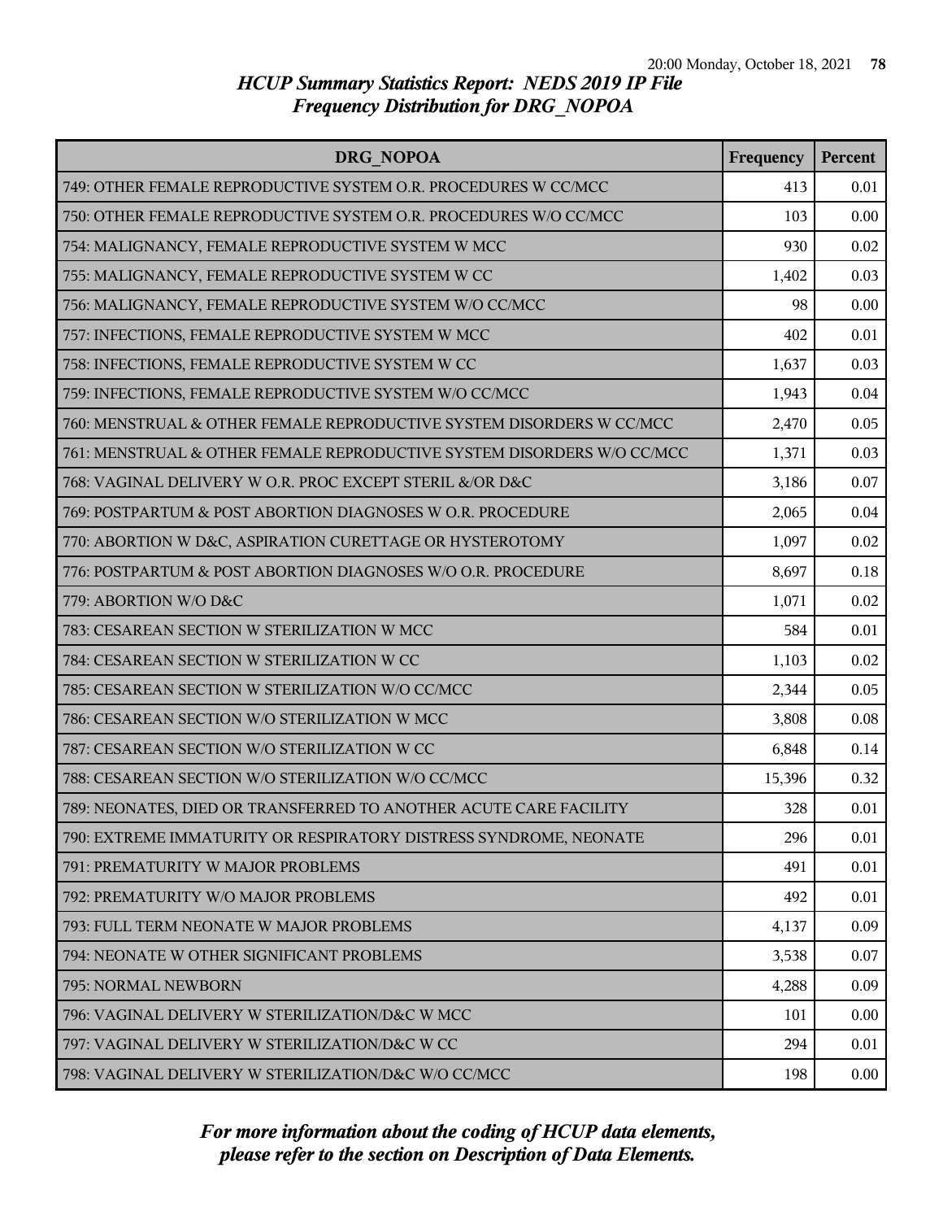# HCUP Summary Statistics Report: NEDS 2019 IP File
## Frequency Distribution for DRG_NOPOA

| DRG_NOPOA | Frequency | Percent |
| --- | --- | --- |
| 749: OTHER FEMALE REPRODUCTIVE SYSTEM O.R. PROCEDURES W CC/MCC | 413 | 0.01 |
| 750: OTHER FEMALE REPRODUCTIVE SYSTEM O.R. PROCEDURES W/O CC/MCC | 103 | 0.00 |
| 754: MALIGNANCY, FEMALE REPRODUCTIVE SYSTEM W MCC | 930 | 0.02 |
| 755: MALIGNANCY, FEMALE REPRODUCTIVE SYSTEM W CC | 1,402 | 0.03 |
| 756: MALIGNANCY, FEMALE REPRODUCTIVE SYSTEM W/O CC/MCC | 98 | 0.00 |
| 757: INFECTIONS, FEMALE REPRODUCTIVE SYSTEM W MCC | 402 | 0.01 |
| 758: INFECTIONS, FEMALE REPRODUCTIVE SYSTEM W CC | 1,637 | 0.03 |
| 759: INFECTIONS, FEMALE REPRODUCTIVE SYSTEM W/O CC/MCC | 1,943 | 0.04 |
| 760: MENSTRUAL & OTHER FEMALE REPRODUCTIVE SYSTEM DISORDERS W CC/MCC | 2,470 | 0.05 |
| 761: MENSTRUAL & OTHER FEMALE REPRODUCTIVE SYSTEM DISORDERS W/O CC/MCC | 1,371 | 0.03 |
| 768: VAGINAL DELIVERY W O.R. PROC EXCEPT STERIL &/OR D&C | 3,186 | 0.07 |
| 769: POSTPARTUM & POST ABORTION DIAGNOSES W O.R. PROCEDURE | 2,065 | 0.04 |
| 770: ABORTION W D&C, ASPIRATION CURETTAGE OR HYSTEROTOMY | 1,097 | 0.02 |
| 776: POSTPARTUM & POST ABORTION DIAGNOSES W/O O.R. PROCEDURE | 8,697 | 0.18 |
| 779: ABORTION W/O D&C | 1,071 | 0.02 |
| 783: CESAREAN SECTION W STERILIZATION W MCC | 584 | 0.01 |
| 784: CESAREAN SECTION W STERILIZATION W CC | 1,103 | 0.02 |
| 785: CESAREAN SECTION W STERILIZATION W/O CC/MCC | 2,344 | 0.05 |
| 786: CESAREAN SECTION W/O STERILIZATION W MCC | 3,808 | 0.08 |
| 787: CESAREAN SECTION W/O STERILIZATION W CC | 6,848 | 0.14 |
| 788: CESAREAN SECTION W/O STERILIZATION W/O CC/MCC | 15,396 | 0.32 |
| 789: NEONATES, DIED OR TRANSFERRED TO ANOTHER ACUTE CARE FACILITY | 328 | 0.01 |
| 790: EXTREME IMMATURITY OR RESPIRATORY DISTRESS SYNDROME, NEONATE | 296 | 0.01 |
| 791: PREMATURITY W MAJOR PROBLEMS | 491 | 0.01 |
| 792: PREMATURITY W/O MAJOR PROBLEMS | 492 | 0.01 |
| 793: FULL TERM NEONATE W MAJOR PROBLEMS | 4,137 | 0.09 |
| 794: NEONATE W OTHER SIGNIFICANT PROBLEMS | 3,538 | 0.07 |
| 795: NORMAL NEWBORN | 4,288 | 0.09 |
| 796: VAGINAL DELIVERY W STERILIZATION/D&C W MCC | 101 | 0.00 |
| 797: VAGINAL DELIVERY W STERILIZATION/D&C W CC | 294 | 0.01 |
| 798: VAGINAL DELIVERY W STERILIZATION/D&C W/O CC/MCC | 198 | 0.00 |

*For more information about the coding of HCUP data elements, please refer to the section on Description of Data Elements.*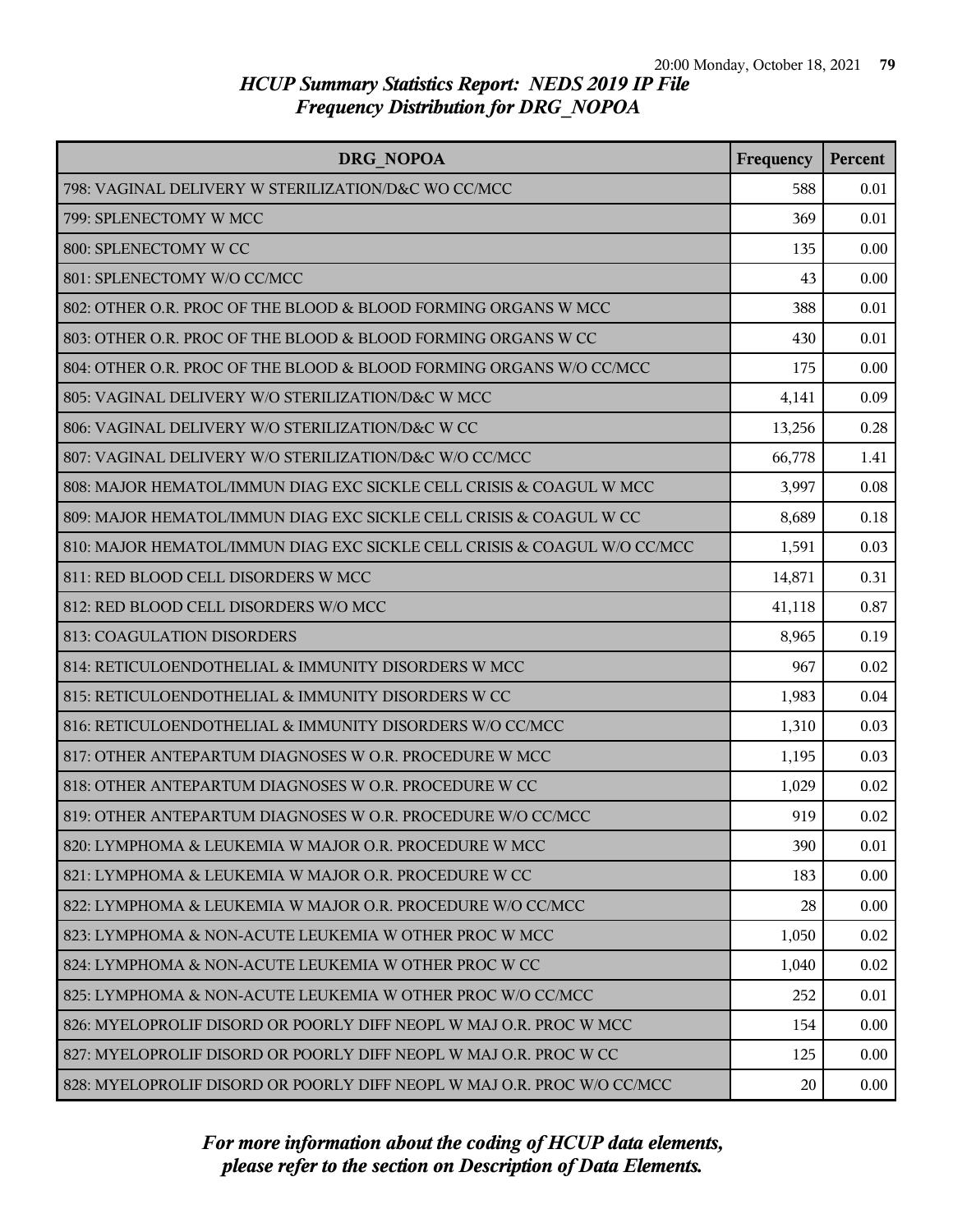# HCUP Summary Statistics Report: NEDS 2019 IP File
## Frequency Distribution for DRG_NOPOA

| DRG_NOPOA | Frequency | Percent |
|---|---|---|
| 798: VAGINAL DELIVERY W STERILIZATION/D&C WO CC/MCC | 588 | 0.01 |
| 799: SPLENECTOMY W MCC | 369 | 0.01 |
| 800: SPLENECTOMY W CC | 135 | 0.00 |
| 801: SPLENECTOMY W/O CC/MCC | 43 | 0.00 |
| 802: OTHER O.R. PROC OF THE BLOOD & BLOOD FORMING ORGANS W MCC | 388 | 0.01 |
| 803: OTHER O.R. PROC OF THE BLOOD & BLOOD FORMING ORGANS W CC | 430 | 0.01 |
| 804: OTHER O.R. PROC OF THE BLOOD & BLOOD FORMING ORGANS W/O CC/MCC | 175 | 0.00 |
| 805: VAGINAL DELIVERY W/O STERILIZATION/D&C W MCC | 4,141 | 0.09 |
| 806: VAGINAL DELIVERY W/O STERILIZATION/D&C W CC | 13,256 | 0.28 |
| 807: VAGINAL DELIVERY W/O STERILIZATION/D&C W/O CC/MCC | 66,778 | 1.41 |
| 808: MAJOR HEMATOL/IMMUN DIAG EXC SICKLE CELL CRISIS & COAGUL W MCC | 3,997 | 0.08 |
| 809: MAJOR HEMATOL/IMMUN DIAG EXC SICKLE CELL CRISIS & COAGUL W CC | 8,689 | 0.18 |
| 810: MAJOR HEMATOL/IMMUN DIAG EXC SICKLE CELL CRISIS & COAGUL W/O CC/MCC | 1,591 | 0.03 |
| 811: RED BLOOD CELL DISORDERS W MCC | 14,871 | 0.31 |
| 812: RED BLOOD CELL DISORDERS W/O MCC | 41,118 | 0.87 |
| 813: COAGULATION DISORDERS | 8,965 | 0.19 |
| 814: RETICULOENDOTHELIAL & IMMUNITY DISORDERS W MCC | 967 | 0.02 |
| 815: RETICULOENDOTHELIAL & IMMUNITY DISORDERS W CC | 1,983 | 0.04 |
| 816: RETICULOENDOTHELIAL & IMMUNITY DISORDERS W/O CC/MCC | 1,310 | 0.03 |
| 817: OTHER ANTEPARTUM DIAGNOSES W O.R. PROCEDURE W MCC | 1,195 | 0.03 |
| 818: OTHER ANTEPARTUM DIAGNOSES W O.R. PROCEDURE W CC | 1,029 | 0.02 |
| 819: OTHER ANTEPARTUM DIAGNOSES W O.R. PROCEDURE W/O CC/MCC | 919 | 0.02 |
| 820: LYMPHOMA & LEUKEMIA W MAJOR O.R. PROCEDURE W MCC | 390 | 0.01 |
| 821: LYMPHOMA & LEUKEMIA W MAJOR O.R. PROCEDURE W CC | 183 | 0.00 |
| 822: LYMPHOMA & LEUKEMIA W MAJOR O.R. PROCEDURE W/O CC/MCC | 28 | 0.00 |
| 823: LYMPHOMA & NON-ACUTE LEUKEMIA W OTHER PROC W MCC | 1,050 | 0.02 |
| 824: LYMPHOMA & NON-ACUTE LEUKEMIA W OTHER PROC W CC | 1,040 | 0.02 |
| 825: LYMPHOMA & NON-ACUTE LEUKEMIA W OTHER PROC W/O CC/MCC | 252 | 0.01 |
| 826: MYELOPROLIF DISORD OR POORLY DIFF NEOPL W MAJ O.R. PROC W MCC | 154 | 0.00 |
| 827: MYELOPROLIF DISORD OR POORLY DIFF NEOPL W MAJ O.R. PROC W CC | 125 | 0.00 |
| 828: MYELOPROLIF DISORD OR POORLY DIFF NEOPL W MAJ O.R. PROC W/O CC/MCC | 20 | 0.00 |

*For more information about the coding of HCUP data elements, please refer to the section on Description of Data Elements.*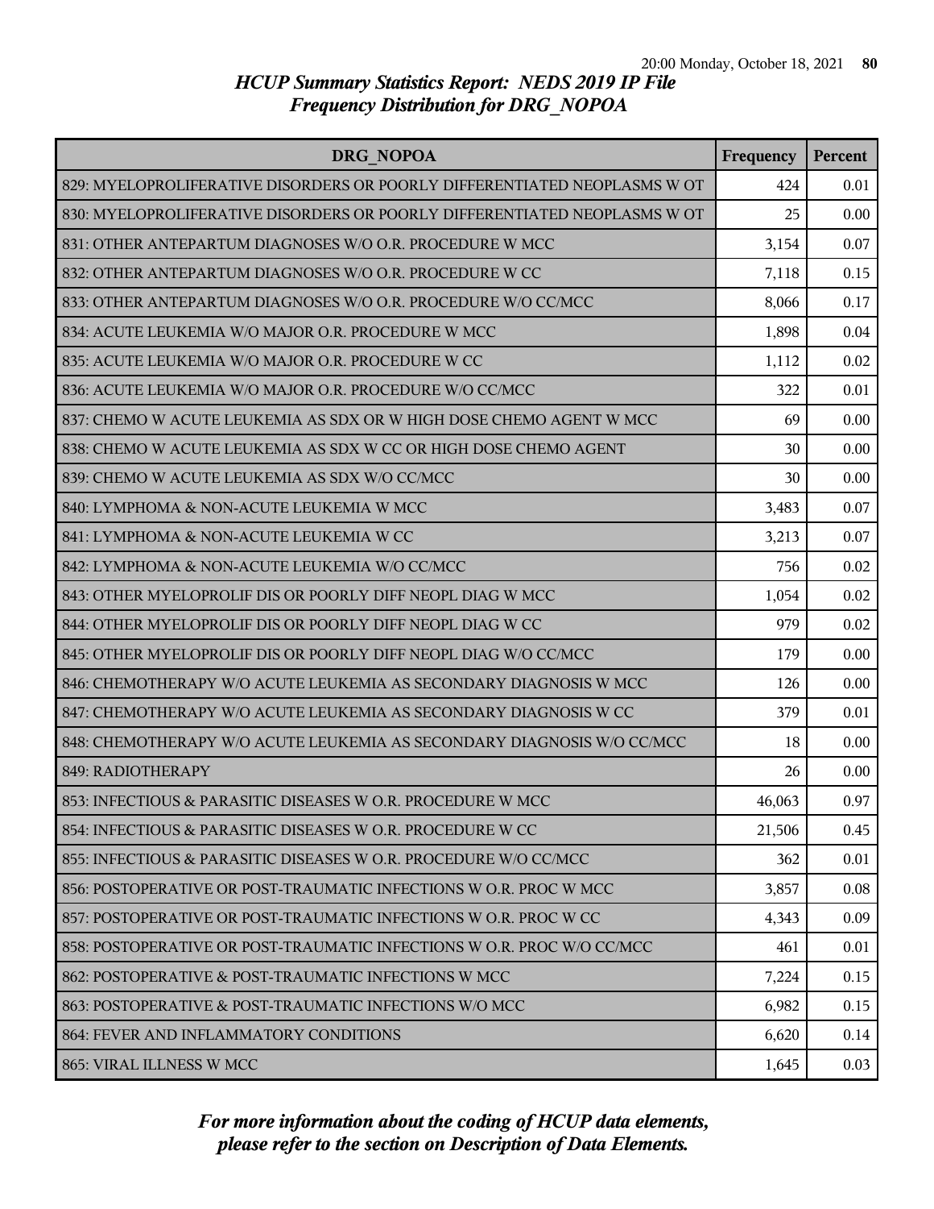# HCUP Summary Statistics Report: NEDS 2019 IP File
## Frequency Distribution for DRG_NOPOA

| DRG_NOPOA | Frequency | Percent |
|---|---|---|
| 829: MYELOPROLIFERATIVE DISORDERS OR POORLY DIFFERENTIATED NEOPLASMS W OT | 424 | 0.01 |
| 830: MYELOPROLIFERATIVE DISORDERS OR POORLY DIFFERENTIATED NEOPLASMS W OT | 25 | 0.00 |
| 831: OTHER ANTEPARTUM DIAGNOSES W/O O.R. PROCEDURE W MCC | 3,154 | 0.07 |
| 832: OTHER ANTEPARTUM DIAGNOSES W/O O.R. PROCEDURE W CC | 7,118 | 0.15 |
| 833: OTHER ANTEPARTUM DIAGNOSES W/O O.R. PROCEDURE W/O CC/MCC | 8,066 | 0.17 |
| 834: ACUTE LEUKEMIA W/O MAJOR O.R. PROCEDURE W MCC | 1,898 | 0.04 |
| 835: ACUTE LEUKEMIA W/O MAJOR O.R. PROCEDURE W CC | 1,112 | 0.02 |
| 836: ACUTE LEUKEMIA W/O MAJOR O.R. PROCEDURE W/O CC/MCC | 322 | 0.01 |
| 837: CHEMO W ACUTE LEUKEMIA AS SDX OR W HIGH DOSE CHEMO AGENT W MCC | 69 | 0.00 |
| 838: CHEMO W ACUTE LEUKEMIA AS SDX W CC OR HIGH DOSE CHEMO AGENT | 30 | 0.00 |
| 839: CHEMO W ACUTE LEUKEMIA AS SDX W/O CC/MCC | 30 | 0.00 |
| 840: LYMPHOMA & NON-ACUTE LEUKEMIA W MCC | 3,483 | 0.07 |
| 841: LYMPHOMA & NON-ACUTE LEUKEMIA W CC | 3,213 | 0.07 |
| 842: LYMPHOMA & NON-ACUTE LEUKEMIA W/O CC/MCC | 756 | 0.02 |
| 843: OTHER MYELOPROLIF DIS OR POORLY DIFF NEOPL DIAG W MCC | 1,054 | 0.02 |
| 844: OTHER MYELOPROLIF DIS OR POORLY DIFF NEOPL DIAG W CC | 979 | 0.02 |
| 845: OTHER MYELOPROLIF DIS OR POORLY DIFF NEOPL DIAG W/O CC/MCC | 179 | 0.00 |
| 846: CHEMOTHERAPY W/O ACUTE LEUKEMIA AS SECONDARY DIAGNOSIS W MCC | 126 | 0.00 |
| 847: CHEMOTHERAPY W/O ACUTE LEUKEMIA AS SECONDARY DIAGNOSIS W CC | 379 | 0.01 |
| 848: CHEMOTHERAPY W/O ACUTE LEUKEMIA AS SECONDARY DIAGNOSIS W/O CC/MCC | 18 | 0.00 |
| 849: RADIOTHERAPY | 26 | 0.00 |
| 853: INFECTIOUS & PARASITIC DISEASES W O.R. PROCEDURE W MCC | 46,063 | 0.97 |
| 854: INFECTIOUS & PARASITIC DISEASES W O.R. PROCEDURE W CC | 21,506 | 0.45 |
| 855: INFECTIOUS & PARASITIC DISEASES W O.R. PROCEDURE W/O CC/MCC | 362 | 0.01 |
| 856: POSTOPERATIVE OR POST-TRAUMATIC INFECTIONS W O.R. PROC W MCC | 3,857 | 0.08 |
| 857: POSTOPERATIVE OR POST-TRAUMATIC INFECTIONS W O.R. PROC W CC | 4,343 | 0.09 |
| 858: POSTOPERATIVE OR POST-TRAUMATIC INFECTIONS W O.R. PROC W/O CC/MCC | 461 | 0.01 |
| 862: POSTOPERATIVE & POST-TRAUMATIC INFECTIONS W MCC | 7,224 | 0.15 |
| 863: POSTOPERATIVE & POST-TRAUMATIC INFECTIONS W/O MCC | 6,982 | 0.15 |
| 864: FEVER AND INFLAMMATORY CONDITIONS | 6,620 | 0.14 |
| 865: VIRAL ILLNESS W MCC | 1,645 | 0.03 |

*For more information about the coding of HCUP data elements, please refer to the section on Description of Data Elements.*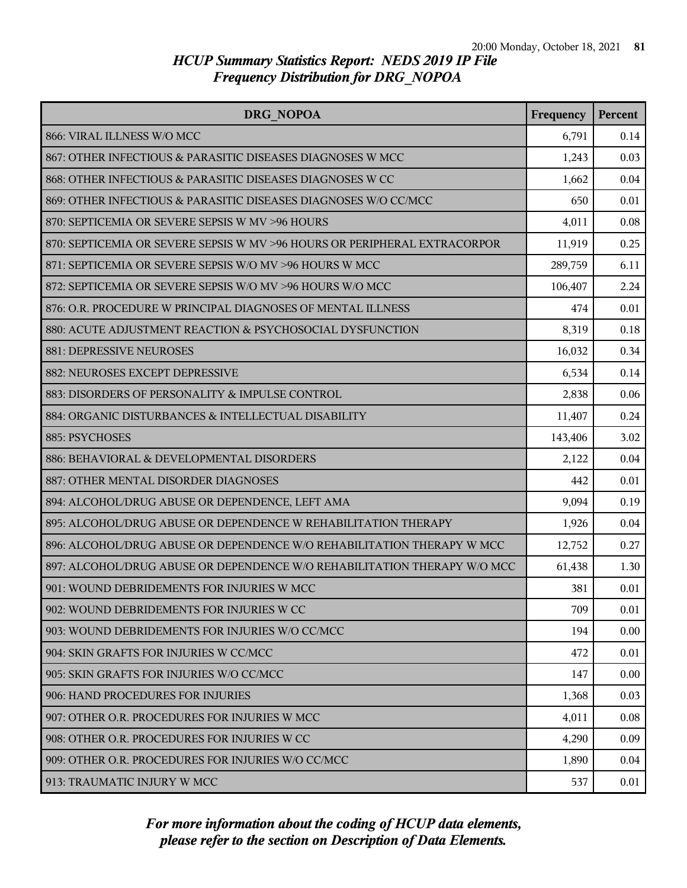# HCUP Summary Statistics Report: NEDS 2019 IP File
## Frequency Distribution for DRG_NOPOA

| DRG_NOPOA | Frequency | Percent |
|---|---|---|
| 866: VIRAL ILLNESS W/O MCC | 6,791 | 0.14 |
| 867: OTHER INFECTIOUS & PARASITIC DISEASES DIAGNOSES W MCC | 1,243 | 0.03 |
| 868: OTHER INFECTIOUS & PARASITIC DISEASES DIAGNOSES W CC | 1,662 | 0.04 |
| 869: OTHER INFECTIOUS & PARASITIC DISEASES DIAGNOSES W/O CC/MCC | 650 | 0.01 |
| 870: SEPTICEMIA OR SEVERE SEPSIS W MV >96 HOURS | 4,011 | 0.08 |
| 870: SEPTICEMIA OR SEVERE SEPSIS W MV >96 HOURS OR PERIPHERAL EXTRACORPOR | 11,919 | 0.25 |
| 871: SEPTICEMIA OR SEVERE SEPSIS W/O MV >96 HOURS W MCC | 289,759 | 6.11 |
| 872: SEPTICEMIA OR SEVERE SEPSIS W/O MV >96 HOURS W/O MCC | 106,407 | 2.24 |
| 876: O.R. PROCEDURE W PRINCIPAL DIAGNOSES OF MENTAL ILLNESS | 474 | 0.01 |
| 880: ACUTE ADJUSTMENT REACTION & PSYCHOSOCIAL DYSFUNCTION | 8,319 | 0.18 |
| 881: DEPRESSIVE NEUROSES | 16,032 | 0.34 |
| 882: NEUROSES EXCEPT DEPRESSIVE | 6,534 | 0.14 |
| 883: DISORDERS OF PERSONALITY & IMPULSE CONTROL | 2,838 | 0.06 |
| 884: ORGANIC DISTURBANCES & INTELLECTUAL DISABILITY | 11,407 | 0.24 |
| 885: PSYCHOSES | 143,406 | 3.02 |
| 886: BEHAVIORAL & DEVELOPMENTAL DISORDERS | 2,122 | 0.04 |
| 887: OTHER MENTAL DISORDER DIAGNOSES | 442 | 0.01 |
| 894: ALCOHOL/DRUG ABUSE OR DEPENDENCE, LEFT AMA | 9,094 | 0.19 |
| 895: ALCOHOL/DRUG ABUSE OR DEPENDENCE W REHABILITATION THERAPY | 1,926 | 0.04 |
| 896: ALCOHOL/DRUG ABUSE OR DEPENDENCE W/O REHABILITATION THERAPY W MCC | 12,752 | 0.27 |
| 897: ALCOHOL/DRUG ABUSE OR DEPENDENCE W/O REHABILITATION THERAPY W/O MCC | 61,438 | 1.30 |
| 901: WOUND DEBRIDEMENTS FOR INJURIES W MCC | 381 | 0.01 |
| 902: WOUND DEBRIDEMENTS FOR INJURIES W CC | 709 | 0.01 |
| 903: WOUND DEBRIDEMENTS FOR INJURIES W/O CC/MCC | 194 | 0.00 |
| 904: SKIN GRAFTS FOR INJURIES W CC/MCC | 472 | 0.01 |
| 905: SKIN GRAFTS FOR INJURIES W/O CC/MCC | 147 | 0.00 |
| 906: HAND PROCEDURES FOR INJURIES | 1,368 | 0.03 |
| 907: OTHER O.R. PROCEDURES FOR INJURIES W MCC | 4,011 | 0.08 |
| 908: OTHER O.R. PROCEDURES FOR INJURIES W CC | 4,290 | 0.09 |
| 909: OTHER O.R. PROCEDURES FOR INJURIES W/O CC/MCC | 1,890 | 0.04 |
| 913: TRAUMATIC INJURY W MCC | 537 | 0.01 |

*For more information about the coding of HCUP data elements, please refer to the section on Description of Data Elements.*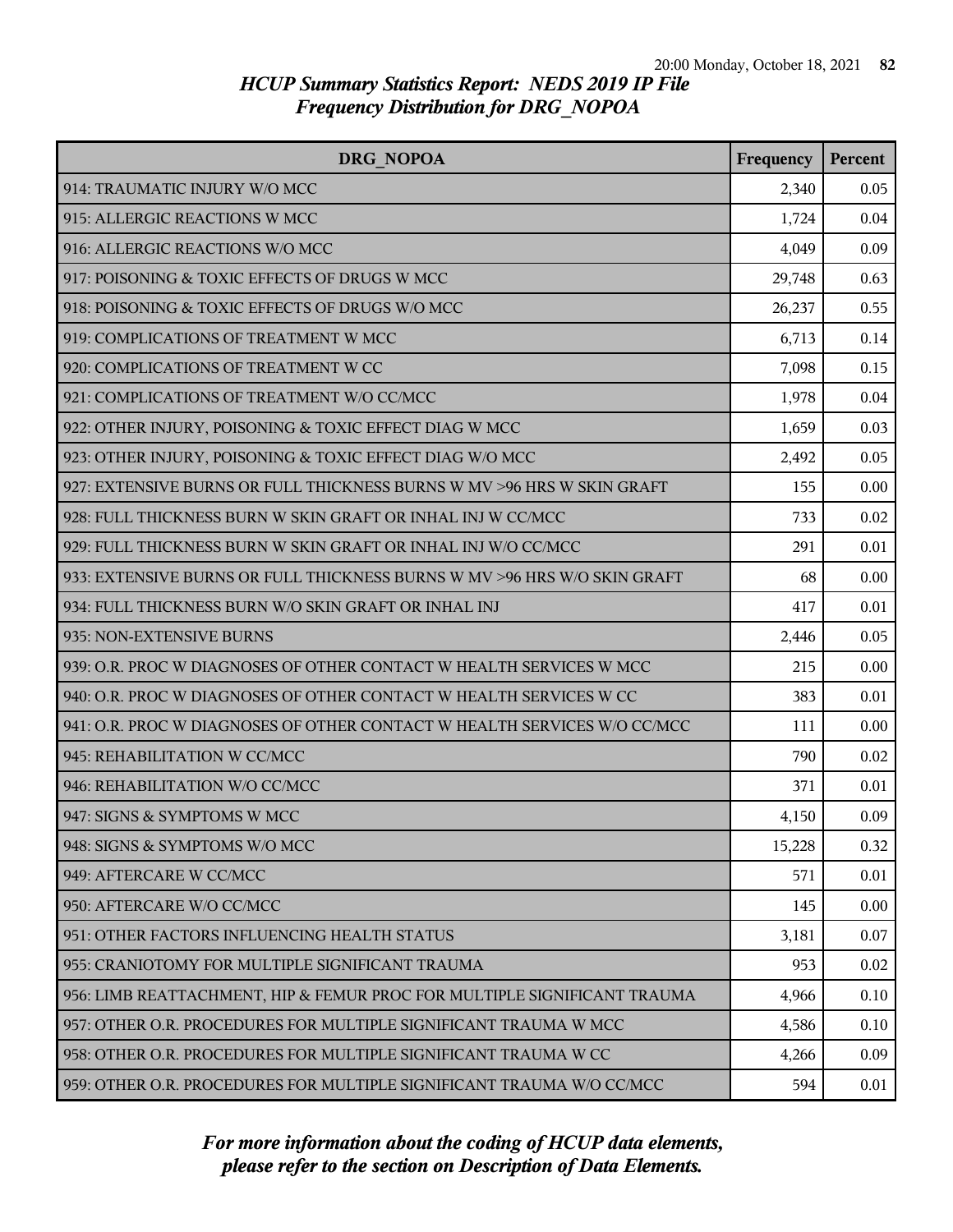## HCUP Summary Statistics Report: NEDS 2019 IP File
## Frequency Distribution for DRG_NOPOA

| DRG_NOPOA | Frequency | Percent |
|---|---|---|
| 914: TRAUMATIC INJURY W/O MCC | 2,340 | 0.05 |
| 915: ALLERGIC REACTIONS W MCC | 1,724 | 0.04 |
| 916: ALLERGIC REACTIONS W/O MCC | 4,049 | 0.09 |
| 917: POISONING & TOXIC EFFECTS OF DRUGS W MCC | 29,748 | 0.63 |
| 918: POISONING & TOXIC EFFECTS OF DRUGS W/O MCC | 26,237 | 0.55 |
| 919: COMPLICATIONS OF TREATMENT W MCC | 6,713 | 0.14 |
| 920: COMPLICATIONS OF TREATMENT W CC | 7,098 | 0.15 |
| 921: COMPLICATIONS OF TREATMENT W/O CC/MCC | 1,978 | 0.04 |
| 922: OTHER INJURY, POISONING & TOXIC EFFECT DIAG W MCC | 1,659 | 0.03 |
| 923: OTHER INJURY, POISONING & TOXIC EFFECT DIAG W/O MCC | 2,492 | 0.05 |
| 927: EXTENSIVE BURNS OR FULL THICKNESS BURNS W MV >96 HRS W SKIN GRAFT | 155 | 0.00 |
| 928: FULL THICKNESS BURN W SKIN GRAFT OR INHAL INJ W CC/MCC | 733 | 0.02 |
| 929: FULL THICKNESS BURN W SKIN GRAFT OR INHAL INJ W/O CC/MCC | 291 | 0.01 |
| 933: EXTENSIVE BURNS OR FULL THICKNESS BURNS W MV >96 HRS W/O SKIN GRAFT | 68 | 0.00 |
| 934: FULL THICKNESS BURN W/O SKIN GRAFT OR INHAL INJ | 417 | 0.01 |
| 935: NON-EXTENSIVE BURNS | 2,446 | 0.05 |
| 939: O.R. PROC W DIAGNOSES OF OTHER CONTACT W HEALTH SERVICES W MCC | 215 | 0.00 |
| 940: O.R. PROC W DIAGNOSES OF OTHER CONTACT W HEALTH SERVICES W CC | 383 | 0.01 |
| 941: O.R. PROC W DIAGNOSES OF OTHER CONTACT W HEALTH SERVICES W/O CC/MCC | 111 | 0.00 |
| 945: REHABILITATION W CC/MCC | 790 | 0.02 |
| 946: REHABILITATION W/O CC/MCC | 371 | 0.01 |
| 947: SIGNS & SYMPTOMS W MCC | 4,150 | 0.09 |
| 948: SIGNS & SYMPTOMS W/O MCC | 15,228 | 0.32 |
| 949: AFTERCARE W CC/MCC | 571 | 0.01 |
| 950: AFTERCARE W/O CC/MCC | 145 | 0.00 |
| 951: OTHER FACTORS INFLUENCING HEALTH STATUS | 3,181 | 0.07 |
| 955: CRANIOTOMY FOR MULTIPLE SIGNIFICANT TRAUMA | 953 | 0.02 |
| 956: LIMB REATTACHMENT, HIP & FEMUR PROC FOR MULTIPLE SIGNIFICANT TRAUMA | 4,966 | 0.10 |
| 957: OTHER O.R. PROCEDURES FOR MULTIPLE SIGNIFICANT TRAUMA W MCC | 4,586 | 0.10 |
| 958: OTHER O.R. PROCEDURES FOR MULTIPLE SIGNIFICANT TRAUMA W CC | 4,266 | 0.09 |
| 959: OTHER O.R. PROCEDURES FOR MULTIPLE SIGNIFICANT TRAUMA W/O CC/MCC | 594 | 0.01 |

*For more information about the coding of HCUP data elements, please refer to the section on Description of Data Elements.*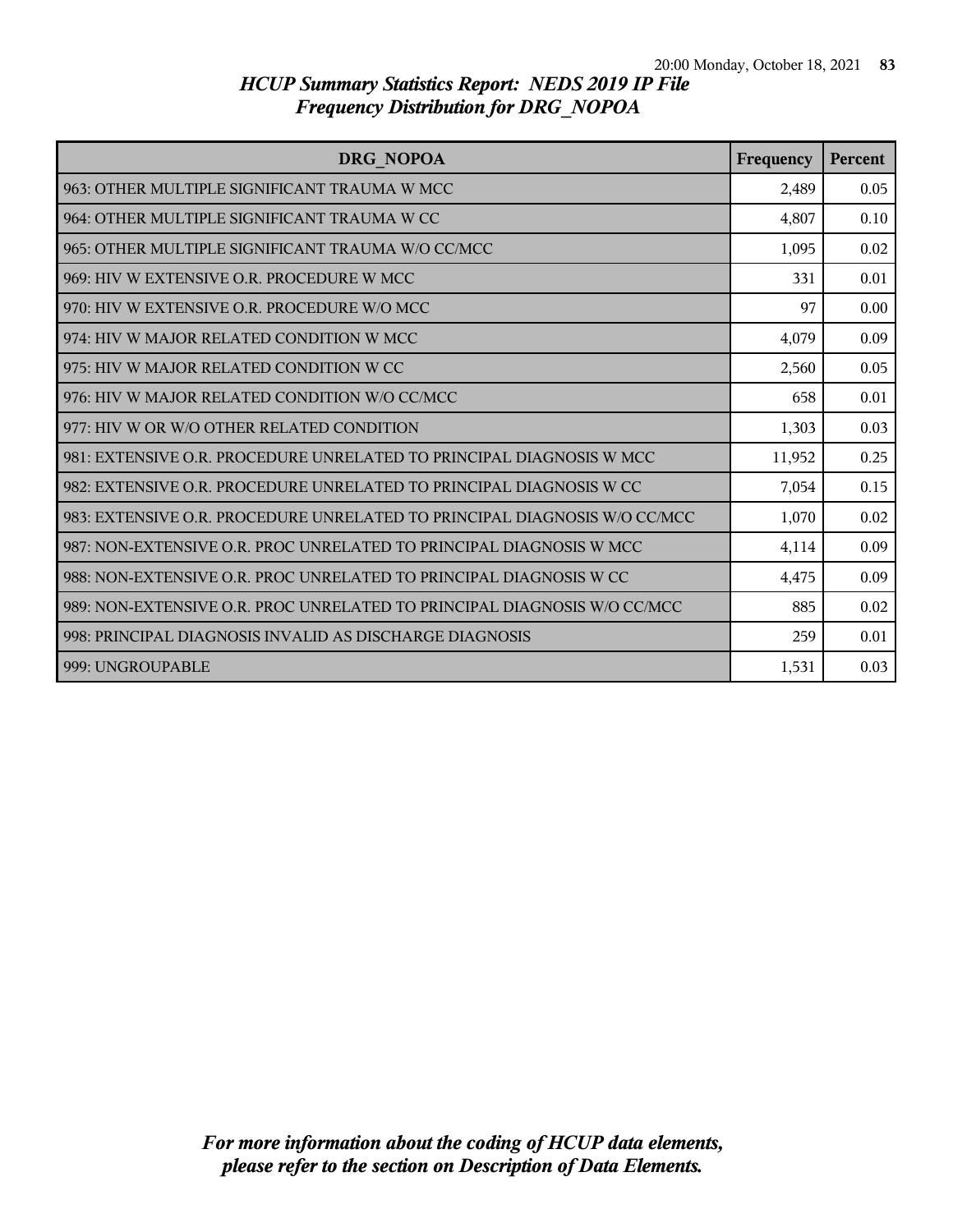# HCUP Summary Statistics Report: NEDS 2019 IP File
## Frequency Distribution for DRG_NOPOA

| DRG_NOPOA | Frequency | Percent |
|---|---|---|
| 963: OTHER MULTIPLE SIGNIFICANT TRAUMA W MCC | 2,489 | 0.05 |
| 964: OTHER MULTIPLE SIGNIFICANT TRAUMA W CC | 4,807 | 0.10 |
| 965: OTHER MULTIPLE SIGNIFICANT TRAUMA W/O CC/MCC | 1,095 | 0.02 |
| 969: HIV W EXTENSIVE O.R. PROCEDURE W MCC | 331 | 0.01 |
| 970: HIV W EXTENSIVE O.R. PROCEDURE W/O MCC | 97 | 0.00 |
| 974: HIV W MAJOR RELATED CONDITION W MCC | 4,079 | 0.09 |
| 975: HIV W MAJOR RELATED CONDITION W CC | 2,560 | 0.05 |
| 976: HIV W MAJOR RELATED CONDITION W/O CC/MCC | 658 | 0.01 |
| 977: HIV W OR W/O OTHER RELATED CONDITION | 1,303 | 0.03 |
| 981: EXTENSIVE O.R. PROCEDURE UNRELATED TO PRINCIPAL DIAGNOSIS W MCC | 11,952 | 0.25 |
| 982: EXTENSIVE O.R. PROCEDURE UNRELATED TO PRINCIPAL DIAGNOSIS W CC | 7,054 | 0.15 |
| 983: EXTENSIVE O.R. PROCEDURE UNRELATED TO PRINCIPAL DIAGNOSIS W/O CC/MCC | 1,070 | 0.02 |
| 987: NON-EXTENSIVE O.R. PROC UNRELATED TO PRINCIPAL DIAGNOSIS W MCC | 4,114 | 0.09 |
| 988: NON-EXTENSIVE O.R. PROC UNRELATED TO PRINCIPAL DIAGNOSIS W CC | 4,475 | 0.09 |
| 989: NON-EXTENSIVE O.R. PROC UNRELATED TO PRINCIPAL DIAGNOSIS W/O CC/MCC | 885 | 0.02 |
| 998: PRINCIPAL DIAGNOSIS INVALID AS DISCHARGE DIAGNOSIS | 259 | 0.01 |
| 999: UNGROUPABLE | 1,531 | 0.03 |

*For more information about the coding of HCUP data elements, please refer to the section on Description of Data Elements.*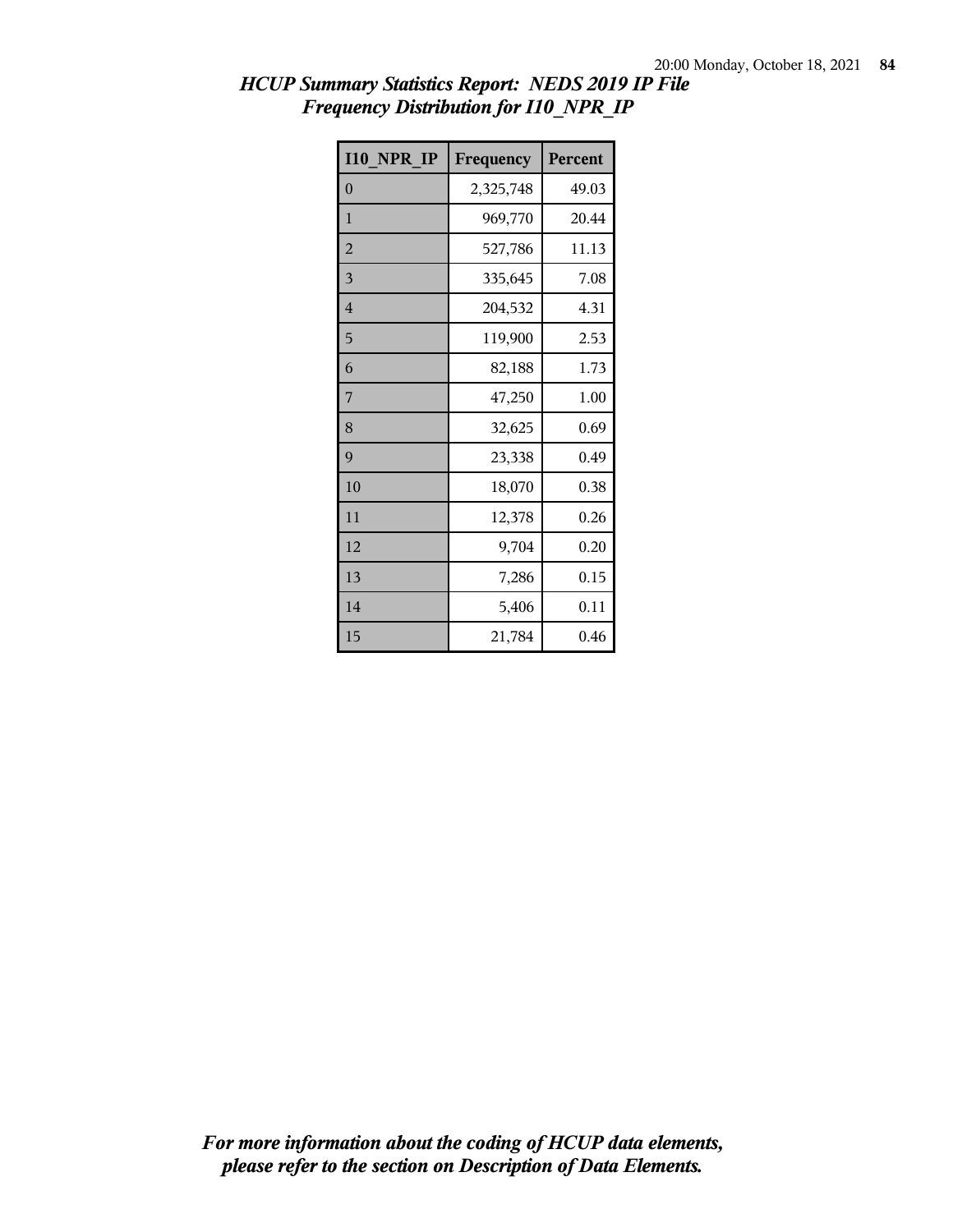*HCUP Summary Statistics Report: NEDS 2019 IP File*
*Frequency Distribution for I10_NPR_IP*

| I10_NPR_IP | Frequency | Percent |
|---|---|---|
| 0 | 2,325,748 | 49.03 |
| 1 | 969,770 | 20.44 |
| 2 | 527,786 | 11.13 |
| 3 | 335,645 | 7.08 |
| 4 | 204,532 | 4.31 |
| 5 | 119,900 | 2.53 |
| 6 | 82,188 | 1.73 |
| 7 | 47,250 | 1.00 |
| 8 | 32,625 | 0.69 |
| 9 | 23,338 | 0.49 |
| 10 | 18,070 | 0.38 |
| 11 | 12,378 | 0.26 |
| 12 | 9,704 | 0.20 |
| 13 | 7,286 | 0.15 |
| 14 | 5,406 | 0.11 |
| 15 | 21,784 | 0.46 |

*For more information about the coding of HCUP data elements, please refer to the section on Description of Data Elements.*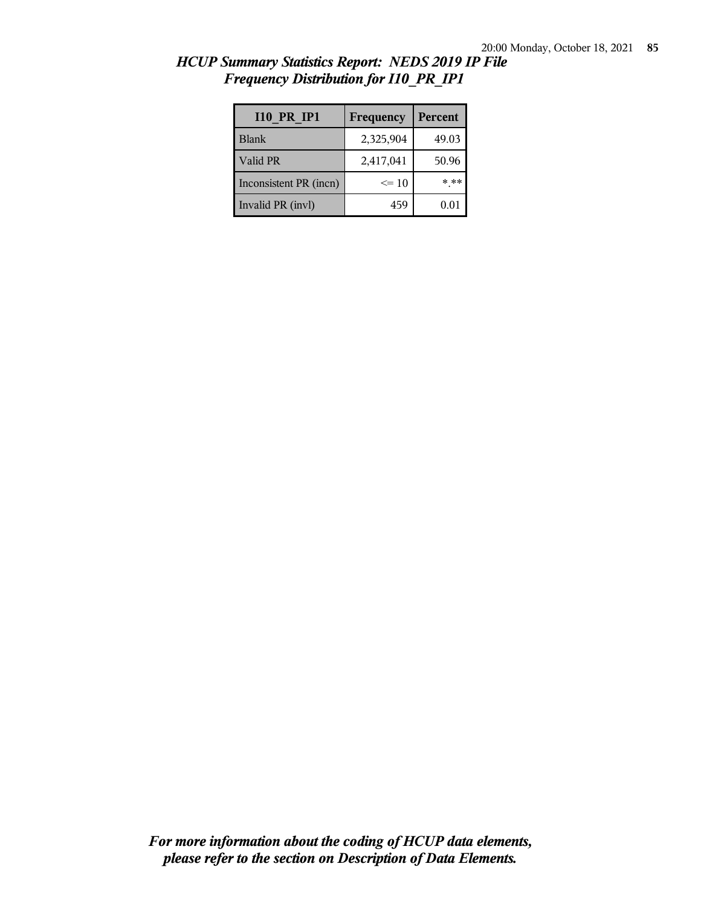*HCUP Summary Statistics Report: NEDS 2019 IP File*
*Frequency Distribution for I10_PR_IP1*

| I10_PR_IP1 | Frequency | Percent |
|---|---|---|
| Blank | 2,325,904 | 49.03 |
| Valid PR | 2,417,041 | 50.96 |
| Inconsistent PR (incn) | <= 10 | *.** |
| Invalid PR (invl) | 459 | 0.01 |

***For more information about the coding of HCUP data elements, please refer to the section on Description of Data Elements.***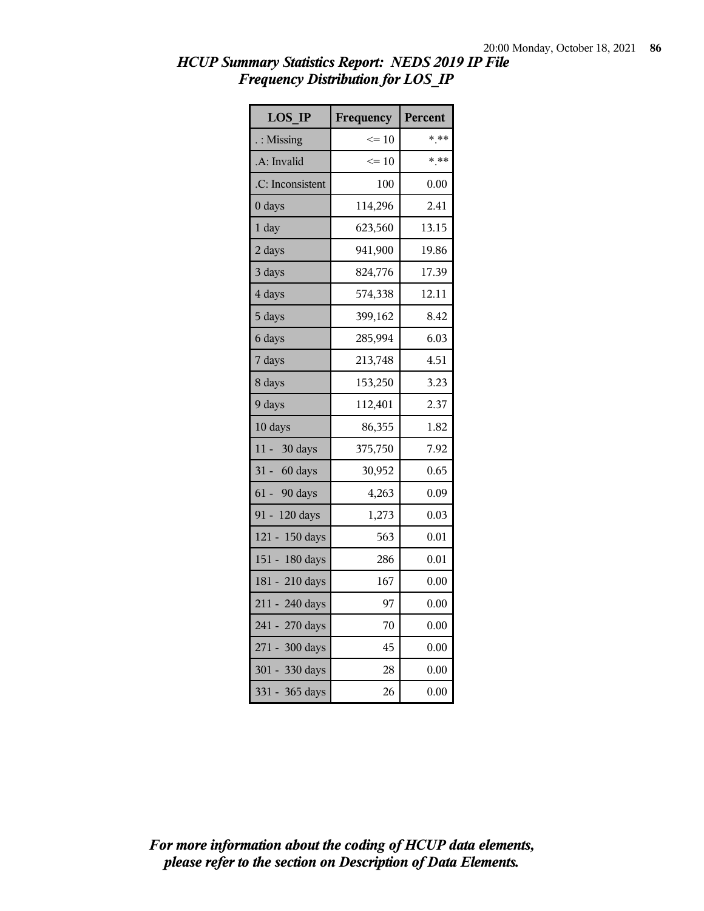## *HCUP Summary Statistics Report: NEDS 2019 IP File*
## *Frequency Distribution for LOS_IP*

| LOS_IP | Frequency | Percent |
|---|---|---|
| . : Missing | <= 10 | *.** |
| .A: Invalid | <= 10 | *.** |
| .C: Inconsistent | 100 | 0.00 |
| 0 days | 114,296 | 2.41 |
| 1 day | 623,560 | 13.15 |
| 2 days | 941,900 | 19.86 |
| 3 days | 824,776 | 17.39 |
| 4 days | 574,338 | 12.11 |
| 5 days | 399,162 | 8.42 |
| 6 days | 285,994 | 6.03 |
| 7 days | 213,748 | 4.51 |
| 8 days | 153,250 | 3.23 |
| 9 days | 112,401 | 2.37 |
| 10 days | 86,355 | 1.82 |
| 11 - 30 days | 375,750 | 7.92 |
| 31 - 60 days | 30,952 | 0.65 |
| 61 - 90 days | 4,263 | 0.09 |
| 91 - 120 days | 1,273 | 0.03 |
| 121 - 150 days | 563 | 0.01 |
| 151 - 180 days | 286 | 0.01 |
| 181 - 210 days | 167 | 0.00 |
| 211 - 240 days | 97 | 0.00 |
| 241 - 270 days | 70 | 0.00 |
| 271 - 300 days | 45 | 0.00 |
| 301 - 330 days | 28 | 0.00 |
| 331 - 365 days | 26 | 0.00 |

***For more information about the coding of HCUP data elements, please refer to the section on Description of Data Elements.***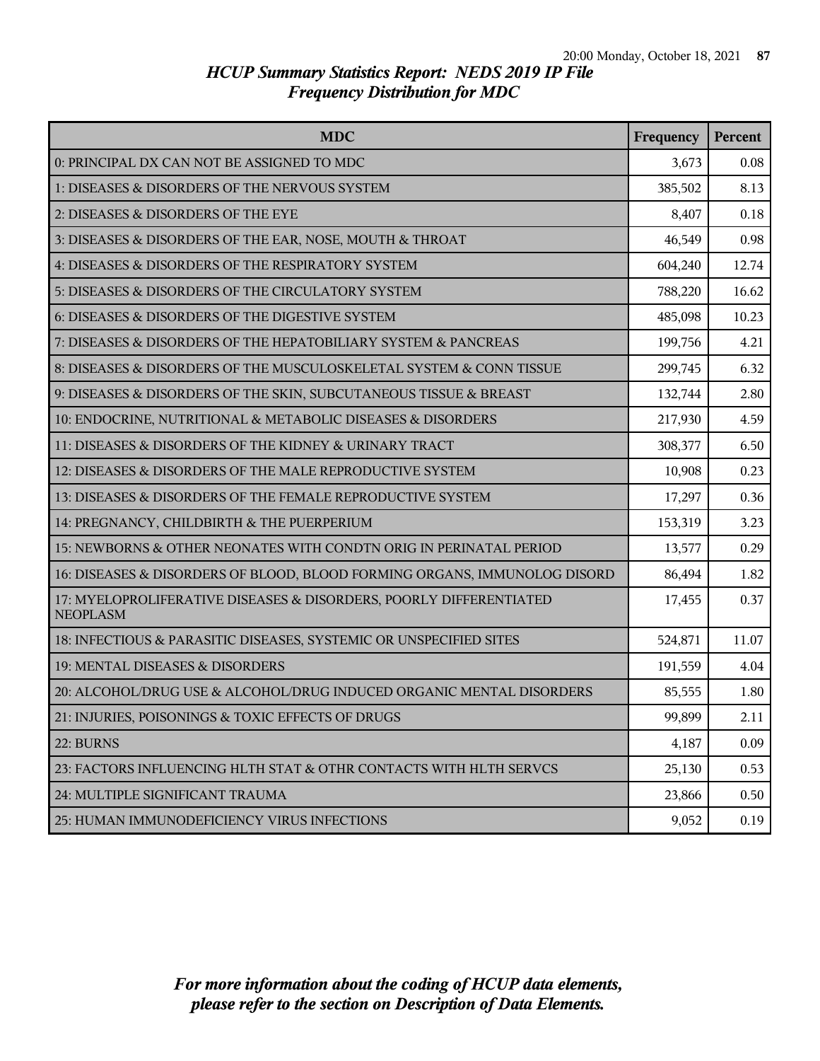# HCUP Summary Statistics Report: NEDS 2019 IP File
## Frequency Distribution for MDC

| MDC | Frequency | Percent |
|---|---|---|
| 0: PRINCIPAL DX CAN NOT BE ASSIGNED TO MDC | 3,673 | 0.08 |
| 1: DISEASES & DISORDERS OF THE NERVOUS SYSTEM | 385,502 | 8.13 |
| 2: DISEASES & DISORDERS OF THE EYE | 8,407 | 0.18 |
| 3: DISEASES & DISORDERS OF THE EAR, NOSE, MOUTH & THROAT | 46,549 | 0.98 |
| 4: DISEASES & DISORDERS OF THE RESPIRATORY SYSTEM | 604,240 | 12.74 |
| 5: DISEASES & DISORDERS OF THE CIRCULATORY SYSTEM | 788,220 | 16.62 |
| 6: DISEASES & DISORDERS OF THE DIGESTIVE SYSTEM | 485,098 | 10.23 |
| 7: DISEASES & DISORDERS OF THE HEPATOBILIARY SYSTEM & PANCREAS | 199,756 | 4.21 |
| 8: DISEASES & DISORDERS OF THE MUSCULOSKELETAL SYSTEM & CONN TISSUE | 299,745 | 6.32 |
| 9: DISEASES & DISORDERS OF THE SKIN, SUBCUTANEOUS TISSUE & BREAST | 132,744 | 2.80 |
| 10: ENDOCRINE, NUTRITIONAL & METABOLIC DISEASES & DISORDERS | 217,930 | 4.59 |
| 11: DISEASES & DISORDERS OF THE KIDNEY & URINARY TRACT | 308,377 | 6.50 |
| 12: DISEASES & DISORDERS OF THE MALE REPRODUCTIVE SYSTEM | 10,908 | 0.23 |
| 13: DISEASES & DISORDERS OF THE FEMALE REPRODUCTIVE SYSTEM | 17,297 | 0.36 |
| 14: PREGNANCY, CHILDBIRTH & THE PUERPERIUM | 153,319 | 3.23 |
| 15: NEWBORNS & OTHER NEONATES WITH CONDTN ORIG IN PERINATAL PERIOD | 13,577 | 0.29 |
| 16: DISEASES & DISORDERS OF BLOOD, BLOOD FORMING ORGANS, IMMUNOLOG DISORD | 86,494 | 1.82 |
| 17: MYELOPROLIFERATIVE DISEASES & DISORDERS, POORLY DIFFERENTIATED NEOPLASM | 17,455 | 0.37 |
| 18: INFECTIOUS & PARASITIC DISEASES, SYSTEMIC OR UNSPECIFIED SITES | 524,871 | 11.07 |
| 19: MENTAL DISEASES & DISORDERS | 191,559 | 4.04 |
| 20: ALCOHOL/DRUG USE & ALCOHOL/DRUG INDUCED ORGANIC MENTAL DISORDERS | 85,555 | 1.80 |
| 21: INJURIES, POISONINGS & TOXIC EFFECTS OF DRUGS | 99,899 | 2.11 |
| 22: BURNS | 4,187 | 0.09 |
| 23: FACTORS INFLUENCING HLTH STAT & OTHR CONTACTS WITH HLTH SERVCS | 25,130 | 0.53 |
| 24: MULTIPLE SIGNIFICANT TRAUMA | 23,866 | 0.50 |
| 25: HUMAN IMMUNODEFICIENCY VIRUS INFECTIONS | 9,052 | 0.19 |

*For more information about the coding of HCUP data elements, please refer to the section on Description of Data Elements.*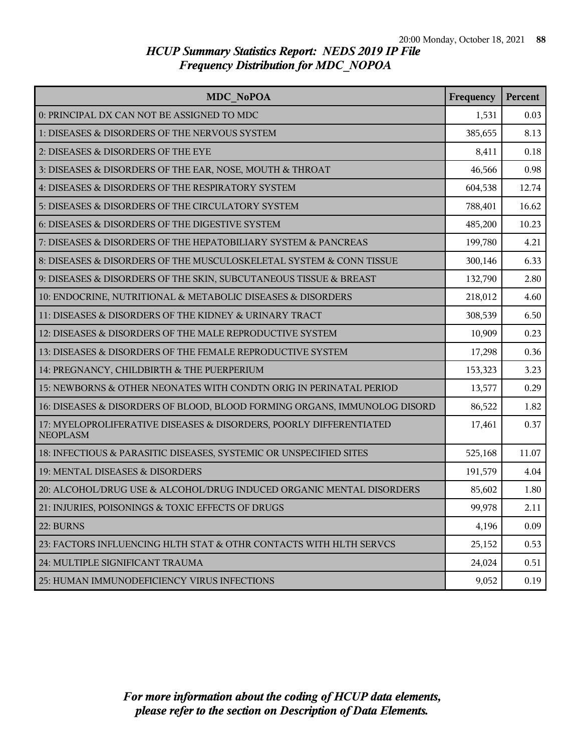## HCUP Summary Statistics Report: NEDS 2019 IP File
## Frequency Distribution for MDC_NOPOA

| MDC_NoPOA | Frequency | Percent |
|---|---|---|
| 0: PRINCIPAL DX CAN NOT BE ASSIGNED TO MDC | 1,531 | 0.03 |
| 1: DISEASES & DISORDERS OF THE NERVOUS SYSTEM | 385,655 | 8.13 |
| 2: DISEASES & DISORDERS OF THE EYE | 8,411 | 0.18 |
| 3: DISEASES & DISORDERS OF THE EAR, NOSE, MOUTH & THROAT | 46,566 | 0.98 |
| 4: DISEASES & DISORDERS OF THE RESPIRATORY SYSTEM | 604,538 | 12.74 |
| 5: DISEASES & DISORDERS OF THE CIRCULATORY SYSTEM | 788,401 | 16.62 |
| 6: DISEASES & DISORDERS OF THE DIGESTIVE SYSTEM | 485,200 | 10.23 |
| 7: DISEASES & DISORDERS OF THE HEPATOBILIARY SYSTEM & PANCREAS | 199,780 | 4.21 |
| 8: DISEASES & DISORDERS OF THE MUSCULOSKELETAL SYSTEM & CONN TISSUE | 300,146 | 6.33 |
| 9: DISEASES & DISORDERS OF THE SKIN, SUBCUTANEOUS TISSUE & BREAST | 132,790 | 2.80 |
| 10: ENDOCRINE, NUTRITIONAL & METABOLIC DISEASES & DISORDERS | 218,012 | 4.60 |
| 11: DISEASES & DISORDERS OF THE KIDNEY & URINARY TRACT | 308,539 | 6.50 |
| 12: DISEASES & DISORDERS OF THE MALE REPRODUCTIVE SYSTEM | 10,909 | 0.23 |
| 13: DISEASES & DISORDERS OF THE FEMALE REPRODUCTIVE SYSTEM | 17,298 | 0.36 |
| 14: PREGNANCY, CHILDBIRTH & THE PUERPERIUM | 153,323 | 3.23 |
| 15: NEWBORNS & OTHER NEONATES WITH CONDTN ORIG IN PERINATAL PERIOD | 13,577 | 0.29 |
| 16: DISEASES & DISORDERS OF BLOOD, BLOOD FORMING ORGANS, IMMUNOLOG DISORD | 86,522 | 1.82 |
| 17: MYELOPROLIFERATIVE DISEASES & DISORDERS, POORLY DIFFERENTIATED NEOPLASM | 17,461 | 0.37 |
| 18: INFECTIOUS & PARASITIC DISEASES, SYSTEMIC OR UNSPECIFIED SITES | 525,168 | 11.07 |
| 19: MENTAL DISEASES & DISORDERS | 191,579 | 4.04 |
| 20: ALCOHOL/DRUG USE & ALCOHOL/DRUG INDUCED ORGANIC MENTAL DISORDERS | 85,602 | 1.80 |
| 21: INJURIES, POISONINGS & TOXIC EFFECTS OF DRUGS | 99,978 | 2.11 |
| 22: BURNS | 4,196 | 0.09 |
| 23: FACTORS INFLUENCING HLTH STAT & OTHR CONTACTS WITH HLTH SERVCS | 25,152 | 0.53 |
| 24: MULTIPLE SIGNIFICANT TRAUMA | 24,024 | 0.51 |
| 25: HUMAN IMMUNODEFICIENCY VIRUS INFECTIONS | 9,052 | 0.19 |

*For more information about the coding of HCUP data elements, please refer to the section on Description of Data Elements.*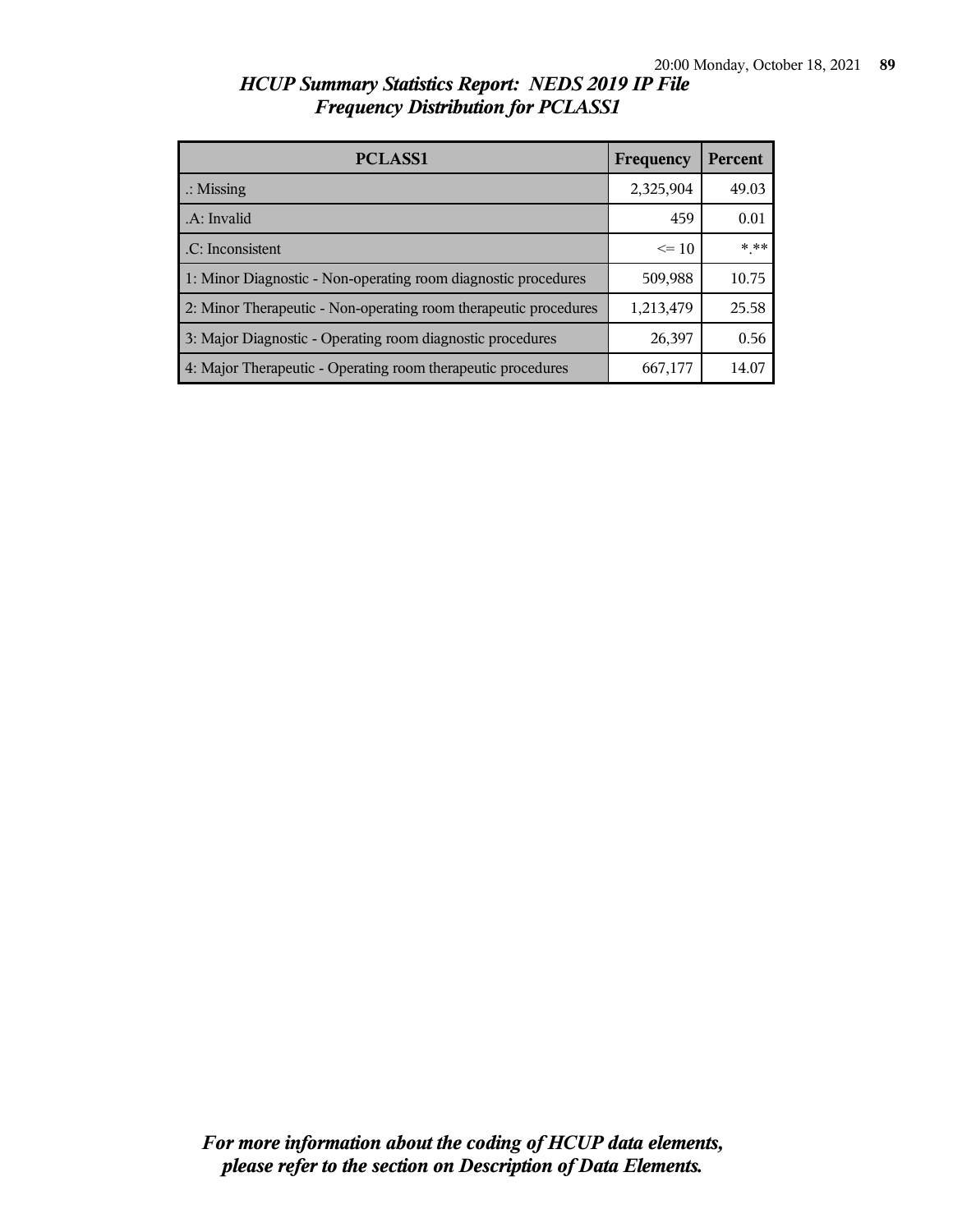# *HCUP Summary Statistics Report: NEDS 2019 IP File*
## *Frequency Distribution for PCLASS1*

| PCLASS1 | Frequency | Percent |
|---|---|---|
| .: Missing | 2,325,904 | 49.03 |
| .A: Invalid | 459 | 0.01 |
| .C: Inconsistent | <= 10 | *.** |
| 1: Minor Diagnostic - Non-operating room diagnostic procedures | 509,988 | 10.75 |
| 2: Minor Therapeutic - Non-operating room therapeutic procedures | 1,213,479 | 25.58 |
| 3: Major Diagnostic - Operating room diagnostic procedures | 26,397 | 0.56 |
| 4: Major Therapeutic - Operating room therapeutic procedures | 667,177 | 14.07 |

***For more information about the coding of HCUP data elements, please refer to the section on Description of Data Elements.***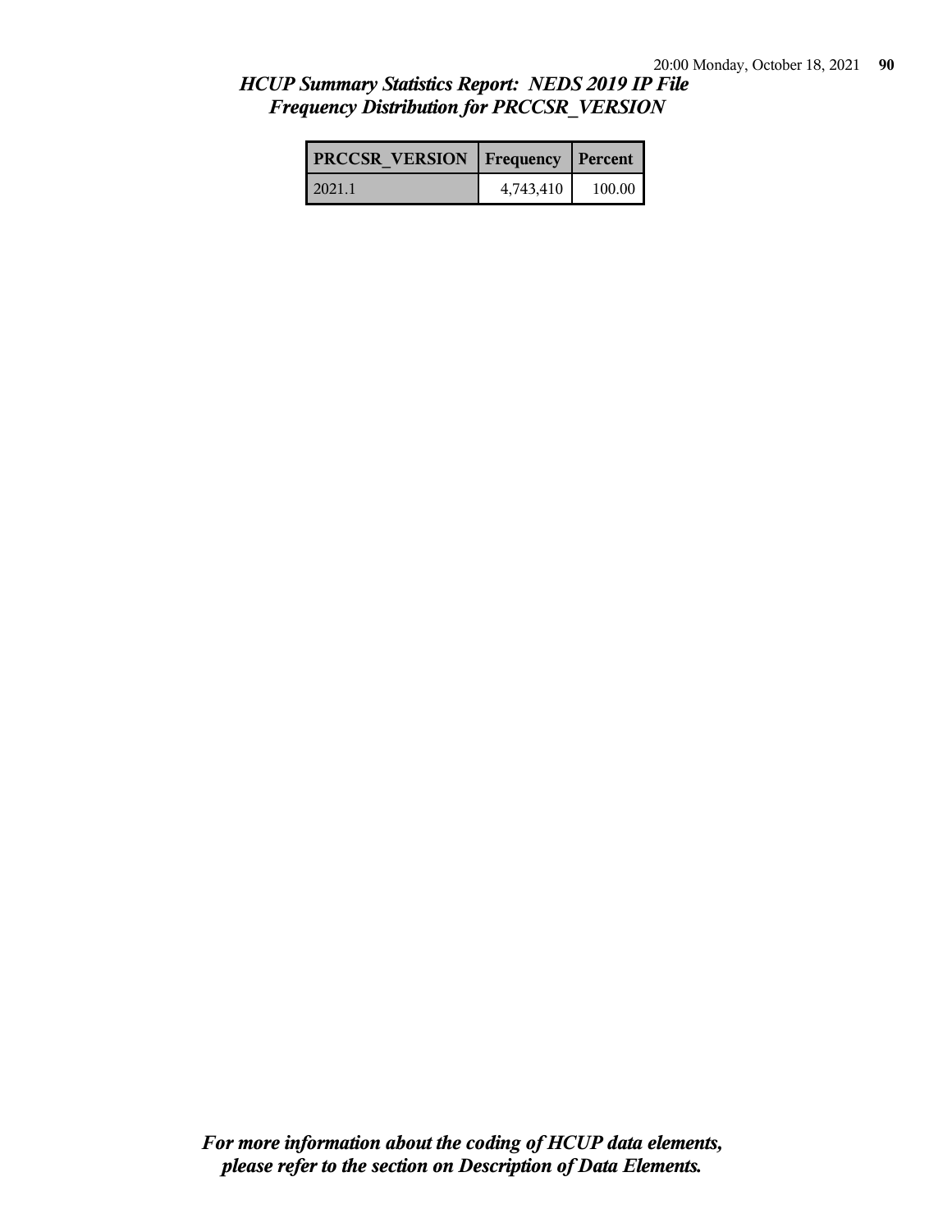*HCUP Summary Statistics Report: NEDS 2019 IP File*
*Frequency Distribution for PRCCSR_VERSION*

| PRCCSR_VERSION | Frequency | Percent |
|---|---|---|
| 2021.1 | 4,743,410 | 100.00 |

***For more information about the coding of HCUP data elements, please refer to the section on Description of Data Elements.***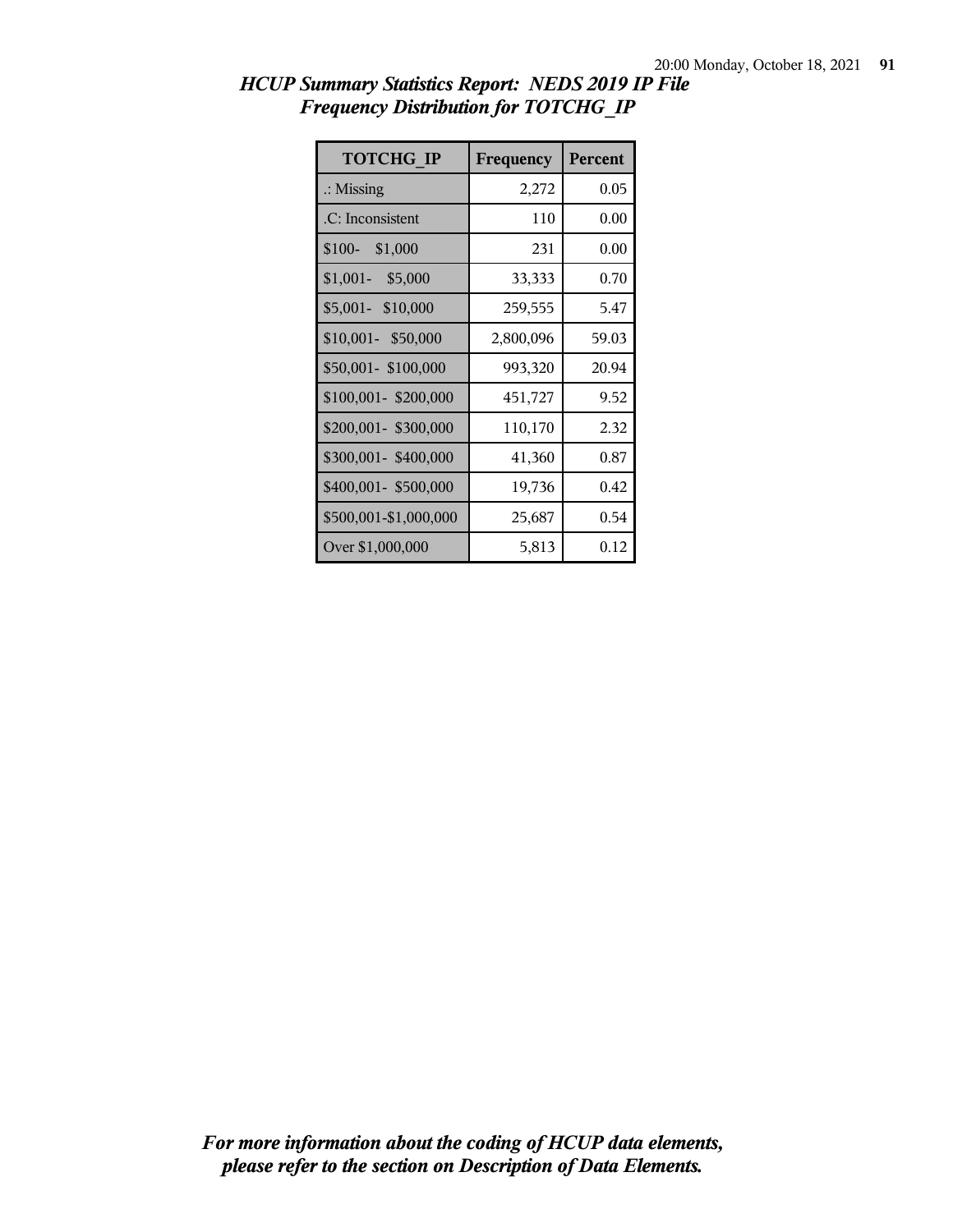*HCUP Summary Statistics Report: NEDS 2019 IP File*
*Frequency Distribution for TOTCHG_IP*

| TOTCHG_IP | Frequency | Percent |
|---|---|---|
| .: Missing | 2,272 | 0.05 |
| .C: Inconsistent | 110 | 0.00 |
| $100- $1,000 | 231 | 0.00 |
| $1,001- $5,000 | 33,333 | 0.70 |
| $5,001- $10,000 | 259,555 | 5.47 |
| $10,001- $50,000 | 2,800,096 | 59.03 |
| $50,001- $100,000 | 993,320 | 20.94 |
| $100,001- $200,000 | 451,727 | 9.52 |
| $200,001- $300,000 | 110,170 | 2.32 |
| $300,001- $400,000 | 41,360 | 0.87 |
| $400,001- $500,000 | 19,736 | 0.42 |
| $500,001-$1,000,000 | 25,687 | 0.54 |
| Over $1,000,000 | 5,813 | 0.12 |

***For more information about the coding of HCUP data elements, please refer to the section on Description of Data Elements.***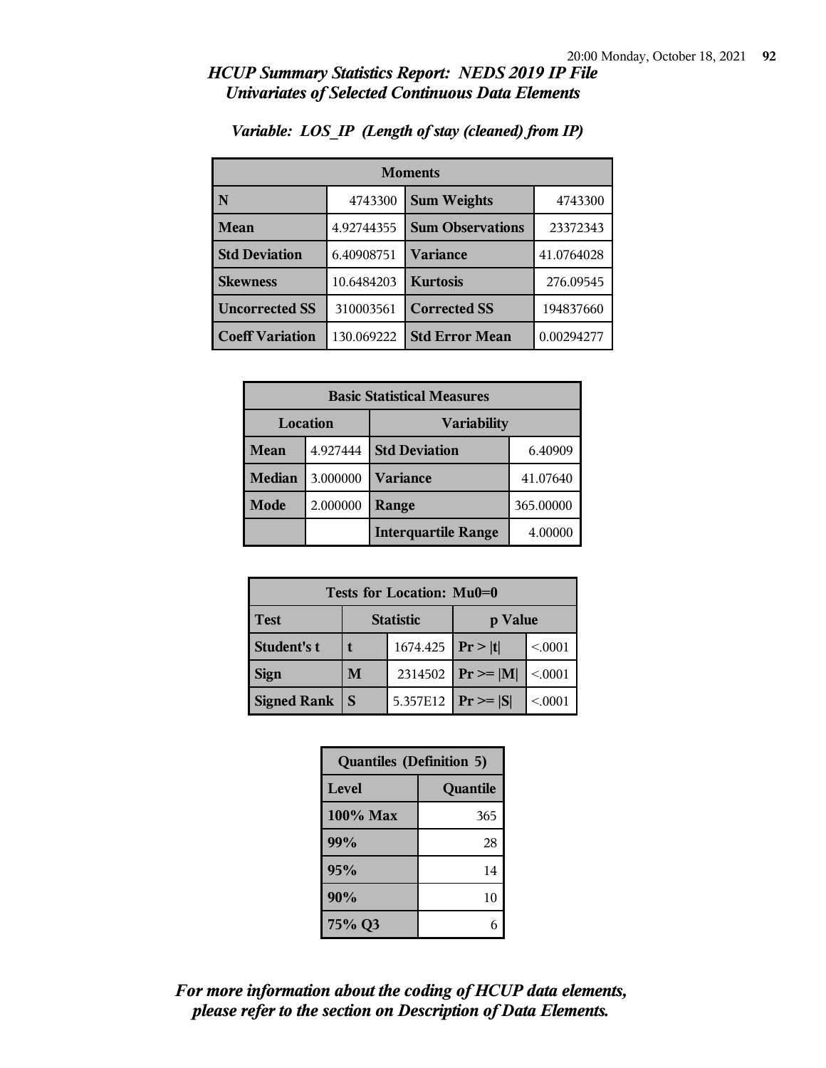## HCUP Summary Statistics Report: NEDS 2019 IP File
## Univariates of Selected Continuous Data Elements

### Variable: LOS_IP (Length of stay (cleaned) from IP)

| Moments | | | |
|---|---|---|---|
| **N** | 4743300 | **Sum Weights** | 4743300 |
| **Mean** | 4.92744355 | **Sum Observations** | 23372343 |
| **Std Deviation** | 6.40908751 | **Variance** | 41.0764028 |
| **Skewness** | 10.6484203 | **Kurtosis** | 276.09545 |
| **Uncorrected SS** | 310003561 | **Corrected SS** | 194837660 |
| **Coeff Variation** | 130.069222 | **Std Error Mean** | 0.00294277 |

| Basic Statistical Measures | | | |
|---|---|---|---|
| Location | | Variability | |
| **Mean** | 4.927444 | **Std Deviation** | 6.40909 |
| **Median** | 3.000000 | **Variance** | 41.07640 |
| **Mode** | 2.000000 | **Range** | 365.00000 |
| | | **Interquartile Range** | 4.00000 |

| Tests for Location: Mu0=0 | | | | |
|---|---|---|---|---|
| **Test** | **Statistic** | | **p Value** | |
| **Student's t** | **t** | 1674.425 | **Pr > \|t\|** | <.0001 |
| **Sign** | **M** | 2314502 | **Pr >= \|M\|** | <.0001 |
| **Signed Rank** | **S** | 5.357E12 | **Pr >= \|S\|** | <.0001 |

| Quantiles (Definition 5) | |
|---|---|
| **Level** | **Quantile** |
| **100% Max** | 365 |
| **99%** | 28 |
| **95%** | 14 |
| **90%** | 10 |
| **75% Q3** | 6 |

*For more information about the coding of HCUP data elements, please refer to the section on Description of Data Elements.*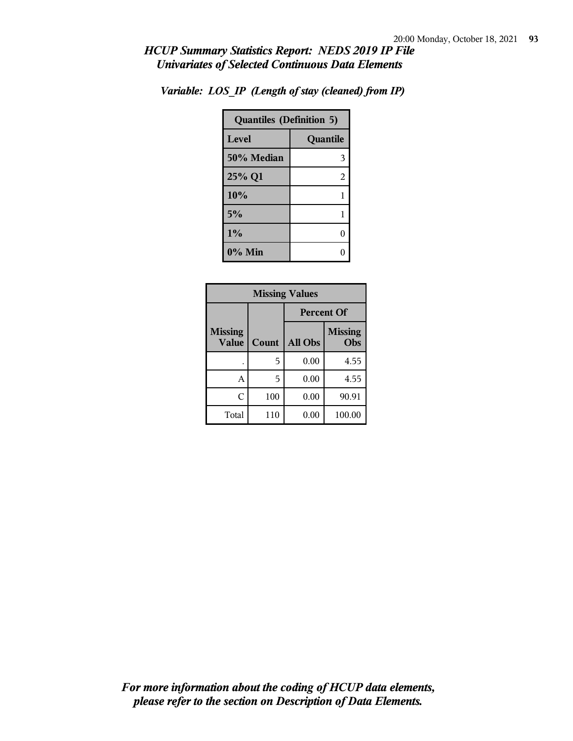## *HCUP Summary Statistics Report: NEDS 2019 IP File*
## *Univariates of Selected Continuous Data Elements*

### *Variable: LOS_IP (Length of stay (cleaned) from IP)*

| Quantiles (Definition 5) | |
|---|---|
| **Level** | **Quantile** |
| **50% Median** | 3 |
| **25% Q1** | 2 |
| **10%** | 1 |
| **5%** | 1 |
| **1%** | 0 |
| **0% Min** | 0 |

| Missing Values | | | |
|---|---|---|---|
| | | Percent Of | |
| **Missing Value** | **Count** | **All Obs** | **Missing Obs** |
| . | 5 | 0.00 | 4.55 |
| A | 5 | 0.00 | 4.55 |
| C | 100 | 0.00 | 90.91 |
| Total | 110 | 0.00 | 100.00 |

*For more information about the coding of HCUP data elements, please refer to the section on Description of Data Elements.*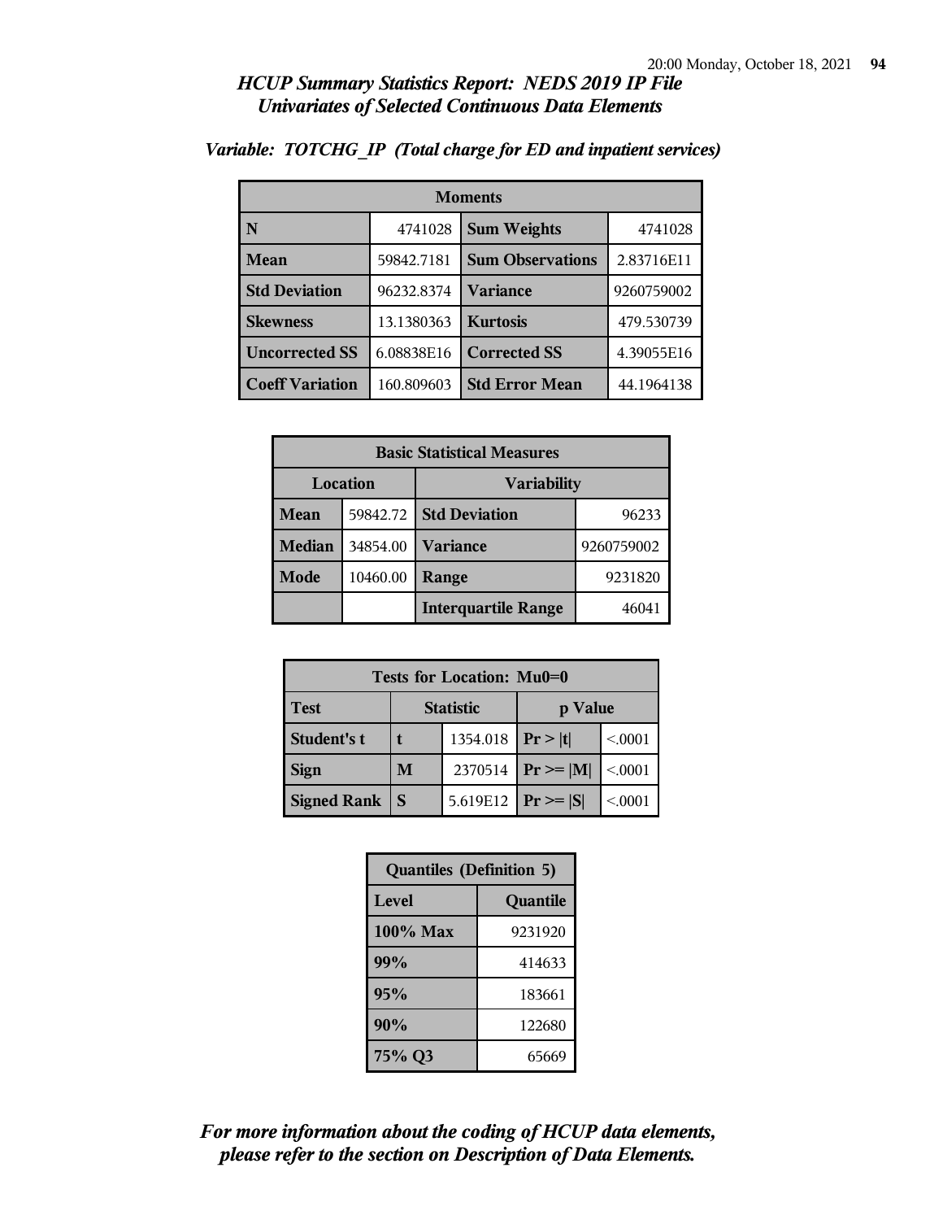# HCUP Summary Statistics Report: NEDS 2019 IP File
## Univariates of Selected Continuous Data Elements

### Variable: TOTCHG_IP (Total charge for ED and inpatient services)

| Moments | | | |
|---|---|---|---|
| **N** | 4741028 | **Sum Weights** | 4741028 |
| **Mean** | 59842.7181 | **Sum Observations** | 2.83716E11 |
| **Std Deviation** | 96232.8374 | **Variance** | 9260759002 |
| **Skewness** | 13.1380363 | **Kurtosis** | 479.530739 |
| **Uncorrected SS** | 6.08838E16 | **Corrected SS** | 4.39055E16 |
| **Coeff Variation** | 160.809603 | **Std Error Mean** | 44.1964138 |

| Basic Statistical Measures | | | |
|---|---|---|---|
| **Location** | | **Variability** | |
| **Mean** | 59842.72 | **Std Deviation** | 96233 |
| **Median** | 34854.00 | **Variance** | 9260759002 |
| **Mode** | 10460.00 | **Range** | 9231820 |
| | | **Interquartile Range** | 46041 |

| Tests for Location: Mu0=0 | | | | |
|---|---|---|---|---|
| **Test** | **Statistic** | | **p Value** | |
| **Student's t** | **t** | 1354.018 | **Pr > \|t\|** | <.0001 |
| **Sign** | **M** | 2370514 | **Pr >= \|M\|** | <.0001 |
| **Signed Rank** | **S** | 5.619E12 | **Pr >= \|S\|** | <.0001 |

| Quantiles (Definition 5) | |
|---|---|
| **Level** | **Quantile** |
| **100% Max** | 9231920 |
| **99%** | 414633 |
| **95%** | 183661 |
| **90%** | 122680 |
| **75% Q3** | 65669 |

*For more information about the coding of HCUP data elements, please refer to the section on Description of Data Elements.*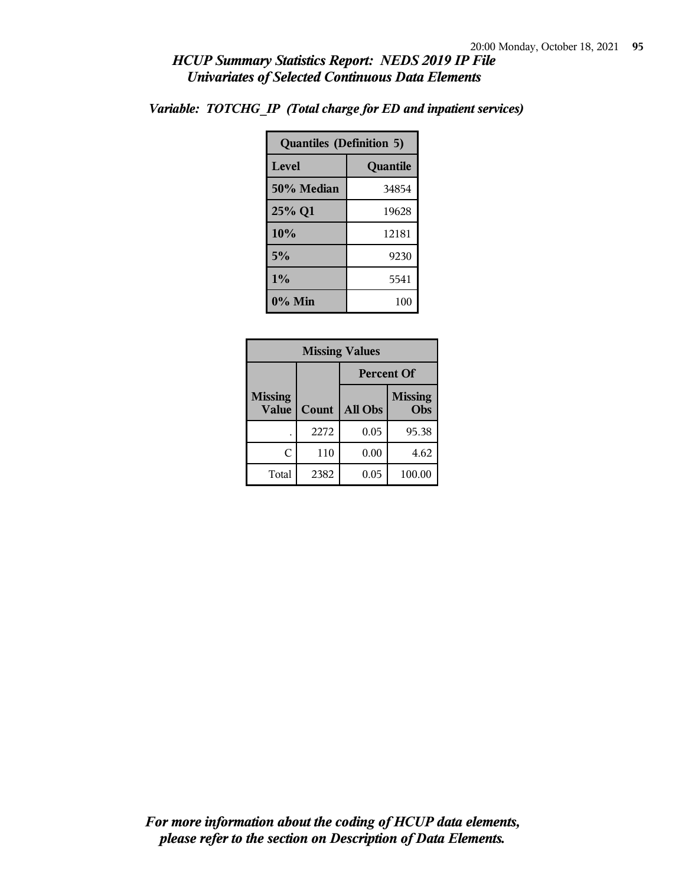# *HCUP Summary Statistics Report: NEDS 2019 IP File*
## *Univariates of Selected Continuous Data Elements*

### *Variable: TOTCHG_IP (Total charge for ED and inpatient services)*

| Quantiles (Definition 5) | |
|---|---|
| **Level** | **Quantile** |
| **50% Median** | 34854 |
| **25% Q1** | 19628 |
| **10%** | 12181 |
| **5%** | 9230 |
| **1%** | 5541 |
| **0% Min** | 100 |

| Missing Values | | | |
|---|---|---|---|
| | | **Percent Of** | |
| **Missing Value** | **Count** | **All Obs** | **Missing Obs** |
| . | 2272 | 0.05 | 95.38 |
| C | 110 | 0.00 | 4.62 |
| Total | 2382 | 0.05 | 100.00 |

***For more information about the coding of HCUP data elements, please refer to the section on Description of Data Elements.***